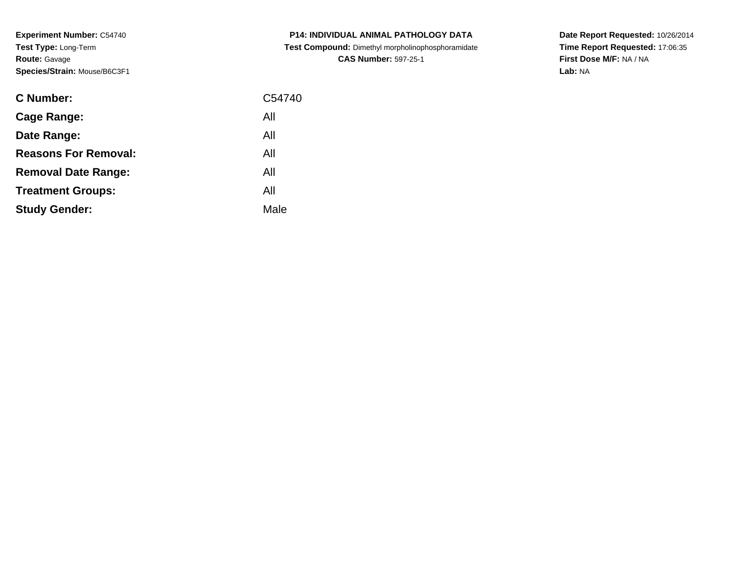**Experiment Number:** C54740
**Test Type:** Long-Term
**Route:** Gavage
**Species/Strain:** Mouse/B6C3F1

**P14: INDIVIDUAL ANIMAL PATHOLOGY DATA**
**Test Compound:** Dimethyl morpholinophosphoramidate
**CAS Number:** 597-25-1

**Date Report Requested:** 10/26/2014
**Time Report Requested:** 17:06:35
**First Dose M/F:** NA / NA
**Lab:** NA

| | |
|---|---|
| **C Number:** | C54740 |
| **Cage Range:** | All |
| **Date Range:** | All |
| **Reasons For Removal:** | All |
| **Removal Date Range:** | All |
| **Treatment Groups:** | All |
| **Study Gender:** | Male |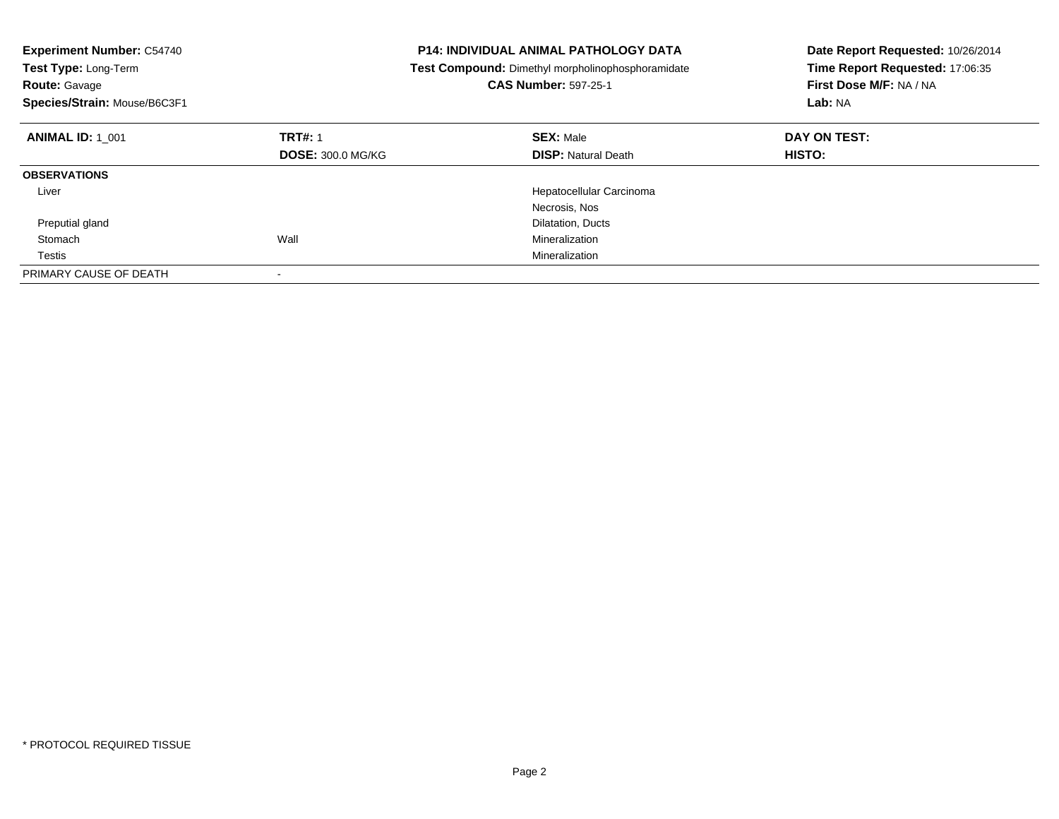**Experiment Number:** C54740
**Test Type:** Long-Term
**Route:** Gavage
**Species/Strain:** Mouse/B6C3F1

**P14: INDIVIDUAL ANIMAL PATHOLOGY DATA**
**Test Compound:** Dimethyl morpholinophosphoramidate
**CAS Number:** 597-25-1

**Date Report Requested:** 10/26/2014
**Time Report Requested:** 17:06:35
**First Dose M/F:** NA / NA
**Lab:** NA

| **ANIMAL ID:** 1_001 | **TRT#:** 1 | **SEX:** Male | **DAY ON TEST:** |
|---|---|---|---|
| | **DOSE:** 300.0 MG/KG | **DISP:** Natural Death | **HISTO:** |
| **OBSERVATIONS** | | | |
| Liver | | Hepatocellular Carcinoma | |
| | | Necrosis, Nos | |
| Preputial gland | | Dilatation, Ducts | |
| Stomach | Wall | Mineralization | |
| Testis | | Mineralization | |
| PRIMARY CAUSE OF DEATH | - | | |

* PROTOCOL REQUIRED TISSUE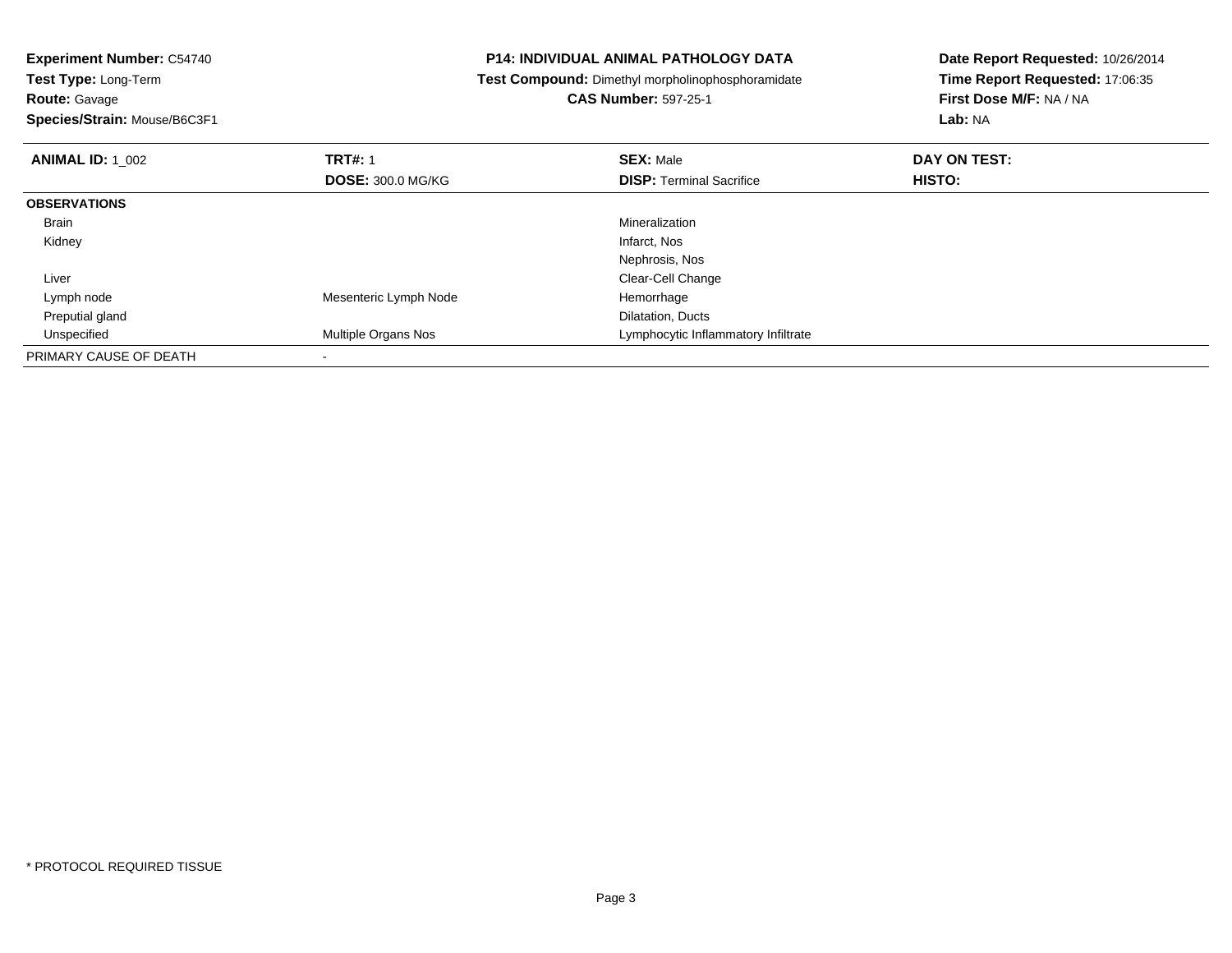**Experiment Number:** C54740
**Test Type:** Long-Term
**Route:** Gavage
**Species/Strain:** Mouse/B6C3F1

**P14: INDIVIDUAL ANIMAL PATHOLOGY DATA**
**Test Compound:** Dimethyl morpholinophosphoramidate
**CAS Number:** 597-25-1

**Date Report Requested:** 10/26/2014
**Time Report Requested:** 17:06:35
**First Dose M/F:** NA / NA
**Lab:** NA

| **ANIMAL ID:** 1_002 | **TRT#:** 1 | **SEX:** Male | **DAY ON TEST:** |
|---|---|---|---|
| | **DOSE:** 300.0 MG/KG | **DISP:** Terminal Sacrifice | **HISTO:** |
| **OBSERVATIONS** | | | |
| Brain | | Mineralization | |
| Kidney | | Infarct, Nos | |
| | | Nephrosis, Nos | |
| Liver | | Clear-Cell Change | |
| Lymph node | Mesenteric Lymph Node | Hemorrhage | |
| Preputial gland | | Dilatation, Ducts | |
| Unspecified | Multiple Organs Nos | Lymphocytic Inflammatory Infiltrate | |
| PRIMARY CAUSE OF DEATH | - | | |

* PROTOCOL REQUIRED TISSUE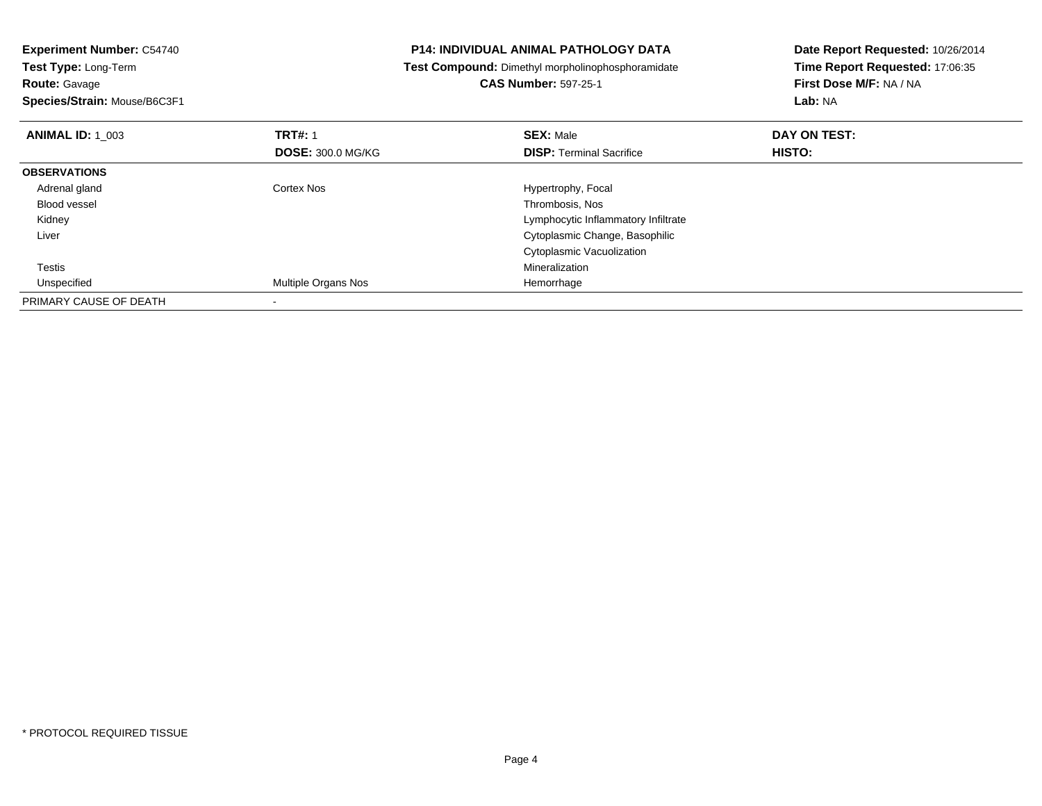**Experiment Number:** C54740
**Test Type:** Long-Term
**Route:** Gavage
**Species/Strain:** Mouse/B6C3F1

**P14: INDIVIDUAL ANIMAL PATHOLOGY DATA**
**Test Compound:** Dimethyl morpholinophosphoramidate
**CAS Number:** 597-25-1

**Date Report Requested:** 10/26/2014
**Time Report Requested:** 17:06:35
**First Dose M/F:** NA / NA
**Lab:** NA

| **ANIMAL ID:** 1_003 | **TRT#:** 1 | **SEX:** Male | **DAY ON TEST:** |
|---|---|---|---|
| | **DOSE:** 300.0 MG/KG | **DISP:** Terminal Sacrifice | **HISTO:** |
| **OBSERVATIONS** | | | |
| Adrenal gland | Cortex Nos | Hypertrophy, Focal | |
| Blood vessel | | Thrombosis, Nos | |
| Kidney | | Lymphocytic Inflammatory Infiltrate | |
| Liver | | Cytoplasmic Change, Basophilic | |
| | | Cytoplasmic Vacuolization | |
| Testis | | Mineralization | |
| Unspecified | Multiple Organs Nos | Hemorrhage | |
| PRIMARY CAUSE OF DEATH | - | | |

\* PROTOCOL REQUIRED TISSUE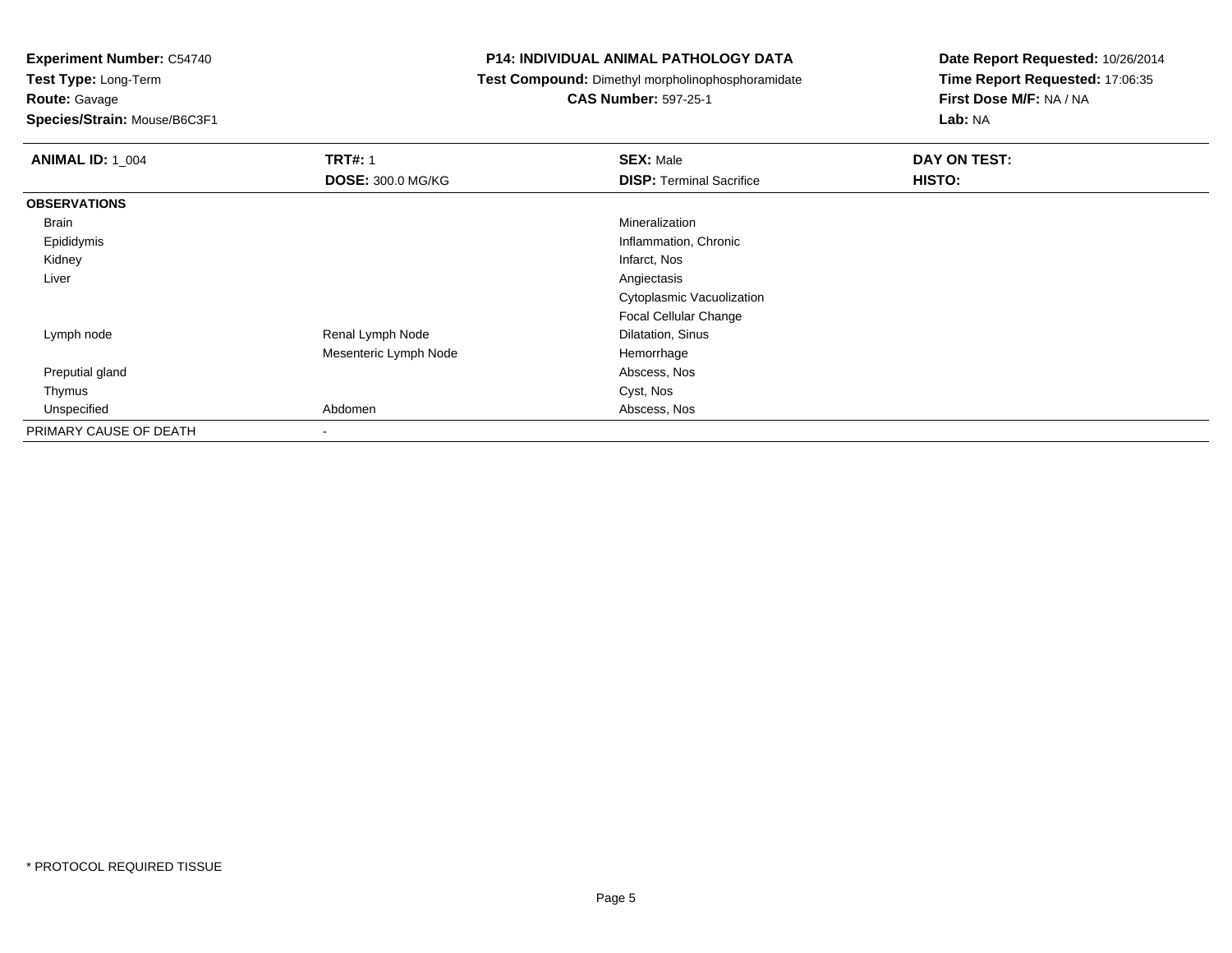**Experiment Number:** C54740
**Test Type:** Long-Term
**Route:** Gavage
**Species/Strain:** Mouse/B6C3F1

**P14: INDIVIDUAL ANIMAL PATHOLOGY DATA**
**Test Compound:** Dimethyl morpholinophosphoramidate
**CAS Number:** 597-25-1

**Date Report Requested:** 10/26/2014
**Time Report Requested:** 17:06:35
**First Dose M/F:** NA / NA
**Lab:** NA

| **ANIMAL ID:** 1_004 | **TRT#:** 1 | **SEX:** Male | **DAY ON TEST:** |
|---|---|---|---|
| | **DOSE:** 300.0 MG/KG | **DISP:** Terminal Sacrifice | **HISTO:** |
| **OBSERVATIONS** | | | |
| Brain | | Mineralization | |
| Epididymis | | Inflammation, Chronic | |
| Kidney | | Infarct, Nos | |
| Liver | | Angiectasis | |
| | | Cytoplasmic Vacuolization | |
| | | Focal Cellular Change | |
| Lymph node | Renal Lymph Node | Dilatation, Sinus | |
| | Mesenteric Lymph Node | Hemorrhage | |
| Preputial gland | | Abscess, Nos | |
| Thymus | | Cyst, Nos | |
| Unspecified | Abdomen | Abscess, Nos | |
| PRIMARY CAUSE OF DEATH | - | | |

* PROTOCOL REQUIRED TISSUE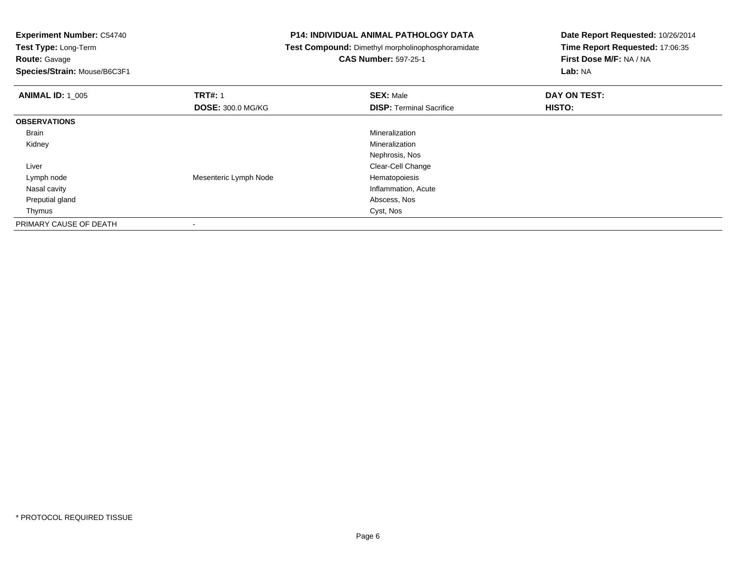**Experiment Number:** C54740
**Test Type:** Long-Term
**Route:** Gavage
**Species/Strain:** Mouse/B6C3F1

**P14: INDIVIDUAL ANIMAL PATHOLOGY DATA**
**Test Compound:** Dimethyl morpholinophosphoramidate
**CAS Number:** 597-25-1

**Date Report Requested:** 10/26/2014
**Time Report Requested:** 17:06:35
**First Dose M/F:** NA / NA
**Lab:** NA

| **ANIMAL ID:** 1_005 | **TRT#:** 1 | **SEX:** Male | **DAY ON TEST:** |
|---|---|---|---|
| | **DOSE:** 300.0 MG/KG | **DISP:** Terminal Sacrifice | **HISTO:** |
| **OBSERVATIONS** | | | |
| Brain | | Mineralization | |
| Kidney | | Mineralization | |
| | | Nephrosis, Nos | |
| Liver | | Clear-Cell Change | |
| Lymph node | Mesenteric Lymph Node | Hematopoiesis | |
| Nasal cavity | | Inflammation, Acute | |
| Preputial gland | | Abscess, Nos | |
| Thymus | | Cyst, Nos | |
| PRIMARY CAUSE OF DEATH | - | | |

* PROTOCOL REQUIRED TISSUE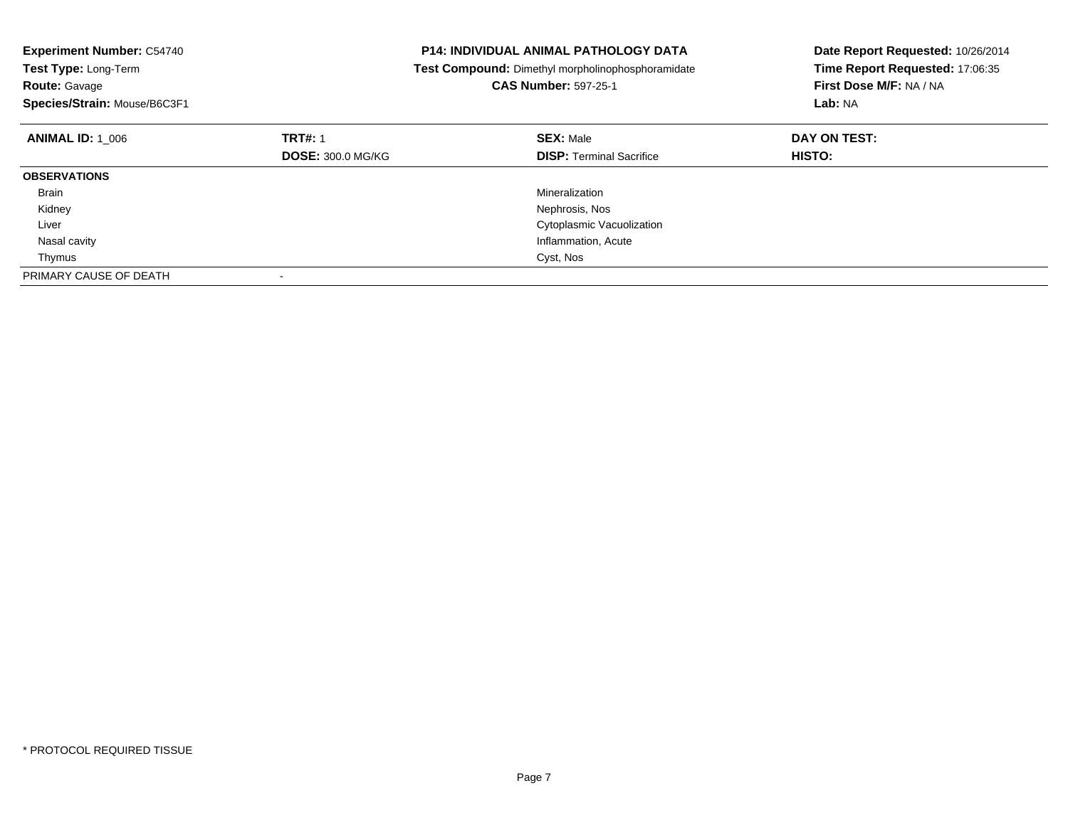**Experiment Number:** C54740
**Test Type:** Long-Term
**Route:** Gavage
**Species/Strain:** Mouse/B6C3F1

**P14: INDIVIDUAL ANIMAL PATHOLOGY DATA**
**Test Compound:** Dimethyl morpholinophosphoramidate
**CAS Number:** 597-25-1

**Date Report Requested:** 10/26/2014
**Time Report Requested:** 17:06:35
**First Dose M/F:** NA / NA
**Lab:** NA

| **ANIMAL ID:** 1_006 | **TRT#:** 1 | **SEX:** Male | **DAY ON TEST:** |
|---|---|---|---|
| | **DOSE:** 300.0 MG/KG | **DISP:** Terminal Sacrifice | **HISTO:** |
| **OBSERVATIONS** | | | |
| Brain | | Mineralization | |
| Kidney | | Nephrosis, Nos | |
| Liver | | Cytoplasmic Vacuolization | |
| Nasal cavity | | Inflammation, Acute | |
| Thymus | | Cyst, Nos | |
| PRIMARY CAUSE OF DEATH | - | | |

* PROTOCOL REQUIRED TISSUE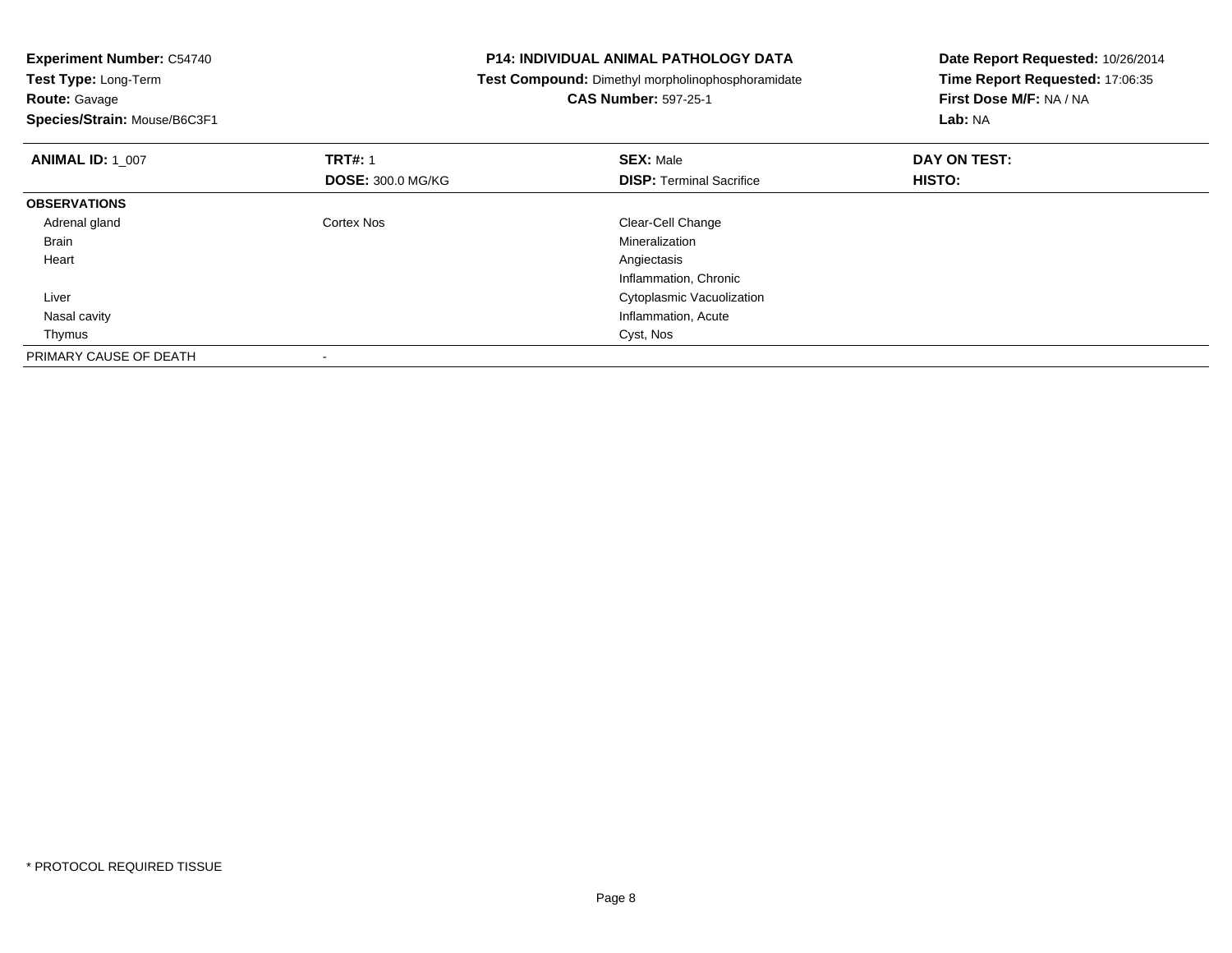**Experiment Number:** C54740
**Test Type:** Long-Term
**Route:** Gavage
**Species/Strain:** Mouse/B6C3F1

**P14: INDIVIDUAL ANIMAL PATHOLOGY DATA**
**Test Compound:** Dimethyl morpholinophosphoramidate
**CAS Number:** 597-25-1

**Date Report Requested:** 10/26/2014
**Time Report Requested:** 17:06:35
**First Dose M/F:** NA / NA
**Lab:** NA

| **ANIMAL ID:** 1_007 | **TRT#:** 1 | **SEX:** Male | **DAY ON TEST:** |
|---|---|---|---|
| | **DOSE:** 300.0 MG/KG | **DISP:** Terminal Sacrifice | **HISTO:** |
| **OBSERVATIONS** | | | |
| Adrenal gland | Cortex Nos | Clear-Cell Change | |
| Brain | | Mineralization | |
| Heart | | Angiectasis | |
| | | Inflammation, Chronic | |
| Liver | | Cytoplasmic Vacuolization | |
| Nasal cavity | | Inflammation, Acute | |
| Thymus | | Cyst, Nos | |
| PRIMARY CAUSE OF DEATH | - | | |

* PROTOCOL REQUIRED TISSUE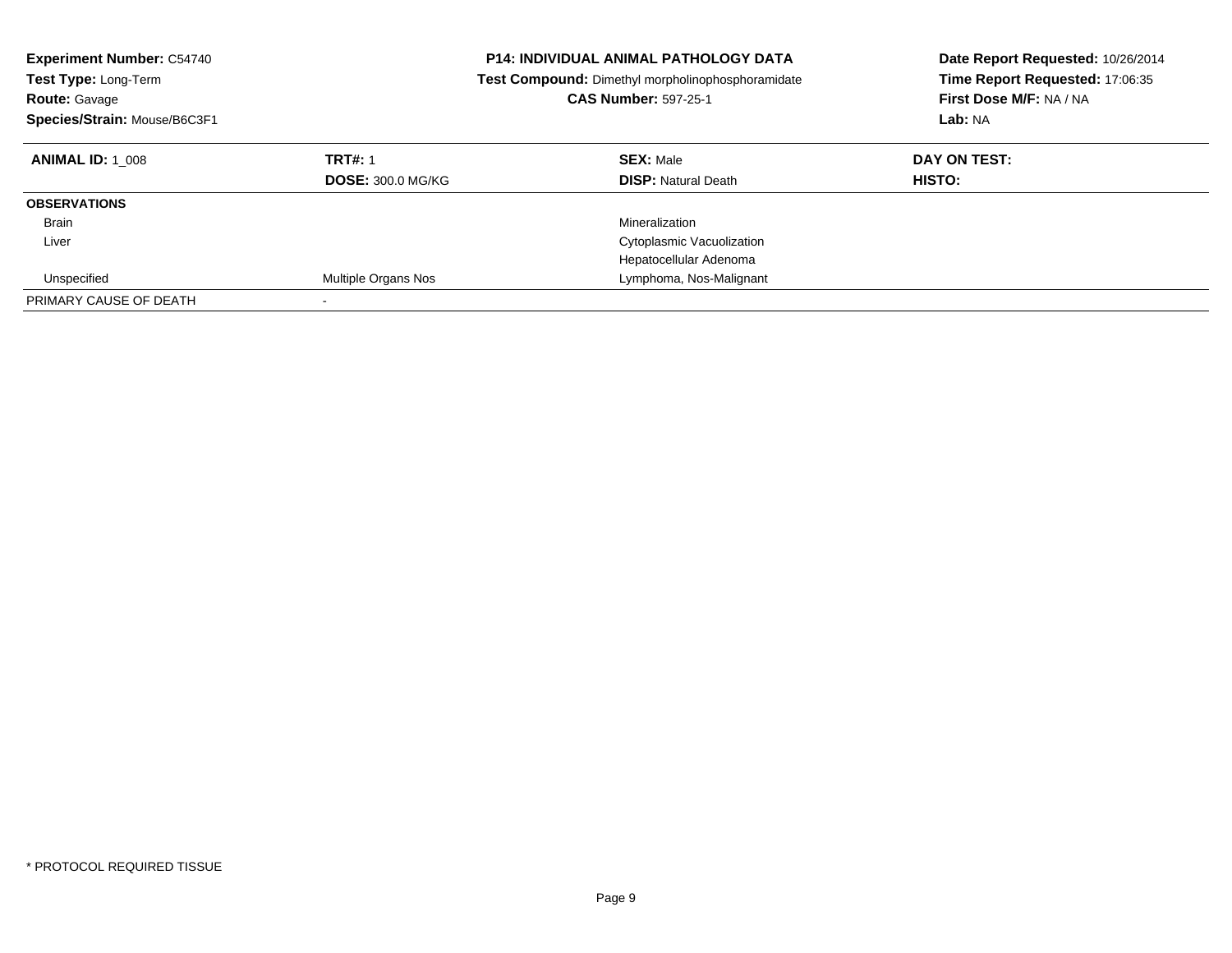**Experiment Number:** C54740
**Test Type:** Long-Term
**Route:** Gavage
**Species/Strain:** Mouse/B6C3F1

**P14: INDIVIDUAL ANIMAL PATHOLOGY DATA**
**Test Compound:** Dimethyl morpholinophosphoramidate
**CAS Number:** 597-25-1

**Date Report Requested:** 10/26/2014
**Time Report Requested:** 17:06:35
**First Dose M/F:** NA / NA
**Lab:** NA

| **ANIMAL ID:** 1_008 | **TRT#:** 1 | **SEX:** Male | **DAY ON TEST:** |
|---|---|---|---|
| | **DOSE:** 300.0 MG/KG | **DISP:** Natural Death | **HISTO:** |
| **OBSERVATIONS** | | | |
| Brain | | Mineralization | |
| Liver | | Cytoplasmic Vacuolization | |
| | | Hepatocellular Adenoma | |
| Unspecified | Multiple Organs Nos | Lymphoma, Nos-Malignant | |
| PRIMARY CAUSE OF DEATH | - | | |

* PROTOCOL REQUIRED TISSUE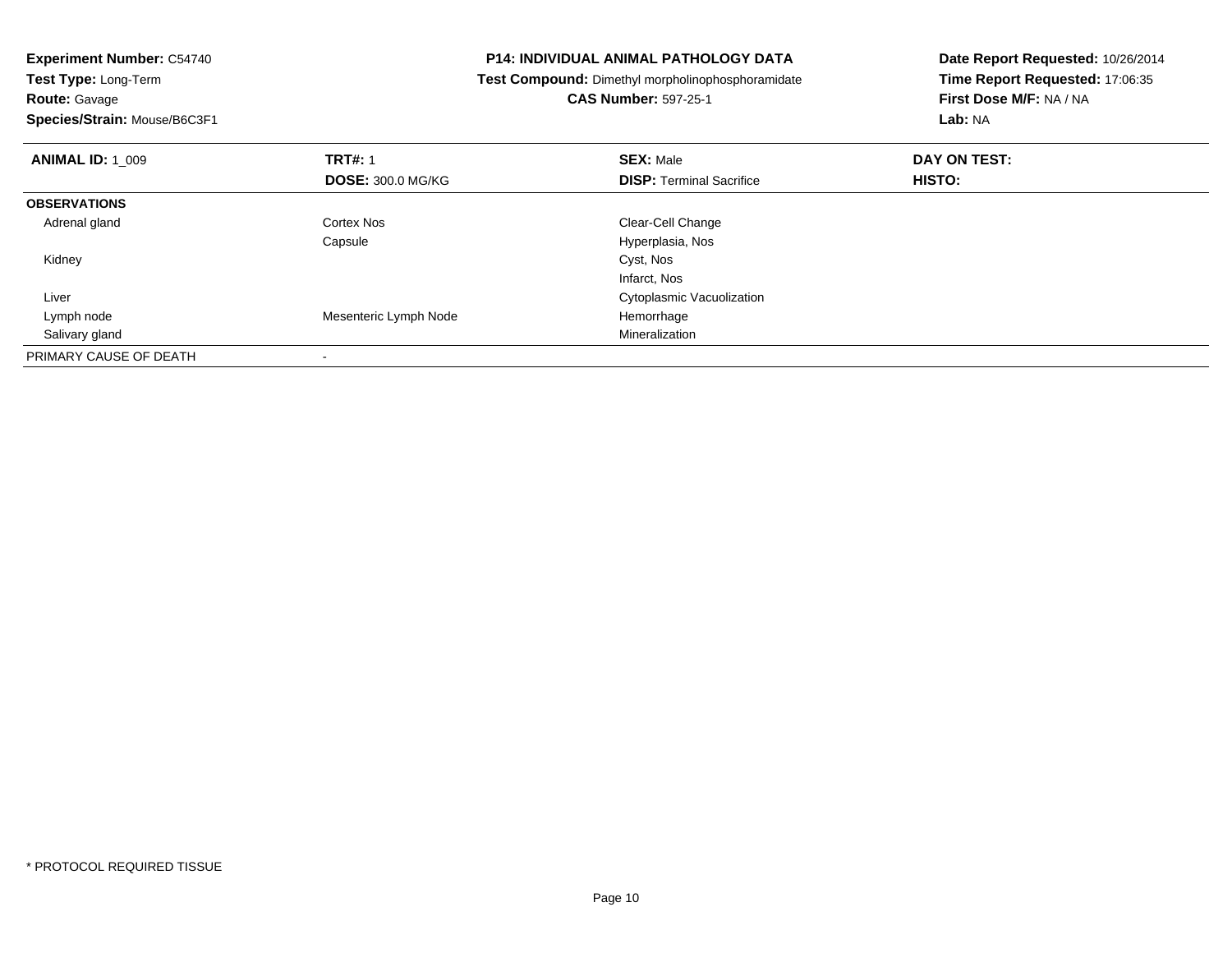**Experiment Number:** C54740
**Test Type:** Long-Term
**Route:** Gavage
**Species/Strain:** Mouse/B6C3F1

**P14: INDIVIDUAL ANIMAL PATHOLOGY DATA**
**Test Compound:** Dimethyl morpholinophosphoramidate
**CAS Number:** 597-25-1

**Date Report Requested:** 10/26/2014
**Time Report Requested:** 17:06:35
**First Dose M/F:** NA / NA
**Lab:** NA

| **ANIMAL ID:** 1_009 | **TRT#:** 1 | **SEX:** Male | **DAY ON TEST:** |
|---|---|---|---|
| | **DOSE:** 300.0 MG/KG | **DISP:** Terminal Sacrifice | **HISTO:** |
| **OBSERVATIONS** | | | |
| Adrenal gland | Cortex Nos | Clear-Cell Change | |
| | Capsule | Hyperplasia, Nos | |
| Kidney | | Cyst, Nos | |
| | | Infarct, Nos | |
| Liver | | Cytoplasmic Vacuolization | |
| Lymph node | Mesenteric Lymph Node | Hemorrhage | |
| Salivary gland | | Mineralization | |
| PRIMARY CAUSE OF DEATH | - | | |

* PROTOCOL REQUIRED TISSUE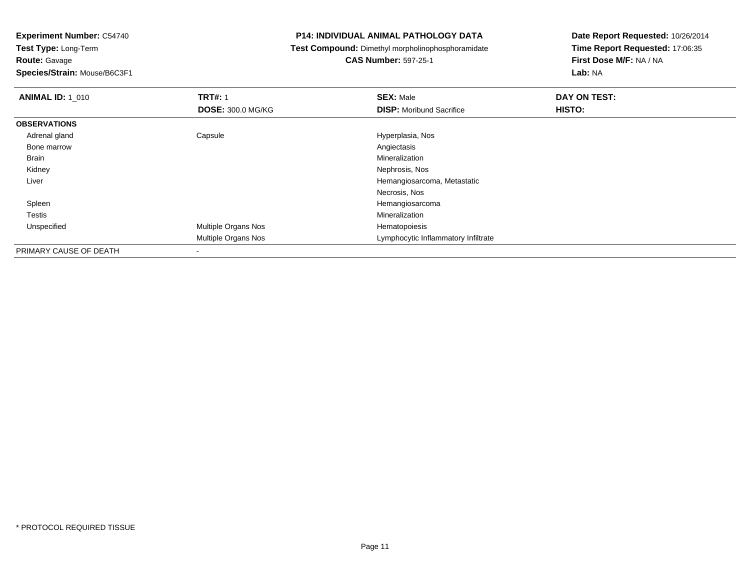**Experiment Number:** C54740
**Test Type:** Long-Term
**Route:** Gavage
**Species/Strain:** Mouse/B6C3F1

**P14: INDIVIDUAL ANIMAL PATHOLOGY DATA**
**Test Compound:** Dimethyl morpholinophosphoramidate
**CAS Number:** 597-25-1

**Date Report Requested:** 10/26/2014
**Time Report Requested:** 17:06:35
**First Dose M/F:** NA / NA
**Lab:** NA

| **ANIMAL ID:** 1_010 | **TRT#:** 1 | **SEX:** Male | **DAY ON TEST:** |
|---|---|---|---|
| | **DOSE:** 300.0 MG/KG | **DISP:** Moribund Sacrifice | **HISTO:** |
| **OBSERVATIONS** | | | |
| Adrenal gland | Capsule | Hyperplasia, Nos | |
| Bone marrow | | Angiectasis | |
| Brain | | Mineralization | |
| Kidney | | Nephrosis, Nos | |
| Liver | | Hemangiosarcoma, Metastatic | |
| | | Necrosis, Nos | |
| Spleen | | Hemangiosarcoma | |
| Testis | | Mineralization | |
| Unspecified | Multiple Organs Nos | Hematopoiesis | |
| | Multiple Organs Nos | Lymphocytic Inflammatory Infiltrate | |
| PRIMARY CAUSE OF DEATH | - | | |

* PROTOCOL REQUIRED TISSUE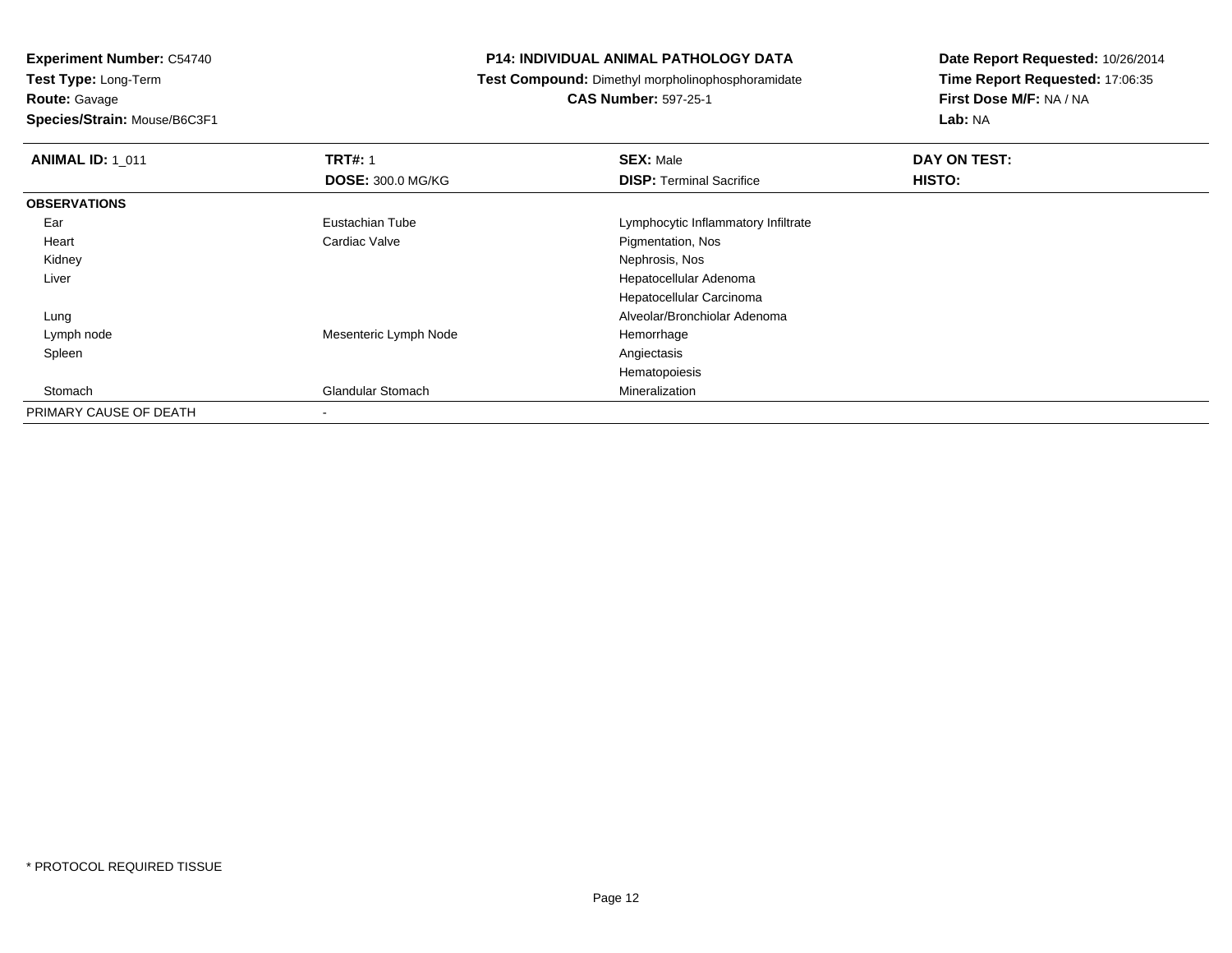**Experiment Number:** C54740
**Test Type:** Long-Term
**Route:** Gavage
**Species/Strain:** Mouse/B6C3F1

**P14: INDIVIDUAL ANIMAL PATHOLOGY DATA**
**Test Compound:** Dimethyl morpholinophosphoramidate
**CAS Number:** 597-25-1

**Date Report Requested:** 10/26/2014
**Time Report Requested:** 17:06:35
**First Dose M/F:** NA / NA
**Lab:** NA

| **ANIMAL ID:** 1_011 | **TRT#:** 1 | **SEX:** Male | **DAY ON TEST:** |
|---|---|---|---|
| | **DOSE:** 300.0 MG/KG | **DISP:** Terminal Sacrifice | **HISTO:** |
| **OBSERVATIONS** | | | |
| Ear | Eustachian Tube | Lymphocytic Inflammatory Infiltrate | |
| Heart | Cardiac Valve | Pigmentation, Nos | |
| Kidney | | Nephrosis, Nos | |
| Liver | | Hepatocellular Adenoma | |
| | | Hepatocellular Carcinoma | |
| Lung | | Alveolar/Bronchiolar Adenoma | |
| Lymph node | Mesenteric Lymph Node | Hemorrhage | |
| Spleen | | Angiectasis | |
| | | Hematopoiesis | |
| Stomach | Glandular Stomach | Mineralization | |
| PRIMARY CAUSE OF DEATH | - | | |

* PROTOCOL REQUIRED TISSUE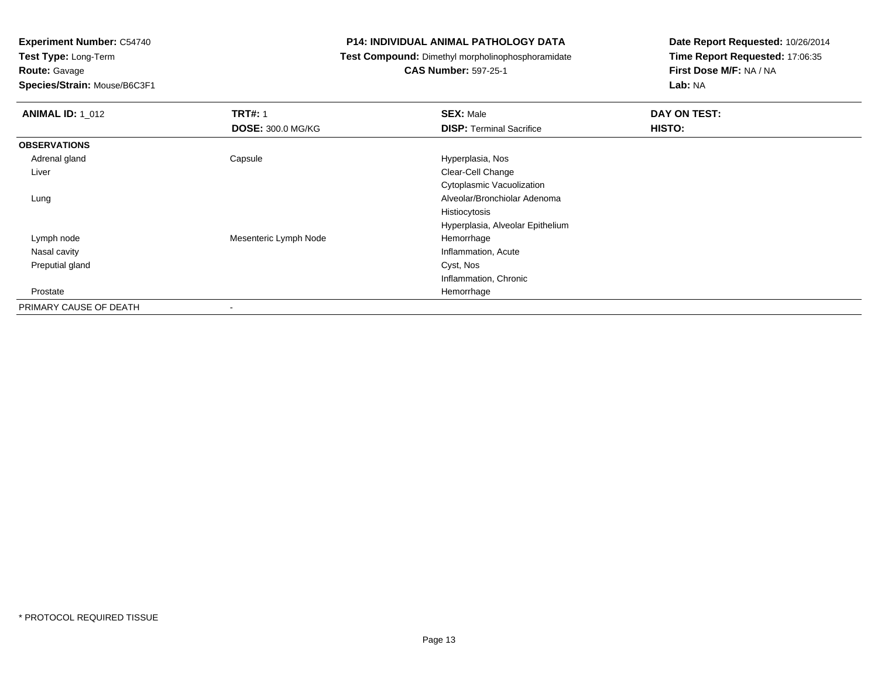**Experiment Number:** C54740
**Test Type:** Long-Term
**Route:** Gavage
**Species/Strain:** Mouse/B6C3F1

# P14: INDIVIDUAL ANIMAL PATHOLOGY DATA

**Test Compound:** Dimethyl morpholinophosphoramidate
**CAS Number:** 597-25-1

**Date Report Requested:** 10/26/2014
**Time Report Requested:** 17:06:35
**First Dose M/F:** NA / NA
**Lab:** NA

| **ANIMAL ID:** 1_012 | **TRT#:** 1 | **SEX:** Male | **DAY ON TEST:** |
|---|---|---|---|
| | **DOSE:** 300.0 MG/KG | **DISP:** Terminal Sacrifice | **HISTO:** |
| **OBSERVATIONS** | | | |
| Adrenal gland | Capsule | Hyperplasia, Nos | |
| Liver | | Clear-Cell Change | |
| | | Cytoplasmic Vacuolization | |
| Lung | | Alveolar/Bronchiolar Adenoma | |
| | | Histiocytosis | |
| | | Hyperplasia, Alveolar Epithelium | |
| Lymph node | Mesenteric Lymph Node | Hemorrhage | |
| Nasal cavity | | Inflammation, Acute | |
| Preputial gland | | Cyst, Nos | |
| | | Inflammation, Chronic | |
| Prostate | | Hemorrhage | |
| PRIMARY CAUSE OF DEATH | - | | |

\* PROTOCOL REQUIRED TISSUE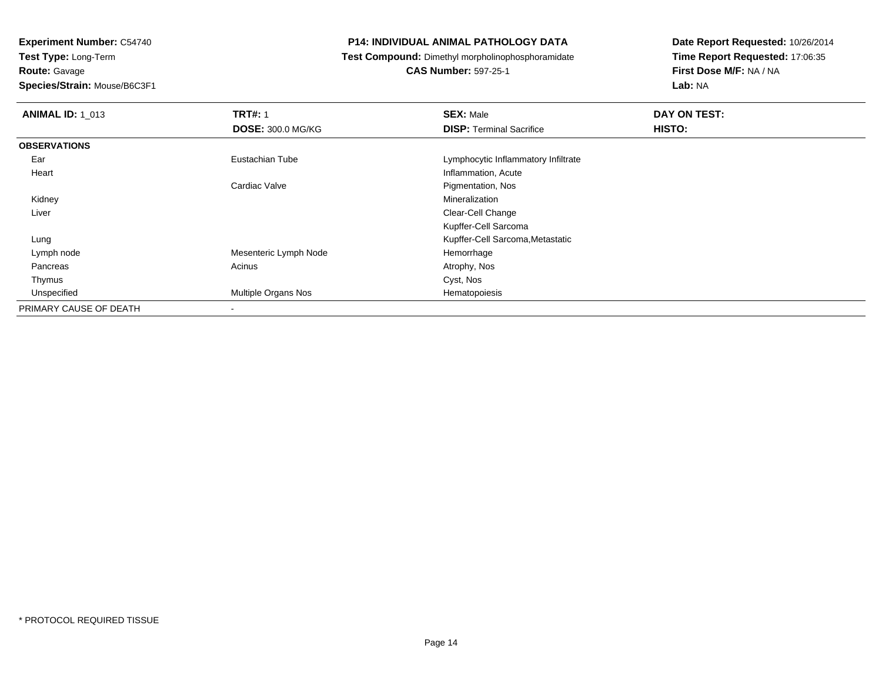**Experiment Number:** C54740
**Test Type:** Long-Term
**Route:** Gavage
**Species/Strain:** Mouse/B6C3F1

**P14: INDIVIDUAL ANIMAL PATHOLOGY DATA**
**Test Compound:** Dimethyl morpholinophosphoramidate
**CAS Number:** 597-25-1

**Date Report Requested:** 10/26/2014
**Time Report Requested:** 17:06:35
**First Dose M/F:** NA / NA
**Lab:** NA

| **ANIMAL ID:** 1_013 | **TRT#:** 1 | **SEX:** Male | **DAY ON TEST:** |
|---|---|---|---|
| | **DOSE:** 300.0 MG/KG | **DISP:** Terminal Sacrifice | **HISTO:** |
| **OBSERVATIONS** | | | |
| Ear | Eustachian Tube | Lymphocytic Inflammatory Infiltrate | |
| Heart | | Inflammation, Acute | |
| | Cardiac Valve | Pigmentation, Nos | |
| Kidney | | Mineralization | |
| Liver | | Clear-Cell Change | |
| | | Kupffer-Cell Sarcoma | |
| Lung | | Kupffer-Cell Sarcoma,Metastatic | |
| Lymph node | Mesenteric Lymph Node | Hemorrhage | |
| Pancreas | Acinus | Atrophy, Nos | |
| Thymus | | Cyst, Nos | |
| Unspecified | Multiple Organs Nos | Hematopoiesis | |
| PRIMARY CAUSE OF DEATH | - | | |

\* PROTOCOL REQUIRED TISSUE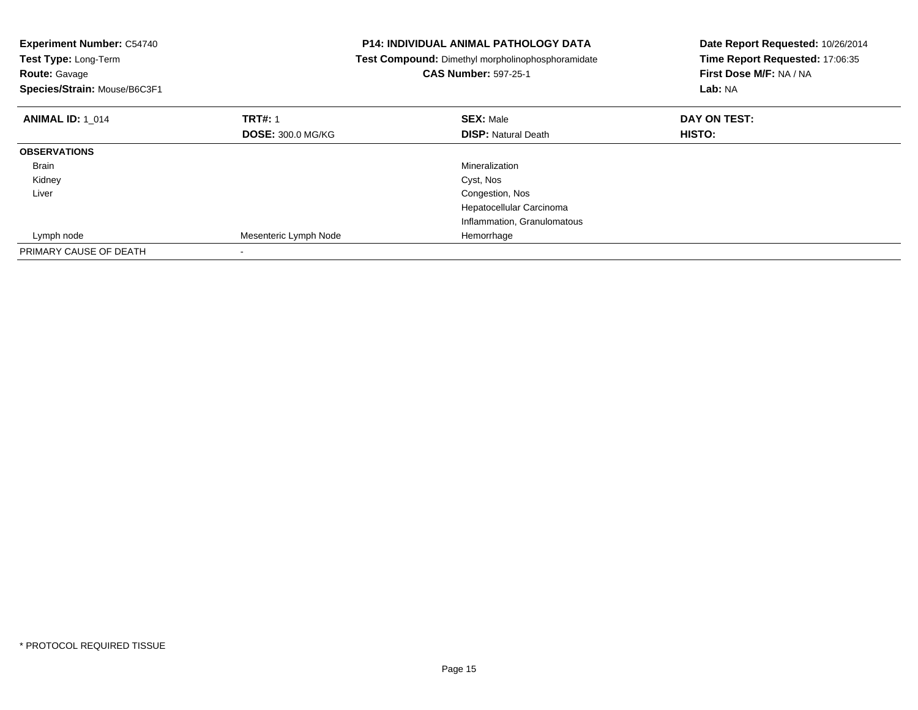**Experiment Number:** C54740
**Test Type:** Long-Term
**Route:** Gavage
**Species/Strain:** Mouse/B6C3F1

**P14: INDIVIDUAL ANIMAL PATHOLOGY DATA**
**Test Compound:** Dimethyl morpholinophosphoramidate
**CAS Number:** 597-25-1

**Date Report Requested:** 10/26/2014
**Time Report Requested:** 17:06:35
**First Dose M/F:** NA / NA
**Lab:** NA

| **ANIMAL ID:** 1_014 | **TRT#:** 1 | **SEX:** Male | **DAY ON TEST:** |
|---|---|---|---|
| | **DOSE:** 300.0 MG/KG | **DISP:** Natural Death | **HISTO:** |
| **OBSERVATIONS** | | | |
| Brain | | Mineralization | |
| Kidney | | Cyst, Nos | |
| Liver | | Congestion, Nos | |
| | | Hepatocellular Carcinoma | |
| | | Inflammation, Granulomatous | |
| Lymph node | Mesenteric Lymph Node | Hemorrhage | |
| PRIMARY CAUSE OF DEATH | - | | |

* PROTOCOL REQUIRED TISSUE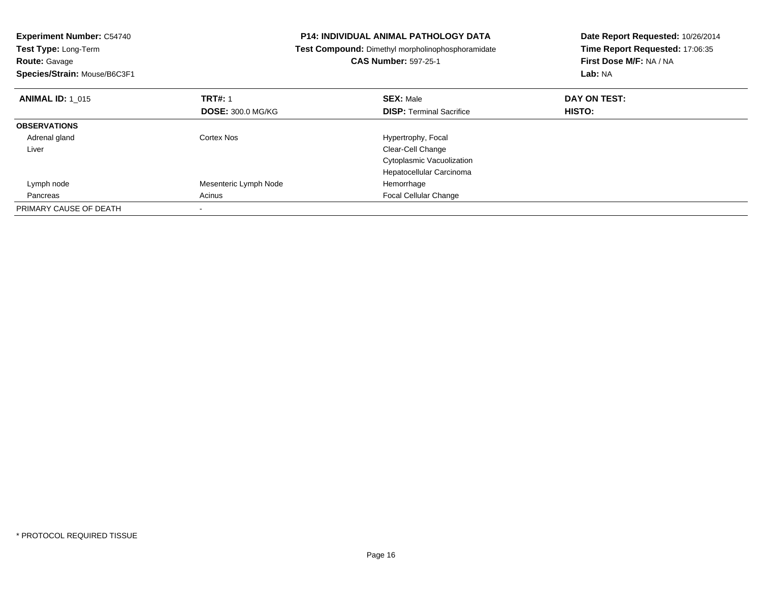**Experiment Number:** C54740
**Test Type:** Long-Term
**Route:** Gavage
**Species/Strain:** Mouse/B6C3F1

**P14: INDIVIDUAL ANIMAL PATHOLOGY DATA**
**Test Compound:** Dimethyl morpholinophosphoramidate
**CAS Number:** 597-25-1

**Date Report Requested:** 10/26/2014
**Time Report Requested:** 17:06:35
**First Dose M/F:** NA / NA
**Lab:** NA

| **ANIMAL ID:** 1_015 | **TRT#:** 1 | **SEX:** Male | **DAY ON TEST:** |
|---|---|---|---|
| | **DOSE:** 300.0 MG/KG | **DISP:** Terminal Sacrifice | **HISTO:** |
| **OBSERVATIONS** | | | |
| Adrenal gland | Cortex Nos | Hypertrophy, Focal | |
| Liver | | Clear-Cell Change | |
| | | Cytoplasmic Vacuolization | |
| | | Hepatocellular Carcinoma | |
| Lymph node | Mesenteric Lymph Node | Hemorrhage | |
| Pancreas | Acinus | Focal Cellular Change | |
| PRIMARY CAUSE OF DEATH | - | | |

* PROTOCOL REQUIRED TISSUE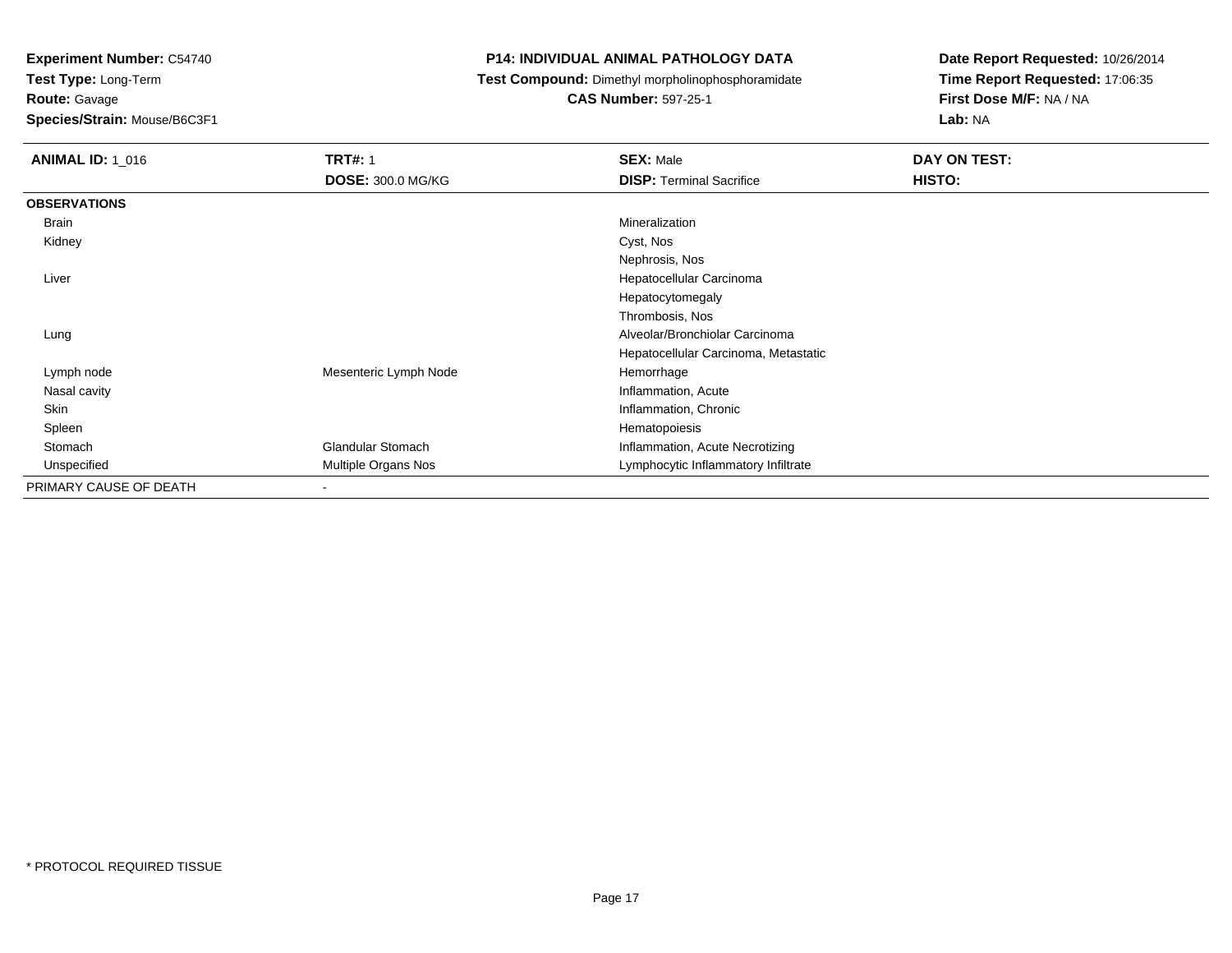**Experiment Number:** C54740
**Test Type:** Long-Term
**Route:** Gavage
**Species/Strain:** Mouse/B6C3F1

**P14: INDIVIDUAL ANIMAL PATHOLOGY DATA**
**Test Compound:** Dimethyl morpholinophosphoramidate
**CAS Number:** 597-25-1

**Date Report Requested:** 10/26/2014
**Time Report Requested:** 17:06:35
**First Dose M/F:** NA / NA
**Lab:** NA

| **ANIMAL ID:** 1_016 | **TRT#:** 1 | **SEX:** Male | **DAY ON TEST:** |
|---|---|---|---|
| | **DOSE:** 300.0 MG/KG | **DISP:** Terminal Sacrifice | **HISTO:** |
| **OBSERVATIONS** | | | |
| Brain | | Mineralization | |
| Kidney | | Cyst, Nos | |
| | | Nephrosis, Nos | |
| Liver | | Hepatocellular Carcinoma | |
| | | Hepatocytomegaly | |
| | | Thrombosis, Nos | |
| Lung | | Alveolar/Bronchiolar Carcinoma | |
| | | Hepatocellular Carcinoma, Metastatic | |
| Lymph node | Mesenteric Lymph Node | Hemorrhage | |
| Nasal cavity | | Inflammation, Acute | |
| Skin | | Inflammation, Chronic | |
| Spleen | | Hematopoiesis | |
| Stomach | Glandular Stomach | Inflammation, Acute Necrotizing | |
| Unspecified | Multiple Organs Nos | Lymphocytic Inflammatory Infiltrate | |
| PRIMARY CAUSE OF DEATH | - | | |

* PROTOCOL REQUIRED TISSUE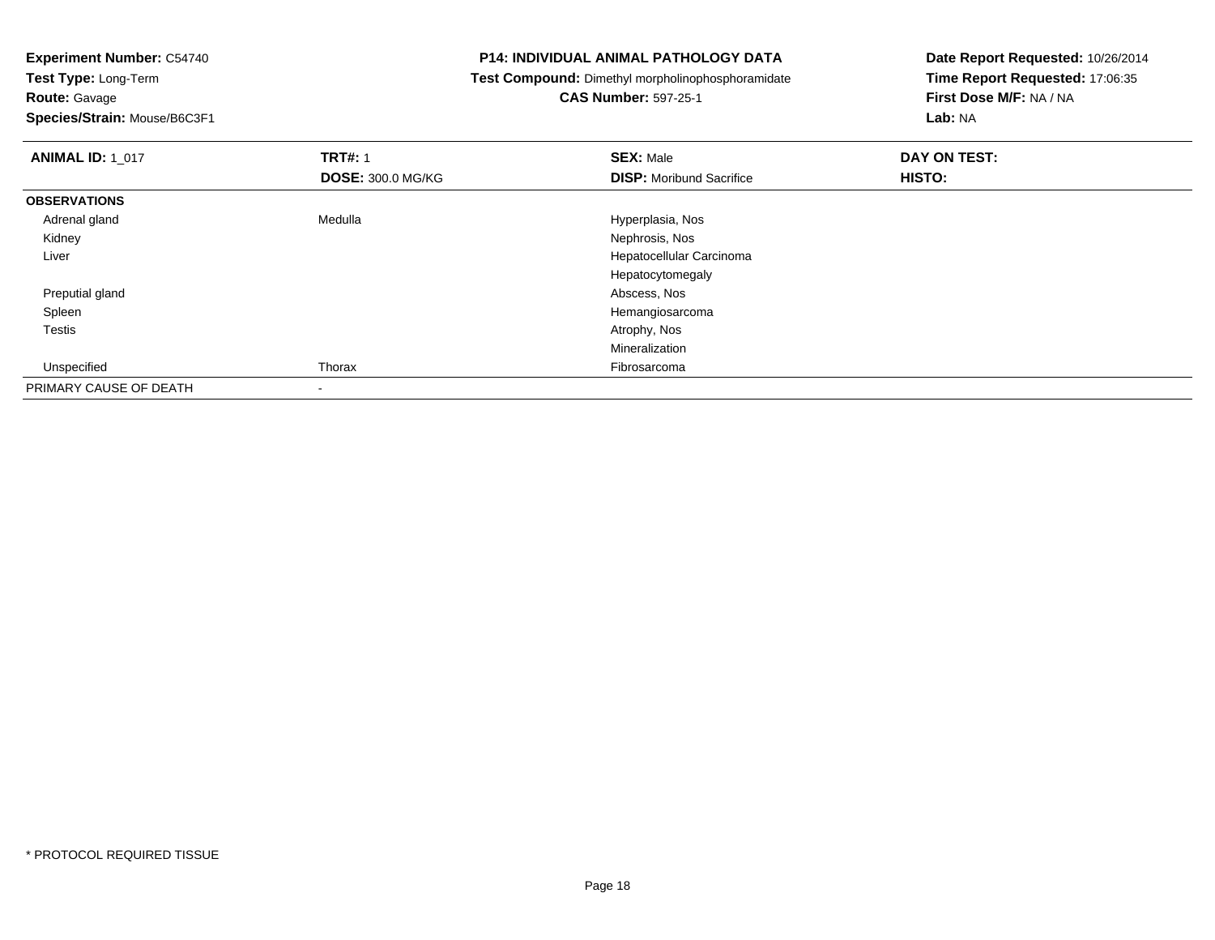**Experiment Number:** C54740
**Test Type:** Long-Term
**Route:** Gavage
**Species/Strain:** Mouse/B6C3F1

**P14: INDIVIDUAL ANIMAL PATHOLOGY DATA**
**Test Compound:** Dimethyl morpholinophosphoramidate
**CAS Number:** 597-25-1

**Date Report Requested:** 10/26/2014
**Time Report Requested:** 17:06:35
**First Dose M/F:** NA / NA
**Lab:** NA

| **ANIMAL ID:** 1_017 | **TRT#:** 1 | **SEX:** Male | **DAY ON TEST:** |
|---|---|---|---|
| | **DOSE:** 300.0 MG/KG | **DISP:** Moribund Sacrifice | **HISTO:** |
| **OBSERVATIONS** | | | |
| Adrenal gland | Medulla | Hyperplasia, Nos | |
| Kidney | | Nephrosis, Nos | |
| Liver | | Hepatocellular Carcinoma | |
| | | Hepatocytomegaly | |
| Preputial gland | | Abscess, Nos | |
| Spleen | | Hemangiosarcoma | |
| Testis | | Atrophy, Nos | |
| | | Mineralization | |
| Unspecified | Thorax | Fibrosarcoma | |
| PRIMARY CAUSE OF DEATH | - | | |

* PROTOCOL REQUIRED TISSUE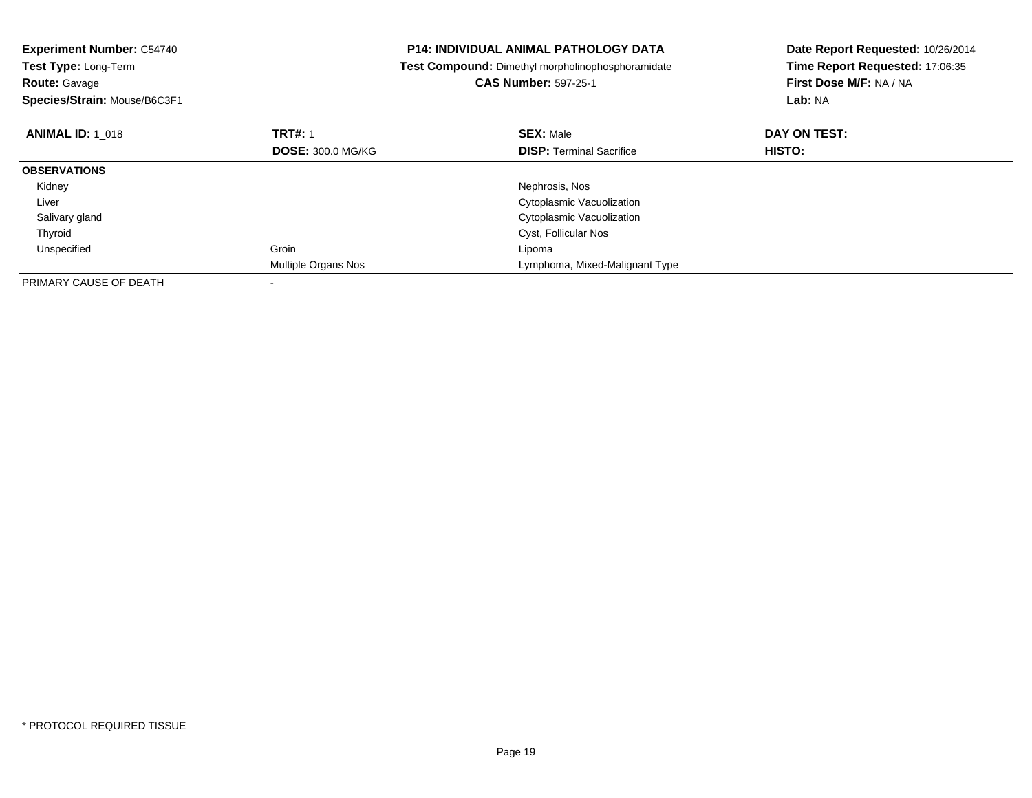**Experiment Number:** C54740
**Test Type:** Long-Term
**Route:** Gavage
**Species/Strain:** Mouse/B6C3F1

**P14: INDIVIDUAL ANIMAL PATHOLOGY DATA**
**Test Compound:** Dimethyl morpholinophosphoramidate
**CAS Number:** 597-25-1

**Date Report Requested:** 10/26/2014
**Time Report Requested:** 17:06:35
**First Dose M/F:** NA / NA
**Lab:** NA

| **ANIMAL ID:** 1_018 | **TRT#:** 1 | **SEX:** Male | **DAY ON TEST:** |
|---|---|---|---|
| | **DOSE:** 300.0 MG/KG | **DISP:** Terminal Sacrifice | **HISTO:** |
| **OBSERVATIONS** | | | |
| Kidney | | Nephrosis, Nos | |
| Liver | | Cytoplasmic Vacuolization | |
| Salivary gland | | Cytoplasmic Vacuolization | |
| Thyroid | | Cyst, Follicular Nos | |
| Unspecified | Groin | Lipoma | |
| | Multiple Organs Nos | Lymphoma, Mixed-Malignant Type | |
| PRIMARY CAUSE OF DEATH | - | | |

* PROTOCOL REQUIRED TISSUE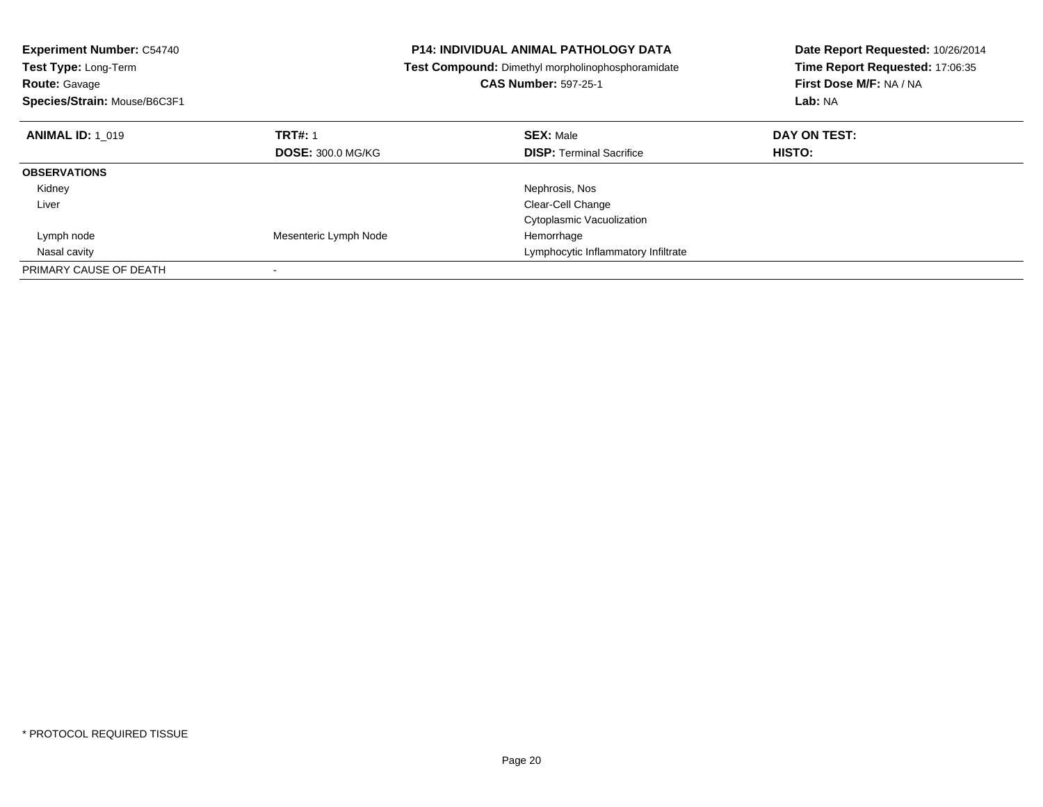**Experiment Number:** C54740
**Test Type:** Long-Term
**Route:** Gavage
**Species/Strain:** Mouse/B6C3F1

**P14: INDIVIDUAL ANIMAL PATHOLOGY DATA**
**Test Compound:** Dimethyl morpholinophosphoramidate
**CAS Number:** 597-25-1

**Date Report Requested:** 10/26/2014
**Time Report Requested:** 17:06:35
**First Dose M/F:** NA / NA
**Lab:** NA

| **ANIMAL ID:** 1_019 | **TRT#:** 1 | **SEX:** Male | **DAY ON TEST:** |
|---|---|---|---|
| | **DOSE:** 300.0 MG/KG | **DISP:** Terminal Sacrifice | **HISTO:** |
| **OBSERVATIONS** | | | |
| Kidney | | Nephrosis, Nos | |
| Liver | | Clear-Cell Change | |
| | | Cytoplasmic Vacuolization | |
| Lymph node | Mesenteric Lymph Node | Hemorrhage | |
| Nasal cavity | | Lymphocytic Inflammatory Infiltrate | |
| PRIMARY CAUSE OF DEATH | - | | |

* PROTOCOL REQUIRED TISSUE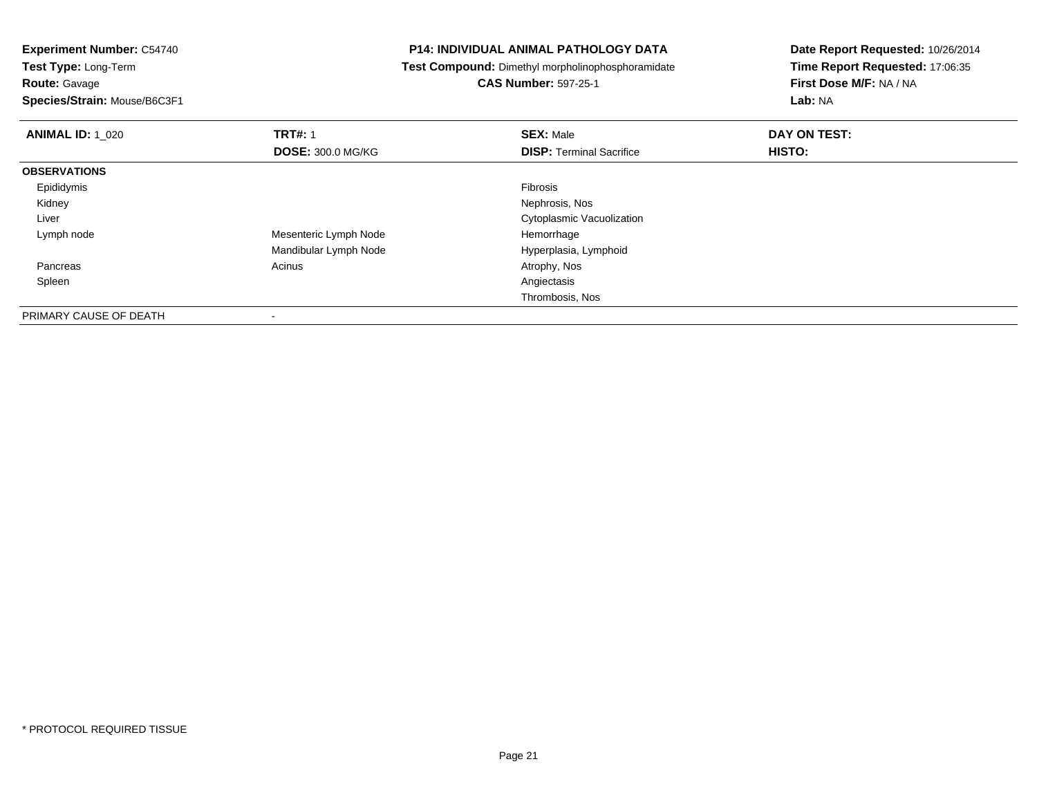**Experiment Number:** C54740
**Test Type:** Long-Term
**Route:** Gavage
**Species/Strain:** Mouse/B6C3F1

**P14: INDIVIDUAL ANIMAL PATHOLOGY DATA**
**Test Compound:** Dimethyl morpholinophosphoramidate
**CAS Number:** 597-25-1

**Date Report Requested:** 10/26/2014
**Time Report Requested:** 17:06:35
**First Dose M/F:** NA / NA
**Lab:** NA

| **ANIMAL ID:** 1_020 | **TRT#:** 1 | **SEX:** Male | **DAY ON TEST:** |
|---|---|---|---|
| | **DOSE:** 300.0 MG/KG | **DISP:** Terminal Sacrifice | **HISTO:** |
| **OBSERVATIONS** | | | |
| Epididymis | | Fibrosis | |
| Kidney | | Nephrosis, Nos | |
| Liver | | Cytoplasmic Vacuolization | |
| Lymph node | Mesenteric Lymph Node | Hemorrhage | |
| | Mandibular Lymph Node | Hyperplasia, Lymphoid | |
| Pancreas | Acinus | Atrophy, Nos | |
| Spleen | | Angiectasis | |
| | | Thrombosis, Nos | |
| PRIMARY CAUSE OF DEATH | - | | |

\* PROTOCOL REQUIRED TISSUE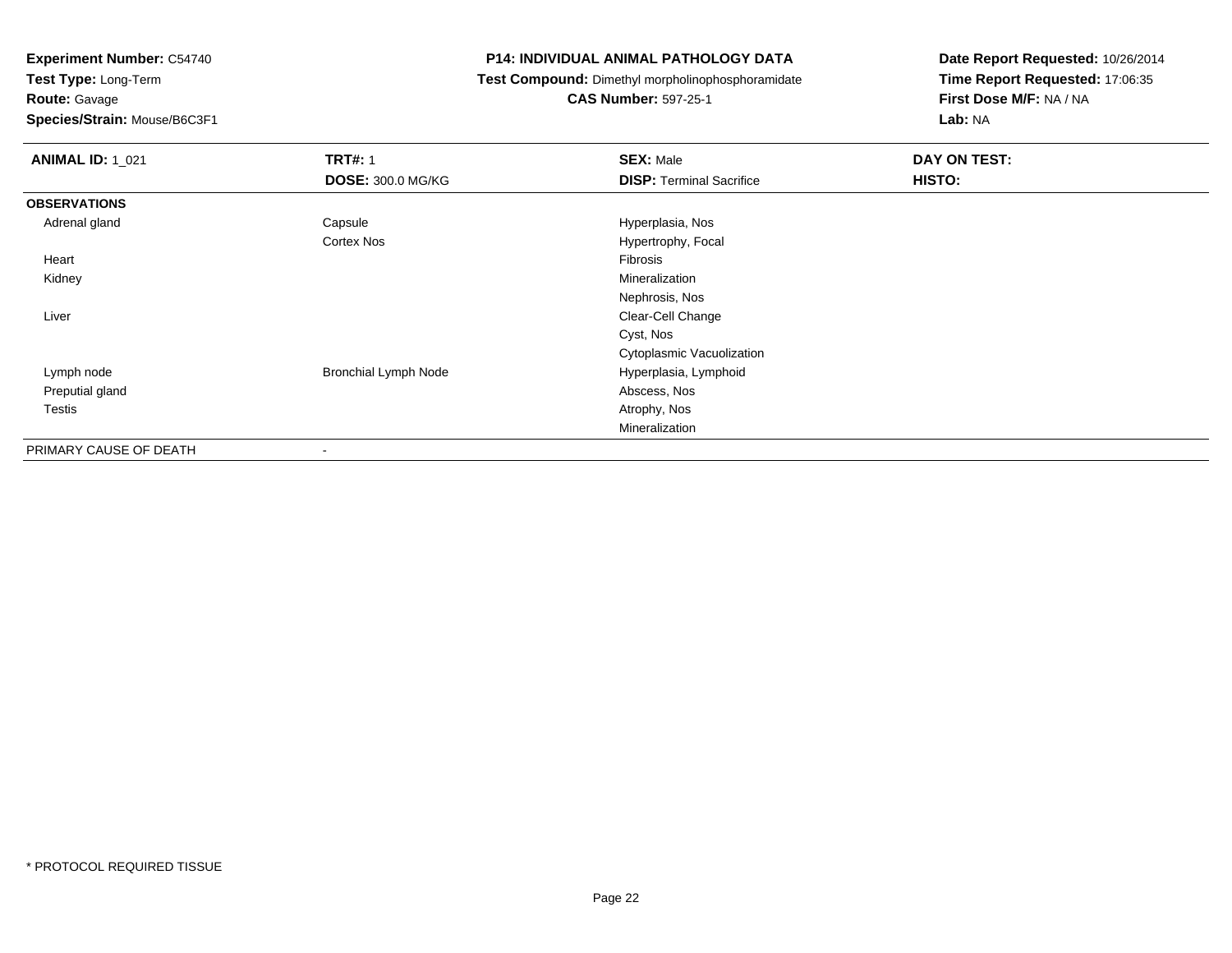**Experiment Number:** C54740
**Test Type:** Long-Term
**Route:** Gavage
**Species/Strain:** Mouse/B6C3F1

**P14: INDIVIDUAL ANIMAL PATHOLOGY DATA**
**Test Compound:** Dimethyl morpholinophosphoramidate
**CAS Number:** 597-25-1

**Date Report Requested:** 10/26/2014
**Time Report Requested:** 17:06:35
**First Dose M/F:** NA / NA
**Lab:** NA

| **ANIMAL ID:** 1_021 | **TRT#:** 1 | **SEX:** Male | **DAY ON TEST:** |
|---|---|---|---|
| | **DOSE:** 300.0 MG/KG | **DISP:** Terminal Sacrifice | **HISTO:** |
| **OBSERVATIONS** | | | |
| Adrenal gland | Capsule | Hyperplasia, Nos | |
| | Cortex Nos | Hypertrophy, Focal | |
| Heart | | Fibrosis | |
| Kidney | | Mineralization | |
| | | Nephrosis, Nos | |
| Liver | | Clear-Cell Change | |
| | | Cyst, Nos | |
| | | Cytoplasmic Vacuolization | |
| Lymph node | Bronchial Lymph Node | Hyperplasia, Lymphoid | |
| Preputial gland | | Abscess, Nos | |
| Testis | | Atrophy, Nos | |
| | | Mineralization | |
| PRIMARY CAUSE OF DEATH | - | | |

* PROTOCOL REQUIRED TISSUE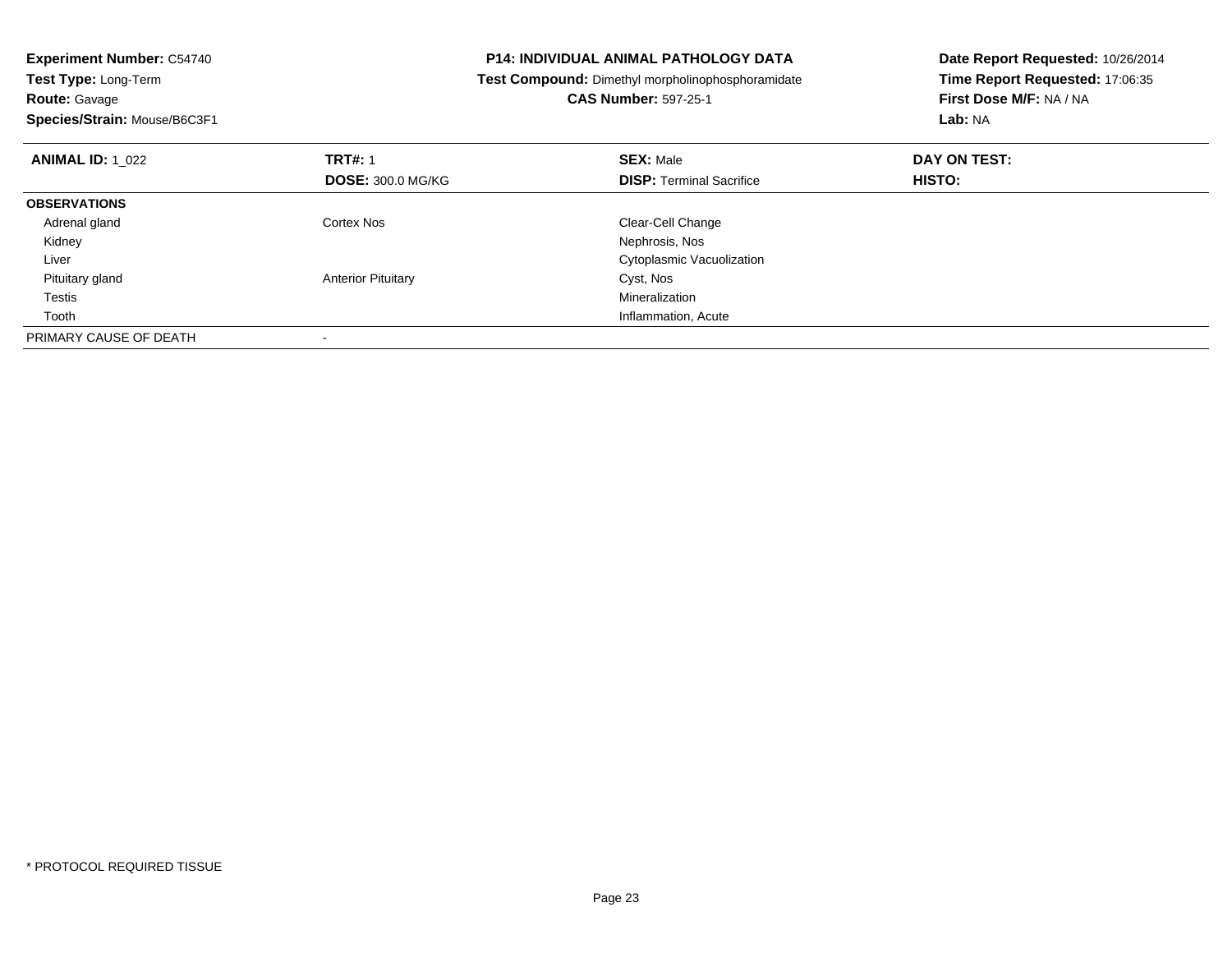**Experiment Number:** C54740
**Test Type:** Long-Term
**Route:** Gavage
**Species/Strain:** Mouse/B6C3F1

**P14: INDIVIDUAL ANIMAL PATHOLOGY DATA**
**Test Compound:** Dimethyl morpholinophosphoramidate
**CAS Number:** 597-25-1

**Date Report Requested:** 10/26/2014
**Time Report Requested:** 17:06:35
**First Dose M/F:** NA / NA
**Lab:** NA

| **ANIMAL ID:** 1_022 | **TRT#:** 1 | **SEX:** Male | **DAY ON TEST:** |
|---|---|---|---|
| | **DOSE:** 300.0 MG/KG | **DISP:** Terminal Sacrifice | **HISTO:** |
| **OBSERVATIONS** | | | |
| Adrenal gland | Cortex Nos | Clear-Cell Change | |
| Kidney | | Nephrosis, Nos | |
| Liver | | Cytoplasmic Vacuolization | |
| Pituitary gland | Anterior Pituitary | Cyst, Nos | |
| Testis | | Mineralization | |
| Tooth | | Inflammation, Acute | |
| PRIMARY CAUSE OF DEATH | - | | |

* PROTOCOL REQUIRED TISSUE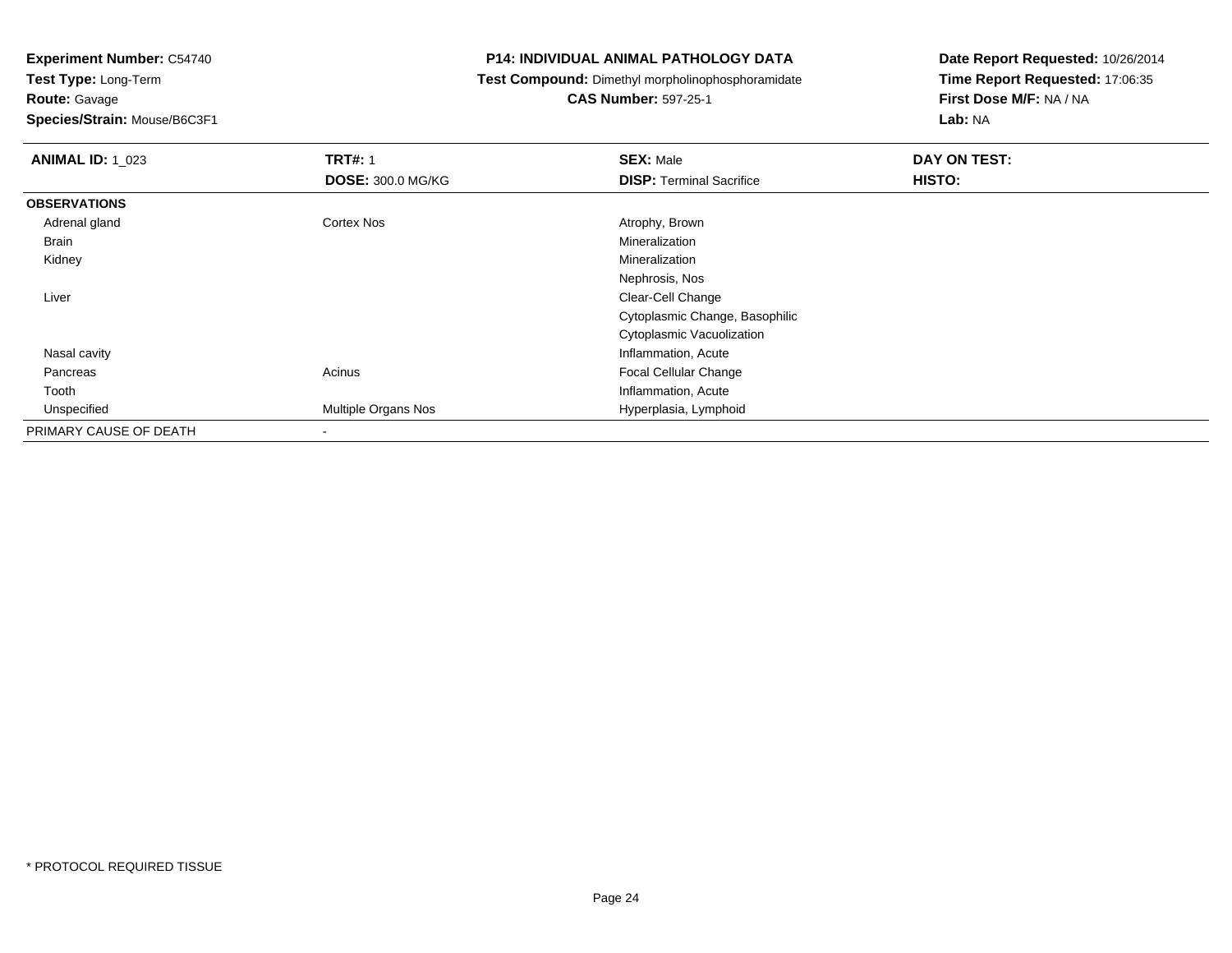**Experiment Number:** C54740
**Test Type:** Long-Term
**Route:** Gavage
**Species/Strain:** Mouse/B6C3F1

**P14: INDIVIDUAL ANIMAL PATHOLOGY DATA**
**Test Compound:** Dimethyl morpholinophosphoramidate
**CAS Number:** 597-25-1

**Date Report Requested:** 10/26/2014
**Time Report Requested:** 17:06:35
**First Dose M/F:** NA / NA
**Lab:** NA

| **ANIMAL ID:** 1_023 | **TRT#:** 1 | **SEX:** Male | **DAY ON TEST:** |
|---|---|---|---|
| | **DOSE:** 300.0 MG/KG | **DISP:** Terminal Sacrifice | **HISTO:** |
| **OBSERVATIONS** | | | |
| Adrenal gland | Cortex Nos | Atrophy, Brown | |
| Brain | | Mineralization | |
| Kidney | | Mineralization | |
| | | Nephrosis, Nos | |
| Liver | | Clear-Cell Change | |
| | | Cytoplasmic Change, Basophilic | |
| | | Cytoplasmic Vacuolization | |
| Nasal cavity | | Inflammation, Acute | |
| Pancreas | Acinus | Focal Cellular Change | |
| Tooth | | Inflammation, Acute | |
| Unspecified | Multiple Organs Nos | Hyperplasia, Lymphoid | |
| PRIMARY CAUSE OF DEATH | - | | |

* PROTOCOL REQUIRED TISSUE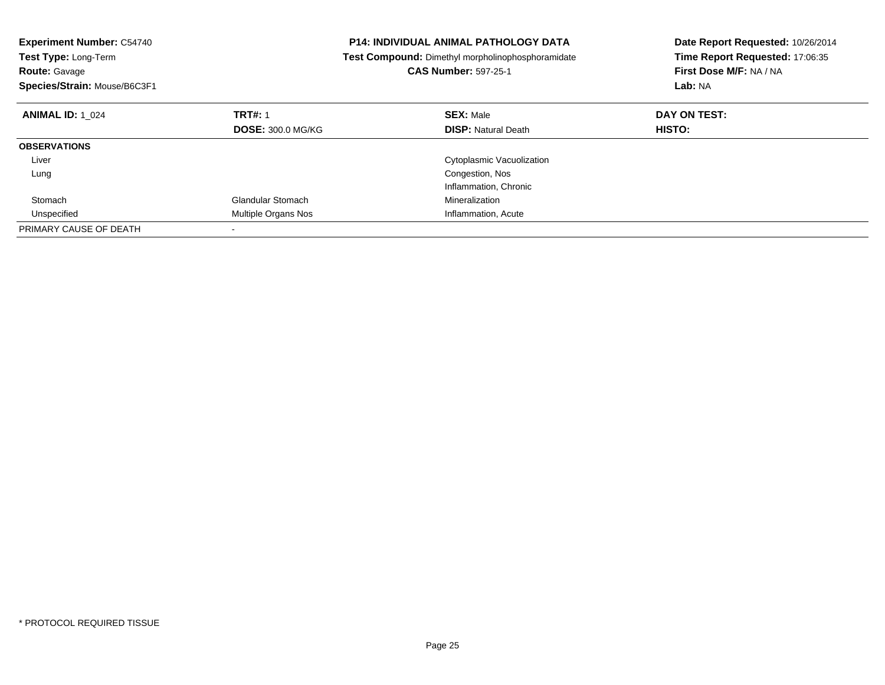**Experiment Number:** C54740
**Test Type:** Long-Term
**Route:** Gavage
**Species/Strain:** Mouse/B6C3F1

**P14: INDIVIDUAL ANIMAL PATHOLOGY DATA**
**Test Compound:** Dimethyl morpholinophosphoramidate
**CAS Number:** 597-25-1

**Date Report Requested:** 10/26/2014
**Time Report Requested:** 17:06:35
**First Dose M/F:** NA / NA
**Lab:** NA

| **ANIMAL ID:** 1_024 | **TRT#:** 1 | **SEX:** Male | **DAY ON TEST:** |
|---|---|---|---|
| | **DOSE:** 300.0 MG/KG | **DISP:** Natural Death | **HISTO:** |
| **OBSERVATIONS** | | | |
| Liver | | Cytoplasmic Vacuolization | |
| Lung | | Congestion, Nos | |
| | | Inflammation, Chronic | |
| Stomach | Glandular Stomach | Mineralization | |
| Unspecified | Multiple Organs Nos | Inflammation, Acute | |
| PRIMARY CAUSE OF DEATH | - | | |

\* PROTOCOL REQUIRED TISSUE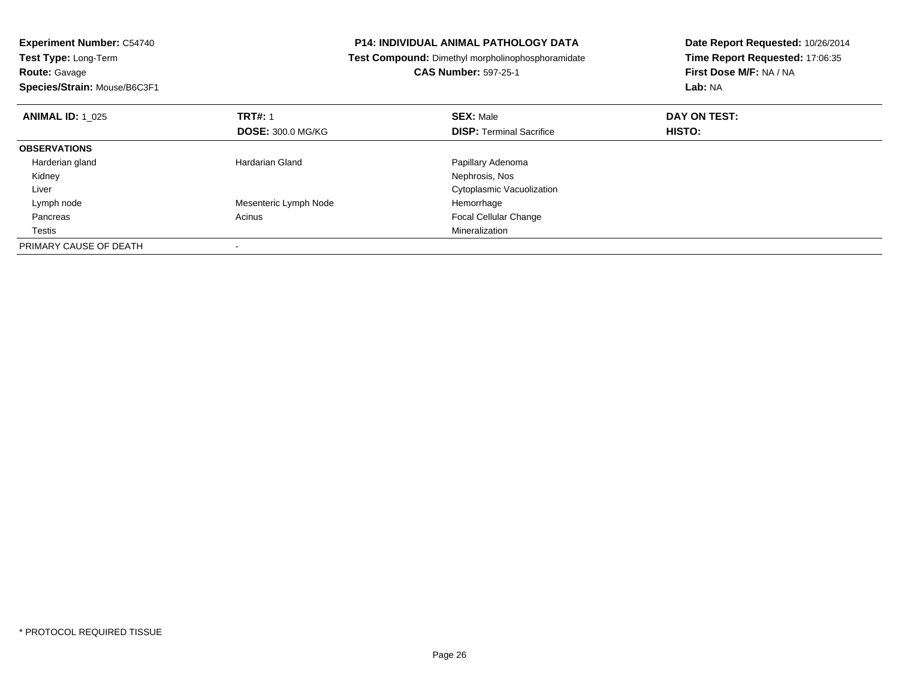**Experiment Number:** C54740
**Test Type:** Long-Term
**Route:** Gavage
**Species/Strain:** Mouse/B6C3F1

**P14: INDIVIDUAL ANIMAL PATHOLOGY DATA**
**Test Compound:** Dimethyl morpholinophosphoramidate
**CAS Number:** 597-25-1

**Date Report Requested:** 10/26/2014
**Time Report Requested:** 17:06:35
**First Dose M/F:** NA / NA
**Lab:** NA

| **ANIMAL ID:** 1_025 | **TRT#:** 1 | **SEX:** Male | **DAY ON TEST:** |
|---|---|---|---|
| | **DOSE:** 300.0 MG/KG | **DISP:** Terminal Sacrifice | **HISTO:** |
| **OBSERVATIONS** | | | |
| Harderian gland | Hardarian Gland | Papillary Adenoma | |
| Kidney | | Nephrosis, Nos | |
| Liver | | Cytoplasmic Vacuolization | |
| Lymph node | Mesenteric Lymph Node | Hemorrhage | |
| Pancreas | Acinus | Focal Cellular Change | |
| Testis | | Mineralization | |
| PRIMARY CAUSE OF DEATH | - | | |

* PROTOCOL REQUIRED TISSUE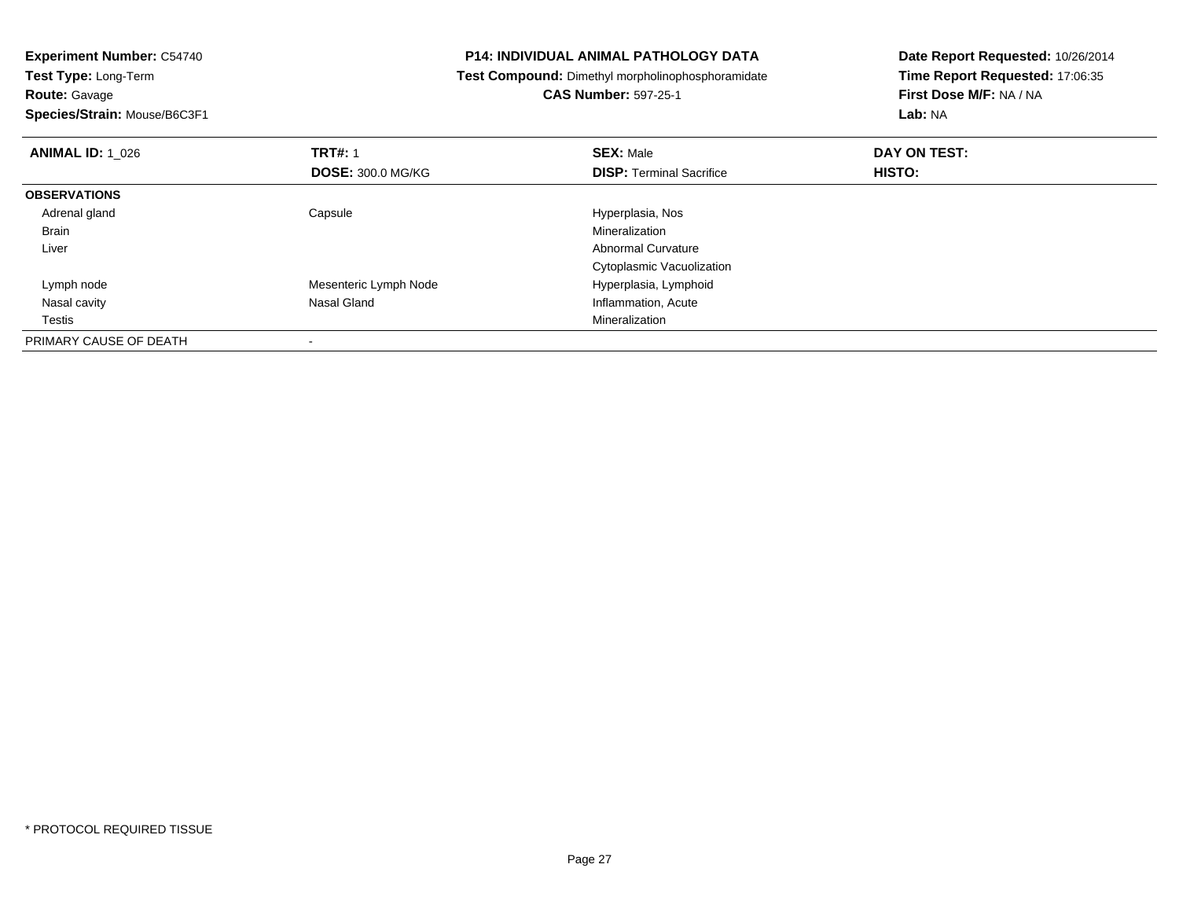**Experiment Number:** C54740
**Test Type:** Long-Term
**Route:** Gavage
**Species/Strain:** Mouse/B6C3F1

**P14: INDIVIDUAL ANIMAL PATHOLOGY DATA**
**Test Compound:** Dimethyl morpholinophosphoramidate
**CAS Number:** 597-25-1

**Date Report Requested:** 10/26/2014
**Time Report Requested:** 17:06:35
**First Dose M/F:** NA / NA
**Lab:** NA

| **ANIMAL ID:** 1_026 | **TRT#:** 1 | **SEX:** Male | **DAY ON TEST:** |
|---|---|---|---|
| | **DOSE:** 300.0 MG/KG | **DISP:** Terminal Sacrifice | **HISTO:** |
| **OBSERVATIONS** | | | |
| Adrenal gland | Capsule | Hyperplasia, Nos | |
| Brain | | Mineralization | |
| Liver | | Abnormal Curvature | |
| | | Cytoplasmic Vacuolization | |
| Lymph node | Mesenteric Lymph Node | Hyperplasia, Lymphoid | |
| Nasal cavity | Nasal Gland | Inflammation, Acute | |
| Testis | | Mineralization | |
| PRIMARY CAUSE OF DEATH | - | | |

* PROTOCOL REQUIRED TISSUE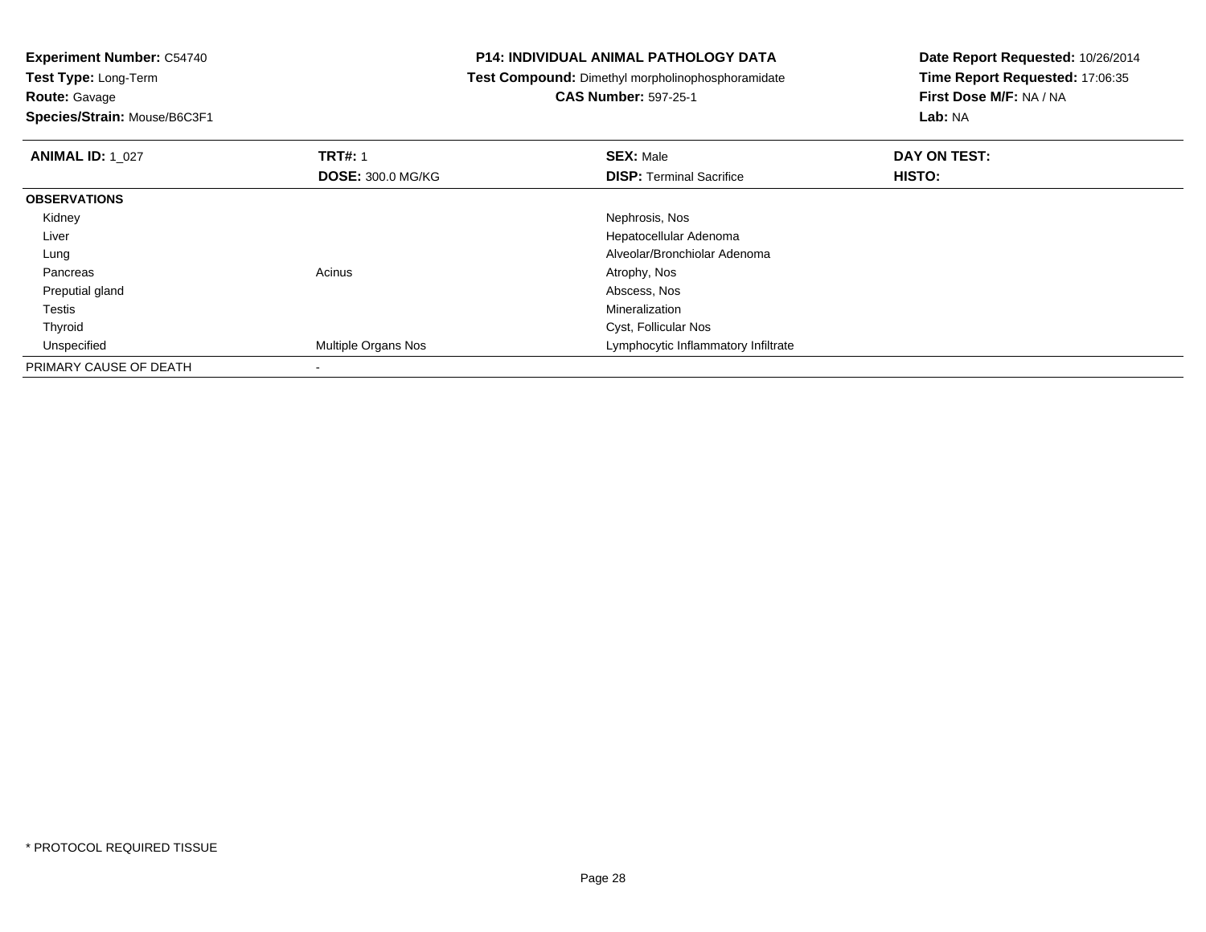**Experiment Number:** C54740
**Test Type:** Long-Term
**Route:** Gavage
**Species/Strain:** Mouse/B6C3F1

**P14: INDIVIDUAL ANIMAL PATHOLOGY DATA**
**Test Compound:** Dimethyl morpholinophosphoramidate
**CAS Number:** 597-25-1

**Date Report Requested:** 10/26/2014
**Time Report Requested:** 17:06:35
**First Dose M/F:** NA / NA
**Lab:** NA

| **ANIMAL ID:** 1_027 | **TRT#:** 1 | **SEX:** Male | **DAY ON TEST:** |
|---|---|---|---|
| | **DOSE:** 300.0 MG/KG | **DISP:** Terminal Sacrifice | **HISTO:** |
| **OBSERVATIONS** | | | |
| Kidney | | Nephrosis, Nos | |
| Liver | | Hepatocellular Adenoma | |
| Lung | | Alveolar/Bronchiolar Adenoma | |
| Pancreas | Acinus | Atrophy, Nos | |
| Preputial gland | | Abscess, Nos | |
| Testis | | Mineralization | |
| Thyroid | | Cyst, Follicular Nos | |
| Unspecified | Multiple Organs Nos | Lymphocytic Inflammatory Infiltrate | |
| PRIMARY CAUSE OF DEATH | - | | |

\* PROTOCOL REQUIRED TISSUE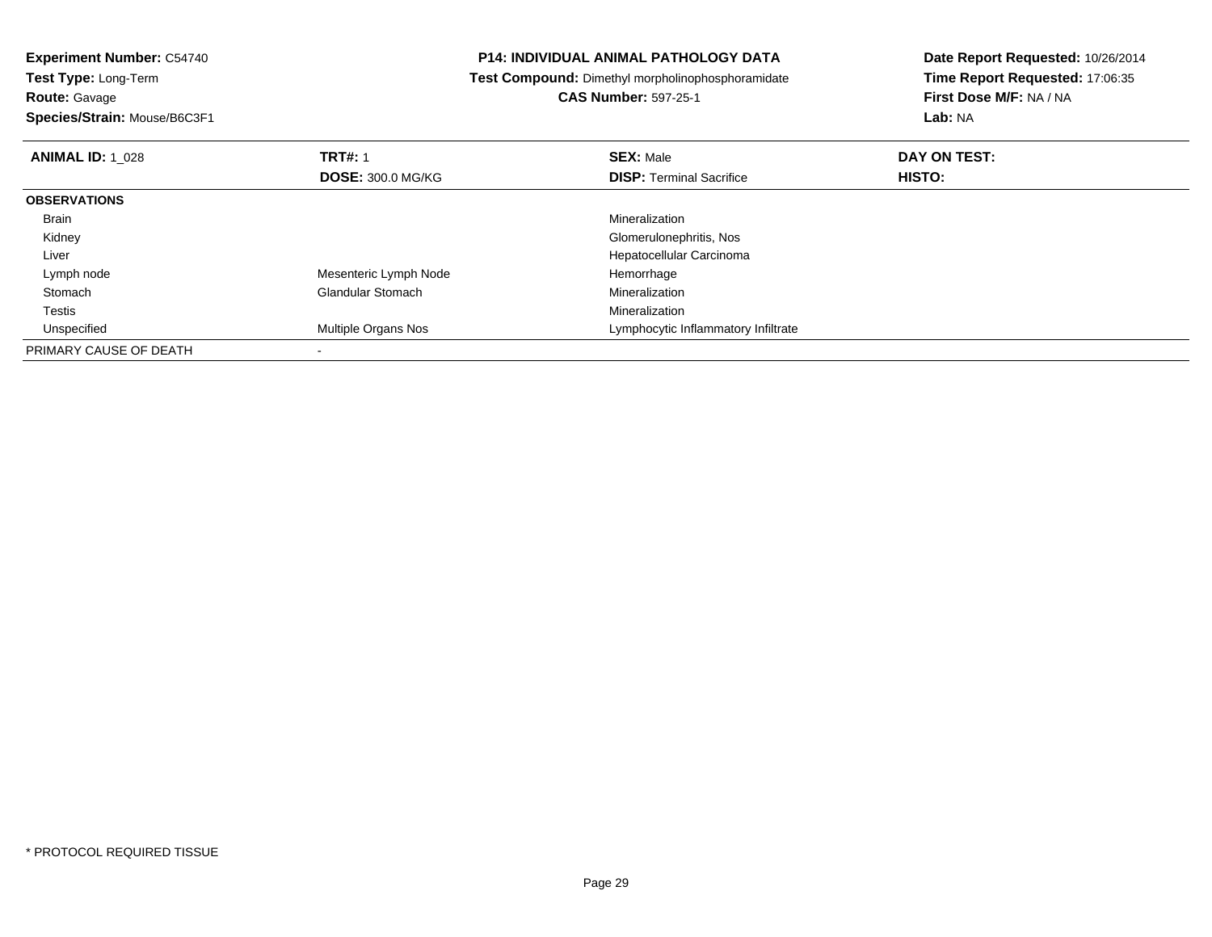**Experiment Number:** C54740
**Test Type:** Long-Term
**Route:** Gavage
**Species/Strain:** Mouse/B6C3F1

**P14: INDIVIDUAL ANIMAL PATHOLOGY DATA**
**Test Compound:** Dimethyl morpholinophosphoramidate
**CAS Number:** 597-25-1

**Date Report Requested:** 10/26/2014
**Time Report Requested:** 17:06:35
**First Dose M/F:** NA / NA
**Lab:** NA

| **ANIMAL ID:** 1_028 | **TRT#:** 1 | **SEX:** Male | **DAY ON TEST:** |
|---|---|---|---|
| | **DOSE:** 300.0 MG/KG | **DISP:** Terminal Sacrifice | **HISTO:** |
| **OBSERVATIONS** | | | |
| Brain | | Mineralization | |
| Kidney | | Glomerulonephritis, Nos | |
| Liver | | Hepatocellular Carcinoma | |
| Lymph node | Mesenteric Lymph Node | Hemorrhage | |
| Stomach | Glandular Stomach | Mineralization | |
| Testis | | Mineralization | |
| Unspecified | Multiple Organs Nos | Lymphocytic Inflammatory Infiltrate | |
| PRIMARY CAUSE OF DEATH | - | | |

* PROTOCOL REQUIRED TISSUE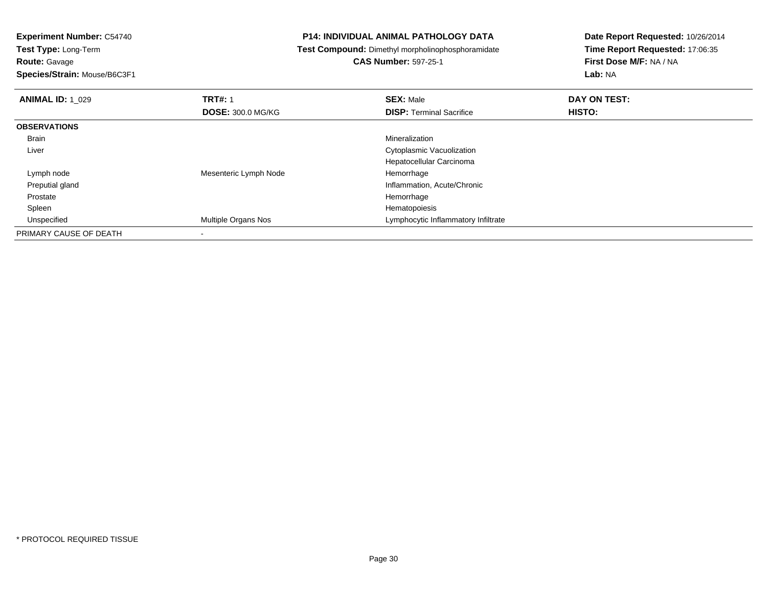**Experiment Number:** C54740
**Test Type:** Long-Term
**Route:** Gavage
**Species/Strain:** Mouse/B6C3F1

**P14: INDIVIDUAL ANIMAL PATHOLOGY DATA**
**Test Compound:** Dimethyl morpholinophosphoramidate
**CAS Number:** 597-25-1

**Date Report Requested:** 10/26/2014
**Time Report Requested:** 17:06:35
**First Dose M/F:** NA / NA
**Lab:** NA

| **ANIMAL ID:** 1_029 | **TRT#:** 1 | **SEX:** Male | **DAY ON TEST:** |
|---|---|---|---|
| | **DOSE:** 300.0 MG/KG | **DISP:** Terminal Sacrifice | **HISTO:** |
| **OBSERVATIONS** | | | |
| Brain | | Mineralization | |
| Liver | | Cytoplasmic Vacuolization | |
| | | Hepatocellular Carcinoma | |
| Lymph node | Mesenteric Lymph Node | Hemorrhage | |
| Preputial gland | | Inflammation, Acute/Chronic | |
| Prostate | | Hemorrhage | |
| Spleen | | Hematopoiesis | |
| Unspecified | Multiple Organs Nos | Lymphocytic Inflammatory Infiltrate | |
| PRIMARY CAUSE OF DEATH | - | | |

* PROTOCOL REQUIRED TISSUE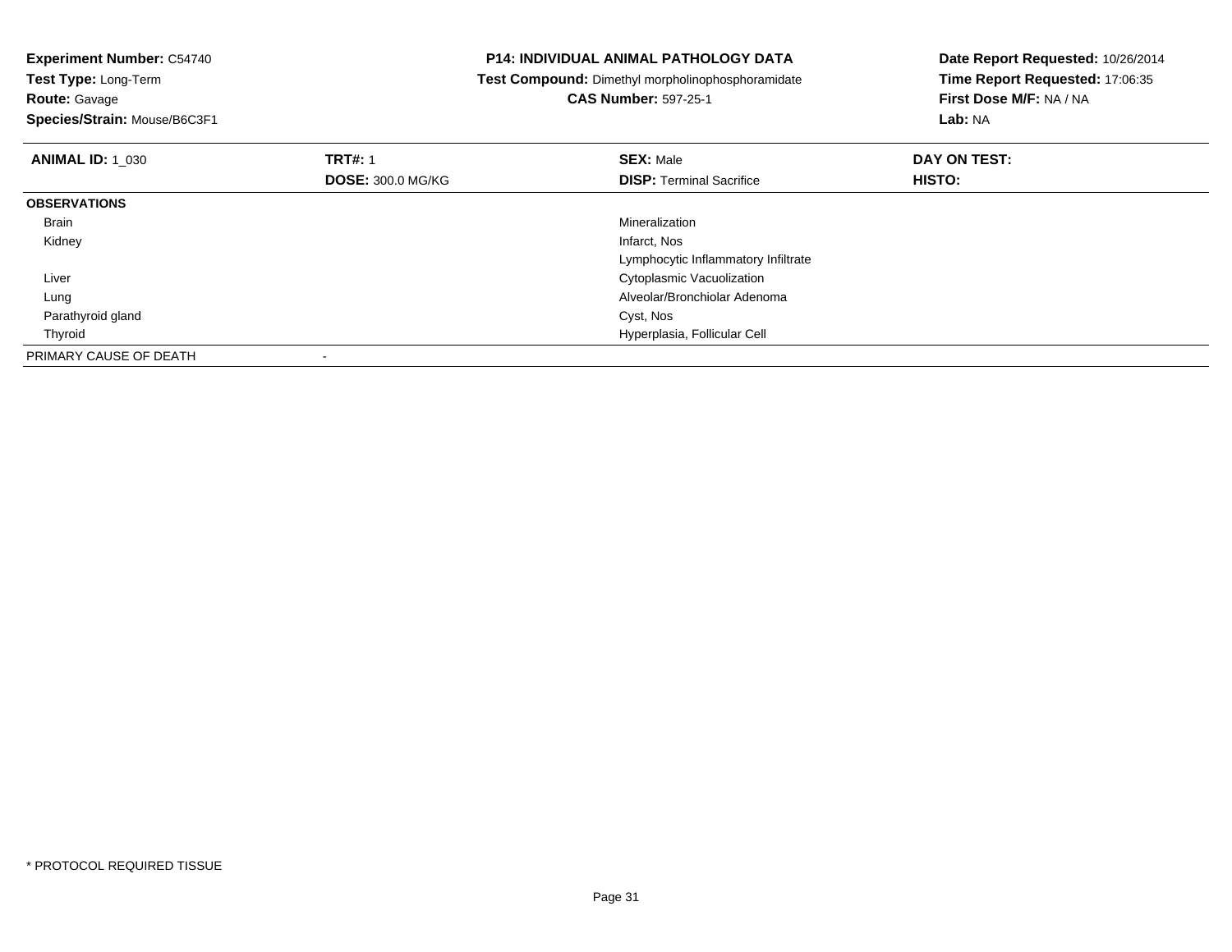**Experiment Number:** C54740
**Test Type:** Long-Term
**Route:** Gavage
**Species/Strain:** Mouse/B6C3F1

**P14: INDIVIDUAL ANIMAL PATHOLOGY DATA**
**Test Compound:** Dimethyl morpholinophosphoramidate
**CAS Number:** 597-25-1

**Date Report Requested:** 10/26/2014
**Time Report Requested:** 17:06:35
**First Dose M/F:** NA / NA
**Lab:** NA

| **ANIMAL ID:** 1_030 | **TRT#:** 1 | **SEX:** Male | **DAY ON TEST:** |
|---|---|---|---|
| | **DOSE:** 300.0 MG/KG | **DISP:** Terminal Sacrifice | **HISTO:** |
| **OBSERVATIONS** | | | |
| Brain | | Mineralization | |
| Kidney | | Infarct, Nos | |
| | | Lymphocytic Inflammatory Infiltrate | |
| Liver | | Cytoplasmic Vacuolization | |
| Lung | | Alveolar/Bronchiolar Adenoma | |
| Parathyroid gland | | Cyst, Nos | |
| Thyroid | | Hyperplasia, Follicular Cell | |
| PRIMARY CAUSE OF DEATH | - | | |

* PROTOCOL REQUIRED TISSUE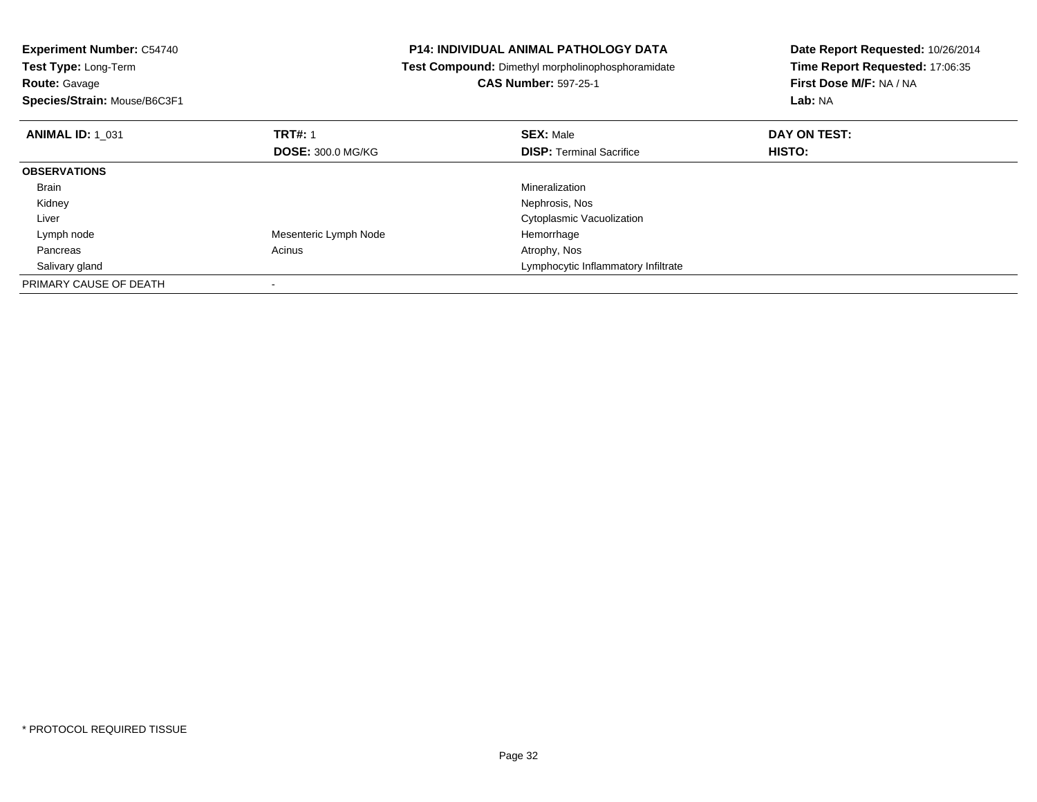**Experiment Number:** C54740
**Test Type:** Long-Term
**Route:** Gavage
**Species/Strain:** Mouse/B6C3F1

**P14: INDIVIDUAL ANIMAL PATHOLOGY DATA**
**Test Compound:** Dimethyl morpholinophosphoramidate
**CAS Number:** 597-25-1

**Date Report Requested:** 10/26/2014
**Time Report Requested:** 17:06:35
**First Dose M/F:** NA / NA
**Lab:** NA

| **ANIMAL ID:** 1_031 | **TRT#:** 1 | **SEX:** Male | **DAY ON TEST:** |
|---|---|---|---|
| | **DOSE:** 300.0 MG/KG | **DISP:** Terminal Sacrifice | **HISTO:** |
| **OBSERVATIONS** | | | |
| Brain | | Mineralization | |
| Kidney | | Nephrosis, Nos | |
| Liver | | Cytoplasmic Vacuolization | |
| Lymph node | Mesenteric Lymph Node | Hemorrhage | |
| Pancreas | Acinus | Atrophy, Nos | |
| Salivary gland | | Lymphocytic Inflammatory Infiltrate | |
| PRIMARY CAUSE OF DEATH | - | | |

* PROTOCOL REQUIRED TISSUE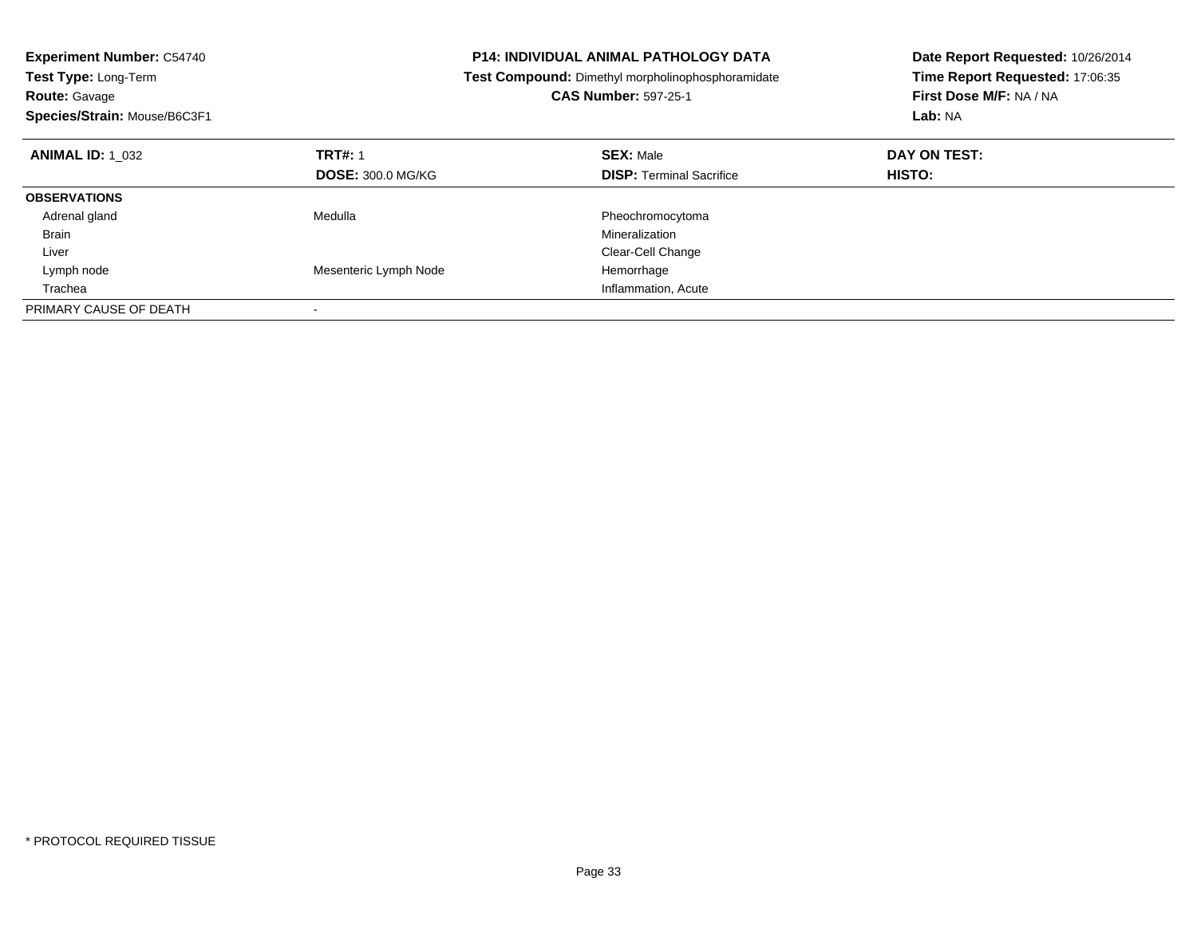**Experiment Number:** C54740
**Test Type:** Long-Term
**Route:** Gavage
**Species/Strain:** Mouse/B6C3F1

**P14: INDIVIDUAL ANIMAL PATHOLOGY DATA**
**Test Compound:** Dimethyl morpholinophosphoramidate
**CAS Number:** 597-25-1

**Date Report Requested:** 10/26/2014
**Time Report Requested:** 17:06:35
**First Dose M/F:** NA / NA
**Lab:** NA

| **ANIMAL ID:** 1_032 | **TRT#:** 1 | **SEX:** Male | **DAY ON TEST:** |
|---|---|---|---|
| | **DOSE:** 300.0 MG/KG | **DISP:** Terminal Sacrifice | **HISTO:** |
| **OBSERVATIONS** | | | |
| Adrenal gland | Medulla | Pheochromocytoma | |
| Brain | | Mineralization | |
| Liver | | Clear-Cell Change | |
| Lymph node | Mesenteric Lymph Node | Hemorrhage | |
| Trachea | | Inflammation, Acute | |
| PRIMARY CAUSE OF DEATH | - | | |

\* PROTOCOL REQUIRED TISSUE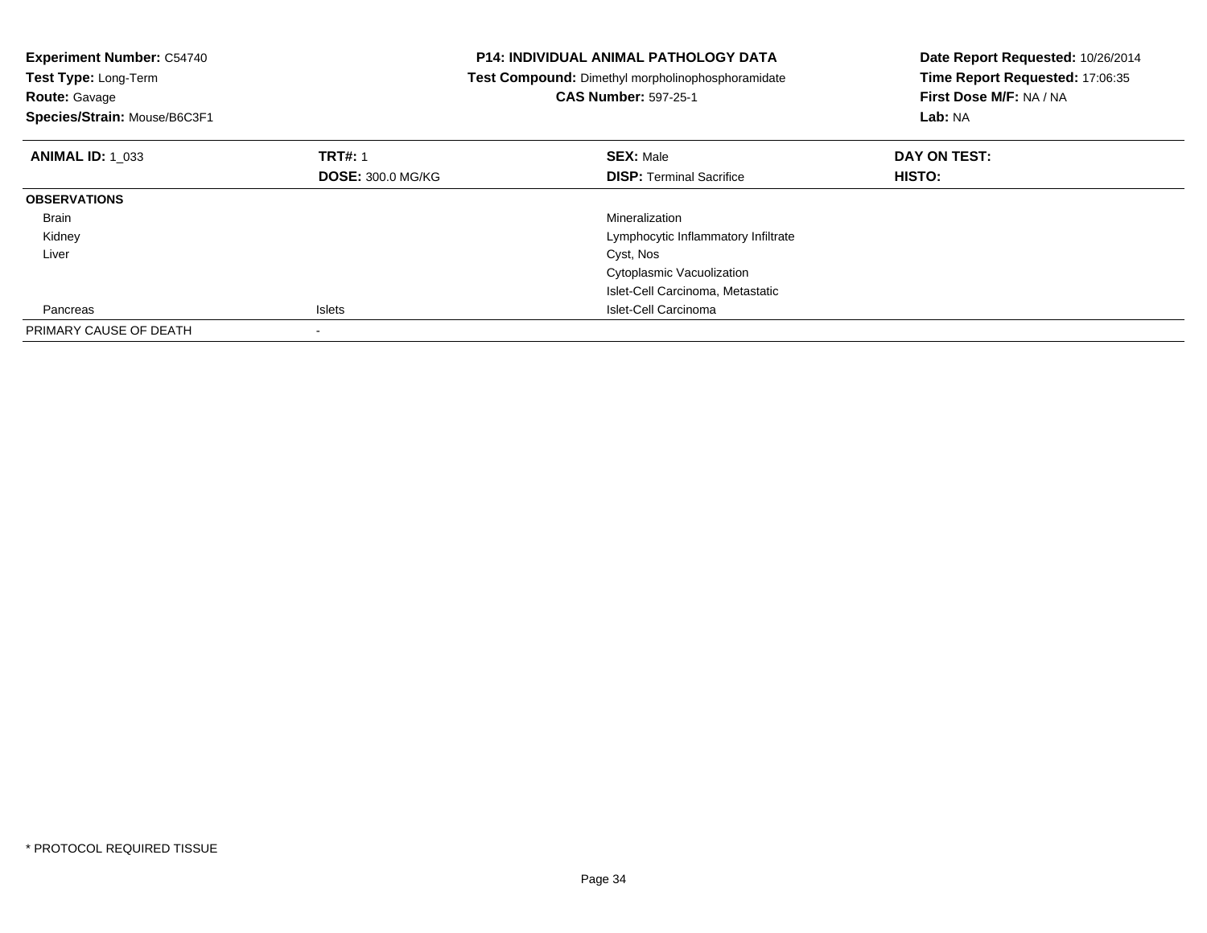**Experiment Number:** C54740
**Test Type:** Long-Term
**Route:** Gavage
**Species/Strain:** Mouse/B6C3F1

**P14: INDIVIDUAL ANIMAL PATHOLOGY DATA**
**Test Compound:** Dimethyl morpholinophosphoramidate
**CAS Number:** 597-25-1

**Date Report Requested:** 10/26/2014
**Time Report Requested:** 17:06:35
**First Dose M/F:** NA / NA
**Lab:** NA

| **ANIMAL ID:** 1_033 | **TRT#:** 1 | **SEX:** Male | **DAY ON TEST:** |
|---|---|---|---|
| | **DOSE:** 300.0 MG/KG | **DISP:** Terminal Sacrifice | **HISTO:** |
| **OBSERVATIONS** | | | |
| Brain | | Mineralization | |
| Kidney | | Lymphocytic Inflammatory Infiltrate | |
| Liver | | Cyst, Nos | |
| | | Cytoplasmic Vacuolization | |
| | | Islet-Cell Carcinoma, Metastatic | |
| Pancreas | Islets | Islet-Cell Carcinoma | |
| PRIMARY CAUSE OF DEATH | - | | |

* PROTOCOL REQUIRED TISSUE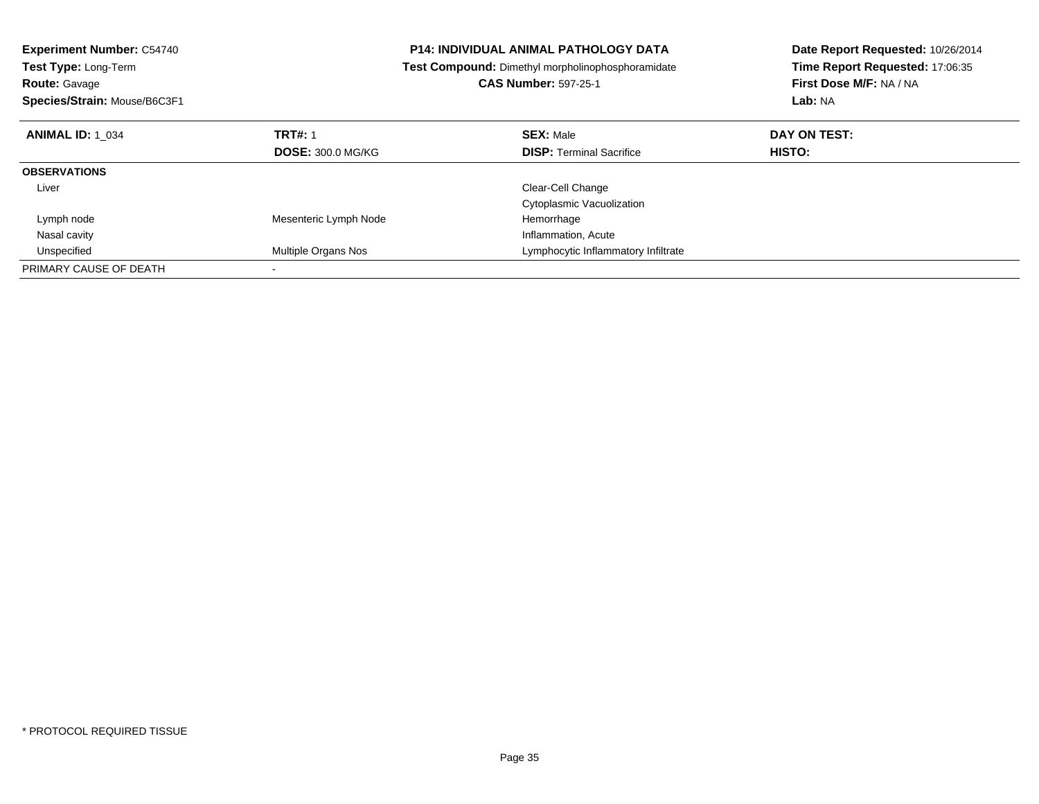**Experiment Number:** C54740
**Test Type:** Long-Term
**Route:** Gavage
**Species/Strain:** Mouse/B6C3F1

**P14: INDIVIDUAL ANIMAL PATHOLOGY DATA**
**Test Compound:** Dimethyl morpholinophosphoramidate
**CAS Number:** 597-25-1

**Date Report Requested:** 10/26/2014
**Time Report Requested:** 17:06:35
**First Dose M/F:** NA / NA
**Lab:** NA

| **ANIMAL ID:** 1_034 | **TRT#:** 1 | **SEX:** Male | **DAY ON TEST:** |
|---|---|---|---|
| | **DOSE:** 300.0 MG/KG | **DISP:** Terminal Sacrifice | **HISTO:** |
| **OBSERVATIONS** | | | |
| Liver | | Clear-Cell Change | |
| | | Cytoplasmic Vacuolization | |
| Lymph node | Mesenteric Lymph Node | Hemorrhage | |
| Nasal cavity | | Inflammation, Acute | |
| Unspecified | Multiple Organs Nos | Lymphocytic Inflammatory Infiltrate | |
| PRIMARY CAUSE OF DEATH | - | | |

* PROTOCOL REQUIRED TISSUE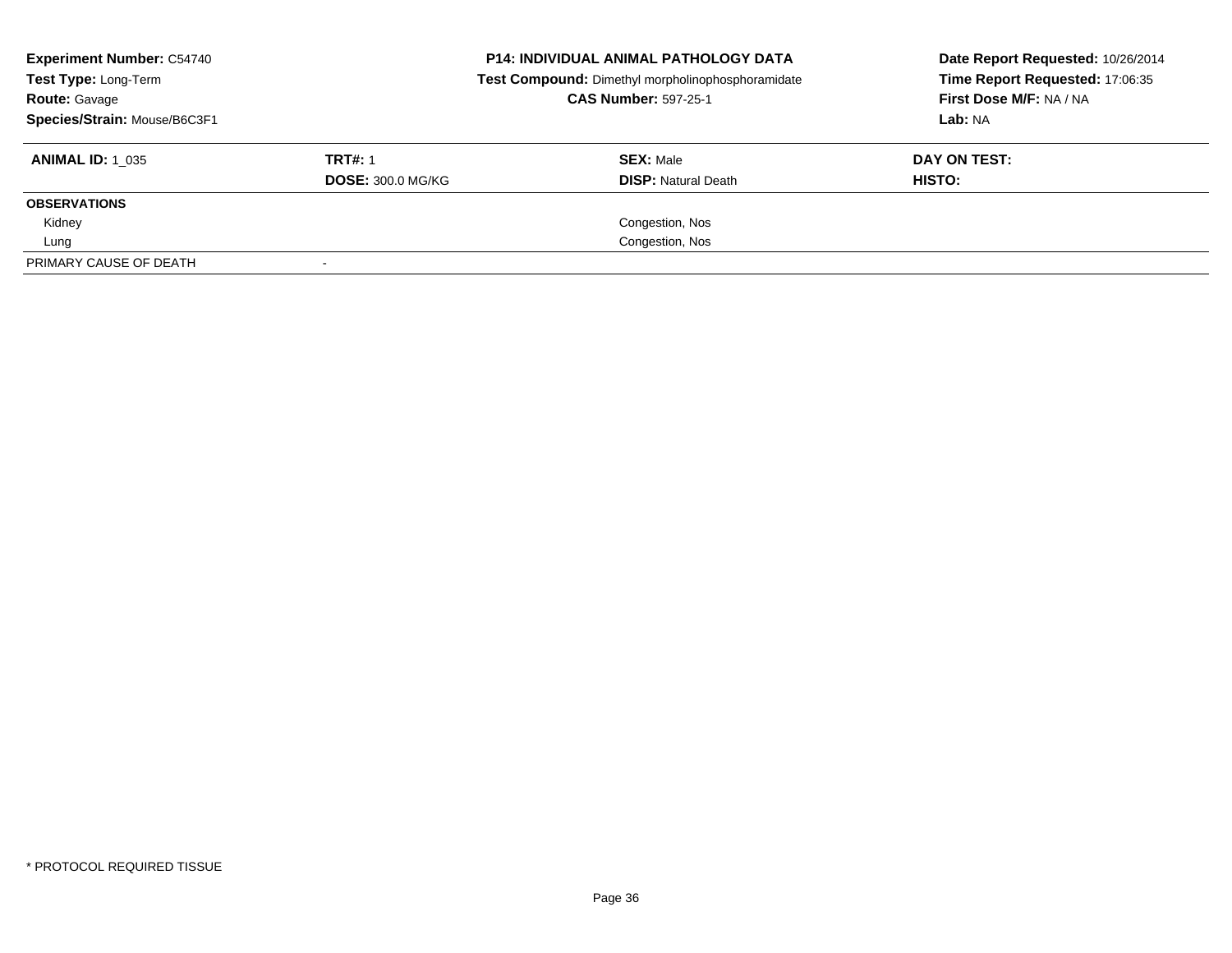**Experiment Number:** C54740
**Test Type:** Long-Term
**Route:** Gavage
**Species/Strain:** Mouse/B6C3F1

**P14: INDIVIDUAL ANIMAL PATHOLOGY DATA**
**Test Compound:** Dimethyl morpholinophosphoramidate
**CAS Number:** 597-25-1

**Date Report Requested:** 10/26/2014
**Time Report Requested:** 17:06:35
**First Dose M/F:** NA / NA
**Lab:** NA

| **ANIMAL ID:** 1_035 | **TRT#:** 1 | **SEX:** Male | **DAY ON TEST:** |
|---|---|---|---|
| | **DOSE:** 300.0 MG/KG | **DISP:** Natural Death | **HISTO:** |
| **OBSERVATIONS** | | | |
| Kidney | | Congestion, Nos | |
| Lung | | Congestion, Nos | |
| PRIMARY CAUSE OF DEATH | - | | |

* PROTOCOL REQUIRED TISSUE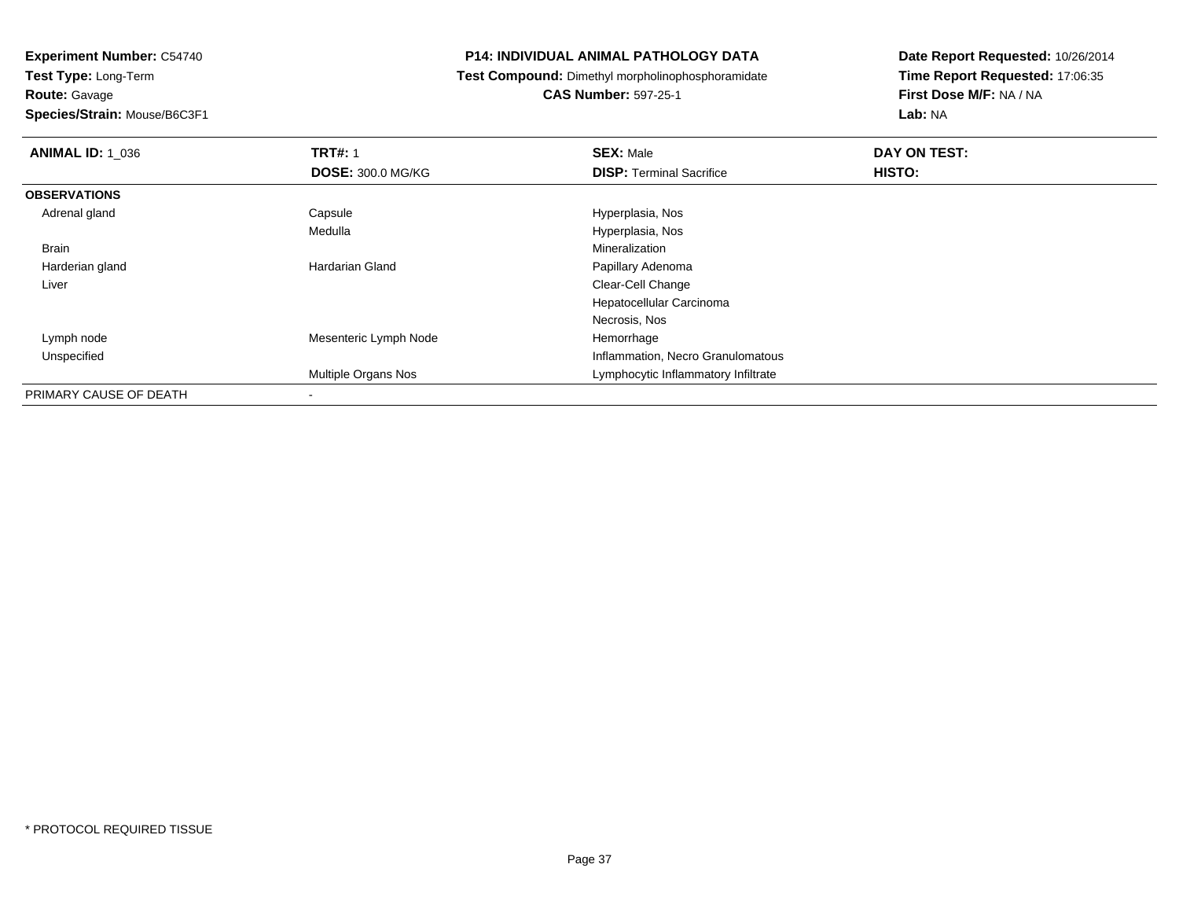**Experiment Number:** C54740
**Test Type:** Long-Term
**Route:** Gavage
**Species/Strain:** Mouse/B6C3F1

# P14: INDIVIDUAL ANIMAL PATHOLOGY DATA

**Test Compound:** Dimethyl morpholinophosphoramidate
**CAS Number:** 597-25-1

**Date Report Requested:** 10/26/2014
**Time Report Requested:** 17:06:35
**First Dose M/F:** NA / NA
**Lab:** NA

| **ANIMAL ID:** 1_036 | **TRT#:** 1 | **SEX:** Male | **DAY ON TEST:** |
|---|---|---|---|
| | **DOSE:** 300.0 MG/KG | **DISP:** Terminal Sacrifice | **HISTO:** |
| **OBSERVATIONS** | | | |
| Adrenal gland | Capsule | Hyperplasia, Nos | |
| | Medulla | Hyperplasia, Nos | |
| Brain | | Mineralization | |
| Harderian gland | Hardarian Gland | Papillary Adenoma | |
| Liver | | Clear-Cell Change | |
| | | Hepatocellular Carcinoma | |
| | | Necrosis, Nos | |
| Lymph node | Mesenteric Lymph Node | Hemorrhage | |
| Unspecified | | Inflammation, Necro Granulomatous | |
| | Multiple Organs Nos | Lymphocytic Inflammatory Infiltrate | |
| PRIMARY CAUSE OF DEATH | - | | |

* PROTOCOL REQUIRED TISSUE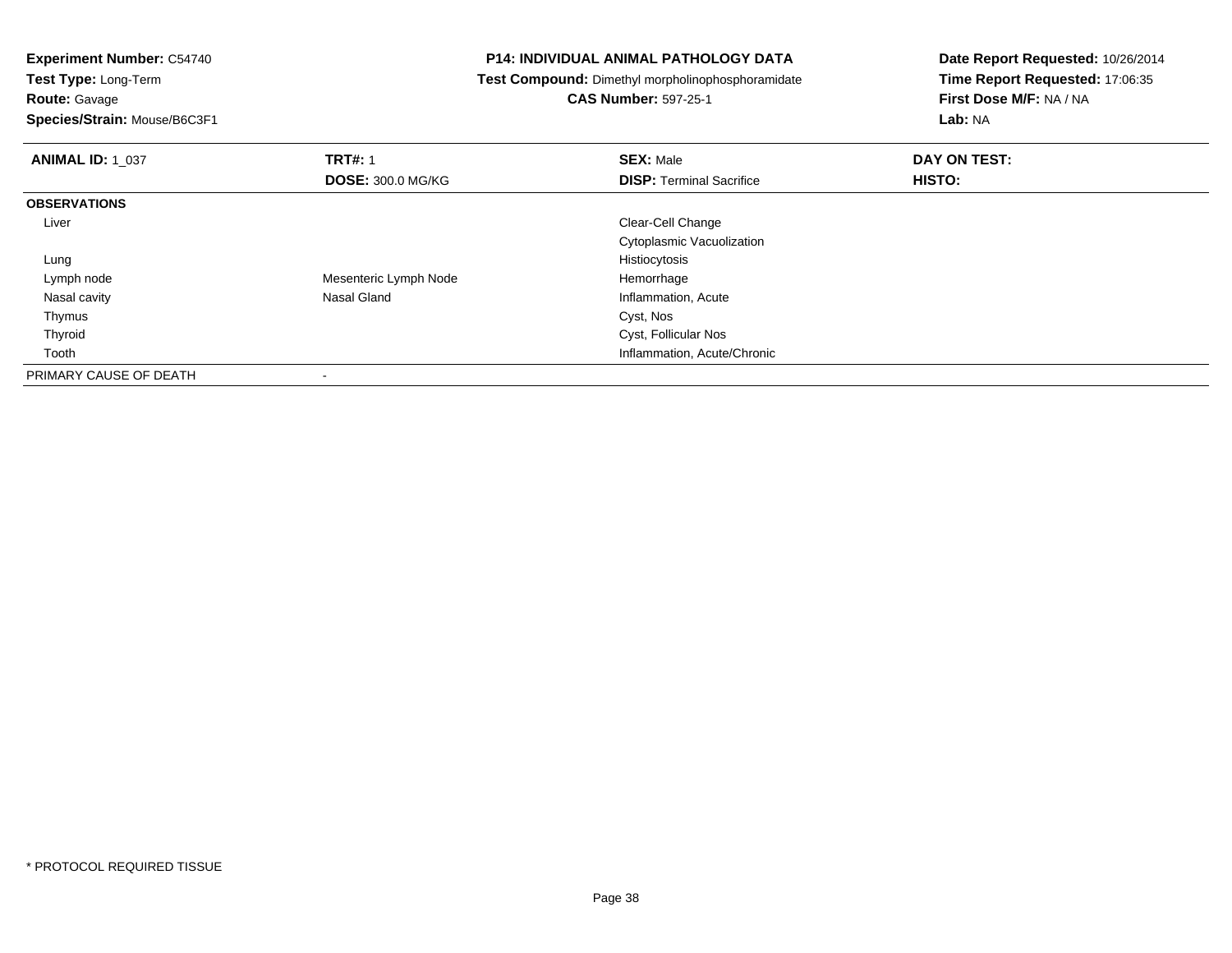**Experiment Number:** C54740
**Test Type:** Long-Term
**Route:** Gavage
**Species/Strain:** Mouse/B6C3F1

**P14: INDIVIDUAL ANIMAL PATHOLOGY DATA**
**Test Compound:** Dimethyl morpholinophosphoramidate
**CAS Number:** 597-25-1

**Date Report Requested:** 10/26/2014
**Time Report Requested:** 17:06:35
**First Dose M/F:** NA / NA
**Lab:** NA

| **ANIMAL ID:** 1_037 | **TRT#:** 1 | **SEX:** Male | **DAY ON TEST:** |
|---|---|---|---|
| | **DOSE:** 300.0 MG/KG | **DISP:** Terminal Sacrifice | **HISTO:** |
| **OBSERVATIONS** | | | |
| Liver | | Clear-Cell Change | |
| | | Cytoplasmic Vacuolization | |
| Lung | | Histiocytosis | |
| Lymph node | Mesenteric Lymph Node | Hemorrhage | |
| Nasal cavity | Nasal Gland | Inflammation, Acute | |
| Thymus | | Cyst, Nos | |
| Thyroid | | Cyst, Follicular Nos | |
| Tooth | | Inflammation, Acute/Chronic | |
| PRIMARY CAUSE OF DEATH | - | | |

* PROTOCOL REQUIRED TISSUE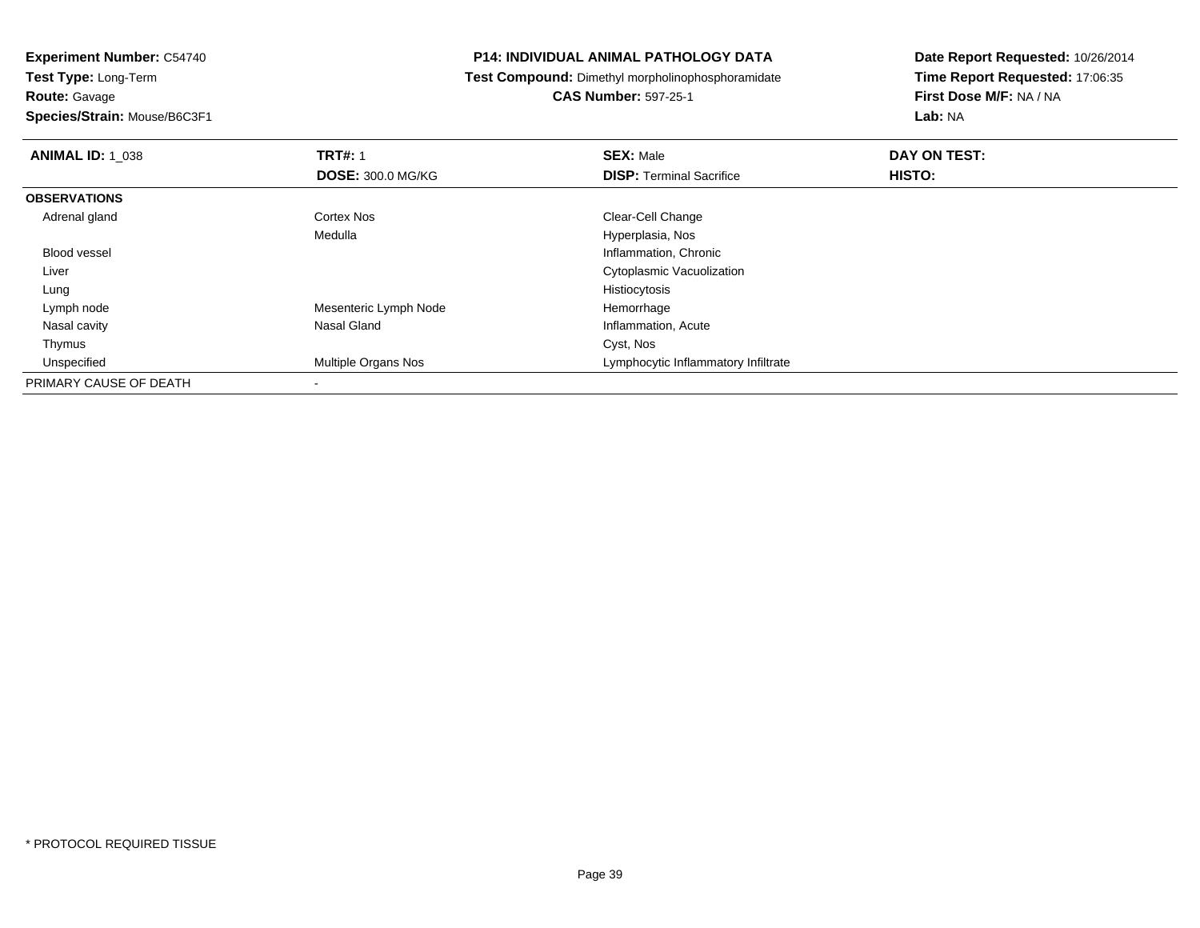**Experiment Number:** C54740
**Test Type:** Long-Term
**Route:** Gavage
**Species/Strain:** Mouse/B6C3F1

**P14: INDIVIDUAL ANIMAL PATHOLOGY DATA**
**Test Compound:** Dimethyl morpholinophosphoramidate
**CAS Number:** 597-25-1

**Date Report Requested:** 10/26/2014
**Time Report Requested:** 17:06:35
**First Dose M/F:** NA / NA
**Lab:** NA

| **ANIMAL ID:** 1_038 | **TRT#:** 1 | **SEX:** Male | **DAY ON TEST:** |
|---|---|---|---|
| | **DOSE:** 300.0 MG/KG | **DISP:** Terminal Sacrifice | **HISTO:** |
| **OBSERVATIONS** | | | |
| Adrenal gland | Cortex Nos | Clear-Cell Change | |
| | Medulla | Hyperplasia, Nos | |
| Blood vessel | | Inflammation, Chronic | |
| Liver | | Cytoplasmic Vacuolization | |
| Lung | | Histiocytosis | |
| Lymph node | Mesenteric Lymph Node | Hemorrhage | |
| Nasal cavity | Nasal Gland | Inflammation, Acute | |
| Thymus | | Cyst, Nos | |
| Unspecified | Multiple Organs Nos | Lymphocytic Inflammatory Infiltrate | |
| PRIMARY CAUSE OF DEATH | - | | |

* PROTOCOL REQUIRED TISSUE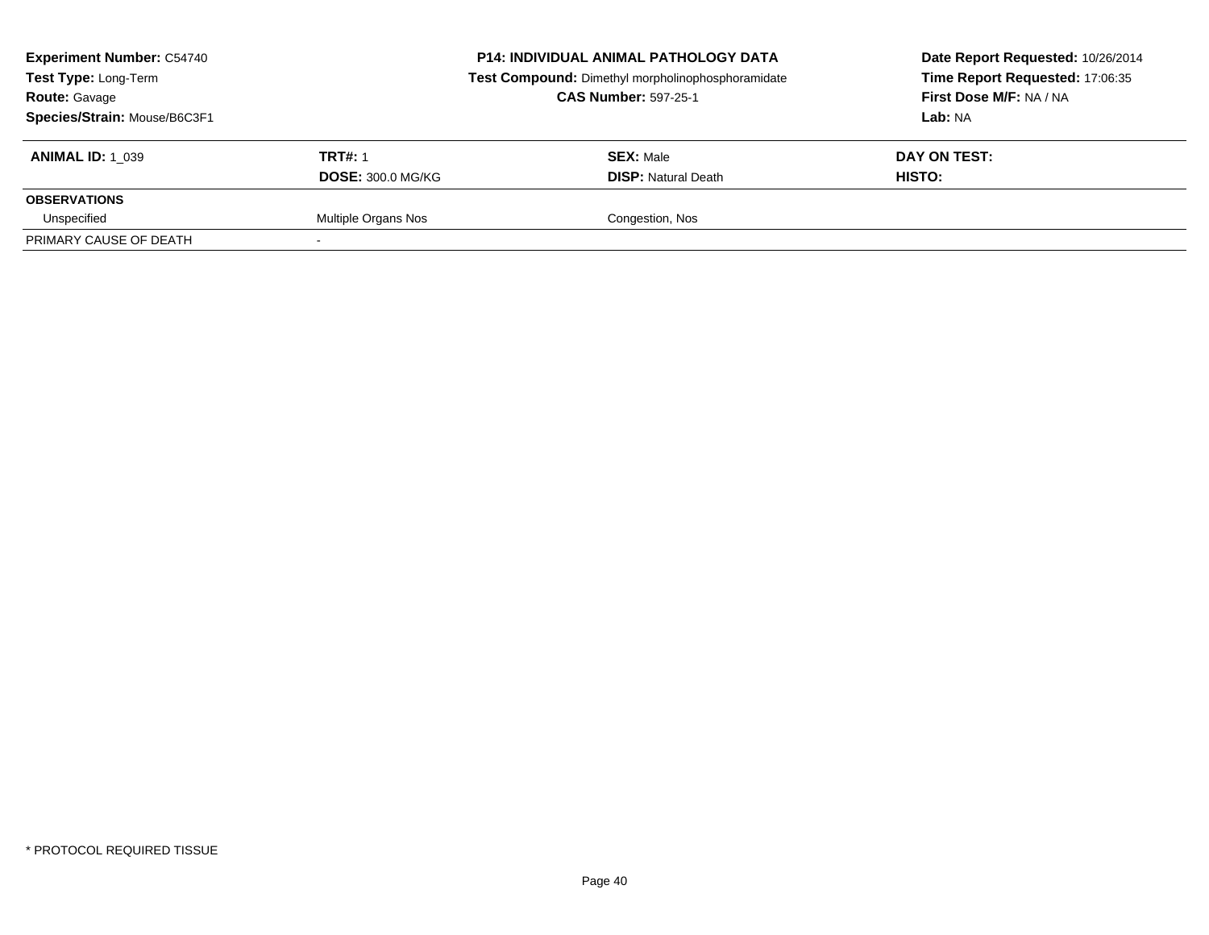**Experiment Number:** C54740
**Test Type:** Long-Term
**Route:** Gavage
**Species/Strain:** Mouse/B6C3F1

**P14: INDIVIDUAL ANIMAL PATHOLOGY DATA**
**Test Compound:** Dimethyl morpholinophosphoramidate
**CAS Number:** 597-25-1

**Date Report Requested:** 10/26/2014
**Time Report Requested:** 17:06:35
**First Dose M/F:** NA / NA
**Lab:** NA

| **ANIMAL ID:** 1_039 | **TRT#:** 1 | **SEX:** Male | **DAY ON TEST:** |
|---|---|---|---|
| | **DOSE:** 300.0 MG/KG | **DISP:** Natural Death | **HISTO:** |
| **OBSERVATIONS** | | | |
| Unspecified | Multiple Organs Nos | Congestion, Nos | |
| PRIMARY CAUSE OF DEATH | - | | |

\* PROTOCOL REQUIRED TISSUE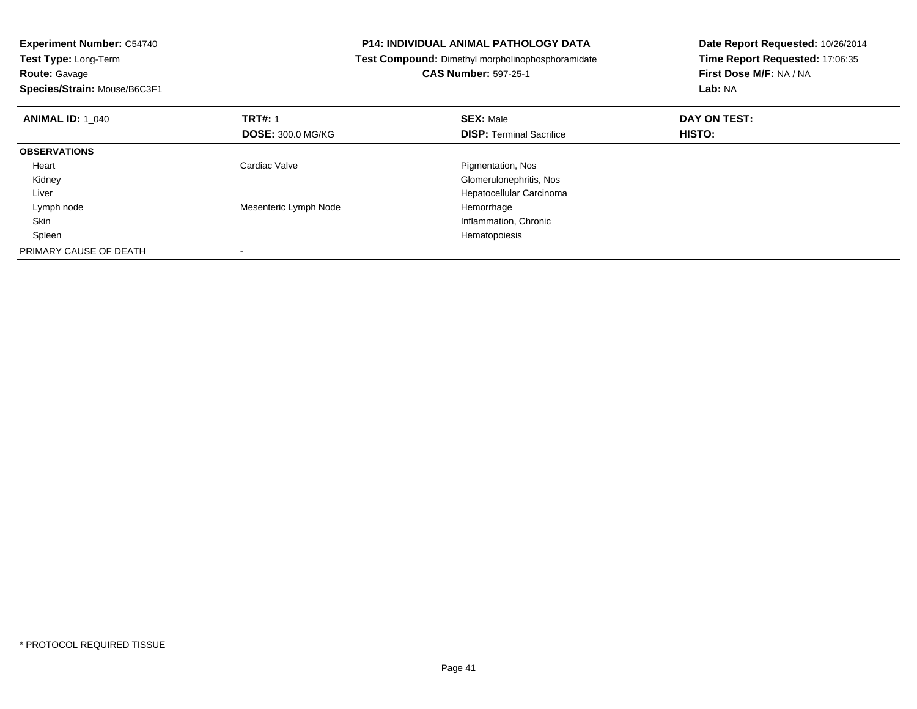**Experiment Number:** C54740
**Test Type:** Long-Term
**Route:** Gavage
**Species/Strain:** Mouse/B6C3F1

**P14: INDIVIDUAL ANIMAL PATHOLOGY DATA**
**Test Compound:** Dimethyl morpholinophosphoramidate
**CAS Number:** 597-25-1

**Date Report Requested:** 10/26/2014
**Time Report Requested:** 17:06:35
**First Dose M/F:** NA / NA
**Lab:** NA

| **ANIMAL ID:** 1_040 | **TRT#:** 1 | **SEX:** Male | **DAY ON TEST:** |
|---|---|---|---|
| | **DOSE:** 300.0 MG/KG | **DISP:** Terminal Sacrifice | **HISTO:** |
| **OBSERVATIONS** | | | |
| Heart | Cardiac Valve | Pigmentation, Nos | |
| Kidney | | Glomerulonephritis, Nos | |
| Liver | | Hepatocellular Carcinoma | |
| Lymph node | Mesenteric Lymph Node | Hemorrhage | |
| Skin | | Inflammation, Chronic | |
| Spleen | | Hematopoiesis | |
| PRIMARY CAUSE OF DEATH | - | | |

* PROTOCOL REQUIRED TISSUE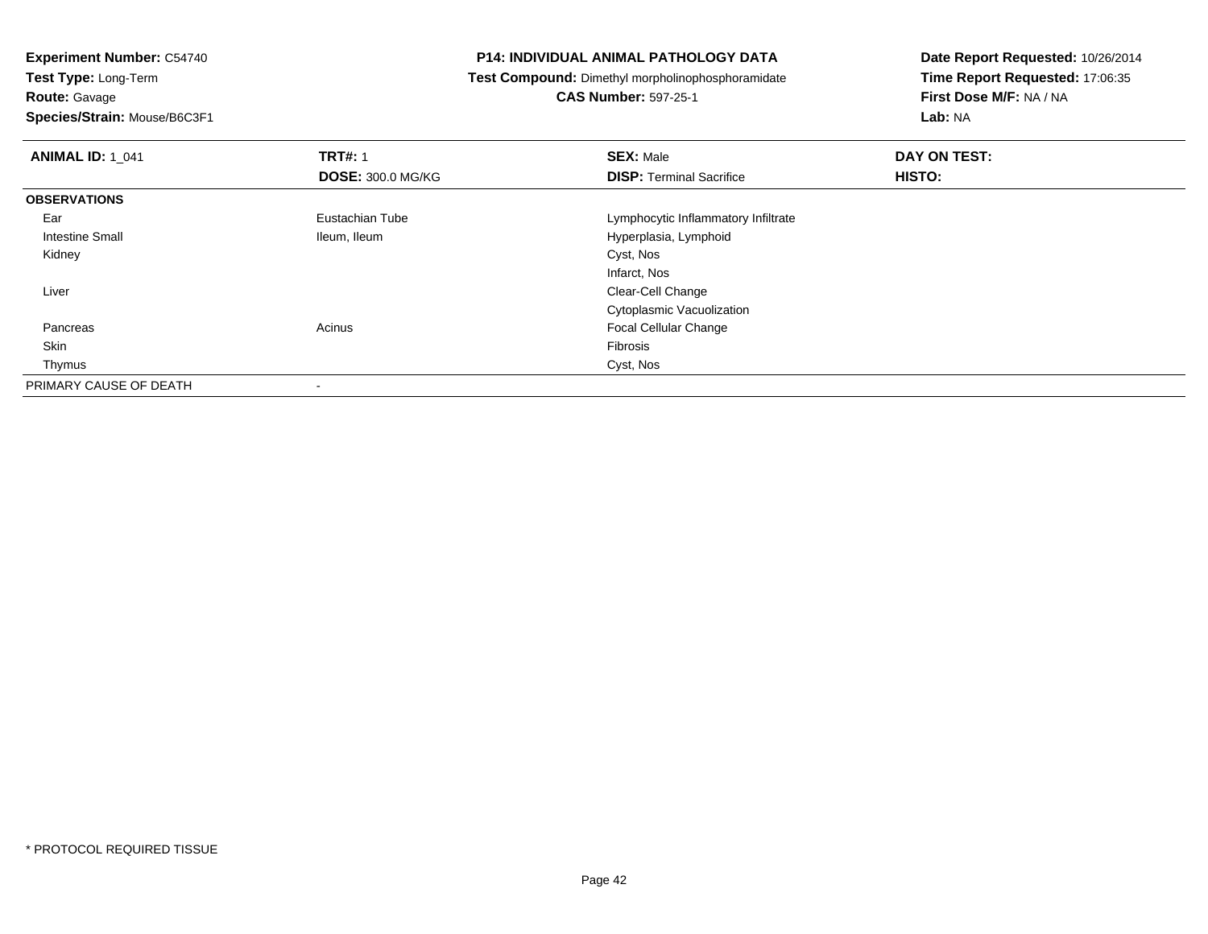**Experiment Number:** C54740
**Test Type:** Long-Term
**Route:** Gavage
**Species/Strain:** Mouse/B6C3F1

**P14: INDIVIDUAL ANIMAL PATHOLOGY DATA**
**Test Compound:** Dimethyl morpholinophosphoramidate
**CAS Number:** 597-25-1

**Date Report Requested:** 10/26/2014
**Time Report Requested:** 17:06:35
**First Dose M/F:** NA / NA
**Lab:** NA

| **ANIMAL ID:** 1_041 | **TRT#:** 1 | **SEX:** Male | **DAY ON TEST:** |
|---|---|---|---|
| | **DOSE:** 300.0 MG/KG | **DISP:** Terminal Sacrifice | **HISTO:** |
| **OBSERVATIONS** | | | |
| Ear | Eustachian Tube | Lymphocytic Inflammatory Infiltrate | |
| Intestine Small | Ileum, Ileum | Hyperplasia, Lymphoid | |
| Kidney | | Cyst, Nos | |
| | | Infarct, Nos | |
| Liver | | Clear-Cell Change | |
| | | Cytoplasmic Vacuolization | |
| Pancreas | Acinus | Focal Cellular Change | |
| Skin | | Fibrosis | |
| Thymus | | Cyst, Nos | |
| PRIMARY CAUSE OF DEATH | - | | |

\* PROTOCOL REQUIRED TISSUE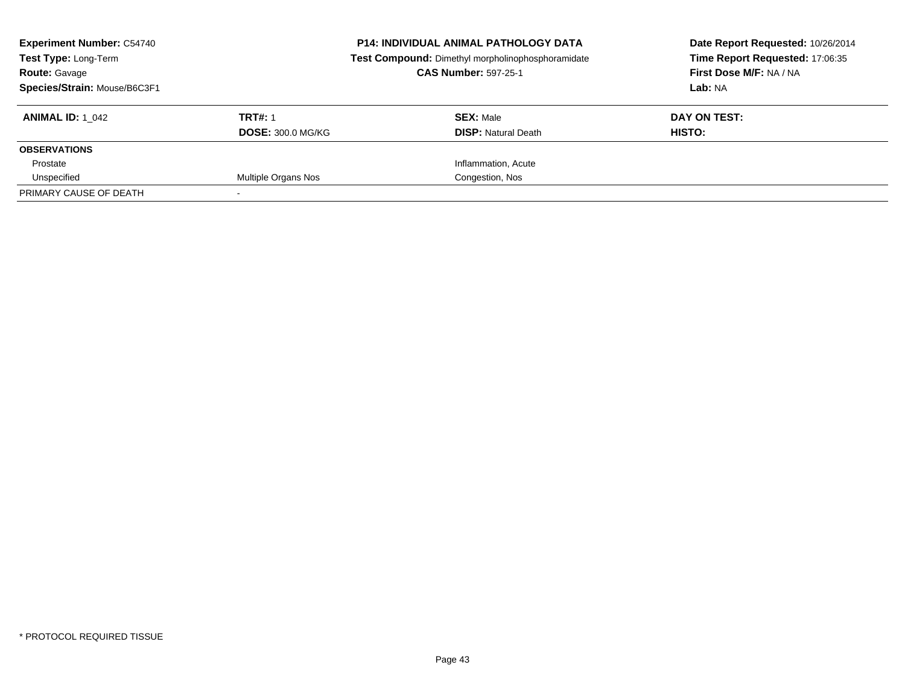**Experiment Number:** C54740
**Test Type:** Long-Term
**Route:** Gavage
**Species/Strain:** Mouse/B6C3F1

**P14: INDIVIDUAL ANIMAL PATHOLOGY DATA**
**Test Compound:** Dimethyl morpholinophosphoramidate
**CAS Number:** 597-25-1

**Date Report Requested:** 10/26/2014
**Time Report Requested:** 17:06:35
**First Dose M/F:** NA / NA
**Lab:** NA

| **ANIMAL ID:** 1_042 | **TRT#:** 1 | **SEX:** Male | **DAY ON TEST:** |
|---|---|---|---|
| | **DOSE:** 300.0 MG/KG | **DISP:** Natural Death | **HISTO:** |
| **OBSERVATIONS** | | | |
| Prostate | | Inflammation, Acute | |
| Unspecified | Multiple Organs Nos | Congestion, Nos | |
| PRIMARY CAUSE OF DEATH | - | | |

* PROTOCOL REQUIRED TISSUE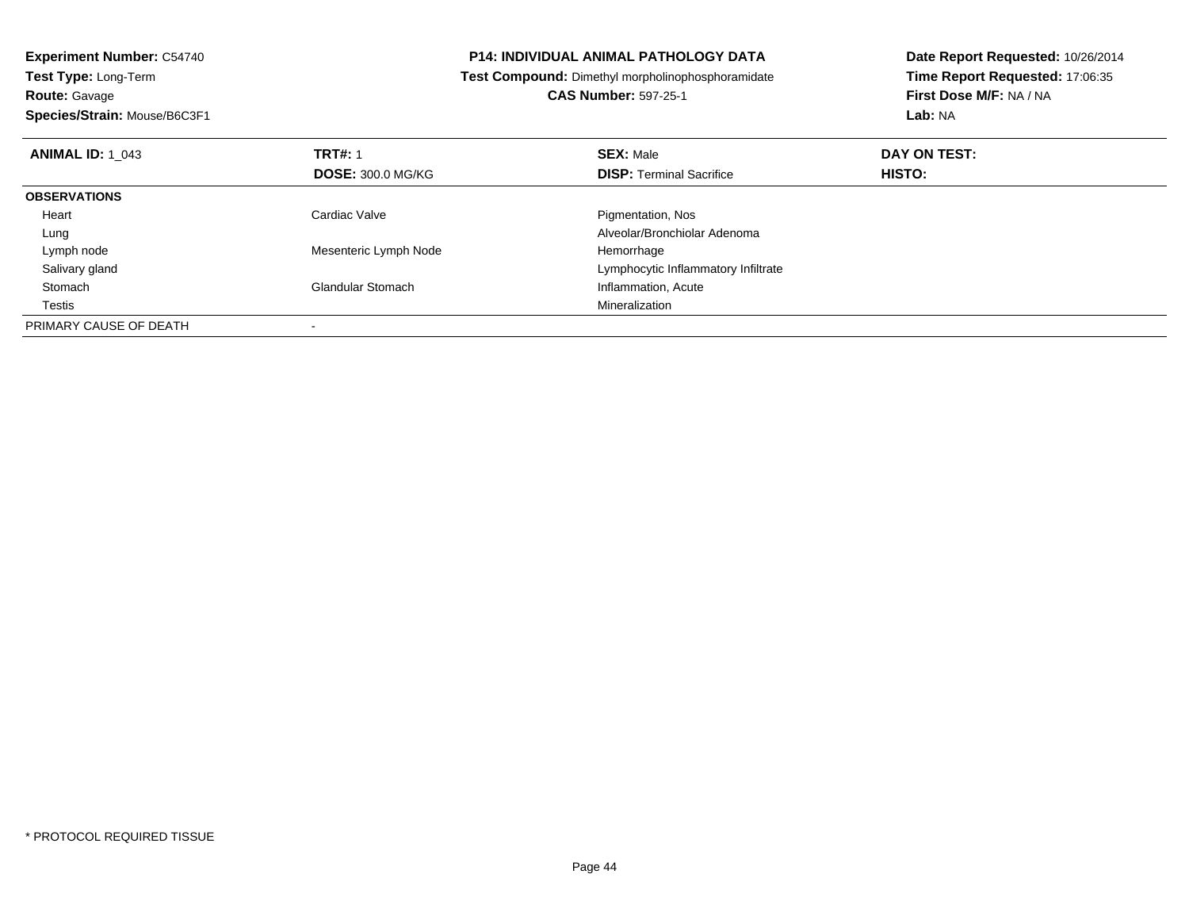**Experiment Number:** C54740
**Test Type:** Long-Term
**Route:** Gavage
**Species/Strain:** Mouse/B6C3F1

**P14: INDIVIDUAL ANIMAL PATHOLOGY DATA**
**Test Compound:** Dimethyl morpholinophosphoramidate
**CAS Number:** 597-25-1

**Date Report Requested:** 10/26/2014
**Time Report Requested:** 17:06:35
**First Dose M/F:** NA / NA
**Lab:** NA

| **ANIMAL ID:** 1_043 | **TRT#:** 1 | **SEX:** Male | **DAY ON TEST:** |
|---|---|---|---|
| | **DOSE:** 300.0 MG/KG | **DISP:** Terminal Sacrifice | **HISTO:** |
| **OBSERVATIONS** | | | |
| Heart | Cardiac Valve | Pigmentation, Nos | |
| Lung | | Alveolar/Bronchiolar Adenoma | |
| Lymph node | Mesenteric Lymph Node | Hemorrhage | |
| Salivary gland | | Lymphocytic Inflammatory Infiltrate | |
| Stomach | Glandular Stomach | Inflammation, Acute | |
| Testis | | Mineralization | |
| PRIMARY CAUSE OF DEATH | - | | |

* PROTOCOL REQUIRED TISSUE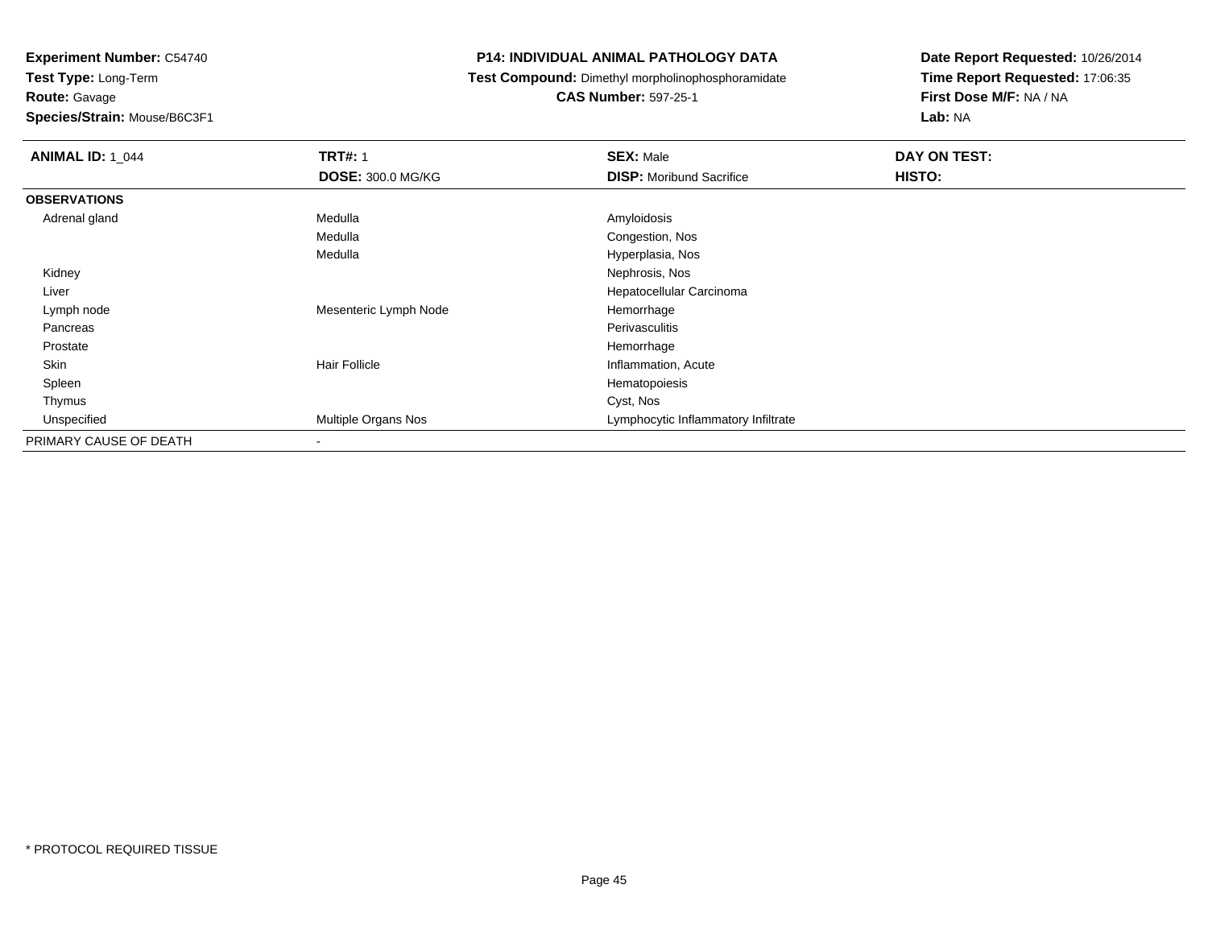**Experiment Number:** C54740
**Test Type:** Long-Term
**Route:** Gavage
**Species/Strain:** Mouse/B6C3F1

**P14: INDIVIDUAL ANIMAL PATHOLOGY DATA**
**Test Compound:** Dimethyl morpholinophosphoramidate
**CAS Number:** 597-25-1

**Date Report Requested:** 10/26/2014
**Time Report Requested:** 17:06:35
**First Dose M/F:** NA / NA
**Lab:** NA

| **ANIMAL ID:** 1_044 | **TRT#:** 1 | **SEX:** Male | **DAY ON TEST:** |
|---|---|---|---|
| | **DOSE:** 300.0 MG/KG | **DISP:** Moribund Sacrifice | **HISTO:** |
| **OBSERVATIONS** | | | |
| Adrenal gland | Medulla | Amyloidosis | |
| | Medulla | Congestion, Nos | |
| | Medulla | Hyperplasia, Nos | |
| Kidney | | Nephrosis, Nos | |
| Liver | | Hepatocellular Carcinoma | |
| Lymph node | Mesenteric Lymph Node | Hemorrhage | |
| Pancreas | | Perivasculitis | |
| Prostate | | Hemorrhage | |
| Skin | Hair Follicle | Inflammation, Acute | |
| Spleen | | Hematopoiesis | |
| Thymus | | Cyst, Nos | |
| Unspecified | Multiple Organs Nos | Lymphocytic Inflammatory Infiltrate | |
| PRIMARY CAUSE OF DEATH | - | | |

* PROTOCOL REQUIRED TISSUE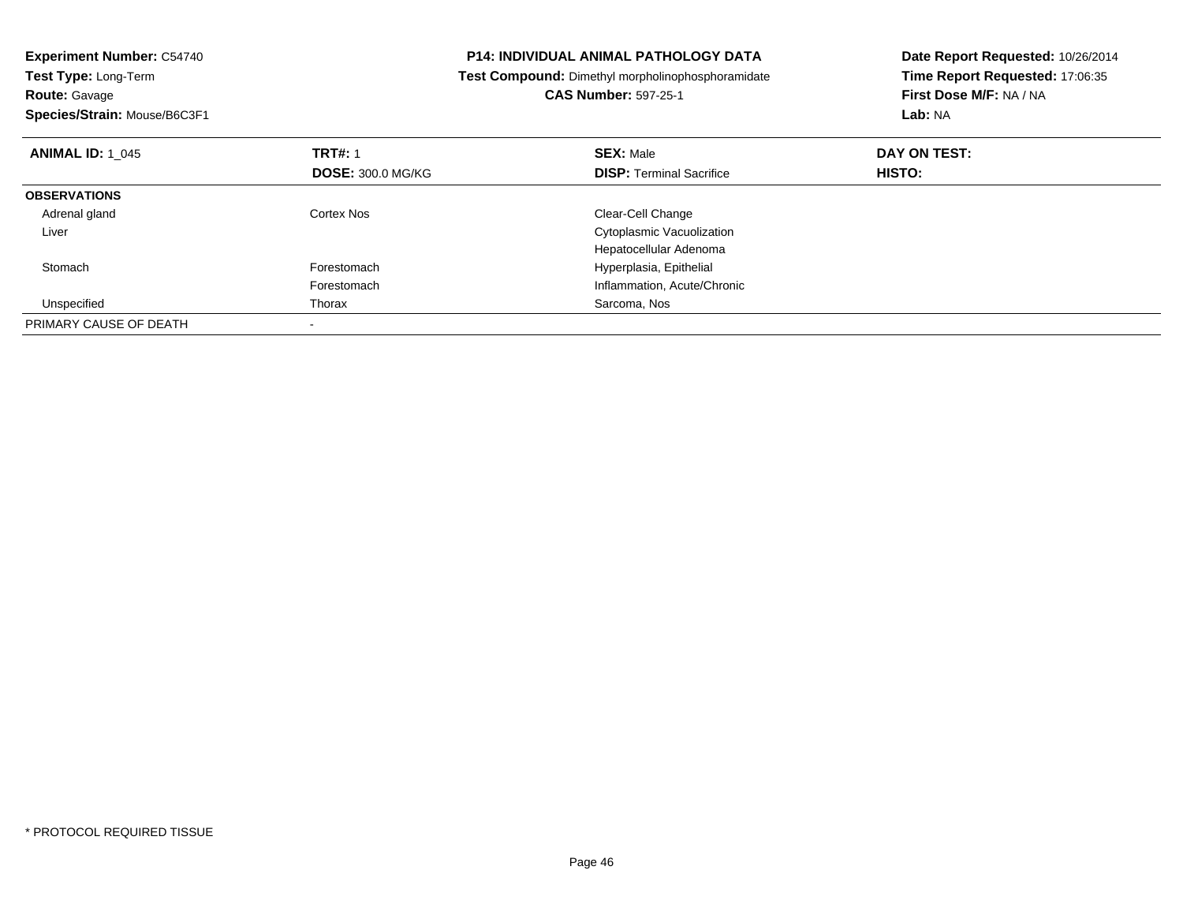**Experiment Number:** C54740
**Test Type:** Long-Term
**Route:** Gavage
**Species/Strain:** Mouse/B6C3F1

**P14: INDIVIDUAL ANIMAL PATHOLOGY DATA**
**Test Compound:** Dimethyl morpholinophosphoramidate
**CAS Number:** 597-25-1

**Date Report Requested:** 10/26/2014
**Time Report Requested:** 17:06:35
**First Dose M/F:** NA / NA
**Lab:** NA

| **ANIMAL ID:** 1_045 | **TRT#:** 1 | **SEX:** Male | **DAY ON TEST:** |
|---|---|---|---|
| | **DOSE:** 300.0 MG/KG | **DISP:** Terminal Sacrifice | **HISTO:** |
| **OBSERVATIONS** | | | |
| Adrenal gland | Cortex Nos | Clear-Cell Change | |
| Liver | | Cytoplasmic Vacuolization | |
| | | Hepatocellular Adenoma | |
| Stomach | Forestomach | Hyperplasia, Epithelial | |
| | Forestomach | Inflammation, Acute/Chronic | |
| Unspecified | Thorax | Sarcoma, Nos | |
| PRIMARY CAUSE OF DEATH | - | | |

* PROTOCOL REQUIRED TISSUE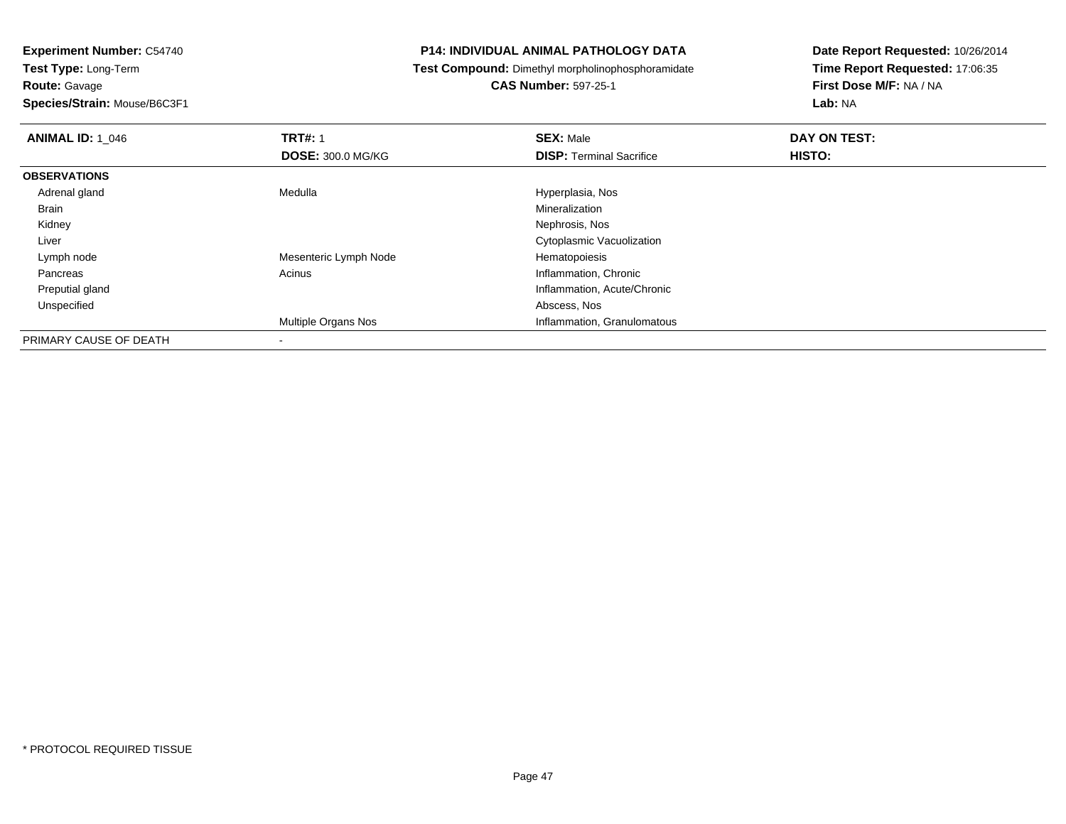**Experiment Number:** C54740
**Test Type:** Long-Term
**Route:** Gavage
**Species/Strain:** Mouse/B6C3F1

**P14: INDIVIDUAL ANIMAL PATHOLOGY DATA**
**Test Compound:** Dimethyl morpholinophosphoramidate
**CAS Number:** 597-25-1

**Date Report Requested:** 10/26/2014
**Time Report Requested:** 17:06:35
**First Dose M/F:** NA / NA
**Lab:** NA

| **ANIMAL ID:** 1_046 | **TRT#:** 1 | **SEX:** Male | **DAY ON TEST:** |
|---|---|---|---|
| | **DOSE:** 300.0 MG/KG | **DISP:** Terminal Sacrifice | **HISTO:** |
| **OBSERVATIONS** | | | |
| Adrenal gland | Medulla | Hyperplasia, Nos | |
| Brain | | Mineralization | |
| Kidney | | Nephrosis, Nos | |
| Liver | | Cytoplasmic Vacuolization | |
| Lymph node | Mesenteric Lymph Node | Hematopoiesis | |
| Pancreas | Acinus | Inflammation, Chronic | |
| Preputial gland | | Inflammation, Acute/Chronic | |
| Unspecified | | Abscess, Nos | |
| | Multiple Organs Nos | Inflammation, Granulomatous | |
| PRIMARY CAUSE OF DEATH | - | | |

\* PROTOCOL REQUIRED TISSUE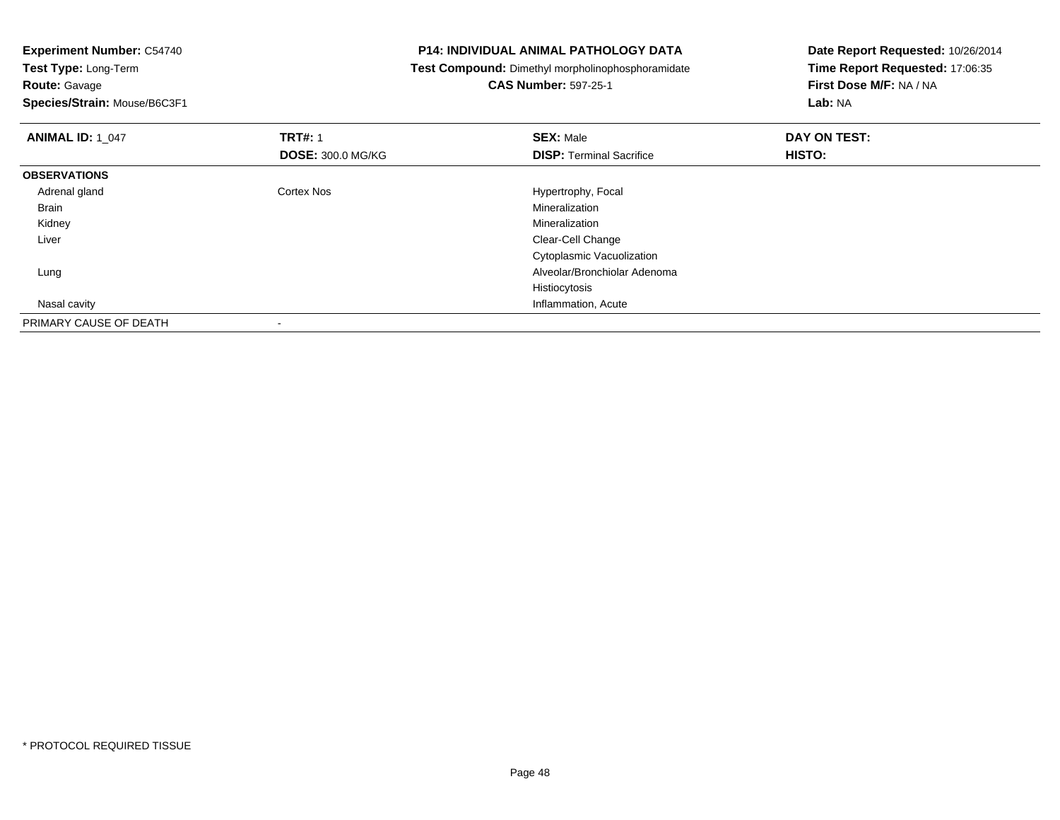**Experiment Number:** C54740
**Test Type:** Long-Term
**Route:** Gavage
**Species/Strain:** Mouse/B6C3F1

# P14: INDIVIDUAL ANIMAL PATHOLOGY DATA

**Test Compound:** Dimethyl morpholinophosphoramidate
**CAS Number:** 597-25-1

**Date Report Requested:** 10/26/2014
**Time Report Requested:** 17:06:35
**First Dose M/F:** NA / NA
**Lab:** NA

| **ANIMAL ID:** 1_047 | **TRT#:** 1 | **SEX:** Male | **DAY ON TEST:** |
|---|---|---|---|
| | **DOSE:** 300.0 MG/KG | **DISP:** Terminal Sacrifice | **HISTO:** |
| **OBSERVATIONS** | | | |
| Adrenal gland | Cortex Nos | Hypertrophy, Focal | |
| Brain | | Mineralization | |
| Kidney | | Mineralization | |
| Liver | | Clear-Cell Change | |
| | | Cytoplasmic Vacuolization | |
| Lung | | Alveolar/Bronchiolar Adenoma | |
| | | Histiocytosis | |
| Nasal cavity | | Inflammation, Acute | |
| PRIMARY CAUSE OF DEATH | - | | |

* PROTOCOL REQUIRED TISSUE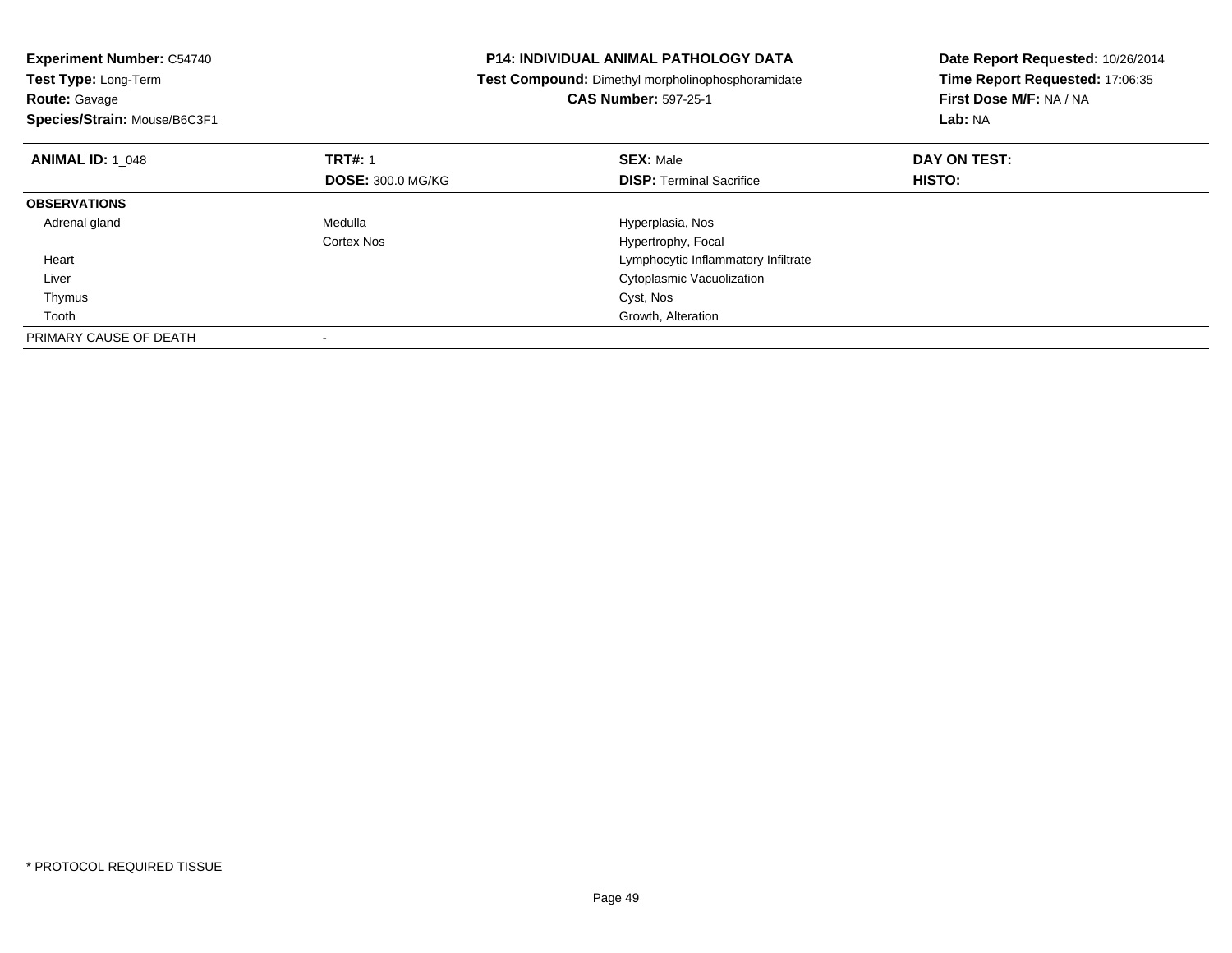**Experiment Number:** C54740
**Test Type:** Long-Term
**Route:** Gavage
**Species/Strain:** Mouse/B6C3F1

**P14: INDIVIDUAL ANIMAL PATHOLOGY DATA**
**Test Compound:** Dimethyl morpholinophosphoramidate
**CAS Number:** 597-25-1

**Date Report Requested:** 10/26/2014
**Time Report Requested:** 17:06:35
**First Dose M/F:** NA / NA
**Lab:** NA

| **ANIMAL ID:** 1_048 | **TRT#:** 1 | **SEX:** Male | **DAY ON TEST:** |
|---|---|---|---|
| | **DOSE:** 300.0 MG/KG | **DISP:** Terminal Sacrifice | **HISTO:** |
| **OBSERVATIONS** | | | |
| Adrenal gland | Medulla | Hyperplasia, Nos | |
| | Cortex Nos | Hypertrophy, Focal | |
| Heart | | Lymphocytic Inflammatory Infiltrate | |
| Liver | | Cytoplasmic Vacuolization | |
| Thymus | | Cyst, Nos | |
| Tooth | | Growth, Alteration | |
| PRIMARY CAUSE OF DEATH | - | | |

* PROTOCOL REQUIRED TISSUE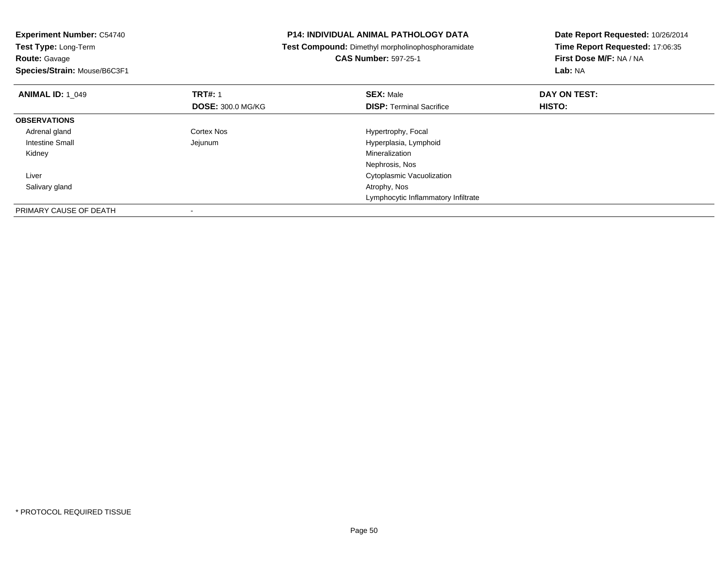**Experiment Number:** C54740
**Test Type:** Long-Term
**Route:** Gavage
**Species/Strain:** Mouse/B6C3F1

**P14: INDIVIDUAL ANIMAL PATHOLOGY DATA**
**Test Compound:** Dimethyl morpholinophosphoramidate
**CAS Number:** 597-25-1

**Date Report Requested:** 10/26/2014
**Time Report Requested:** 17:06:35
**First Dose M/F:** NA / NA
**Lab:** NA

| **ANIMAL ID:** 1_049 | **TRT#:** 1 | **SEX:** Male | **DAY ON TEST:** |
|---|---|---|---|
| | **DOSE:** 300.0 MG/KG | **DISP:** Terminal Sacrifice | **HISTO:** |
| **OBSERVATIONS** | | | |
| Adrenal gland | Cortex Nos | Hypertrophy, Focal | |
| Intestine Small | Jejunum | Hyperplasia, Lymphoid | |
| Kidney | | Mineralization | |
| | | Nephrosis, Nos | |
| Liver | | Cytoplasmic Vacuolization | |
| Salivary gland | | Atrophy, Nos | |
| | | Lymphocytic Inflammatory Infiltrate | |
| PRIMARY CAUSE OF DEATH | - | | |

* PROTOCOL REQUIRED TISSUE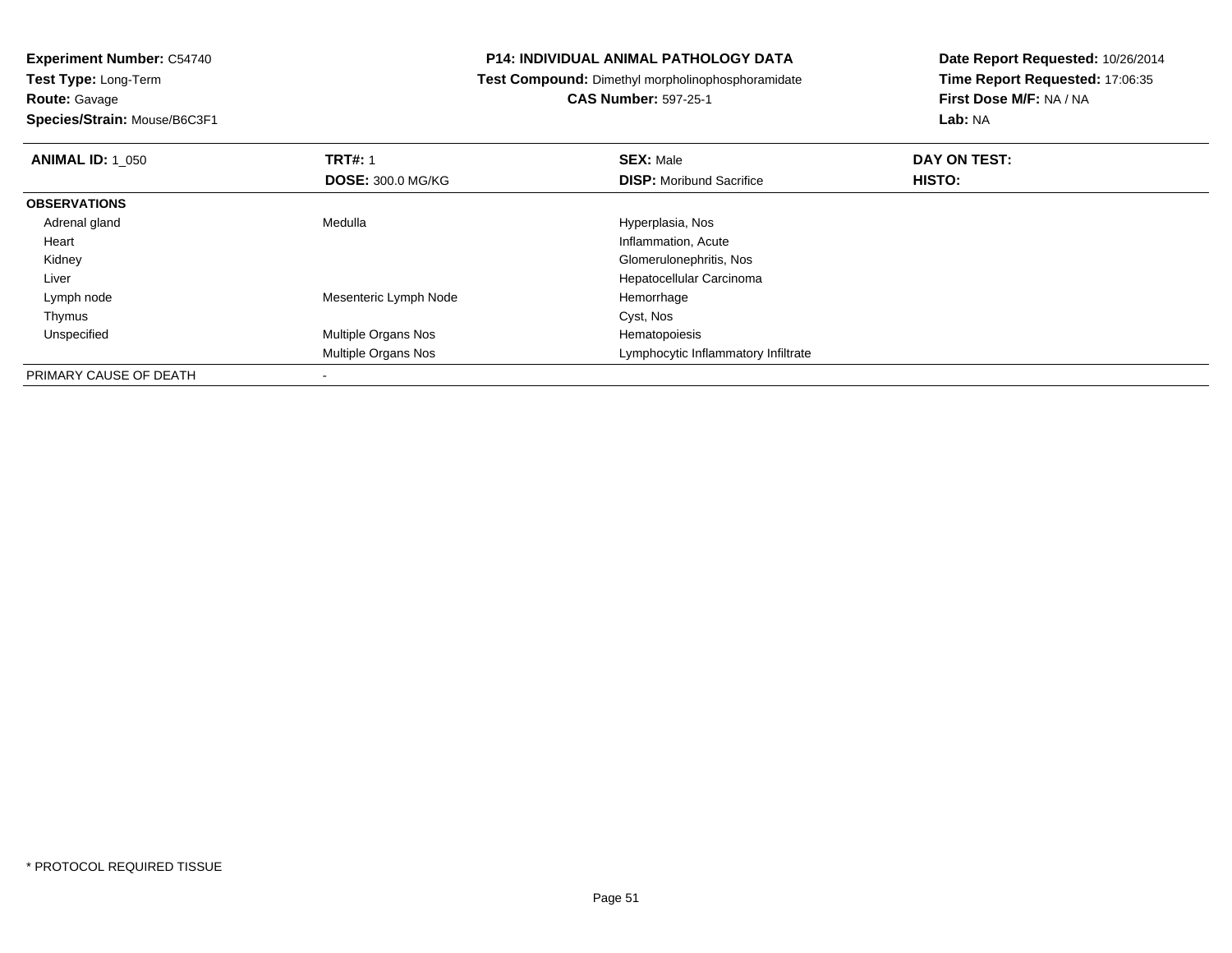**Experiment Number:** C54740
**Test Type:** Long-Term
**Route:** Gavage
**Species/Strain:** Mouse/B6C3F1

**P14: INDIVIDUAL ANIMAL PATHOLOGY DATA**
**Test Compound:** Dimethyl morpholinophosphoramidate
**CAS Number:** 597-25-1

**Date Report Requested:** 10/26/2014
**Time Report Requested:** 17:06:35
**First Dose M/F:** NA / NA
**Lab:** NA

| **ANIMAL ID:** 1_050 | **TRT#:** 1 | **SEX:** Male | **DAY ON TEST:** |
|---|---|---|---|
| | **DOSE:** 300.0 MG/KG | **DISP:** Moribund Sacrifice | **HISTO:** |
| **OBSERVATIONS** | | | |
| Adrenal gland | Medulla | Hyperplasia, Nos | |
| Heart | | Inflammation, Acute | |
| Kidney | | Glomerulonephritis, Nos | |
| Liver | | Hepatocellular Carcinoma | |
| Lymph node | Mesenteric Lymph Node | Hemorrhage | |
| Thymus | | Cyst, Nos | |
| Unspecified | Multiple Organs Nos | Hematopoiesis | |
| | Multiple Organs Nos | Lymphocytic Inflammatory Infiltrate | |
| PRIMARY CAUSE OF DEATH | - | | |

* PROTOCOL REQUIRED TISSUE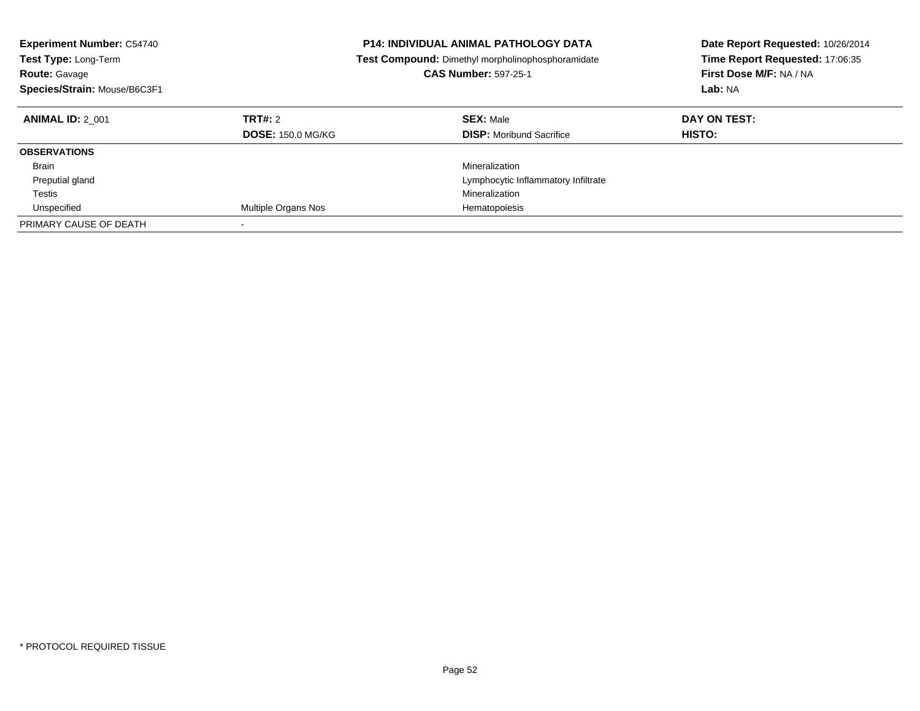**Experiment Number:** C54740
**Test Type:** Long-Term
**Route:** Gavage
**Species/Strain:** Mouse/B6C3F1

**P14: INDIVIDUAL ANIMAL PATHOLOGY DATA**
**Test Compound:** Dimethyl morpholinophosphoramidate
**CAS Number:** 597-25-1

**Date Report Requested:** 10/26/2014
**Time Report Requested:** 17:06:35
**First Dose M/F:** NA / NA
**Lab:** NA

| **ANIMAL ID:** 2_001 | **TRT#:** 2 | **SEX:** Male | **DAY ON TEST:** |
|---|---|---|---|
| | **DOSE:** 150.0 MG/KG | **DISP:** Moribund Sacrifice | **HISTO:** |
| **OBSERVATIONS** | | | |
| Brain | | Mineralization | |
| Preputial gland | | Lymphocytic Inflammatory Infiltrate | |
| Testis | | Mineralization | |
| Unspecified | Multiple Organs Nos | Hematopoiesis | |
| PRIMARY CAUSE OF DEATH | - | | |

* PROTOCOL REQUIRED TISSUE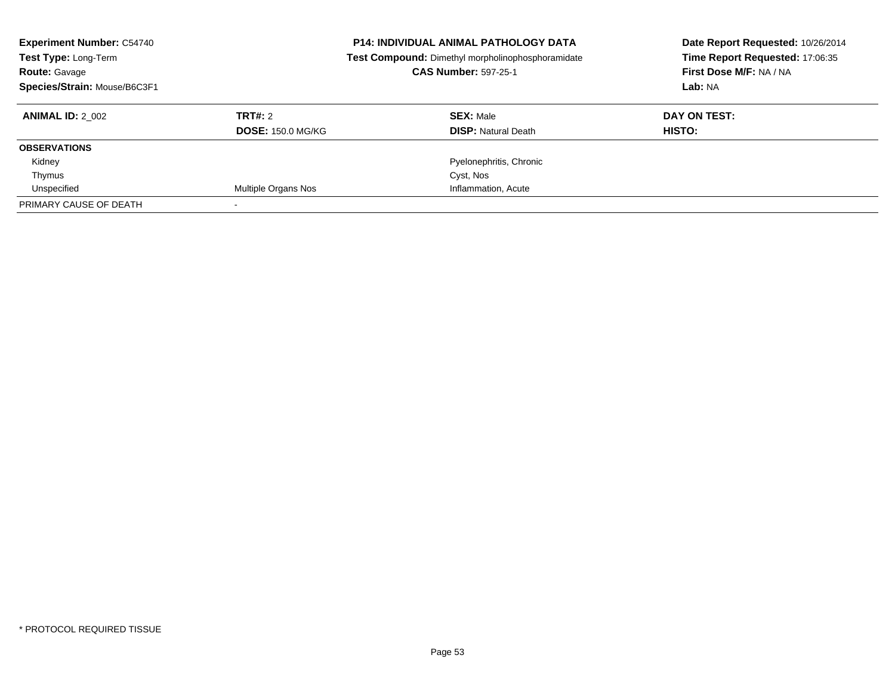**Experiment Number:** C54740
**Test Type:** Long-Term
**Route:** Gavage
**Species/Strain:** Mouse/B6C3F1

**P14: INDIVIDUAL ANIMAL PATHOLOGY DATA**
**Test Compound:** Dimethyl morpholinophosphoramidate
**CAS Number:** 597-25-1

**Date Report Requested:** 10/26/2014
**Time Report Requested:** 17:06:35
**First Dose M/F:** NA / NA
**Lab:** NA

| **ANIMAL ID:** 2_002 | **TRT#:** 2 | **SEX:** Male | **DAY ON TEST:** |
|---|---|---|---|
| | **DOSE:** 150.0 MG/KG | **DISP:** Natural Death | **HISTO:** |
| **OBSERVATIONS** | | | |
| Kidney | | Pyelonephritis, Chronic | |
| Thymus | | Cyst, Nos | |
| Unspecified | Multiple Organs Nos | Inflammation, Acute | |
| PRIMARY CAUSE OF DEATH | - | | |

* PROTOCOL REQUIRED TISSUE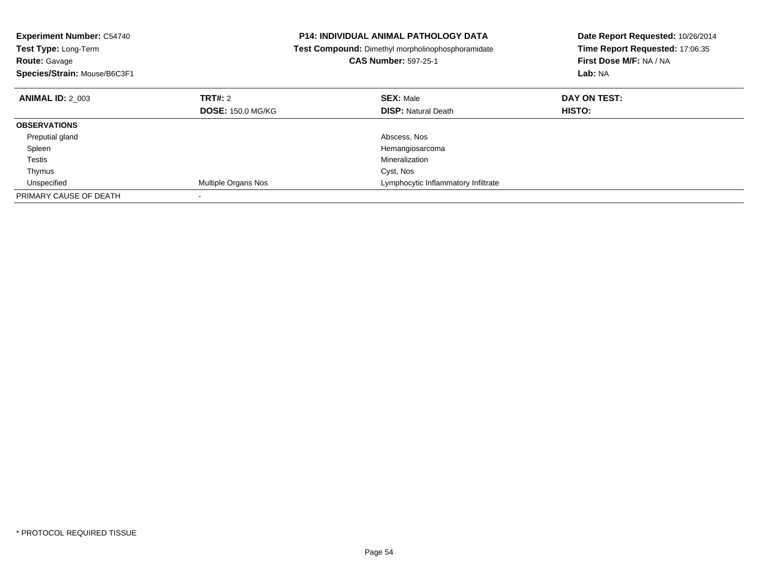**Experiment Number:** C54740
**Test Type:** Long-Term
**Route:** Gavage
**Species/Strain:** Mouse/B6C3F1

**P14: INDIVIDUAL ANIMAL PATHOLOGY DATA**
**Test Compound:** Dimethyl morpholinophosphoramidate
**CAS Number:** 597-25-1

**Date Report Requested:** 10/26/2014
**Time Report Requested:** 17:06:35
**First Dose M/F:** NA / NA
**Lab:** NA

| **ANIMAL ID:** 2_003 | **TRT#:** 2 | **SEX:** Male | **DAY ON TEST:** |
|---|---|---|---|
| | **DOSE:** 150.0 MG/KG | **DISP:** Natural Death | **HISTO:** |
| **OBSERVATIONS** | | | |
| Preputial gland | | Abscess, Nos | |
| Spleen | | Hemangiosarcoma | |
| Testis | | Mineralization | |
| Thymus | | Cyst, Nos | |
| Unspecified | Multiple Organs Nos | Lymphocytic Inflammatory Infiltrate | |
| PRIMARY CAUSE OF DEATH | - | | |

* PROTOCOL REQUIRED TISSUE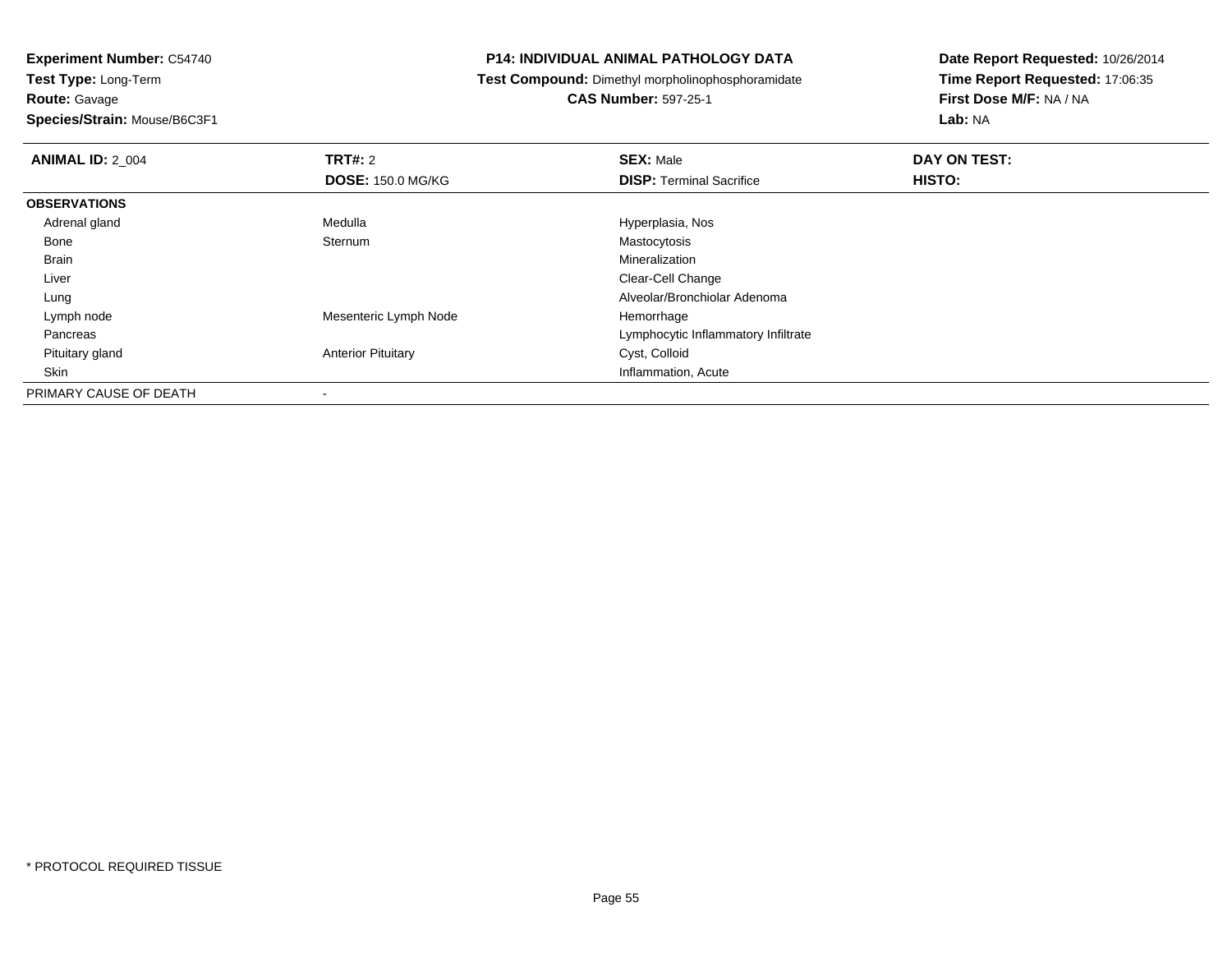**Experiment Number:** C54740
**Test Type:** Long-Term
**Route:** Gavage
**Species/Strain:** Mouse/B6C3F1

**P14: INDIVIDUAL ANIMAL PATHOLOGY DATA**
**Test Compound:** Dimethyl morpholinophosphoramidate
**CAS Number:** 597-25-1

**Date Report Requested:** 10/26/2014
**Time Report Requested:** 17:06:35
**First Dose M/F:** NA / NA
**Lab:** NA

| **ANIMAL ID:** 2_004 | **TRT#:** 2 | **SEX:** Male | **DAY ON TEST:** |
|---|---|---|---|
| | **DOSE:** 150.0 MG/KG | **DISP:** Terminal Sacrifice | **HISTO:** |
| **OBSERVATIONS** | | | |
| Adrenal gland | Medulla | Hyperplasia, Nos | |
| Bone | Sternum | Mastocytosis | |
| Brain | | Mineralization | |
| Liver | | Clear-Cell Change | |
| Lung | | Alveolar/Bronchiolar Adenoma | |
| Lymph node | Mesenteric Lymph Node | Hemorrhage | |
| Pancreas | | Lymphocytic Inflammatory Infiltrate | |
| Pituitary gland | Anterior Pituitary | Cyst, Colloid | |
| Skin | | Inflammation, Acute | |
| PRIMARY CAUSE OF DEATH | - | | |

* PROTOCOL REQUIRED TISSUE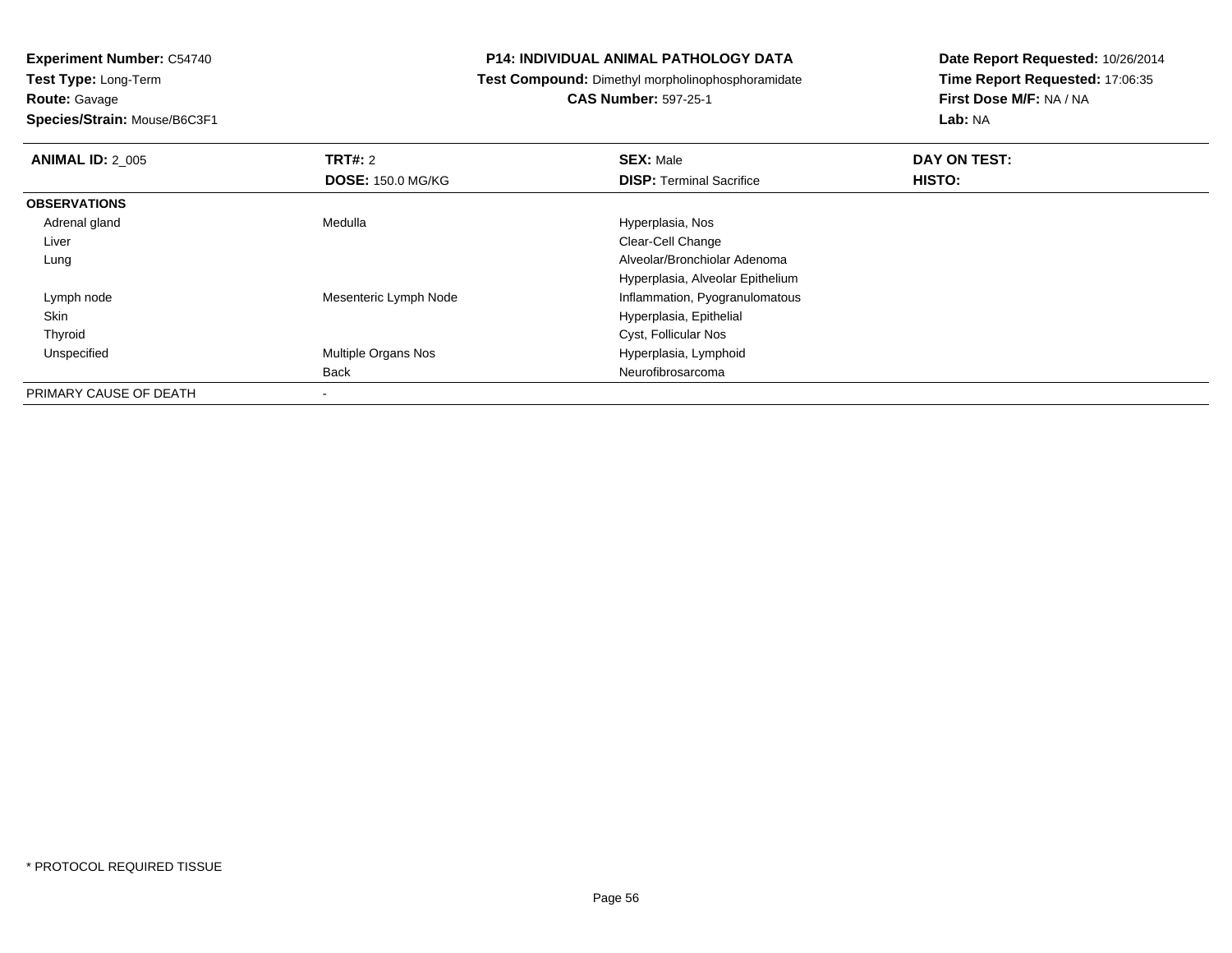**Experiment Number:** C54740
**Test Type:** Long-Term
**Route:** Gavage
**Species/Strain:** Mouse/B6C3F1

**P14: INDIVIDUAL ANIMAL PATHOLOGY DATA**
**Test Compound:** Dimethyl morpholinophosphoramidate
**CAS Number:** 597-25-1

**Date Report Requested:** 10/26/2014
**Time Report Requested:** 17:06:35
**First Dose M/F:** NA / NA
**Lab:** NA

| **ANIMAL ID:** 2_005 | **TRT#:** 2 | **SEX:** Male | **DAY ON TEST:** |
|---|---|---|---|
| | **DOSE:** 150.0 MG/KG | **DISP:** Terminal Sacrifice | **HISTO:** |
| **OBSERVATIONS** | | | |
| Adrenal gland | Medulla | Hyperplasia, Nos | |
| Liver | | Clear-Cell Change | |
| Lung | | Alveolar/Bronchiolar Adenoma | |
| | | Hyperplasia, Alveolar Epithelium | |
| Lymph node | Mesenteric Lymph Node | Inflammation, Pyogranulomatous | |
| Skin | | Hyperplasia, Epithelial | |
| Thyroid | | Cyst, Follicular Nos | |
| Unspecified | Multiple Organs Nos | Hyperplasia, Lymphoid | |
| | Back | Neurofibrosarcoma | |
| PRIMARY CAUSE OF DEATH | - | | |

* PROTOCOL REQUIRED TISSUE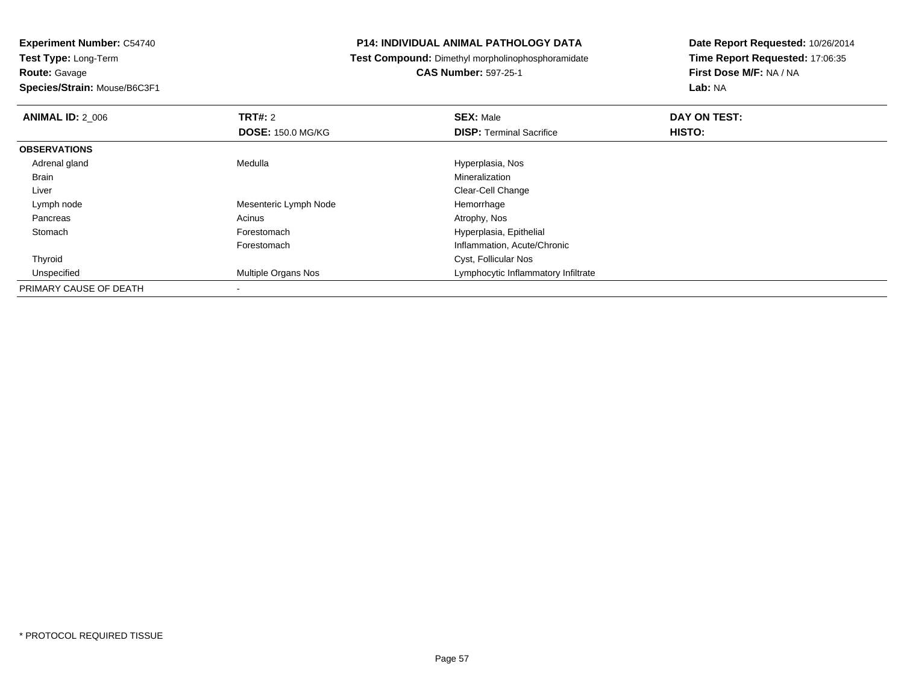**Experiment Number:** C54740
**Test Type:** Long-Term
**Route:** Gavage
**Species/Strain:** Mouse/B6C3F1

**P14: INDIVIDUAL ANIMAL PATHOLOGY DATA**
**Test Compound:** Dimethyl morpholinophosphoramidate
**CAS Number:** 597-25-1

**Date Report Requested:** 10/26/2014
**Time Report Requested:** 17:06:35
**First Dose M/F:** NA / NA
**Lab:** NA

| **ANIMAL ID:** 2_006 | **TRT#:** 2 | **SEX:** Male | **DAY ON TEST:** |
|---|---|---|---|
| | **DOSE:** 150.0 MG/KG | **DISP:** Terminal Sacrifice | **HISTO:** |
| **OBSERVATIONS** | | | |
| Adrenal gland | Medulla | Hyperplasia, Nos | |
| Brain | | Mineralization | |
| Liver | | Clear-Cell Change | |
| Lymph node | Mesenteric Lymph Node | Hemorrhage | |
| Pancreas | Acinus | Atrophy, Nos | |
| Stomach | Forestomach | Hyperplasia, Epithelial | |
| | Forestomach | Inflammation, Acute/Chronic | |
| Thyroid | | Cyst, Follicular Nos | |
| Unspecified | Multiple Organs Nos | Lymphocytic Inflammatory Infiltrate | |
| PRIMARY CAUSE OF DEATH | - | | |

* PROTOCOL REQUIRED TISSUE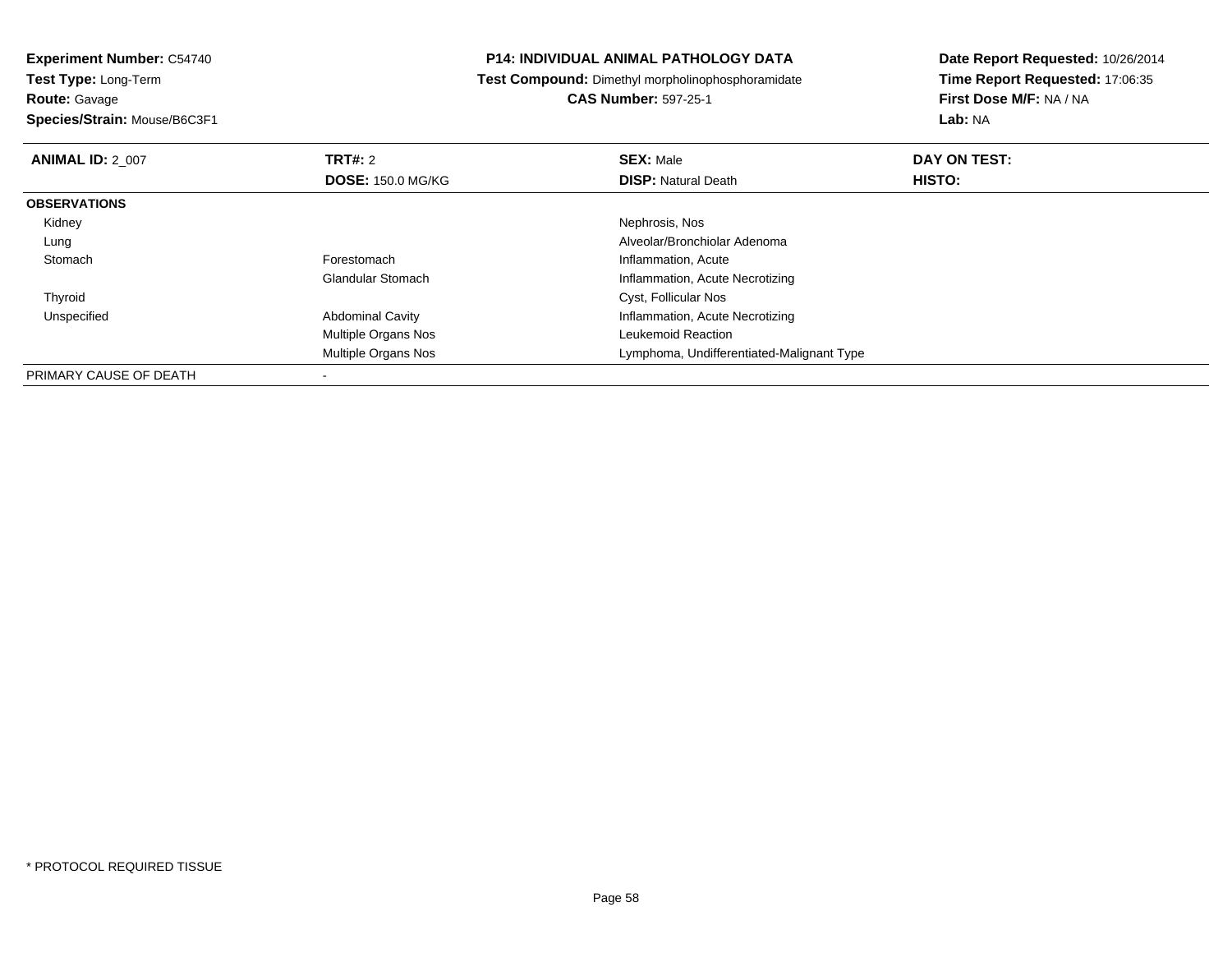**Experiment Number:** C54740
**Test Type:** Long-Term
**Route:** Gavage
**Species/Strain:** Mouse/B6C3F1

# P14: INDIVIDUAL ANIMAL PATHOLOGY DATA

**Test Compound:** Dimethyl morpholinophosphoramidate
**CAS Number:** 597-25-1

**Date Report Requested:** 10/26/2014
**Time Report Requested:** 17:06:35
**First Dose M/F:** NA / NA
**Lab:** NA

| **ANIMAL ID:** 2_007 | **TRT#:** 2 | **SEX:** Male | **DAY ON TEST:** |
|---|---|---|---|
| | **DOSE:** 150.0 MG/KG | **DISP:** Natural Death | **HISTO:** |
| **OBSERVATIONS** | | | |
| Kidney | | Nephrosis, Nos | |
| Lung | | Alveolar/Bronchiolar Adenoma | |
| Stomach | Forestomach | Inflammation, Acute | |
| | Glandular Stomach | Inflammation, Acute Necrotizing | |
| Thyroid | | Cyst, Follicular Nos | |
| Unspecified | Abdominal Cavity | Inflammation, Acute Necrotizing | |
| | Multiple Organs Nos | Leukemoid Reaction | |
| | Multiple Organs Nos | Lymphoma, Undifferentiated-Malignant Type | |
| PRIMARY CAUSE OF DEATH | - | | |

* PROTOCOL REQUIRED TISSUE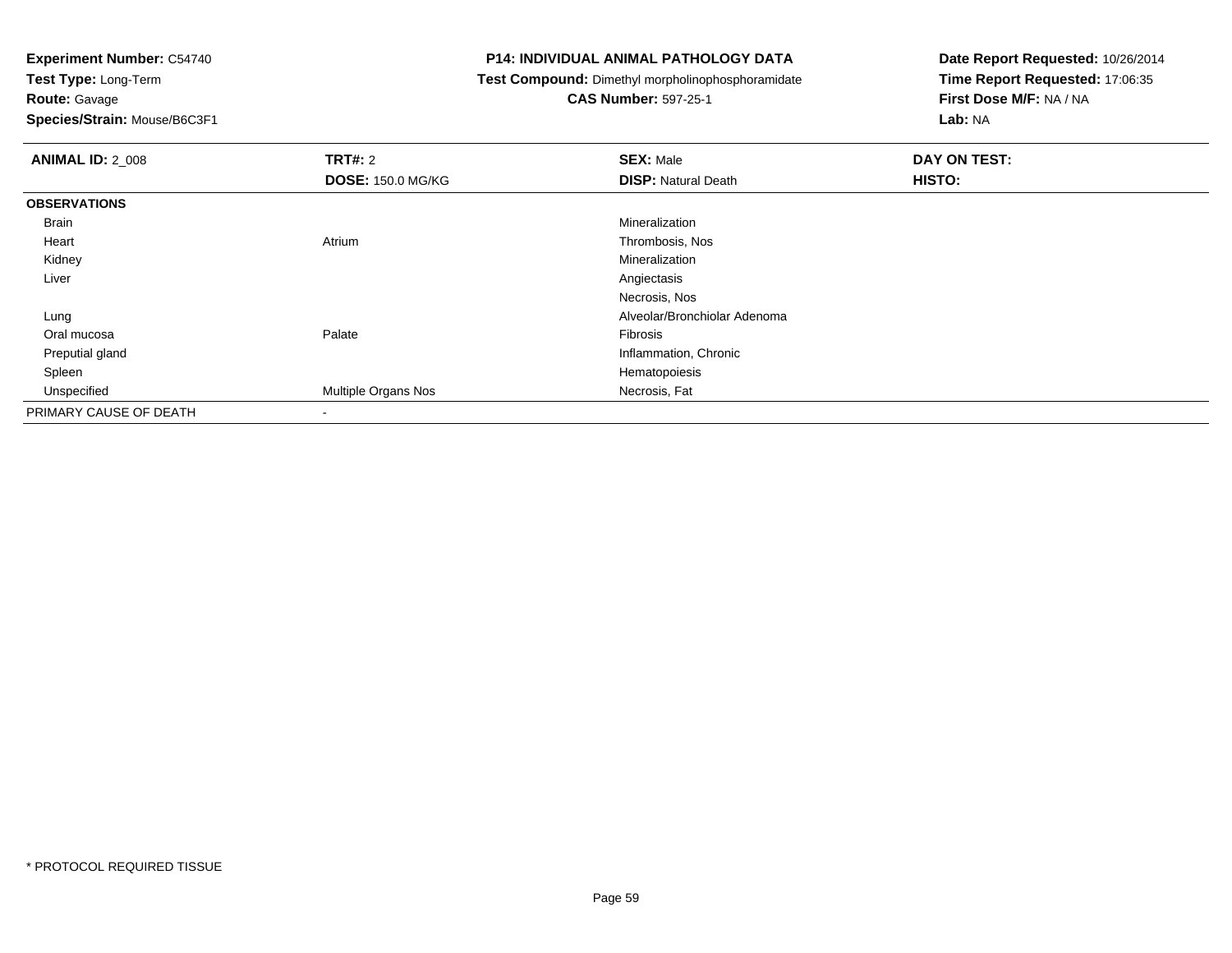**Experiment Number:** C54740
**Test Type:** Long-Term
**Route:** Gavage
**Species/Strain:** Mouse/B6C3F1

**P14: INDIVIDUAL ANIMAL PATHOLOGY DATA**
**Test Compound:** Dimethyl morpholinophosphoramidate
**CAS Number:** 597-25-1

**Date Report Requested:** 10/26/2014
**Time Report Requested:** 17:06:35
**First Dose M/F:** NA / NA
**Lab:** NA

| **ANIMAL ID:** 2_008 | **TRT#:** 2 | **SEX:** Male | **DAY ON TEST:** |
|---|---|---|---|
| | **DOSE:** 150.0 MG/KG | **DISP:** Natural Death | **HISTO:** |
| **OBSERVATIONS** | | | |
| Brain | | Mineralization | |
| Heart | Atrium | Thrombosis, Nos | |
| Kidney | | Mineralization | |
| Liver | | Angiectasis | |
| | | Necrosis, Nos | |
| Lung | | Alveolar/Bronchiolar Adenoma | |
| Oral mucosa | Palate | Fibrosis | |
| Preputial gland | | Inflammation, Chronic | |
| Spleen | | Hematopoiesis | |
| Unspecified | Multiple Organs Nos | Necrosis, Fat | |
| PRIMARY CAUSE OF DEATH | - | | |

* PROTOCOL REQUIRED TISSUE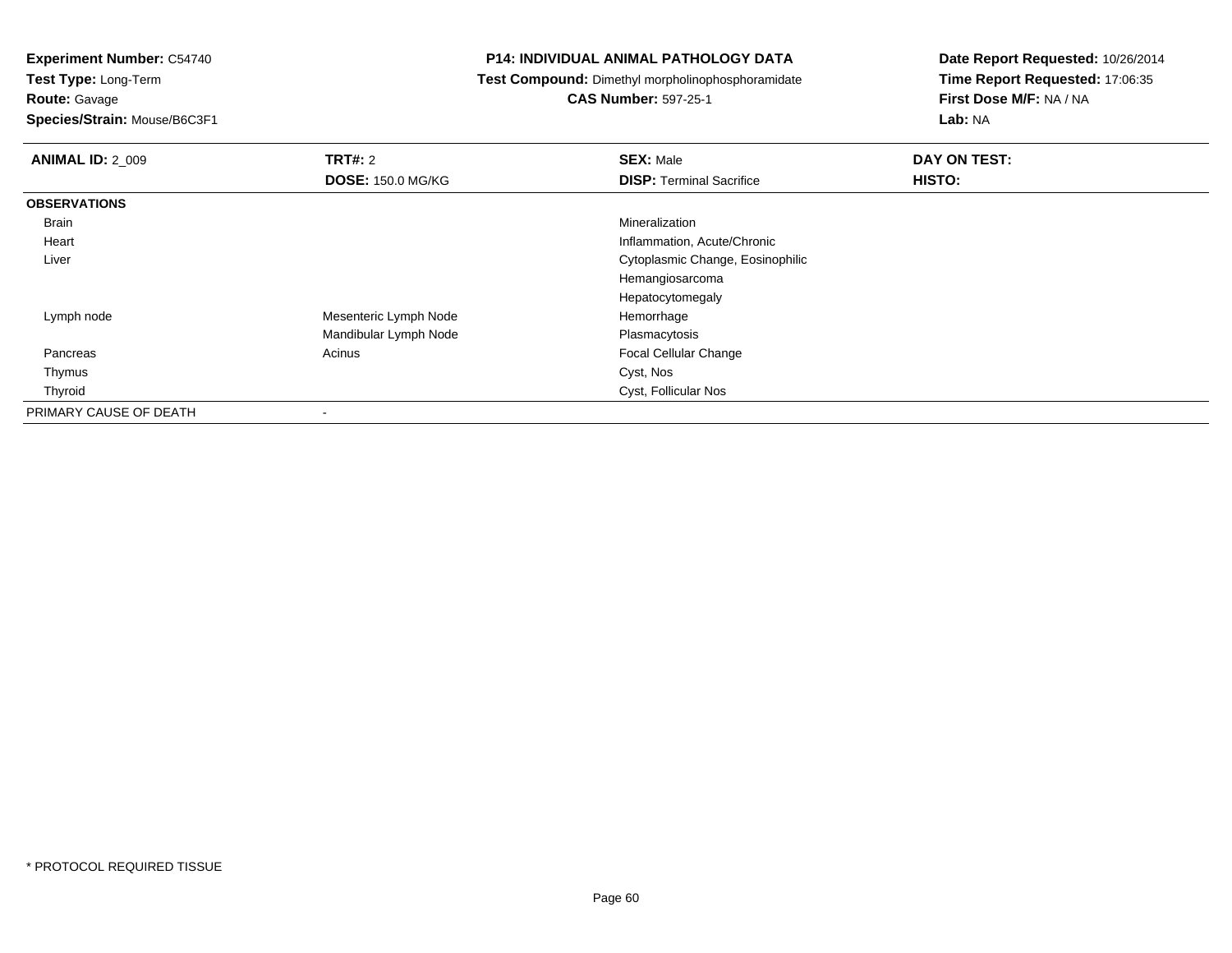**Experiment Number:** C54740
**Test Type:** Long-Term
**Route:** Gavage
**Species/Strain:** Mouse/B6C3F1

**P14: INDIVIDUAL ANIMAL PATHOLOGY DATA**
**Test Compound:** Dimethyl morpholinophosphoramidate
**CAS Number:** 597-25-1

**Date Report Requested:** 10/26/2014
**Time Report Requested:** 17:06:35
**First Dose M/F:** NA / NA
**Lab:** NA

| **ANIMAL ID:** 2_009 | **TRT#:** 2<br>**DOSE:** 150.0 MG/KG | **SEX:** Male<br>**DISP:** Terminal Sacrifice | **DAY ON TEST:**<br>**HISTO:** |
|---|---|---|---|
| **OBSERVATIONS** | | | |
| Brain | | Mineralization | |
| Heart | | Inflammation, Acute/Chronic | |
| Liver | | Cytoplasmic Change, Eosinophilic | |
| | | Hemangiosarcoma | |
| | | Hepatocytomegaly | |
| Lymph node | Mesenteric Lymph Node | Hemorrhage | |
| | Mandibular Lymph Node | Plasmacytosis | |
| Pancreas | Acinus | Focal Cellular Change | |
| Thymus | | Cyst, Nos | |
| Thyroid | | Cyst, Follicular Nos | |
| PRIMARY CAUSE OF DEATH | - | | |

* PROTOCOL REQUIRED TISSUE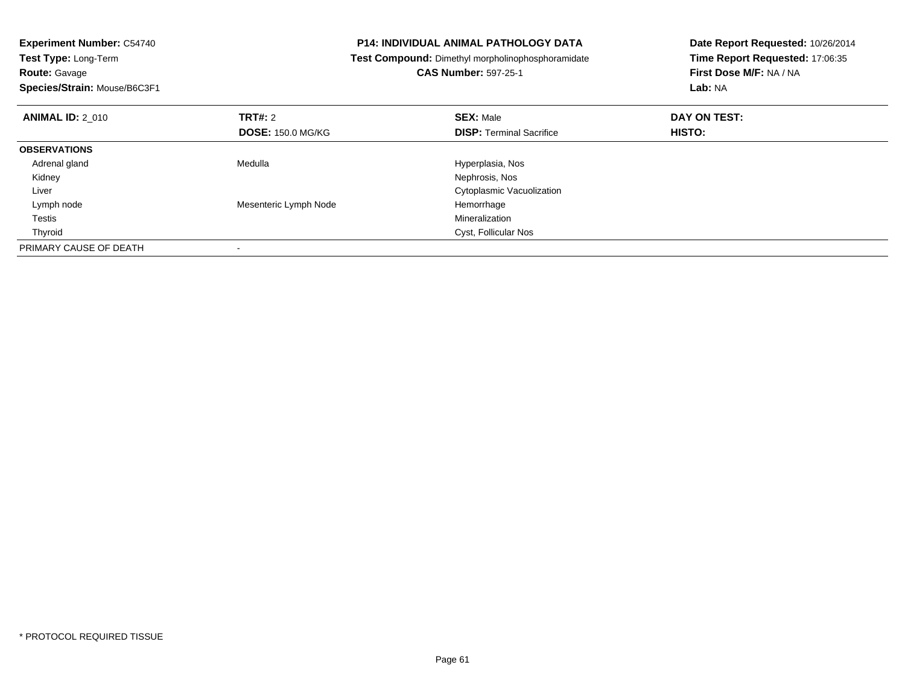**Experiment Number:** C54740
**Test Type:** Long-Term
**Route:** Gavage
**Species/Strain:** Mouse/B6C3F1

**P14: INDIVIDUAL ANIMAL PATHOLOGY DATA**
**Test Compound:** Dimethyl morpholinophosphoramidate
**CAS Number:** 597-25-1

**Date Report Requested:** 10/26/2014
**Time Report Requested:** 17:06:35
**First Dose M/F:** NA / NA
**Lab:** NA

| **ANIMAL ID:** 2_010 | **TRT#:** 2<br>**DOSE:** 150.0 MG/KG | **SEX:** Male<br>**DISP:** Terminal Sacrifice | **DAY ON TEST:**<br>**HISTO:** |
|---|---|---|---|
| **OBSERVATIONS** | | | |
| Adrenal gland | Medulla | Hyperplasia, Nos | |
| Kidney | | Nephrosis, Nos | |
| Liver | | Cytoplasmic Vacuolization | |
| Lymph node | Mesenteric Lymph Node | Hemorrhage | |
| Testis | | Mineralization | |
| Thyroid | | Cyst, Follicular Nos | |
| PRIMARY CAUSE OF DEATH | - | | |

\* PROTOCOL REQUIRED TISSUE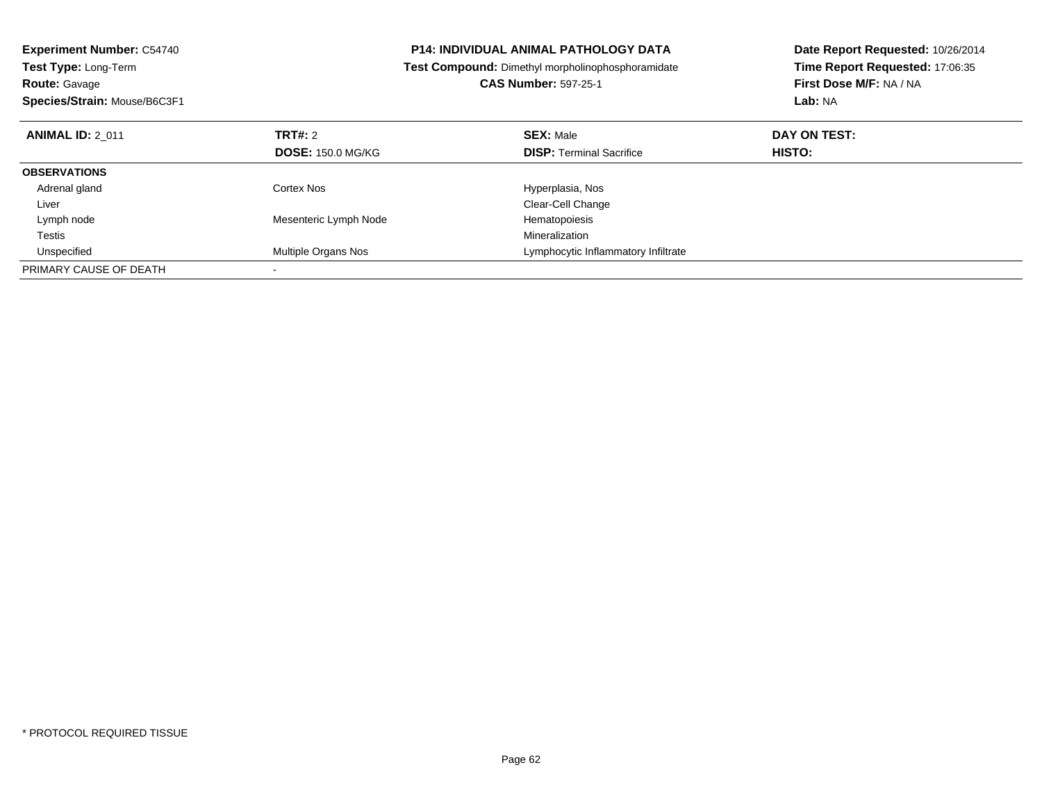**Experiment Number:** C54740
**Test Type:** Long-Term
**Route:** Gavage
**Species/Strain:** Mouse/B6C3F1

**P14: INDIVIDUAL ANIMAL PATHOLOGY DATA**
**Test Compound:** Dimethyl morpholinophosphoramidate
**CAS Number:** 597-25-1

**Date Report Requested:** 10/26/2014
**Time Report Requested:** 17:06:35
**First Dose M/F:** NA / NA
**Lab:** NA

| **ANIMAL ID:** 2_011 | **TRT#:** 2 | **SEX:** Male | **DAY ON TEST:** |
|---|---|---|---|
| | **DOSE:** 150.0 MG/KG | **DISP:** Terminal Sacrifice | **HISTO:** |
| **OBSERVATIONS** | | | |
| Adrenal gland | Cortex Nos | Hyperplasia, Nos | |
| Liver | | Clear-Cell Change | |
| Lymph node | Mesenteric Lymph Node | Hematopoiesis | |
| Testis | | Mineralization | |
| Unspecified | Multiple Organs Nos | Lymphocytic Inflammatory Infiltrate | |
| PRIMARY CAUSE OF DEATH | - | | |

* PROTOCOL REQUIRED TISSUE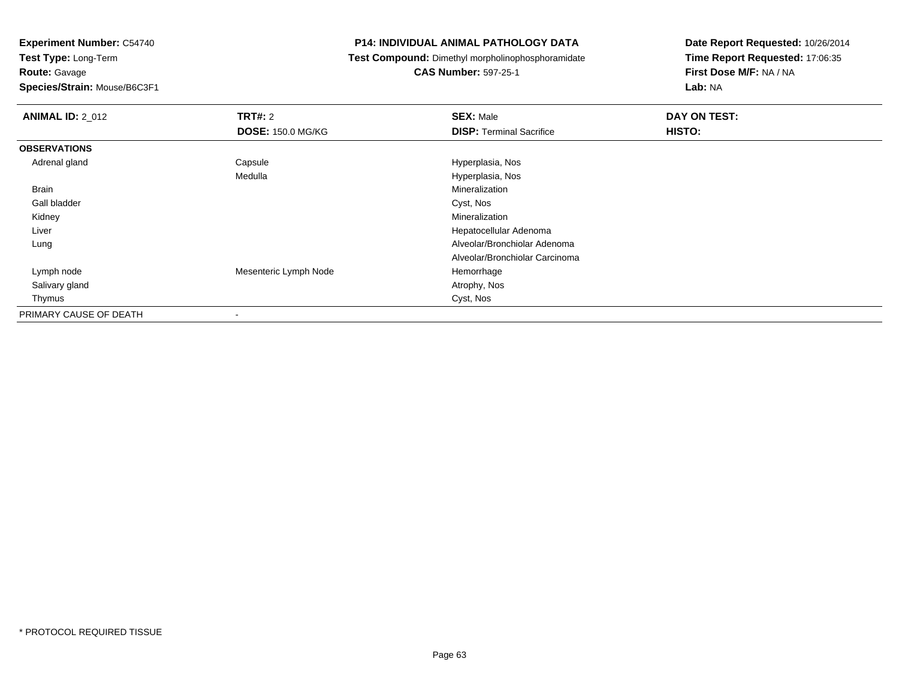**Experiment Number:** C54740
**Test Type:** Long-Term
**Route:** Gavage
**Species/Strain:** Mouse/B6C3F1

# P14: INDIVIDUAL ANIMAL PATHOLOGY DATA

**Test Compound:** Dimethyl morpholinophosphoramidate
**CAS Number:** 597-25-1

**Date Report Requested:** 10/26/2014
**Time Report Requested:** 17:06:35
**First Dose M/F:** NA / NA
**Lab:** NA

| **ANIMAL ID:** 2_012 | **TRT#:** 2 | **SEX:** Male | **DAY ON TEST:** |
|---|---|---|---|
| | **DOSE:** 150.0 MG/KG | **DISP:** Terminal Sacrifice | **HISTO:** |
| **OBSERVATIONS** | | | |
| Adrenal gland | Capsule | Hyperplasia, Nos | |
| | Medulla | Hyperplasia, Nos | |
| Brain | | Mineralization | |
| Gall bladder | | Cyst, Nos | |
| Kidney | | Mineralization | |
| Liver | | Hepatocellular Adenoma | |
| Lung | | Alveolar/Bronchiolar Adenoma | |
| | | Alveolar/Bronchiolar Carcinoma | |
| Lymph node | Mesenteric Lymph Node | Hemorrhage | |
| Salivary gland | | Atrophy, Nos | |
| Thymus | | Cyst, Nos | |
| PRIMARY CAUSE OF DEATH | - | | |

* PROTOCOL REQUIRED TISSUE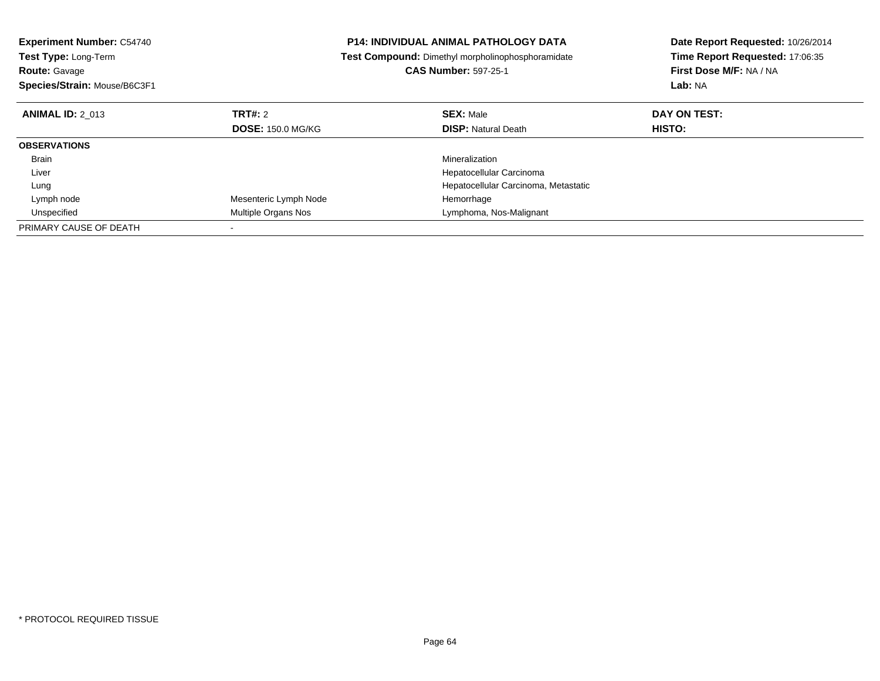**Experiment Number:** C54740
**Test Type:** Long-Term
**Route:** Gavage
**Species/Strain:** Mouse/B6C3F1

**P14: INDIVIDUAL ANIMAL PATHOLOGY DATA**
**Test Compound:** Dimethyl morpholinophosphoramidate
**CAS Number:** 597-25-1

**Date Report Requested:** 10/26/2014
**Time Report Requested:** 17:06:35
**First Dose M/F:** NA / NA
**Lab:** NA

| **ANIMAL ID:** 2_013 | **TRT#:** 2 | **SEX:** Male | **DAY ON TEST:** |
|---|---|---|---|
| | **DOSE:** 150.0 MG/KG | **DISP:** Natural Death | **HISTO:** |
| **OBSERVATIONS** | | | |
| Brain | | Mineralization | |
| Liver | | Hepatocellular Carcinoma | |
| Lung | | Hepatocellular Carcinoma, Metastatic | |
| Lymph node | Mesenteric Lymph Node | Hemorrhage | |
| Unspecified | Multiple Organs Nos | Lymphoma, Nos-Malignant | |
| PRIMARY CAUSE OF DEATH | - | | |

* PROTOCOL REQUIRED TISSUE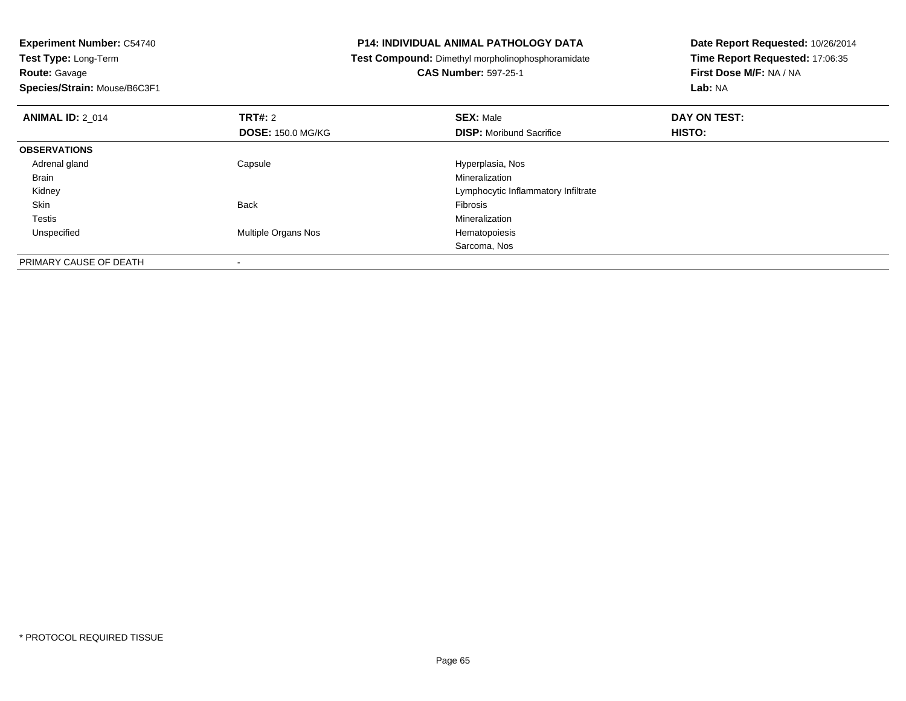**Experiment Number:** C54740
**Test Type:** Long-Term
**Route:** Gavage
**Species/Strain:** Mouse/B6C3F1

**P14: INDIVIDUAL ANIMAL PATHOLOGY DATA**
**Test Compound:** Dimethyl morpholinophosphoramidate
**CAS Number:** 597-25-1

**Date Report Requested:** 10/26/2014
**Time Report Requested:** 17:06:35
**First Dose M/F:** NA / NA
**Lab:** NA

| **ANIMAL ID:** 2_014 | **TRT#:** 2 | **SEX:** Male | **DAY ON TEST:** |
|---|---|---|---|
| | **DOSE:** 150.0 MG/KG | **DISP:** Moribund Sacrifice | **HISTO:** |
| **OBSERVATIONS** | | | |
| Adrenal gland | Capsule | Hyperplasia, Nos | |
| Brain | | Mineralization | |
| Kidney | | Lymphocytic Inflammatory Infiltrate | |
| Skin | Back | Fibrosis | |
| Testis | | Mineralization | |
| Unspecified | Multiple Organs Nos | Hematopoiesis | |
| | | Sarcoma, Nos | |
| PRIMARY CAUSE OF DEATH | - | | |

* PROTOCOL REQUIRED TISSUE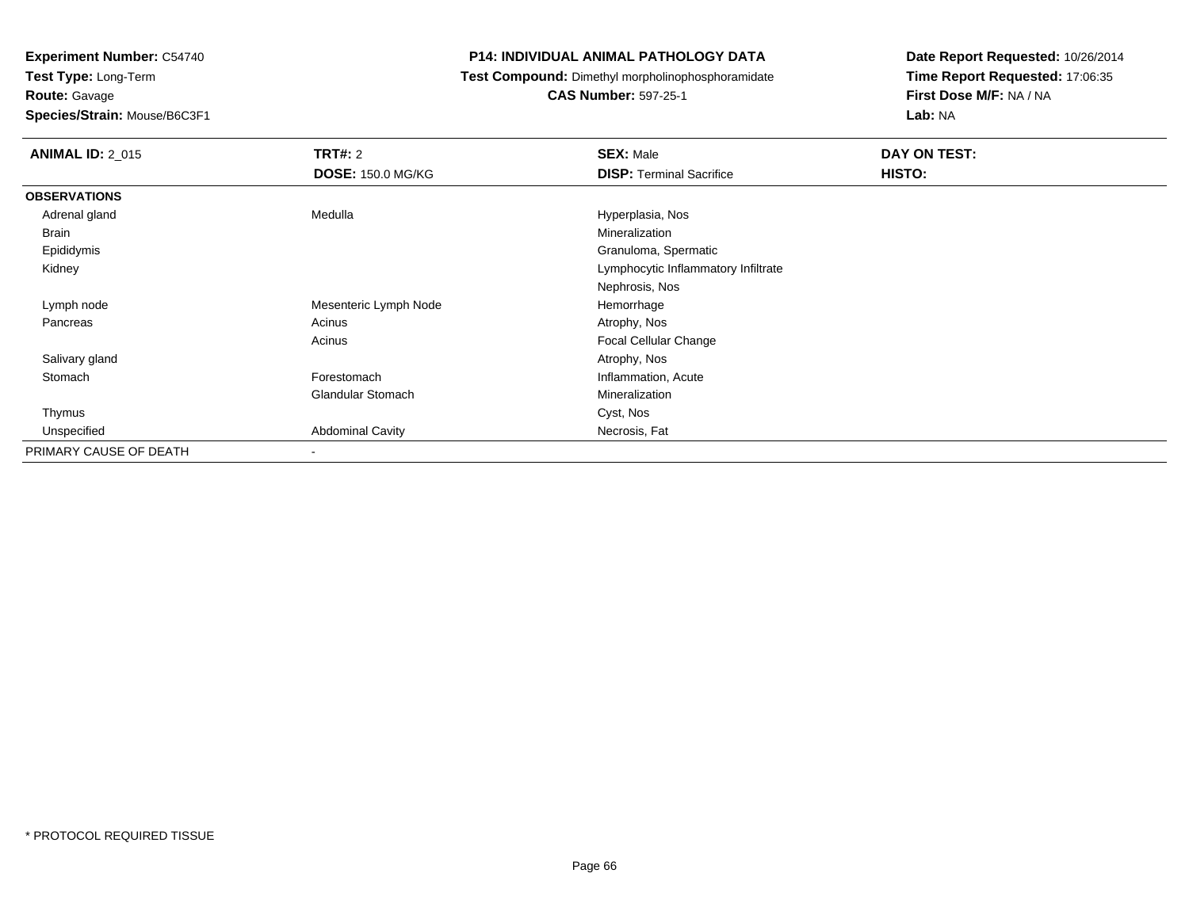**Experiment Number:** C54740
**Test Type:** Long-Term
**Route:** Gavage
**Species/Strain:** Mouse/B6C3F1

**P14: INDIVIDUAL ANIMAL PATHOLOGY DATA**
**Test Compound:** Dimethyl morpholinophosphoramidate
**CAS Number:** 597-25-1

**Date Report Requested:** 10/26/2014
**Time Report Requested:** 17:06:35
**First Dose M/F:** NA / NA
**Lab:** NA

| **ANIMAL ID:** 2_015 | **TRT#:** 2<br>**DOSE:** 150.0 MG/KG | **SEX:** Male<br>**DISP:** Terminal Sacrifice | **DAY ON TEST:**<br>**HISTO:** |
|---|---|---|---|
| **OBSERVATIONS** | | | |
| Adrenal gland | Medulla | Hyperplasia, Nos | |
| Brain | | Mineralization | |
| Epididymis | | Granuloma, Spermatic | |
| Kidney | | Lymphocytic Inflammatory Infiltrate | |
| | | Nephrosis, Nos | |
| Lymph node | Mesenteric Lymph Node | Hemorrhage | |
| Pancreas | Acinus | Atrophy, Nos | |
| | Acinus | Focal Cellular Change | |
| Salivary gland | | Atrophy, Nos | |
| Stomach | Forestomach | Inflammation, Acute | |
| | Glandular Stomach | Mineralization | |
| Thymus | | Cyst, Nos | |
| Unspecified | Abdominal Cavity | Necrosis, Fat | |
| PRIMARY CAUSE OF DEATH | - | | |

\* PROTOCOL REQUIRED TISSUE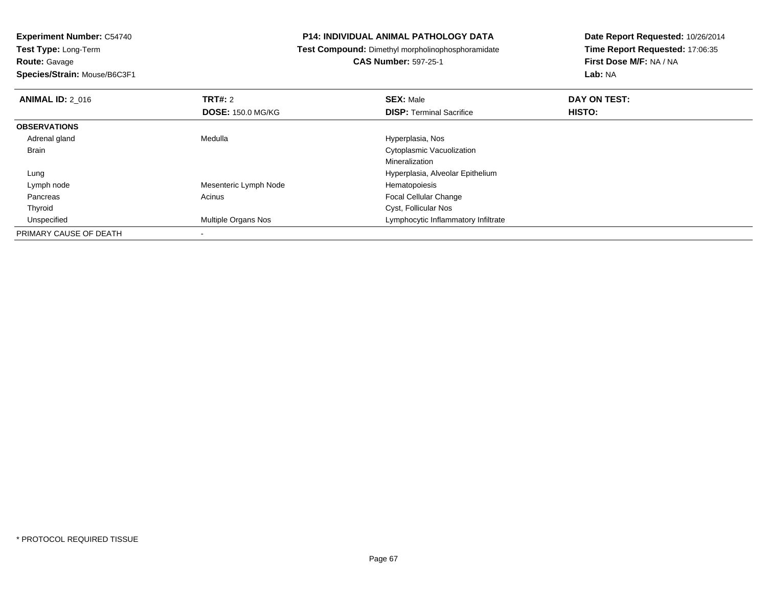**Experiment Number:** C54740
**Test Type:** Long-Term
**Route:** Gavage
**Species/Strain:** Mouse/B6C3F1

**P14: INDIVIDUAL ANIMAL PATHOLOGY DATA**
**Test Compound:** Dimethyl morpholinophosphoramidate
**CAS Number:** 597-25-1

**Date Report Requested:** 10/26/2014
**Time Report Requested:** 17:06:35
**First Dose M/F:** NA / NA
**Lab:** NA

| **ANIMAL ID:** 2_016 | **TRT#:** 2 | **SEX:** Male | **DAY ON TEST:** |
|---|---|---|---|
| | **DOSE:** 150.0 MG/KG | **DISP:** Terminal Sacrifice | **HISTO:** |
| **OBSERVATIONS** | | | |
| Adrenal gland | Medulla | Hyperplasia, Nos | |
| Brain | | Cytoplasmic Vacuolization | |
| | | Mineralization | |
| Lung | | Hyperplasia, Alveolar Epithelium | |
| Lymph node | Mesenteric Lymph Node | Hematopoiesis | |
| Pancreas | Acinus | Focal Cellular Change | |
| Thyroid | | Cyst, Follicular Nos | |
| Unspecified | Multiple Organs Nos | Lymphocytic Inflammatory Infiltrate | |
| PRIMARY CAUSE OF DEATH | - | | |

* PROTOCOL REQUIRED TISSUE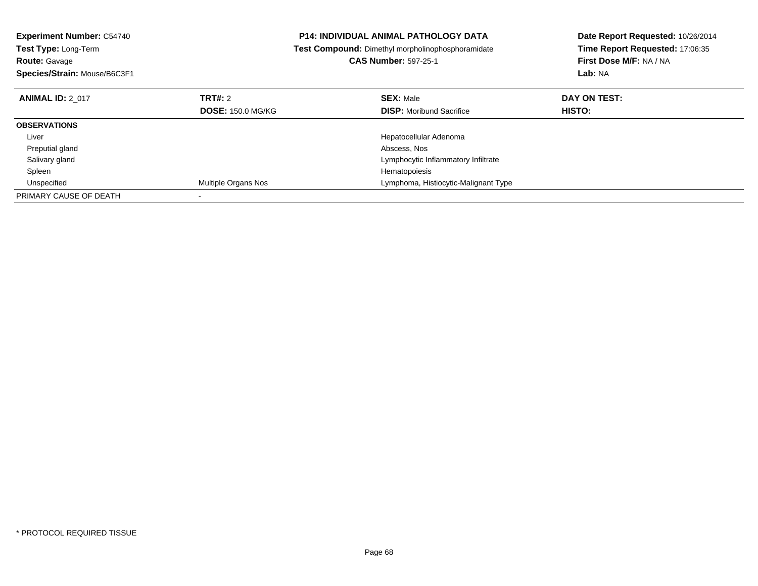**Experiment Number:** C54740
**Test Type:** Long-Term
**Route:** Gavage
**Species/Strain:** Mouse/B6C3F1

**P14: INDIVIDUAL ANIMAL PATHOLOGY DATA**
**Test Compound:** Dimethyl morpholinophosphoramidate
**CAS Number:** 597-25-1

**Date Report Requested:** 10/26/2014
**Time Report Requested:** 17:06:35
**First Dose M/F:** NA / NA
**Lab:** NA

| **ANIMAL ID:** 2_017 | **TRT#:** 2 | **SEX:** Male | **DAY ON TEST:** |
|---|---|---|---|
| | **DOSE:** 150.0 MG/KG | **DISP:** Moribund Sacrifice | **HISTO:** |
| **OBSERVATIONS** | | | |
| Liver | | Hepatocellular Adenoma | |
| Preputial gland | | Abscess, Nos | |
| Salivary gland | | Lymphocytic Inflammatory Infiltrate | |
| Spleen | | Hematopoiesis | |
| Unspecified | Multiple Organs Nos | Lymphoma, Histiocytic-Malignant Type | |
| PRIMARY CAUSE OF DEATH | - | | |

* PROTOCOL REQUIRED TISSUE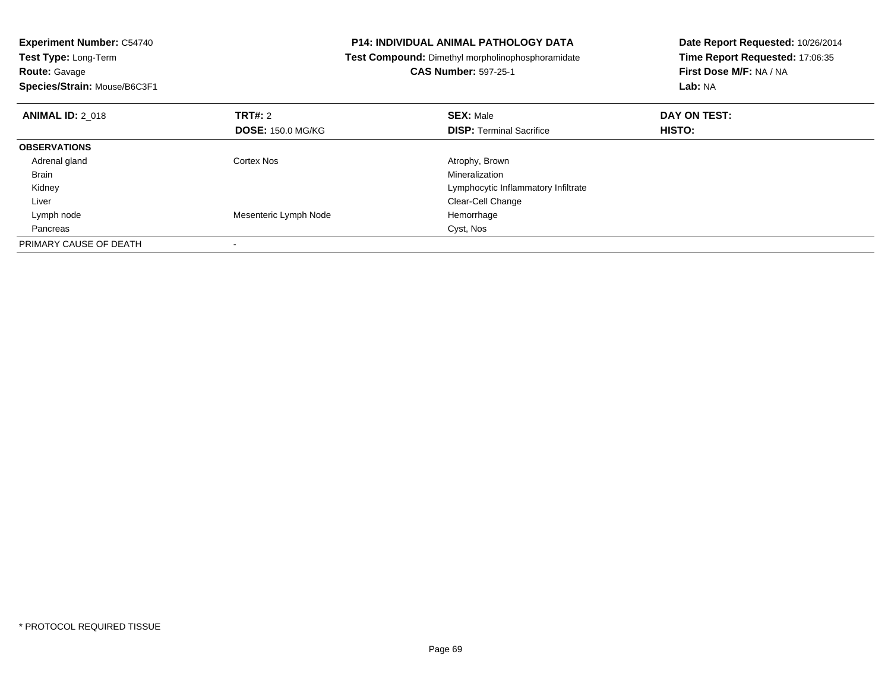**Experiment Number:** C54740
**Test Type:** Long-Term
**Route:** Gavage
**Species/Strain:** Mouse/B6C3F1

**P14: INDIVIDUAL ANIMAL PATHOLOGY DATA**
**Test Compound:** Dimethyl morpholinophosphoramidate
**CAS Number:** 597-25-1

**Date Report Requested:** 10/26/2014
**Time Report Requested:** 17:06:35
**First Dose M/F:** NA / NA
**Lab:** NA

| **ANIMAL ID:** 2_018 | **TRT#:** 2 | **SEX:** Male | **DAY ON TEST:** |
|---|---|---|---|
| | **DOSE:** 150.0 MG/KG | **DISP:** Terminal Sacrifice | **HISTO:** |
| **OBSERVATIONS** | | | |
| Adrenal gland | Cortex Nos | Atrophy, Brown | |
| Brain | | Mineralization | |
| Kidney | | Lymphocytic Inflammatory Infiltrate | |
| Liver | | Clear-Cell Change | |
| Lymph node | Mesenteric Lymph Node | Hemorrhage | |
| Pancreas | | Cyst, Nos | |
| PRIMARY CAUSE OF DEATH | - | | |

\* PROTOCOL REQUIRED TISSUE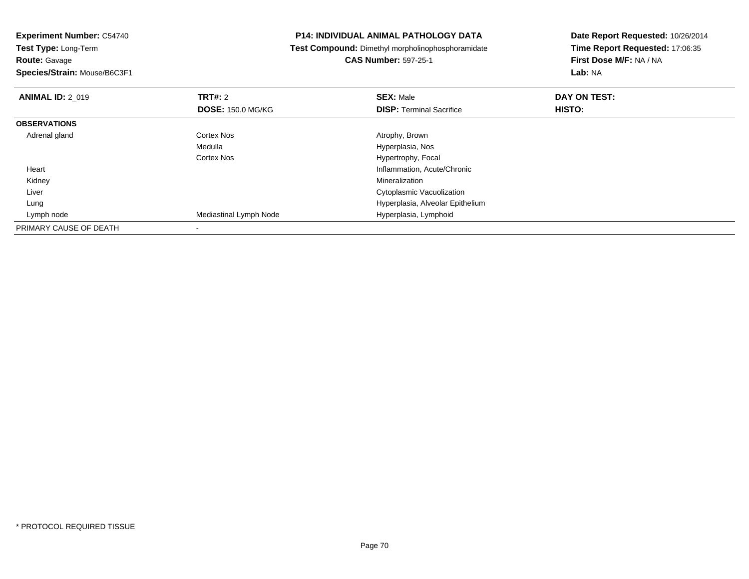**Experiment Number:** C54740
**Test Type:** Long-Term
**Route:** Gavage
**Species/Strain:** Mouse/B6C3F1

**P14: INDIVIDUAL ANIMAL PATHOLOGY DATA**
**Test Compound:** Dimethyl morpholinophosphoramidate
**CAS Number:** 597-25-1

**Date Report Requested:** 10/26/2014
**Time Report Requested:** 17:06:35
**First Dose M/F:** NA / NA
**Lab:** NA

| **ANIMAL ID:** 2_019 | **TRT#:** 2 | **SEX:** Male | **DAY ON TEST:** |
|---|---|---|---|
| | **DOSE:** 150.0 MG/KG | **DISP:** Terminal Sacrifice | **HISTO:** |
| **OBSERVATIONS** | | | |
| Adrenal gland | Cortex Nos | Atrophy, Brown | |
| | Medulla | Hyperplasia, Nos | |
| | Cortex Nos | Hypertrophy, Focal | |
| Heart | | Inflammation, Acute/Chronic | |
| Kidney | | Mineralization | |
| Liver | | Cytoplasmic Vacuolization | |
| Lung | | Hyperplasia, Alveolar Epithelium | |
| Lymph node | Mediastinal Lymph Node | Hyperplasia, Lymphoid | |
| PRIMARY CAUSE OF DEATH | - | | |

* PROTOCOL REQUIRED TISSUE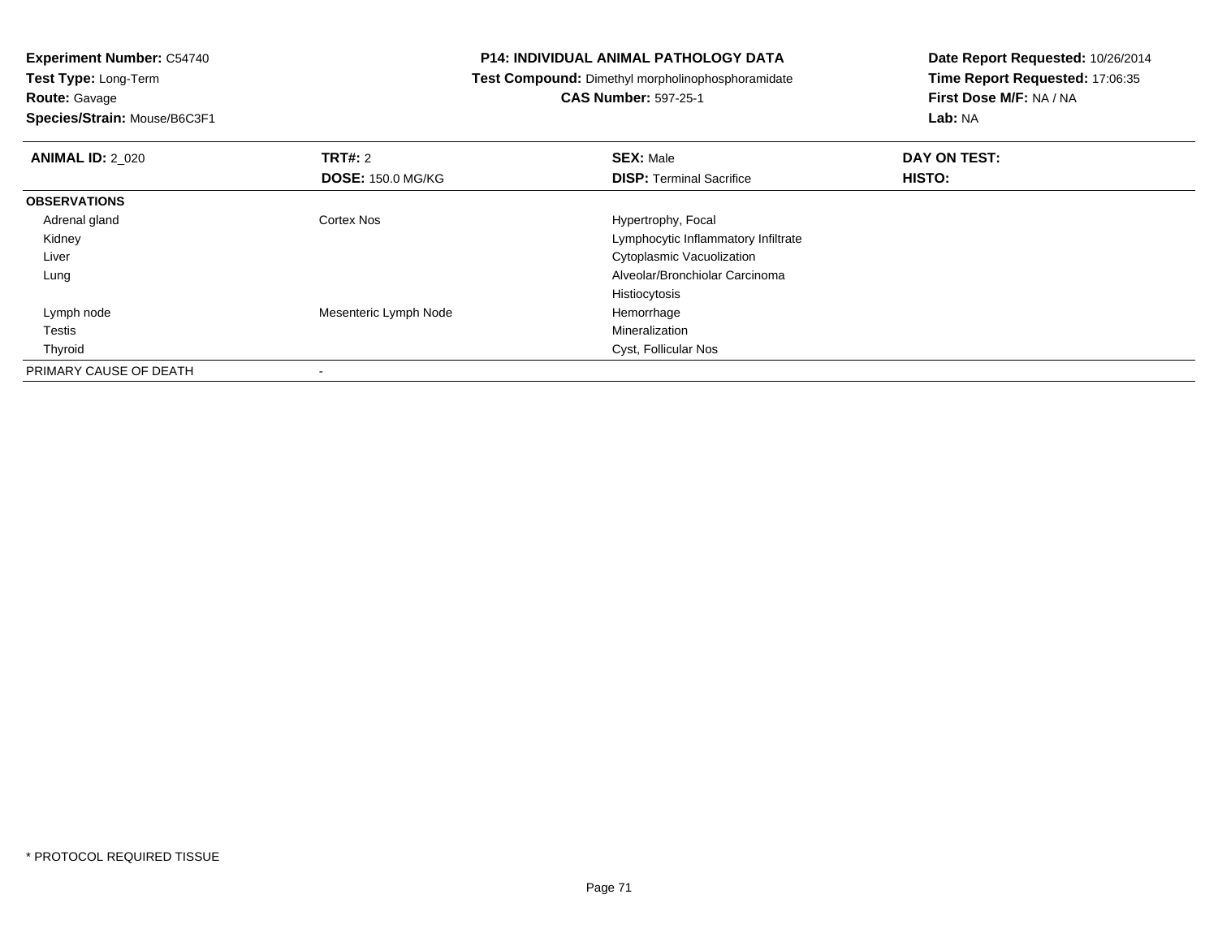**Experiment Number:** C54740
**Test Type:** Long-Term
**Route:** Gavage
**Species/Strain:** Mouse/B6C3F1

**P14: INDIVIDUAL ANIMAL PATHOLOGY DATA**
**Test Compound:** Dimethyl morpholinophosphoramidate
**CAS Number:** 597-25-1

**Date Report Requested:** 10/26/2014
**Time Report Requested:** 17:06:35
**First Dose M/F:** NA / NA
**Lab:** NA

| **ANIMAL ID:** 2_020 | **TRT#:** 2 | **SEX:** Male | **DAY ON TEST:** |
|---|---|---|---|
| | **DOSE:** 150.0 MG/KG | **DISP:** Terminal Sacrifice | **HISTO:** |
| **OBSERVATIONS** | | | |
| Adrenal gland | Cortex Nos | Hypertrophy, Focal | |
| Kidney | | Lymphocytic Inflammatory Infiltrate | |
| Liver | | Cytoplasmic Vacuolization | |
| Lung | | Alveolar/Bronchiolar Carcinoma | |
| | | Histiocytosis | |
| Lymph node | Mesenteric Lymph Node | Hemorrhage | |
| Testis | | Mineralization | |
| Thyroid | | Cyst, Follicular Nos | |
| PRIMARY CAUSE OF DEATH | - | | |

\* PROTOCOL REQUIRED TISSUE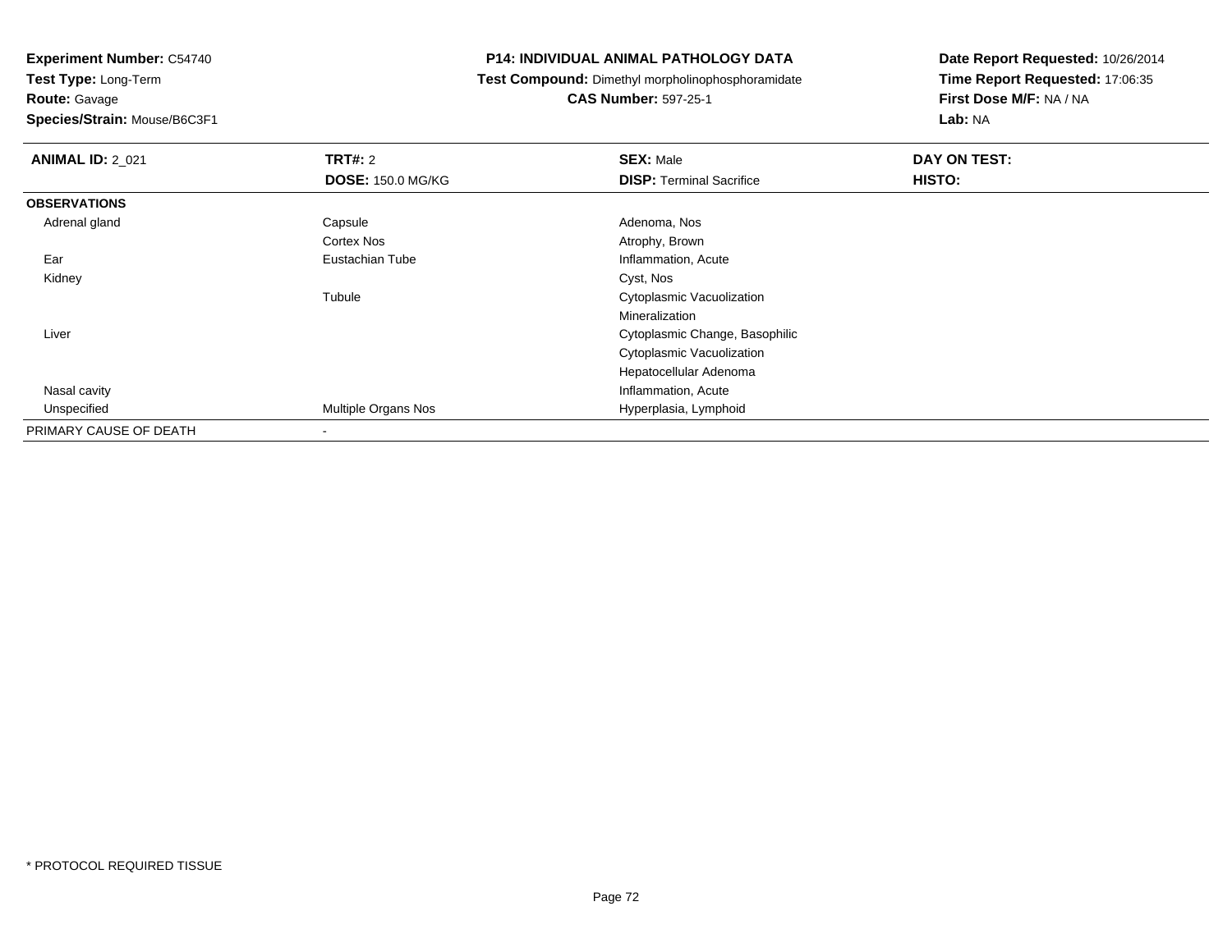**Experiment Number:** C54740
**Test Type:** Long-Term
**Route:** Gavage
**Species/Strain:** Mouse/B6C3F1

**P14: INDIVIDUAL ANIMAL PATHOLOGY DATA**
**Test Compound:** Dimethyl morpholinophosphoramidate
**CAS Number:** 597-25-1

**Date Report Requested:** 10/26/2014
**Time Report Requested:** 17:06:35
**First Dose M/F:** NA / NA
**Lab:** NA

| **ANIMAL ID:** 2_021 | **TRT#:** 2 | **SEX:** Male | **DAY ON TEST:** |
|---|---|---|---|
| | **DOSE:** 150.0 MG/KG | **DISP:** Terminal Sacrifice | **HISTO:** |
| **OBSERVATIONS** | | | |
| Adrenal gland | Capsule | Adenoma, Nos | |
| | Cortex Nos | Atrophy, Brown | |
| Ear | Eustachian Tube | Inflammation, Acute | |
| Kidney | | Cyst, Nos | |
| | Tubule | Cytoplasmic Vacuolization | |
| | | Mineralization | |
| Liver | | Cytoplasmic Change, Basophilic | |
| | | Cytoplasmic Vacuolization | |
| | | Hepatocellular Adenoma | |
| Nasal cavity | | Inflammation, Acute | |
| Unspecified | Multiple Organs Nos | Hyperplasia, Lymphoid | |
| PRIMARY CAUSE OF DEATH | - | | |

* PROTOCOL REQUIRED TISSUE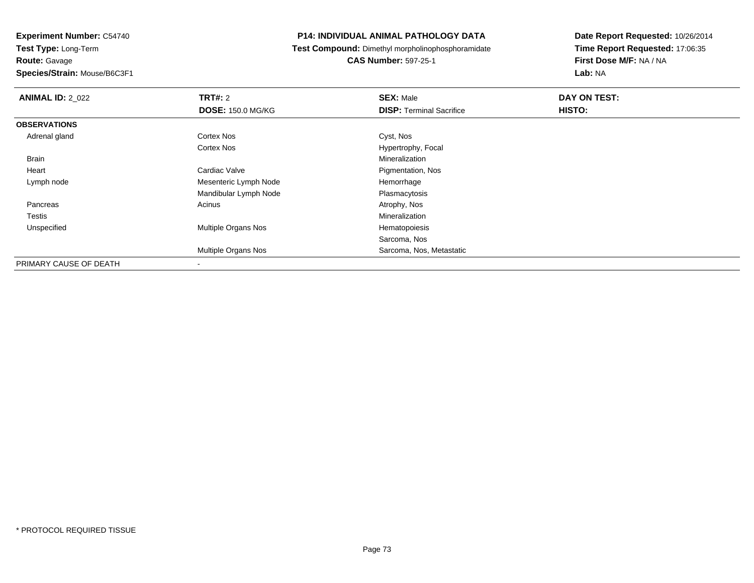**Experiment Number:** C54740
**Test Type:** Long-Term
**Route:** Gavage
**Species/Strain:** Mouse/B6C3F1

**P14: INDIVIDUAL ANIMAL PATHOLOGY DATA**
**Test Compound:** Dimethyl morpholinophosphoramidate
**CAS Number:** 597-25-1

**Date Report Requested:** 10/26/2014
**Time Report Requested:** 17:06:35
**First Dose M/F:** NA / NA
**Lab:** NA

| **ANIMAL ID:** 2_022 | **TRT#:** 2 | **SEX:** Male | **DAY ON TEST:** |
|---|---|---|---|
| | **DOSE:** 150.0 MG/KG | **DISP:** Terminal Sacrifice | **HISTO:** |
| **OBSERVATIONS** | | | |
| Adrenal gland | Cortex Nos | Cyst, Nos | |
| | Cortex Nos | Hypertrophy, Focal | |
| Brain | | Mineralization | |
| Heart | Cardiac Valve | Pigmentation, Nos | |
| Lymph node | Mesenteric Lymph Node | Hemorrhage | |
| | Mandibular Lymph Node | Plasmacytosis | |
| Pancreas | Acinus | Atrophy, Nos | |
| Testis | | Mineralization | |
| Unspecified | Multiple Organs Nos | Hematopoiesis | |
| | | Sarcoma, Nos | |
| | Multiple Organs Nos | Sarcoma, Nos, Metastatic | |
| PRIMARY CAUSE OF DEATH | - | | |

\* PROTOCOL REQUIRED TISSUE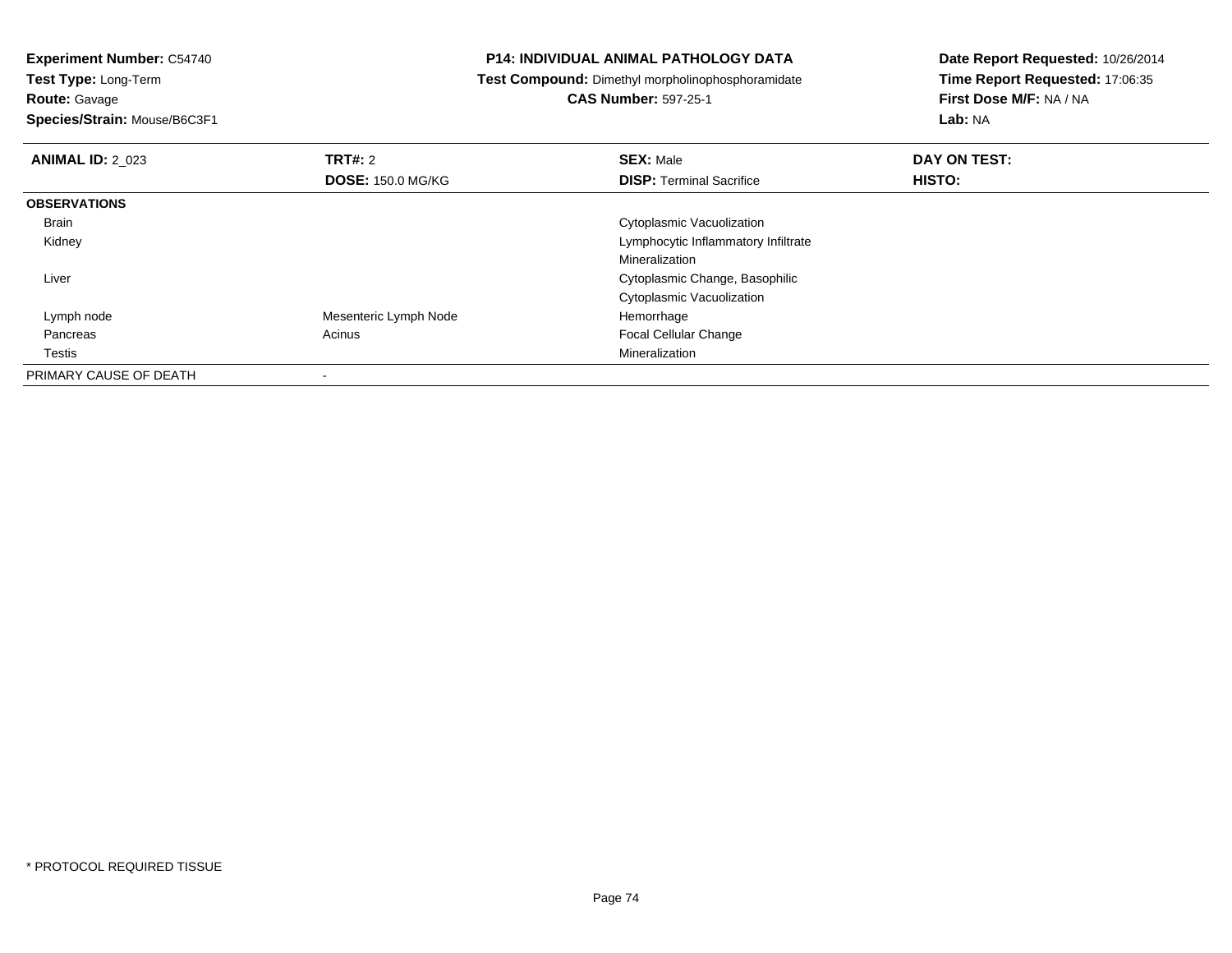**Experiment Number:** C54740
**Test Type:** Long-Term
**Route:** Gavage
**Species/Strain:** Mouse/B6C3F1

**P14: INDIVIDUAL ANIMAL PATHOLOGY DATA**
**Test Compound:** Dimethyl morpholinophosphoramidate
**CAS Number:** 597-25-1

**Date Report Requested:** 10/26/2014
**Time Report Requested:** 17:06:35
**First Dose M/F:** NA / NA
**Lab:** NA

| **ANIMAL ID:** 2_023 | **TRT#:** 2 | **SEX:** Male | **DAY ON TEST:** |
|---|---|---|---|
| | **DOSE:** 150.0 MG/KG | **DISP:** Terminal Sacrifice | **HISTO:** |
| **OBSERVATIONS** | | | |
| Brain | | Cytoplasmic Vacuolization | |
| Kidney | | Lymphocytic Inflammatory Infiltrate | |
| | | Mineralization | |
| Liver | | Cytoplasmic Change, Basophilic | |
| | | Cytoplasmic Vacuolization | |
| Lymph node | Mesenteric Lymph Node | Hemorrhage | |
| Pancreas | Acinus | Focal Cellular Change | |
| Testis | | Mineralization | |
| PRIMARY CAUSE OF DEATH | - | | |

* PROTOCOL REQUIRED TISSUE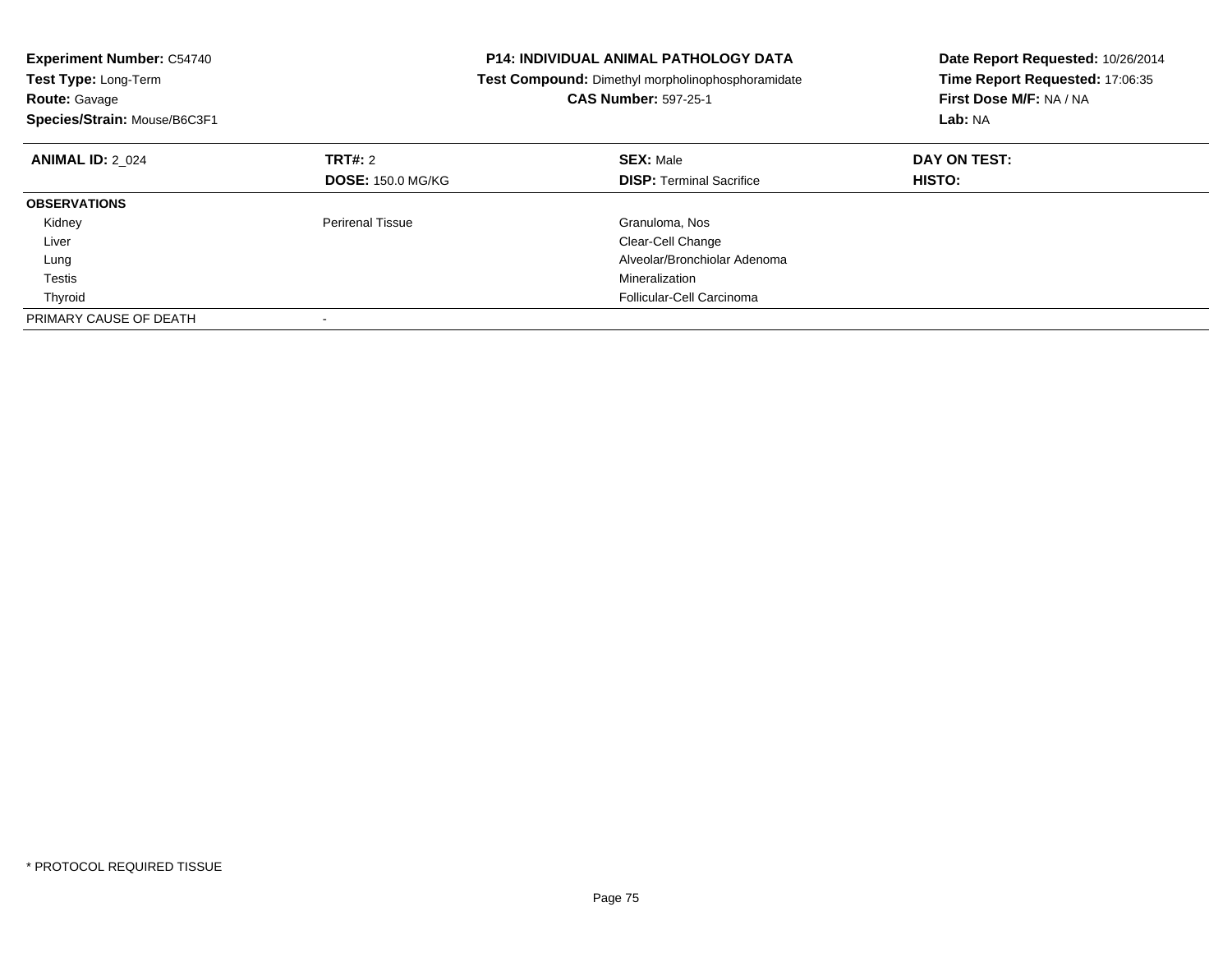**Experiment Number:** C54740
**Test Type:** Long-Term
**Route:** Gavage
**Species/Strain:** Mouse/B6C3F1

**P14: INDIVIDUAL ANIMAL PATHOLOGY DATA**
**Test Compound:** Dimethyl morpholinophosphoramidate
**CAS Number:** 597-25-1

**Date Report Requested:** 10/26/2014
**Time Report Requested:** 17:06:35
**First Dose M/F:** NA / NA
**Lab:** NA

| **ANIMAL ID:** 2_024 | **TRT#:** 2 | **SEX:** Male | **DAY ON TEST:** |
|---|---|---|---|
| | **DOSE:** 150.0 MG/KG | **DISP:** Terminal Sacrifice | **HISTO:** |
| **OBSERVATIONS** | | | |
| Kidney | Perirenal Tissue | Granuloma, Nos | |
| Liver | | Clear-Cell Change | |
| Lung | | Alveolar/Bronchiolar Adenoma | |
| Testis | | Mineralization | |
| Thyroid | | Follicular-Cell Carcinoma | |
| PRIMARY CAUSE OF DEATH | - | | |

* PROTOCOL REQUIRED TISSUE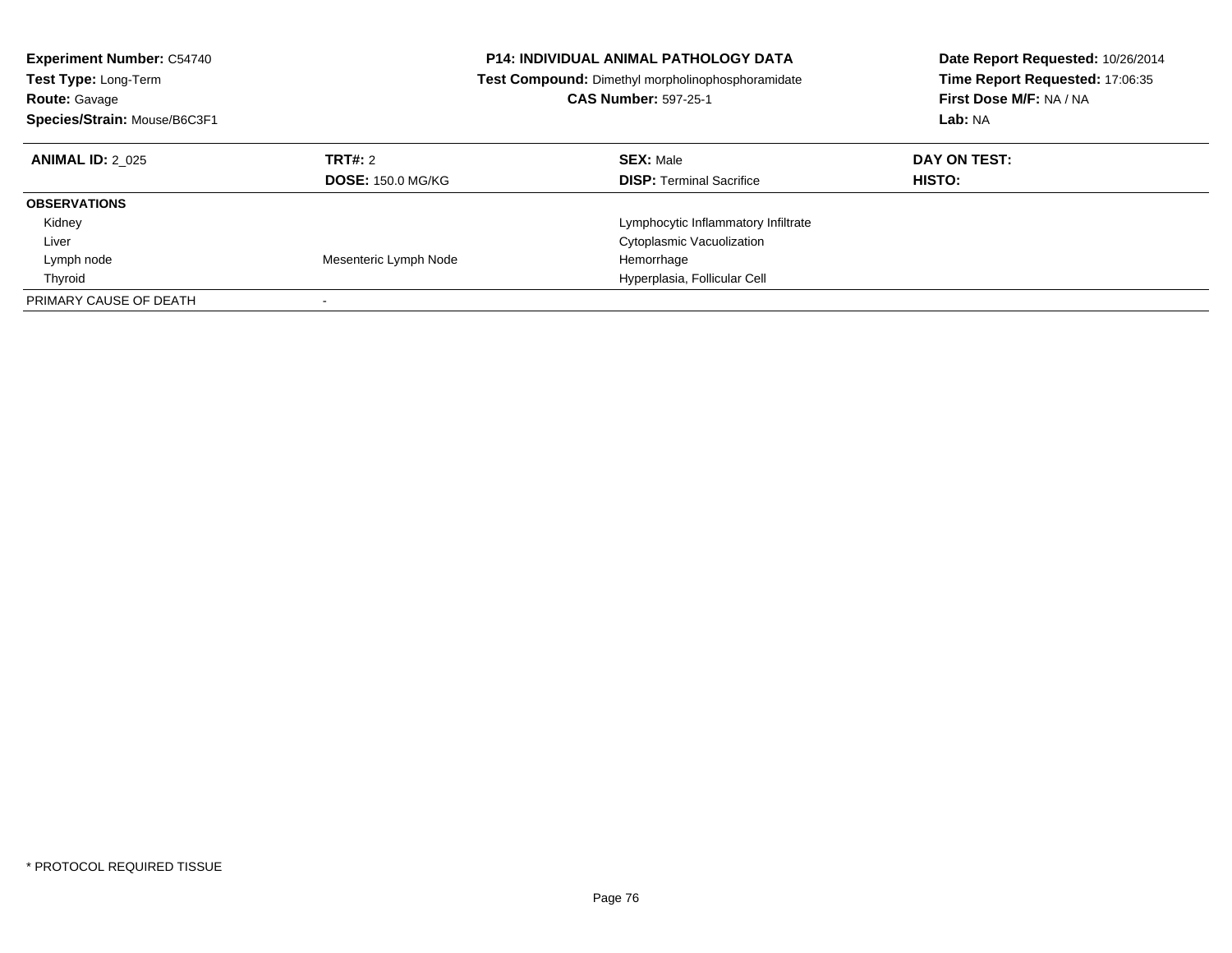**Experiment Number:** C54740
**Test Type:** Long-Term
**Route:** Gavage
**Species/Strain:** Mouse/B6C3F1

**P14: INDIVIDUAL ANIMAL PATHOLOGY DATA**
**Test Compound:** Dimethyl morpholinophosphoramidate
**CAS Number:** 597-25-1

**Date Report Requested:** 10/26/2014
**Time Report Requested:** 17:06:35
**First Dose M/F:** NA / NA
**Lab:** NA

| **ANIMAL ID:** 2_025 | **TRT#:** 2 | **SEX:** Male | **DAY ON TEST:** |
|---|---|---|---|
| | **DOSE:** 150.0 MG/KG | **DISP:** Terminal Sacrifice | **HISTO:** |
| **OBSERVATIONS** | | | |
| Kidney | | Lymphocytic Inflammatory Infiltrate | |
| Liver | | Cytoplasmic Vacuolization | |
| Lymph node | Mesenteric Lymph Node | Hemorrhage | |
| Thyroid | | Hyperplasia, Follicular Cell | |
| PRIMARY CAUSE OF DEATH | - | | |

* PROTOCOL REQUIRED TISSUE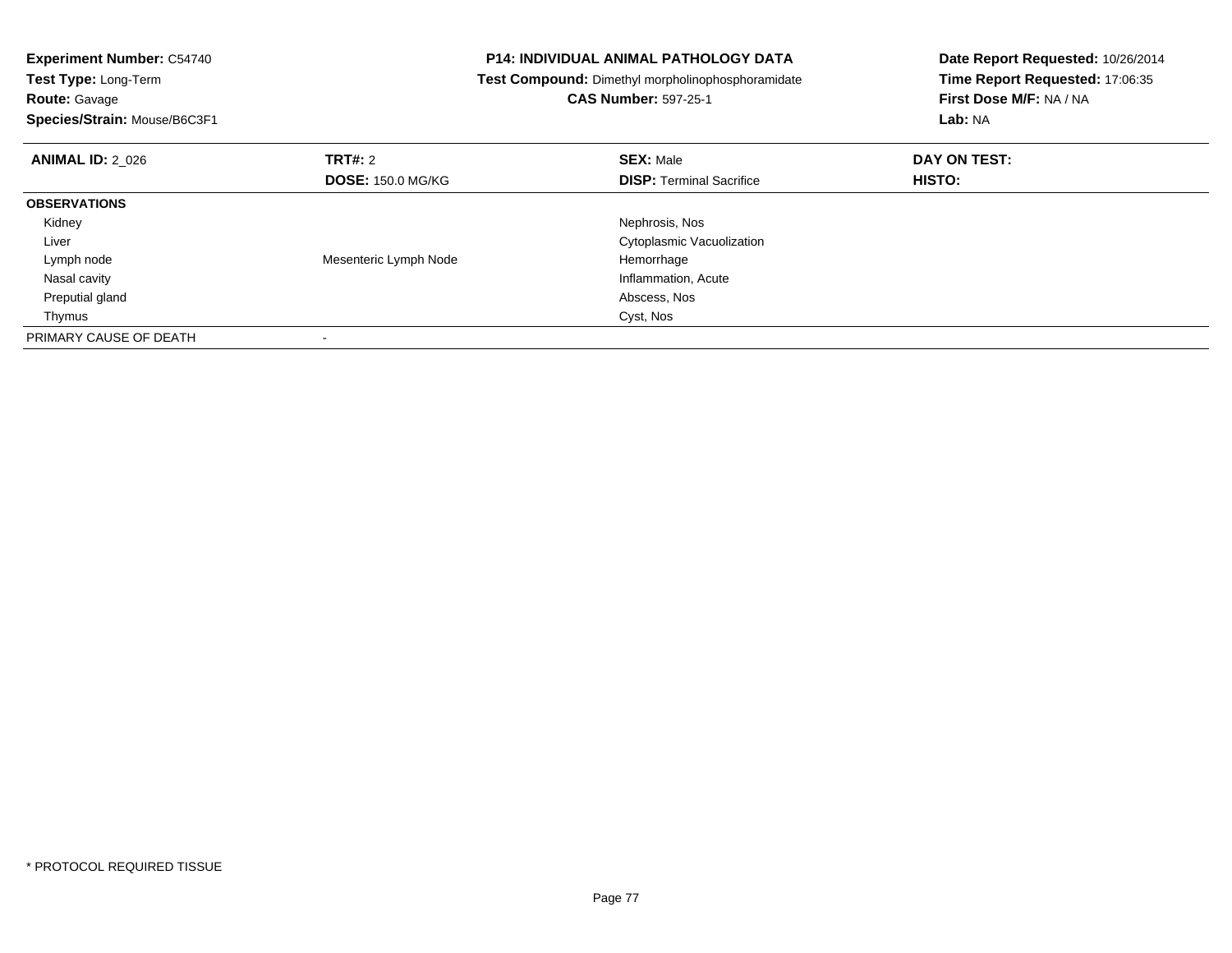**Experiment Number:** C54740
**Test Type:** Long-Term
**Route:** Gavage
**Species/Strain:** Mouse/B6C3F1

**P14: INDIVIDUAL ANIMAL PATHOLOGY DATA**
**Test Compound:** Dimethyl morpholinophosphoramidate
**CAS Number:** 597-25-1

**Date Report Requested:** 10/26/2014
**Time Report Requested:** 17:06:35
**First Dose M/F:** NA / NA
**Lab:** NA

| **ANIMAL ID:** 2_026 | **TRT#:** 2 | **SEX:** Male | **DAY ON TEST:** |
|---|---|---|---|
| | **DOSE:** 150.0 MG/KG | **DISP:** Terminal Sacrifice | **HISTO:** |
| **OBSERVATIONS** | | | |
| Kidney | | Nephrosis, Nos | |
| Liver | | Cytoplasmic Vacuolization | |
| Lymph node | Mesenteric Lymph Node | Hemorrhage | |
| Nasal cavity | | Inflammation, Acute | |
| Preputial gland | | Abscess, Nos | |
| Thymus | | Cyst, Nos | |
| PRIMARY CAUSE OF DEATH | - | | |

* PROTOCOL REQUIRED TISSUE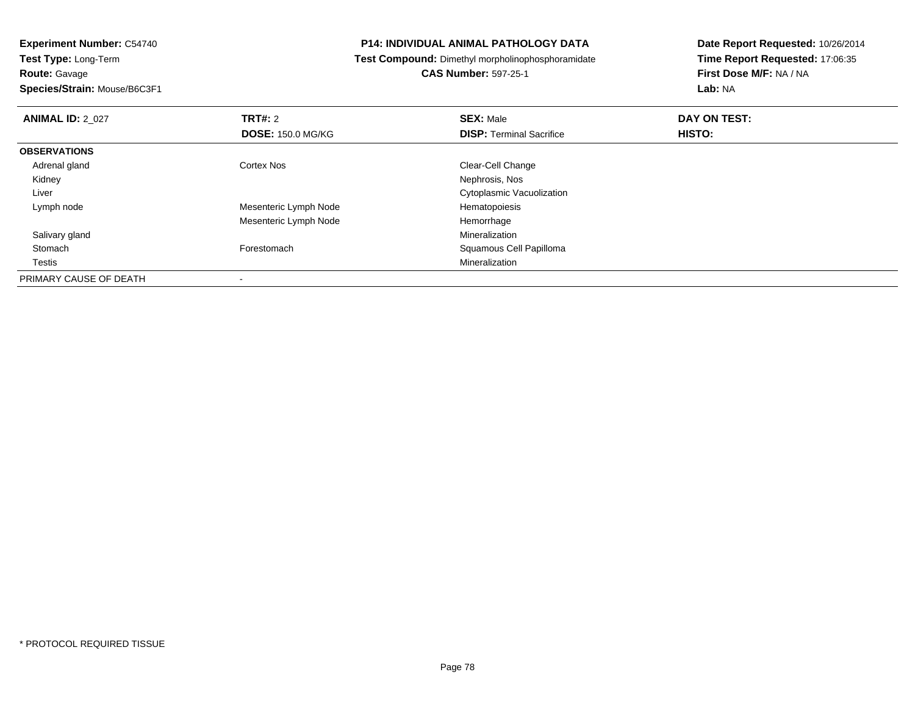**Experiment Number:** C54740
**Test Type:** Long-Term
**Route:** Gavage
**Species/Strain:** Mouse/B6C3F1

**P14: INDIVIDUAL ANIMAL PATHOLOGY DATA**
**Test Compound:** Dimethyl morpholinophosphoramidate
**CAS Number:** 597-25-1

**Date Report Requested:** 10/26/2014
**Time Report Requested:** 17:06:35
**First Dose M/F:** NA / NA
**Lab:** NA

| **ANIMAL ID:** 2_027 | **TRT#:** 2 | **SEX:** Male | **DAY ON TEST:** |
|---|---|---|---|
| | **DOSE:** 150.0 MG/KG | **DISP:** Terminal Sacrifice | **HISTO:** |
| **OBSERVATIONS** | | | |
| Adrenal gland | Cortex Nos | Clear-Cell Change | |
| Kidney | | Nephrosis, Nos | |
| Liver | | Cytoplasmic Vacuolization | |
| Lymph node | Mesenteric Lymph Node | Hematopoiesis | |
| | Mesenteric Lymph Node | Hemorrhage | |
| Salivary gland | | Mineralization | |
| Stomach | Forestomach | Squamous Cell Papilloma | |
| Testis | | Mineralization | |
| PRIMARY CAUSE OF DEATH | - | | |

* PROTOCOL REQUIRED TISSUE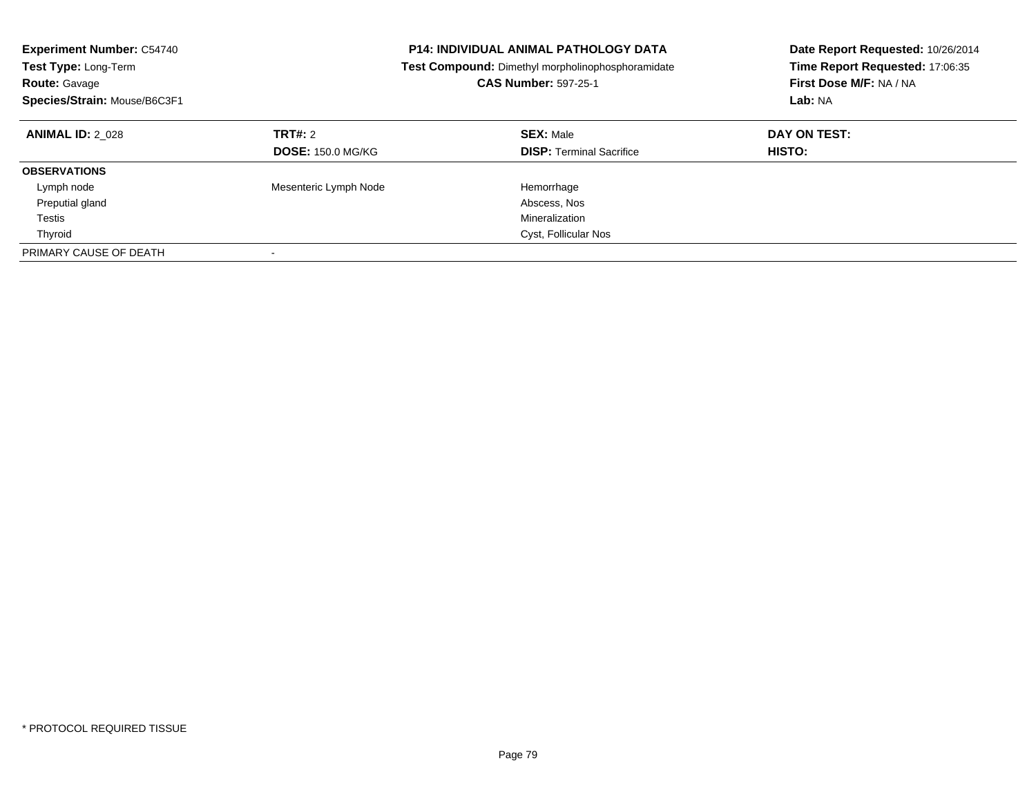**Experiment Number:** C54740
**Test Type:** Long-Term
**Route:** Gavage
**Species/Strain:** Mouse/B6C3F1

**P14: INDIVIDUAL ANIMAL PATHOLOGY DATA**
**Test Compound:** Dimethyl morpholinophosphoramidate
**CAS Number:** 597-25-1

**Date Report Requested:** 10/26/2014
**Time Report Requested:** 17:06:35
**First Dose M/F:** NA / NA
**Lab:** NA

| **ANIMAL ID:** 2_028 | **TRT#:** 2 | **SEX:** Male | **DAY ON TEST:** |
|---|---|---|---|
| | **DOSE:** 150.0 MG/KG | **DISP:** Terminal Sacrifice | **HISTO:** |
| **OBSERVATIONS** | | | |
| Lymph node | Mesenteric Lymph Node | Hemorrhage | |
| Preputial gland | | Abscess, Nos | |
| Testis | | Mineralization | |
| Thyroid | | Cyst, Follicular Nos | |
| PRIMARY CAUSE OF DEATH | - | | |

* PROTOCOL REQUIRED TISSUE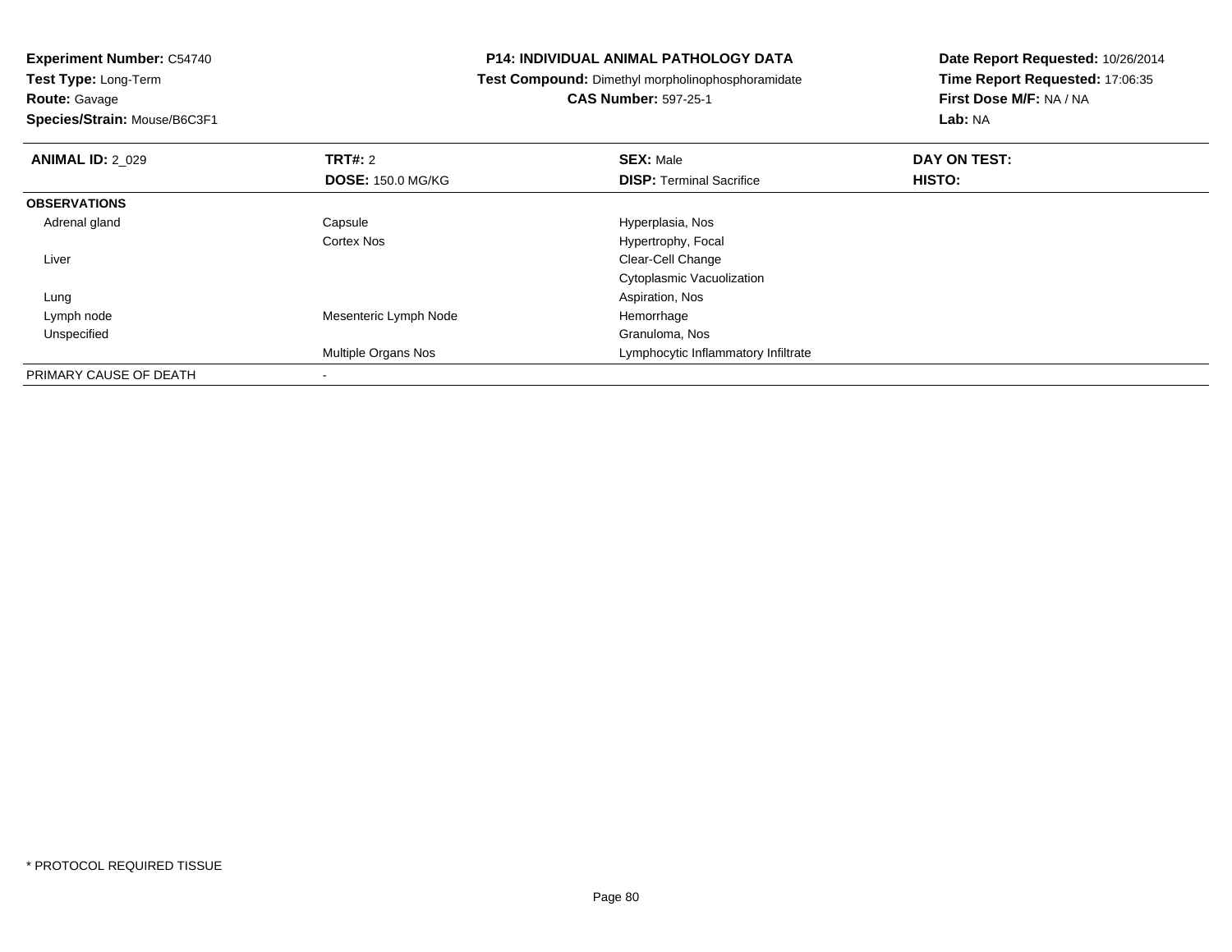**Experiment Number:** C54740
**Test Type:** Long-Term
**Route:** Gavage
**Species/Strain:** Mouse/B6C3F1

## P14: INDIVIDUAL ANIMAL PATHOLOGY DATA

**Test Compound:** Dimethyl morpholinophosphoramidate
**CAS Number:** 597-25-1

**Date Report Requested:** 10/26/2014
**Time Report Requested:** 17:06:35
**First Dose M/F:** NA / NA
**Lab:** NA

| **ANIMAL ID:** 2_029 | **TRT#:** 2 | **SEX:** Male | **DAY ON TEST:** |
|---|---|---|---|
| | **DOSE:** 150.0 MG/KG | **DISP:** Terminal Sacrifice | **HISTO:** |
| **OBSERVATIONS** | | | |
| Adrenal gland | Capsule | Hyperplasia, Nos | |
| | Cortex Nos | Hypertrophy, Focal | |
| Liver | | Clear-Cell Change | |
| | | Cytoplasmic Vacuolization | |
| Lung | | Aspiration, Nos | |
| Lymph node | Mesenteric Lymph Node | Hemorrhage | |
| Unspecified | | Granuloma, Nos | |
| | Multiple Organs Nos | Lymphocytic Inflammatory Infiltrate | |
| PRIMARY CAUSE OF DEATH | - | | |

* PROTOCOL REQUIRED TISSUE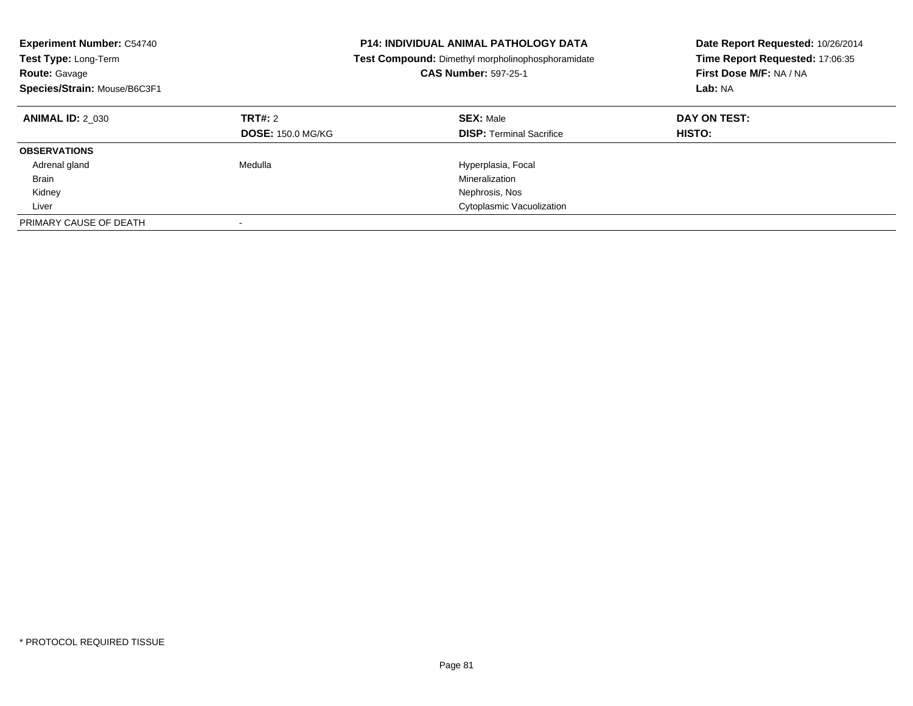**Experiment Number:** C54740
**Test Type:** Long-Term
**Route:** Gavage
**Species/Strain:** Mouse/B6C3F1

**P14: INDIVIDUAL ANIMAL PATHOLOGY DATA**
**Test Compound:** Dimethyl morpholinophosphoramidate
**CAS Number:** 597-25-1

**Date Report Requested:** 10/26/2014
**Time Report Requested:** 17:06:35
**First Dose M/F:** NA / NA
**Lab:** NA

| **ANIMAL ID:** 2_030 | **TRT#:** 2 | **SEX:** Male | **DAY ON TEST:** |
|---|---|---|---|
| | **DOSE:** 150.0 MG/KG | **DISP:** Terminal Sacrifice | **HISTO:** |
| **OBSERVATIONS** | | | |
| Adrenal gland | Medulla | Hyperplasia, Focal | |
| Brain | | Mineralization | |
| Kidney | | Nephrosis, Nos | |
| Liver | | Cytoplasmic Vacuolization | |
| PRIMARY CAUSE OF DEATH | - | | |

* PROTOCOL REQUIRED TISSUE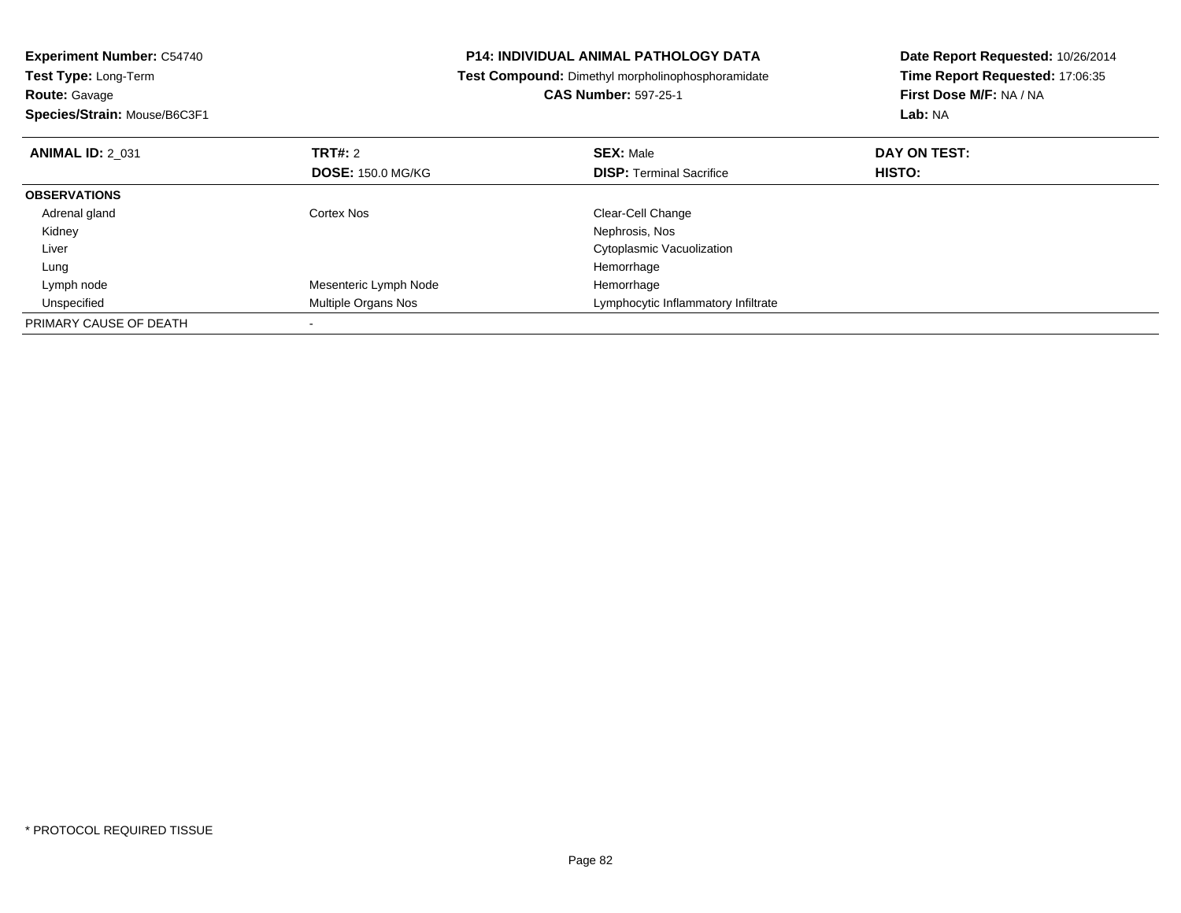**Experiment Number:** C54740
**Test Type:** Long-Term
**Route:** Gavage
**Species/Strain:** Mouse/B6C3F1

**P14: INDIVIDUAL ANIMAL PATHOLOGY DATA**
**Test Compound:** Dimethyl morpholinophosphoramidate
**CAS Number:** 597-25-1

**Date Report Requested:** 10/26/2014
**Time Report Requested:** 17:06:35
**First Dose M/F:** NA / NA
**Lab:** NA

| **ANIMAL ID:** 2_031 | **TRT#:** 2 | **SEX:** Male | **DAY ON TEST:** |
|---|---|---|---|
| | **DOSE:** 150.0 MG/KG | **DISP:** Terminal Sacrifice | **HISTO:** |
| **OBSERVATIONS** | | | |
| Adrenal gland | Cortex Nos | Clear-Cell Change | |
| Kidney | | Nephrosis, Nos | |
| Liver | | Cytoplasmic Vacuolization | |
| Lung | | Hemorrhage | |
| Lymph node | Mesenteric Lymph Node | Hemorrhage | |
| Unspecified | Multiple Organs Nos | Lymphocytic Inflammatory Infiltrate | |
| PRIMARY CAUSE OF DEATH | - | | |

* PROTOCOL REQUIRED TISSUE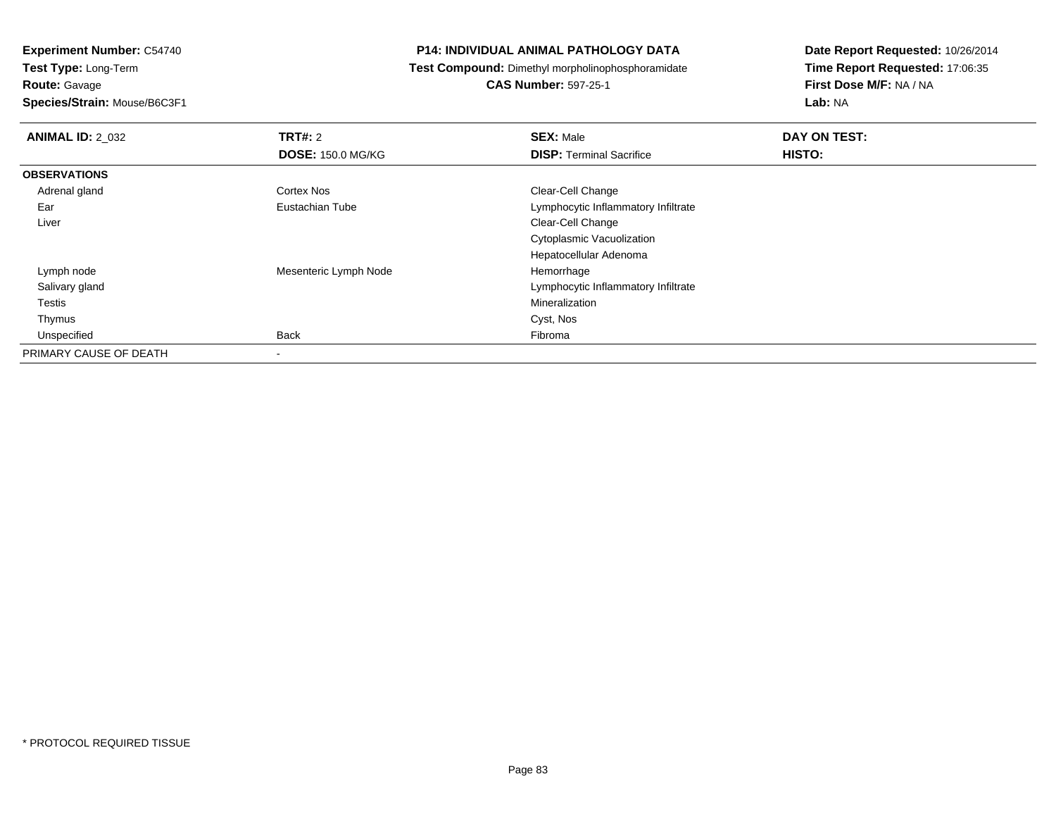**Experiment Number:** C54740
**Test Type:** Long-Term
**Route:** Gavage
**Species/Strain:** Mouse/B6C3F1

**P14: INDIVIDUAL ANIMAL PATHOLOGY DATA**
**Test Compound:** Dimethyl morpholinophosphoramidate
**CAS Number:** 597-25-1

**Date Report Requested:** 10/26/2014
**Time Report Requested:** 17:06:35
**First Dose M/F:** NA / NA
**Lab:** NA

| **ANIMAL ID:** 2_032 | **TRT#:** 2 | **SEX:** Male | **DAY ON TEST:** |
|---|---|---|---|
| | **DOSE:** 150.0 MG/KG | **DISP:** Terminal Sacrifice | **HISTO:** |
| **OBSERVATIONS** | | | |
| Adrenal gland | Cortex Nos | Clear-Cell Change | |
| Ear | Eustachian Tube | Lymphocytic Inflammatory Infiltrate | |
| Liver | | Clear-Cell Change | |
| | | Cytoplasmic Vacuolization | |
| | | Hepatocellular Adenoma | |
| Lymph node | Mesenteric Lymph Node | Hemorrhage | |
| Salivary gland | | Lymphocytic Inflammatory Infiltrate | |
| Testis | | Mineralization | |
| Thymus | | Cyst, Nos | |
| Unspecified | Back | Fibroma | |
| PRIMARY CAUSE OF DEATH | - | | |

* PROTOCOL REQUIRED TISSUE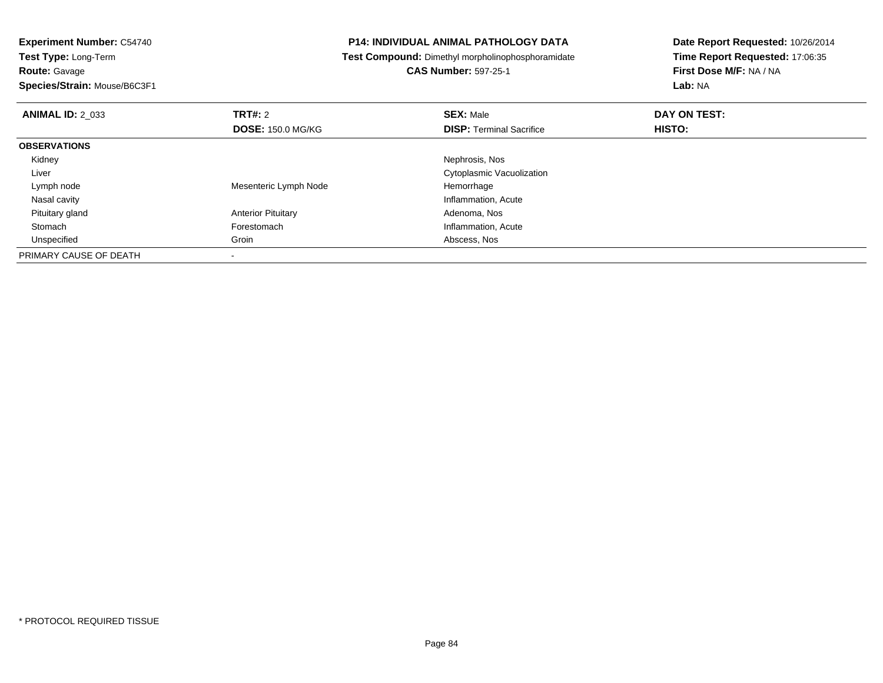**Experiment Number:** C54740
**Test Type:** Long-Term
**Route:** Gavage
**Species/Strain:** Mouse/B6C3F1

**P14: INDIVIDUAL ANIMAL PATHOLOGY DATA**
**Test Compound:** Dimethyl morpholinophosphoramidate
**CAS Number:** 597-25-1

**Date Report Requested:** 10/26/2014
**Time Report Requested:** 17:06:35
**First Dose M/F:** NA / NA
**Lab:** NA

| **ANIMAL ID:** 2_033 | **TRT#:** 2 | **SEX:** Male | **DAY ON TEST:** |
|---|---|---|---|
| | **DOSE:** 150.0 MG/KG | **DISP:** Terminal Sacrifice | **HISTO:** |
| **OBSERVATIONS** | | | |
| Kidney | | Nephrosis, Nos | |
| Liver | | Cytoplasmic Vacuolization | |
| Lymph node | Mesenteric Lymph Node | Hemorrhage | |
| Nasal cavity | | Inflammation, Acute | |
| Pituitary gland | Anterior Pituitary | Adenoma, Nos | |
| Stomach | Forestomach | Inflammation, Acute | |
| Unspecified | Groin | Abscess, Nos | |
| PRIMARY CAUSE OF DEATH | - | | |

* PROTOCOL REQUIRED TISSUE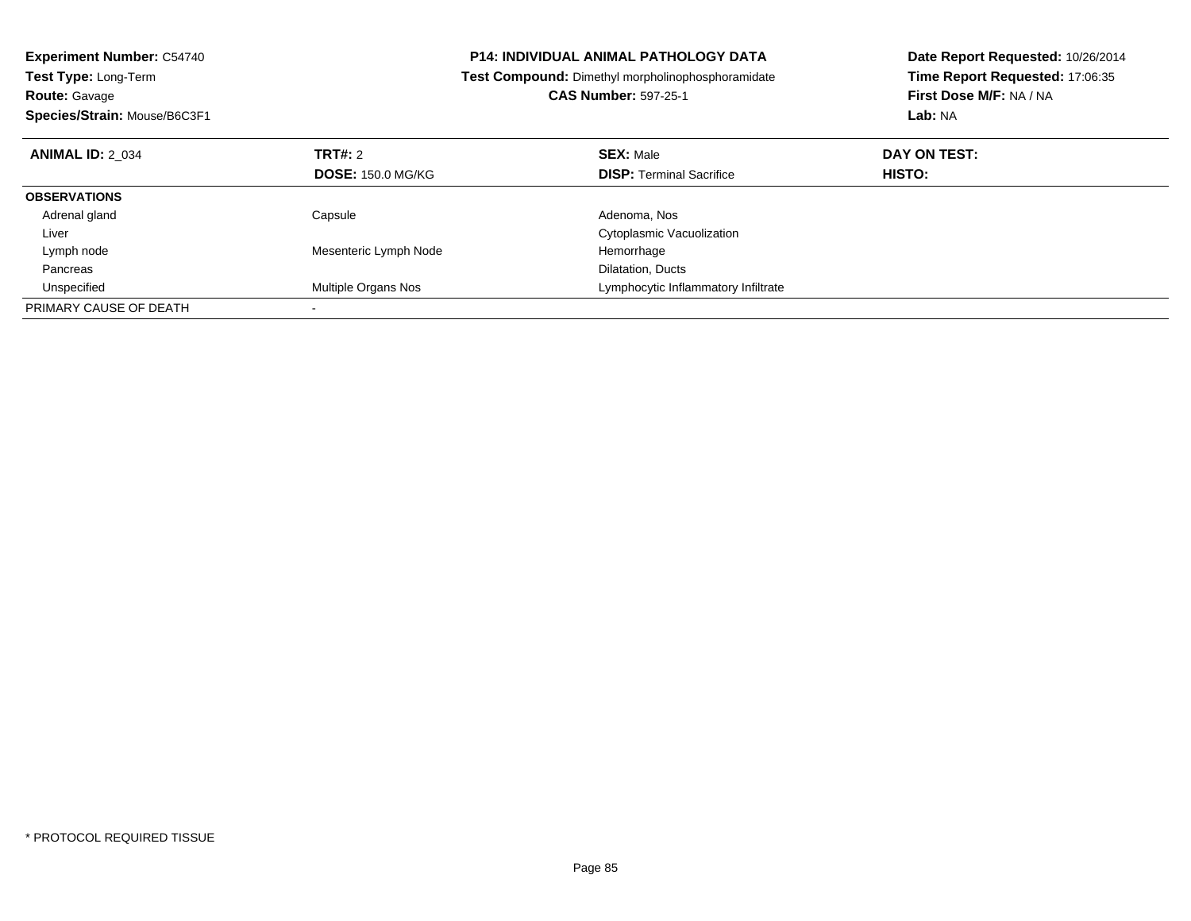**Experiment Number:** C54740
**Test Type:** Long-Term
**Route:** Gavage
**Species/Strain:** Mouse/B6C3F1

**P14: INDIVIDUAL ANIMAL PATHOLOGY DATA**
**Test Compound:** Dimethyl morpholinophosphoramidate
**CAS Number:** 597-25-1

**Date Report Requested:** 10/26/2014
**Time Report Requested:** 17:06:35
**First Dose M/F:** NA / NA
**Lab:** NA

| **ANIMAL ID:** 2_034 | **TRT#:** 2 | **SEX:** Male | **DAY ON TEST:** |
|---|---|---|---|
| | **DOSE:** 150.0 MG/KG | **DISP:** Terminal Sacrifice | **HISTO:** |
| **OBSERVATIONS** | | | |
| Adrenal gland | Capsule | Adenoma, Nos | |
| Liver | | Cytoplasmic Vacuolization | |
| Lymph node | Mesenteric Lymph Node | Hemorrhage | |
| Pancreas | | Dilatation, Ducts | |
| Unspecified | Multiple Organs Nos | Lymphocytic Inflammatory Infiltrate | |
| PRIMARY CAUSE OF DEATH | - | | |

* PROTOCOL REQUIRED TISSUE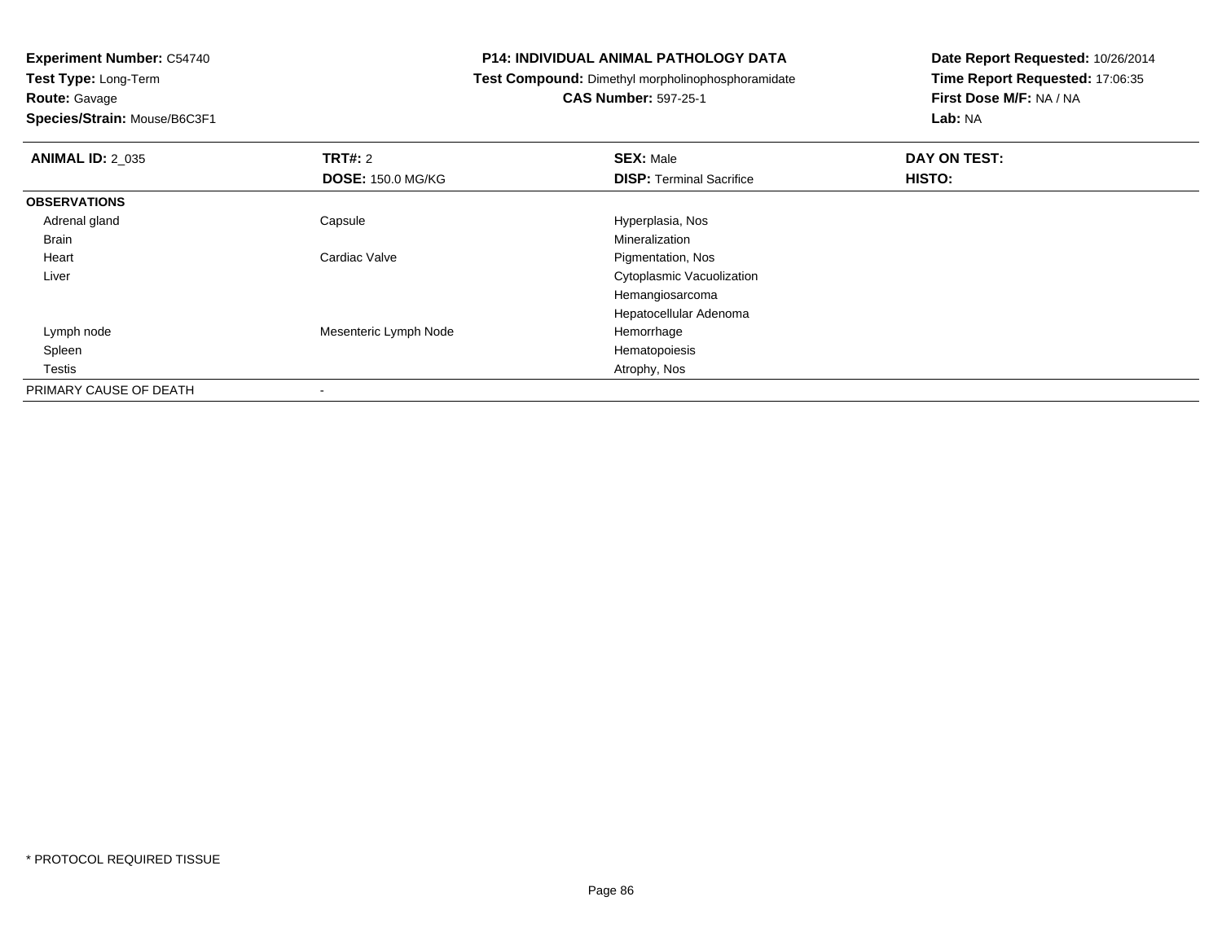**Experiment Number:** C54740
**Test Type:** Long-Term
**Route:** Gavage
**Species/Strain:** Mouse/B6C3F1

**P14: INDIVIDUAL ANIMAL PATHOLOGY DATA**
**Test Compound:** Dimethyl morpholinophosphoramidate
**CAS Number:** 597-25-1

**Date Report Requested:** 10/26/2014
**Time Report Requested:** 17:06:35
**First Dose M/F:** NA / NA
**Lab:** NA

| **ANIMAL ID:** 2_035 | **TRT#:** 2 | **SEX:** Male | **DAY ON TEST:** |
|---|---|---|---|
| | **DOSE:** 150.0 MG/KG | **DISP:** Terminal Sacrifice | **HISTO:** |
| **OBSERVATIONS** | | | |
| Adrenal gland | Capsule | Hyperplasia, Nos | |
| Brain | | Mineralization | |
| Heart | Cardiac Valve | Pigmentation, Nos | |
| Liver | | Cytoplasmic Vacuolization | |
| | | Hemangiosarcoma | |
| | | Hepatocellular Adenoma | |
| Lymph node | Mesenteric Lymph Node | Hemorrhage | |
| Spleen | | Hematopoiesis | |
| Testis | | Atrophy, Nos | |
| PRIMARY CAUSE OF DEATH | - | | |

* PROTOCOL REQUIRED TISSUE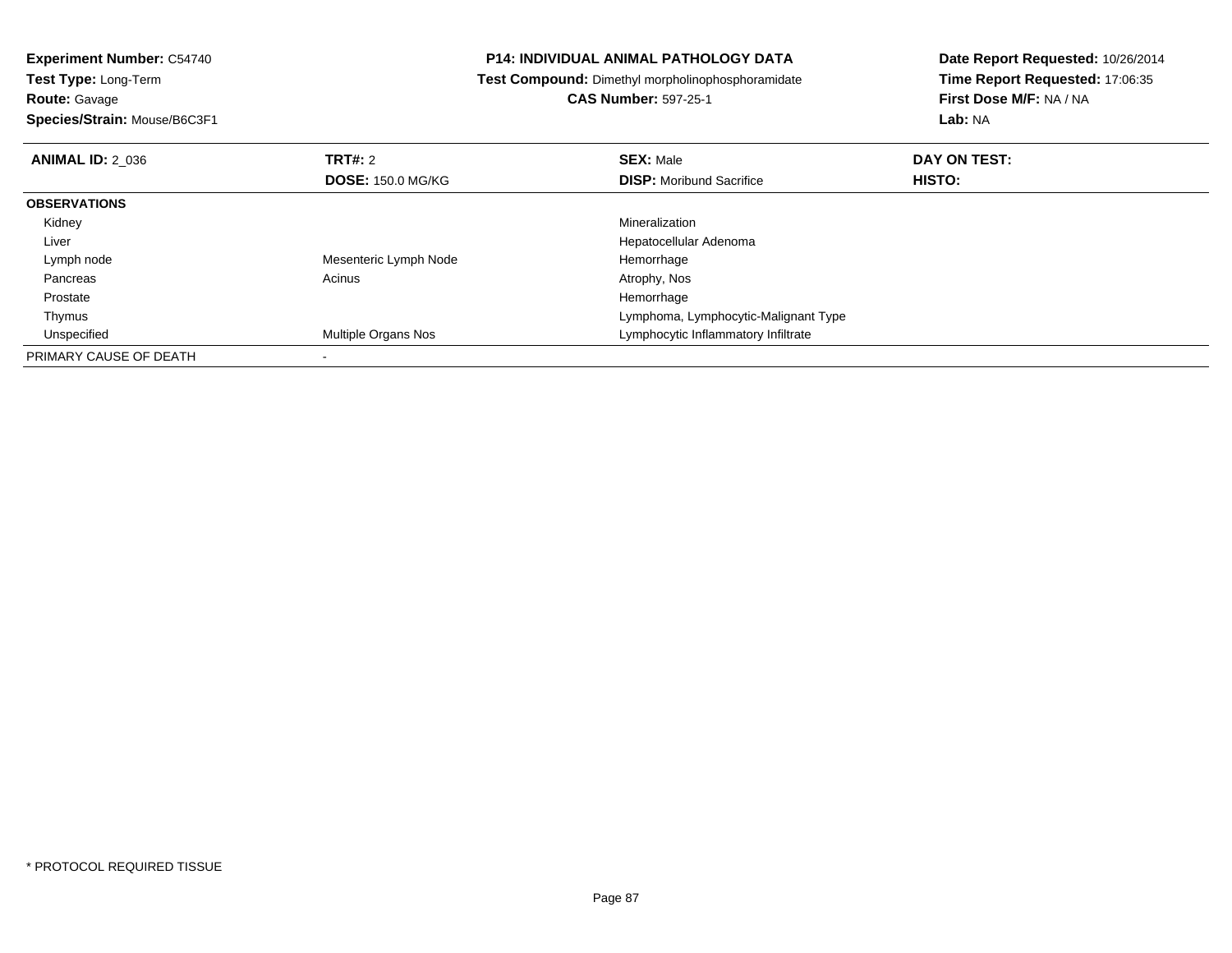**Experiment Number:** C54740
**Test Type:** Long-Term
**Route:** Gavage
**Species/Strain:** Mouse/B6C3F1

**P14: INDIVIDUAL ANIMAL PATHOLOGY DATA**
**Test Compound:** Dimethyl morpholinophosphoramidate
**CAS Number:** 597-25-1

**Date Report Requested:** 10/26/2014
**Time Report Requested:** 17:06:35
**First Dose M/F:** NA / NA
**Lab:** NA

| **ANIMAL ID:** 2_036 | **TRT#:** 2<br>**DOSE:** 150.0 MG/KG | **SEX:** Male<br>**DISP:** Moribund Sacrifice | **DAY ON TEST:**<br>**HISTO:** |
|---|---|---|---|
| **OBSERVATIONS** | | | |
| Kidney | | Mineralization | |
| Liver | | Hepatocellular Adenoma | |
| Lymph node | Mesenteric Lymph Node | Hemorrhage | |
| Pancreas | Acinus | Atrophy, Nos | |
| Prostate | | Hemorrhage | |
| Thymus | | Lymphoma, Lymphocytic-Malignant Type | |
| Unspecified | Multiple Organs Nos | Lymphocytic Inflammatory Infiltrate | |
| PRIMARY CAUSE OF DEATH | - | | |

\* PROTOCOL REQUIRED TISSUE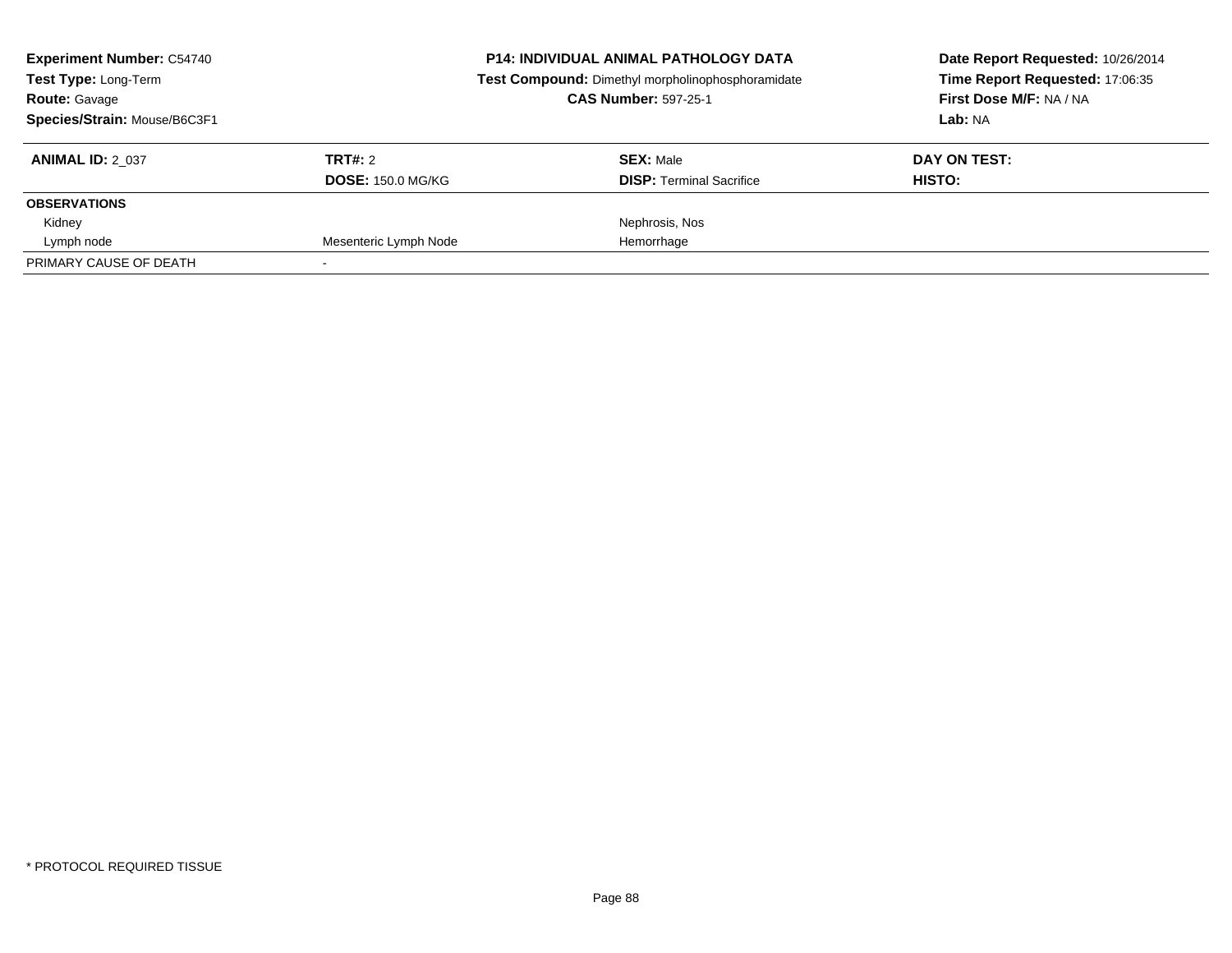**Experiment Number:** C54740
**Test Type:** Long-Term
**Route:** Gavage
**Species/Strain:** Mouse/B6C3F1

**P14: INDIVIDUAL ANIMAL PATHOLOGY DATA**
**Test Compound:** Dimethyl morpholinophosphoramidate
**CAS Number:** 597-25-1

**Date Report Requested:** 10/26/2014
**Time Report Requested:** 17:06:35
**First Dose M/F:** NA / NA
**Lab:** NA

| **ANIMAL ID:** 2_037 | **TRT#:** 2 | **SEX:** Male | **DAY ON TEST:** |
|---|---|---|---|
| | **DOSE:** 150.0 MG/KG | **DISP:** Terminal Sacrifice | **HISTO:** |
| **OBSERVATIONS** | | | |
| Kidney | | Nephrosis, Nos | |
| Lymph node | Mesenteric Lymph Node | Hemorrhage | |
| PRIMARY CAUSE OF DEATH | - | | |

* PROTOCOL REQUIRED TISSUE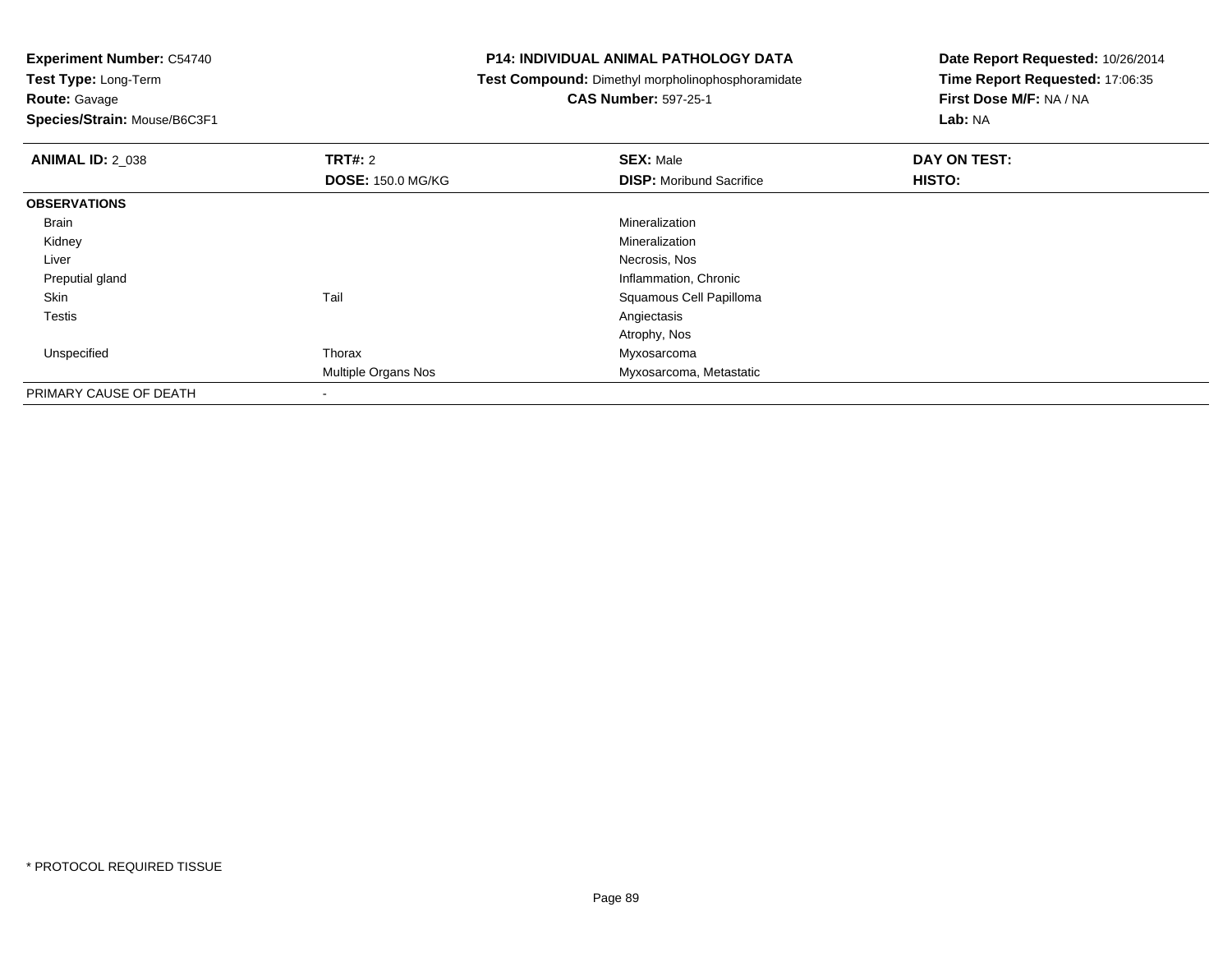**Experiment Number:** C54740
**Test Type:** Long-Term
**Route:** Gavage
**Species/Strain:** Mouse/B6C3F1

**P14: INDIVIDUAL ANIMAL PATHOLOGY DATA**
**Test Compound:** Dimethyl morpholinophosphoramidate
**CAS Number:** 597-25-1

**Date Report Requested:** 10/26/2014
**Time Report Requested:** 17:06:35
**First Dose M/F:** NA / NA
**Lab:** NA

| **ANIMAL ID:** 2_038 | **TRT#:** 2 | **SEX:** Male | **DAY ON TEST:** |
|---|---|---|---|
| | **DOSE:** 150.0 MG/KG | **DISP:** Moribund Sacrifice | **HISTO:** |
| **OBSERVATIONS** | | | |
| Brain | | Mineralization | |
| Kidney | | Mineralization | |
| Liver | | Necrosis, Nos | |
| Preputial gland | | Inflammation, Chronic | |
| Skin | Tail | Squamous Cell Papilloma | |
| Testis | | Angiectasis | |
| | | Atrophy, Nos | |
| Unspecified | Thorax | Myxosarcoma | |
| | Multiple Organs Nos | Myxosarcoma, Metastatic | |
| PRIMARY CAUSE OF DEATH | - | | |

\* PROTOCOL REQUIRED TISSUE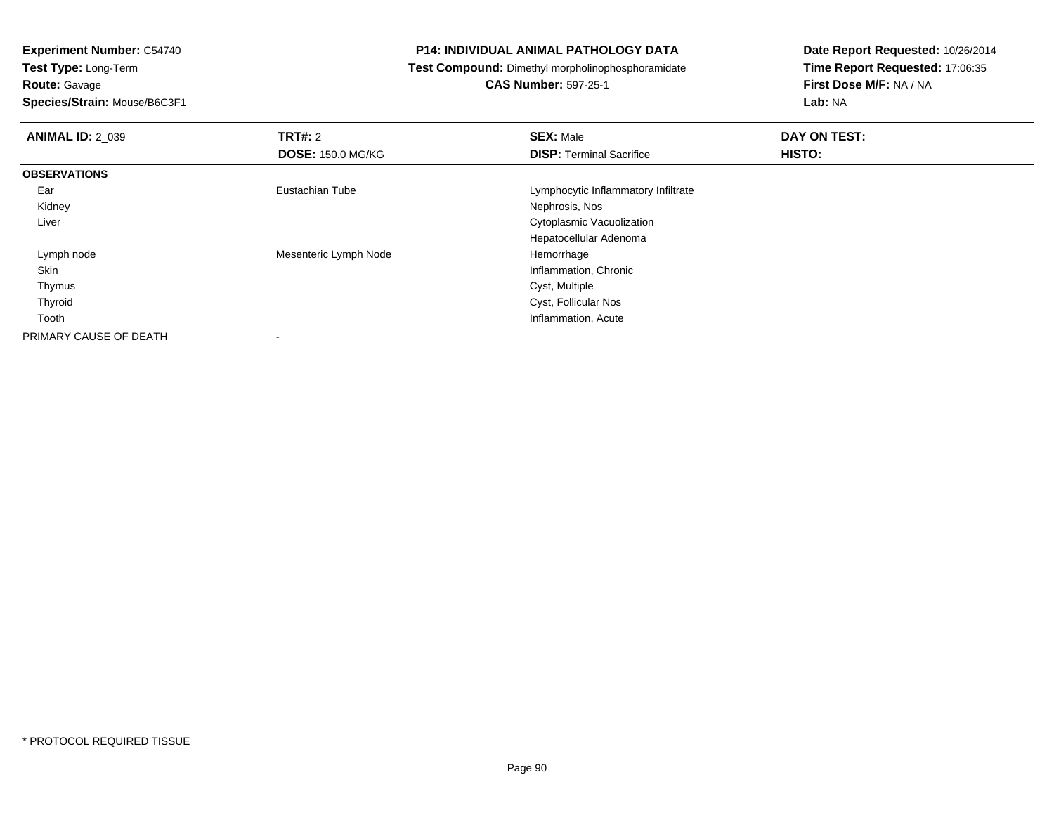**Experiment Number:** C54740
**Test Type:** Long-Term
**Route:** Gavage
**Species/Strain:** Mouse/B6C3F1

**P14: INDIVIDUAL ANIMAL PATHOLOGY DATA**
**Test Compound:** Dimethyl morpholinophosphoramidate
**CAS Number:** 597-25-1

**Date Report Requested:** 10/26/2014
**Time Report Requested:** 17:06:35
**First Dose M/F:** NA / NA
**Lab:** NA

| **ANIMAL ID:** 2_039 | **TRT#:** 2 | **SEX:** Male | **DAY ON TEST:** |
|---|---|---|---|
| | **DOSE:** 150.0 MG/KG | **DISP:** Terminal Sacrifice | **HISTO:** |
| **OBSERVATIONS** | | | |
| Ear | Eustachian Tube | Lymphocytic Inflammatory Infiltrate | |
| Kidney | | Nephrosis, Nos | |
| Liver | | Cytoplasmic Vacuolization | |
| | | Hepatocellular Adenoma | |
| Lymph node | Mesenteric Lymph Node | Hemorrhage | |
| Skin | | Inflammation, Chronic | |
| Thymus | | Cyst, Multiple | |
| Thyroid | | Cyst, Follicular Nos | |
| Tooth | | Inflammation, Acute | |
| PRIMARY CAUSE OF DEATH | - | | |

* PROTOCOL REQUIRED TISSUE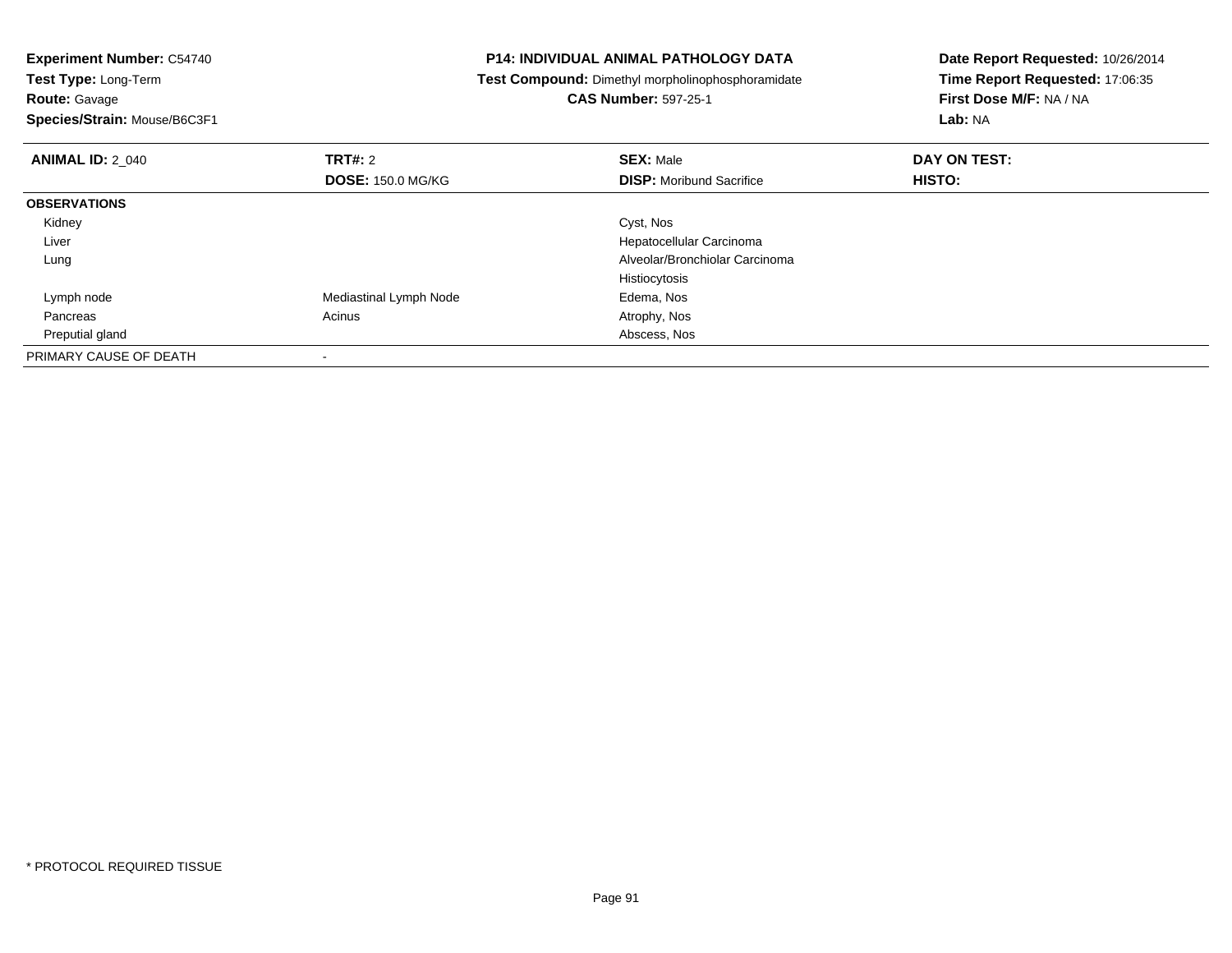**Experiment Number:** C54740
**Test Type:** Long-Term
**Route:** Gavage
**Species/Strain:** Mouse/B6C3F1

**P14: INDIVIDUAL ANIMAL PATHOLOGY DATA**
**Test Compound:** Dimethyl morpholinophosphoramidate
**CAS Number:** 597-25-1

**Date Report Requested:** 10/26/2014
**Time Report Requested:** 17:06:35
**First Dose M/F:** NA / NA
**Lab:** NA

| **ANIMAL ID:** 2_040 | **TRT#:** 2 | **SEX:** Male | **DAY ON TEST:** |
|---|---|---|---|
| | **DOSE:** 150.0 MG/KG | **DISP:** Moribund Sacrifice | **HISTO:** |
| **OBSERVATIONS** | | | |
| Kidney | | Cyst, Nos | |
| Liver | | Hepatocellular Carcinoma | |
| Lung | | Alveolar/Bronchiolar Carcinoma | |
| | | Histiocytosis | |
| Lymph node | Mediastinal Lymph Node | Edema, Nos | |
| Pancreas | Acinus | Atrophy, Nos | |
| Preputial gland | | Abscess, Nos | |
| PRIMARY CAUSE OF DEATH | - | | |

* PROTOCOL REQUIRED TISSUE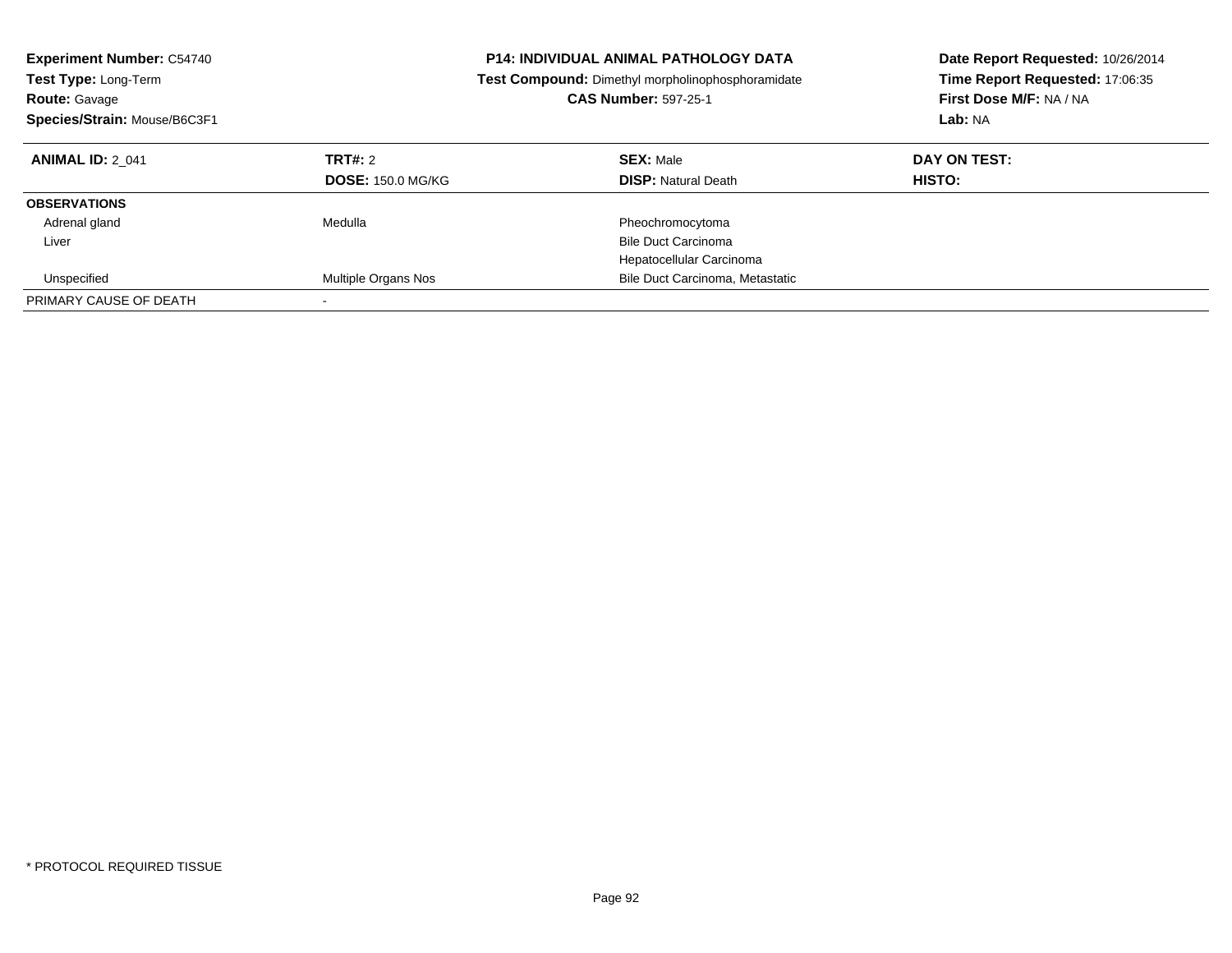**Experiment Number:** C54740
**Test Type:** Long-Term
**Route:** Gavage
**Species/Strain:** Mouse/B6C3F1

**P14: INDIVIDUAL ANIMAL PATHOLOGY DATA**
**Test Compound:** Dimethyl morpholinophosphoramidate
**CAS Number:** 597-25-1

**Date Report Requested:** 10/26/2014
**Time Report Requested:** 17:06:35
**First Dose M/F:** NA / NA
**Lab:** NA

| **ANIMAL ID:** 2_041 | **TRT#:** 2 | **SEX:** Male | **DAY ON TEST:** |
|---|---|---|---|
| | **DOSE:** 150.0 MG/KG | **DISP:** Natural Death | **HISTO:** |
| **OBSERVATIONS** | | | |
| Adrenal gland | Medulla | Pheochromocytoma | |
| Liver | | Bile Duct Carcinoma | |
| | | Hepatocellular Carcinoma | |
| Unspecified | Multiple Organs Nos | Bile Duct Carcinoma, Metastatic | |
| PRIMARY CAUSE OF DEATH | - | | |

\* PROTOCOL REQUIRED TISSUE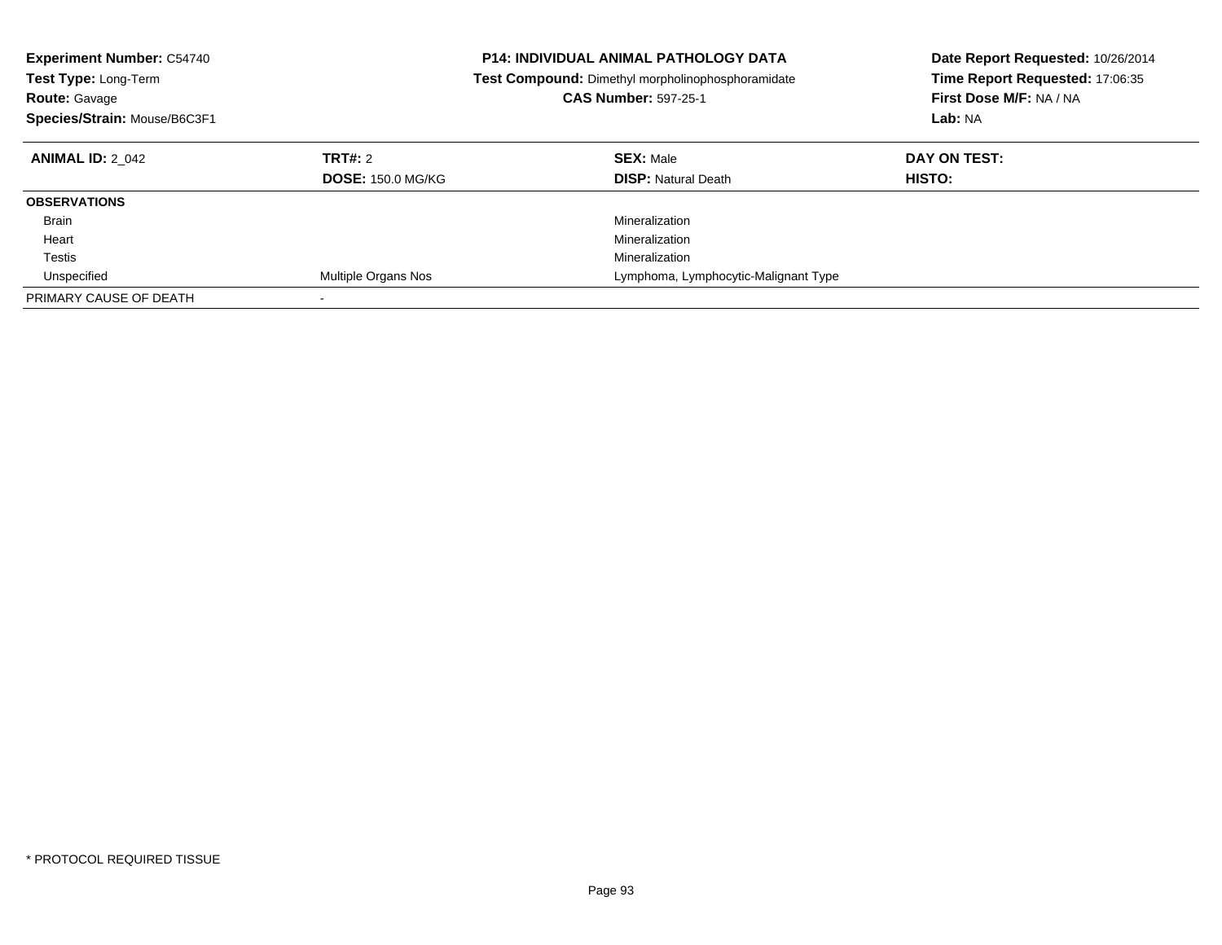**Experiment Number:** C54740
**Test Type:** Long-Term
**Route:** Gavage
**Species/Strain:** Mouse/B6C3F1

**P14: INDIVIDUAL ANIMAL PATHOLOGY DATA**
**Test Compound:** Dimethyl morpholinophosphoramidate
**CAS Number:** 597-25-1

**Date Report Requested:** 10/26/2014
**Time Report Requested:** 17:06:35
**First Dose M/F:** NA / NA
**Lab:** NA

| **ANIMAL ID:** 2_042 | **TRT#:** 2 | **SEX:** Male | **DAY ON TEST:** |
|---|---|---|---|
| | **DOSE:** 150.0 MG/KG | **DISP:** Natural Death | **HISTO:** |
| **OBSERVATIONS** | | | |
| Brain | | Mineralization | |
| Heart | | Mineralization | |
| Testis | | Mineralization | |
| Unspecified | Multiple Organs Nos | Lymphoma, Lymphocytic-Malignant Type | |
| PRIMARY CAUSE OF DEATH | - | | |

* PROTOCOL REQUIRED TISSUE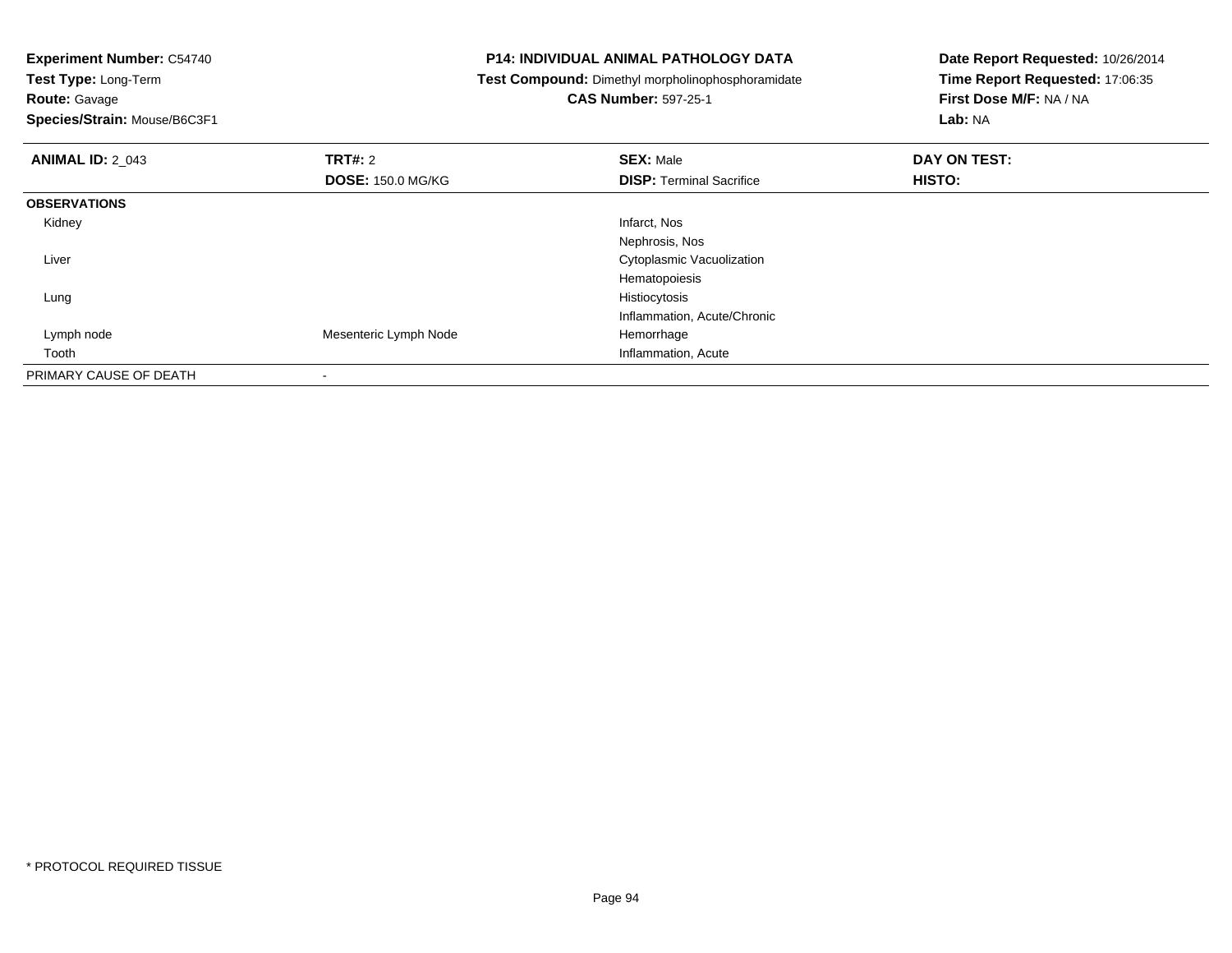**Experiment Number:** C54740
**Test Type:** Long-Term
**Route:** Gavage
**Species/Strain:** Mouse/B6C3F1

**P14: INDIVIDUAL ANIMAL PATHOLOGY DATA**
**Test Compound:** Dimethyl morpholinophosphoramidate
**CAS Number:** 597-25-1

**Date Report Requested:** 10/26/2014
**Time Report Requested:** 17:06:35
**First Dose M/F:** NA / NA
**Lab:** NA

| **ANIMAL ID:** 2_043 | **TRT#:** 2 | **SEX:** Male | **DAY ON TEST:** |
|---|---|---|---|
| | **DOSE:** 150.0 MG/KG | **DISP:** Terminal Sacrifice | **HISTO:** |
| **OBSERVATIONS** | | | |
| Kidney | | Infarct, Nos | |
| | | Nephrosis, Nos | |
| Liver | | Cytoplasmic Vacuolization | |
| | | Hematopoiesis | |
| Lung | | Histiocytosis | |
| | | Inflammation, Acute/Chronic | |
| Lymph node | Mesenteric Lymph Node | Hemorrhage | |
| Tooth | | Inflammation, Acute | |
| PRIMARY CAUSE OF DEATH | - | | |

\* PROTOCOL REQUIRED TISSUE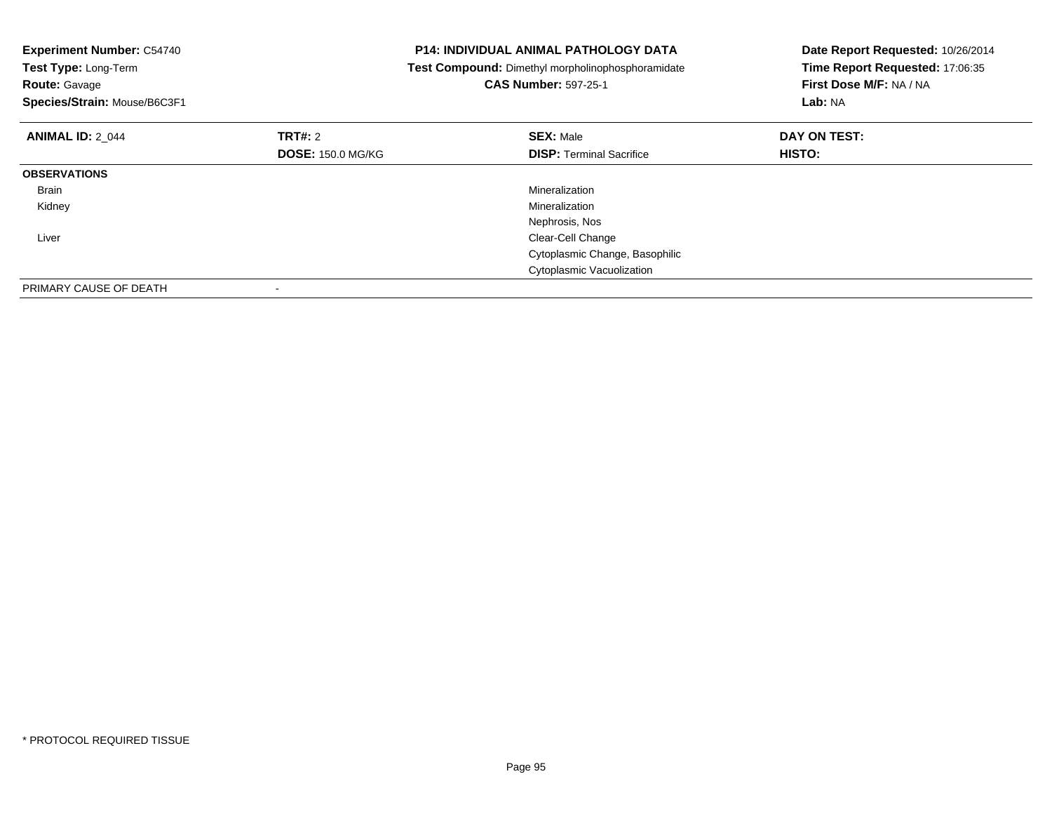**Experiment Number:** C54740
**Test Type:** Long-Term
**Route:** Gavage
**Species/Strain:** Mouse/B6C3F1

**P14: INDIVIDUAL ANIMAL PATHOLOGY DATA**
**Test Compound:** Dimethyl morpholinophosphoramidate
**CAS Number:** 597-25-1

**Date Report Requested:** 10/26/2014
**Time Report Requested:** 17:06:35
**First Dose M/F:** NA / NA
**Lab:** NA

| **ANIMAL ID:** 2_044 | **TRT#:** 2 | **SEX:** Male | **DAY ON TEST:** |
|---|---|---|---|
| | **DOSE:** 150.0 MG/KG | **DISP:** Terminal Sacrifice | **HISTO:** |
| **OBSERVATIONS** | | | |
| Brain | | Mineralization | |
| Kidney | | Mineralization | |
| | | Nephrosis, Nos | |
| Liver | | Clear-Cell Change | |
| | | Cytoplasmic Change, Basophilic | |
| | | Cytoplasmic Vacuolization | |
| PRIMARY CAUSE OF DEATH | - | | |

* PROTOCOL REQUIRED TISSUE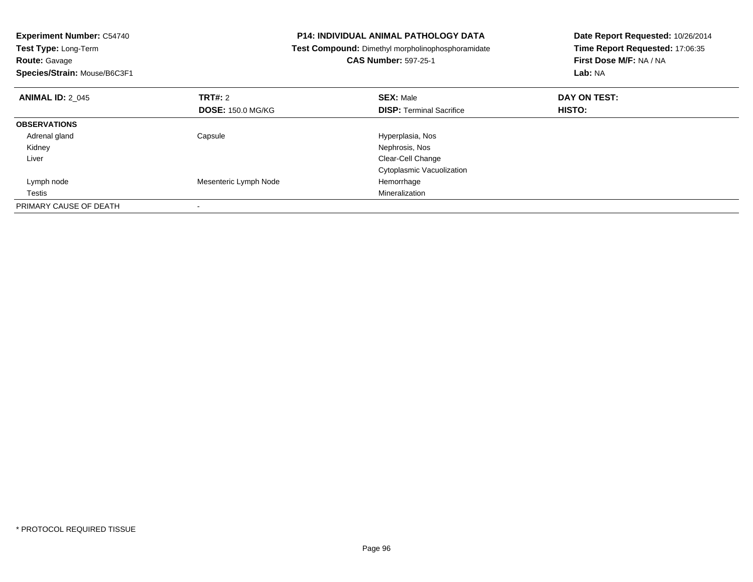**Experiment Number:** C54740
**Test Type:** Long-Term
**Route:** Gavage
**Species/Strain:** Mouse/B6C3F1

**P14: INDIVIDUAL ANIMAL PATHOLOGY DATA**
**Test Compound:** Dimethyl morpholinophosphoramidate
**CAS Number:** 597-25-1

**Date Report Requested:** 10/26/2014
**Time Report Requested:** 17:06:35
**First Dose M/F:** NA / NA
**Lab:** NA

| **ANIMAL ID:** 2_045 | **TRT#:** 2 | **SEX:** Male | **DAY ON TEST:** |
|---|---|---|---|
| | **DOSE:** 150.0 MG/KG | **DISP:** Terminal Sacrifice | **HISTO:** |
| **OBSERVATIONS** | | | |
| Adrenal gland | Capsule | Hyperplasia, Nos | |
| Kidney | | Nephrosis, Nos | |
| Liver | | Clear-Cell Change | |
| | | Cytoplasmic Vacuolization | |
| Lymph node | Mesenteric Lymph Node | Hemorrhage | |
| Testis | | Mineralization | |
| PRIMARY CAUSE OF DEATH | - | | |

* PROTOCOL REQUIRED TISSUE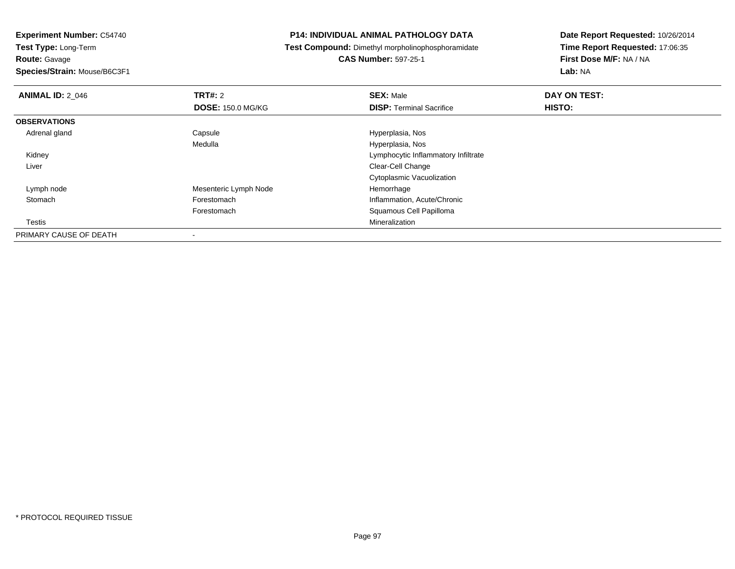**Experiment Number:** C54740
**Test Type:** Long-Term
**Route:** Gavage
**Species/Strain:** Mouse/B6C3F1

**P14: INDIVIDUAL ANIMAL PATHOLOGY DATA**
**Test Compound:** Dimethyl morpholinophosphoramidate
**CAS Number:** 597-25-1

**Date Report Requested:** 10/26/2014
**Time Report Requested:** 17:06:35
**First Dose M/F:** NA / NA
**Lab:** NA

| **ANIMAL ID:** 2_046 | **TRT#:** 2 | **SEX:** Male | **DAY ON TEST:** |
|---|---|---|---|
| | **DOSE:** 150.0 MG/KG | **DISP:** Terminal Sacrifice | **HISTO:** |
| **OBSERVATIONS** | | | |
| Adrenal gland | Capsule | Hyperplasia, Nos | |
| | Medulla | Hyperplasia, Nos | |
| Kidney | | Lymphocytic Inflammatory Infiltrate | |
| Liver | | Clear-Cell Change | |
| | | Cytoplasmic Vacuolization | |
| Lymph node | Mesenteric Lymph Node | Hemorrhage | |
| Stomach | Forestomach | Inflammation, Acute/Chronic | |
| | Forestomach | Squamous Cell Papilloma | |
| Testis | | Mineralization | |
| PRIMARY CAUSE OF DEATH | - | | |

\* PROTOCOL REQUIRED TISSUE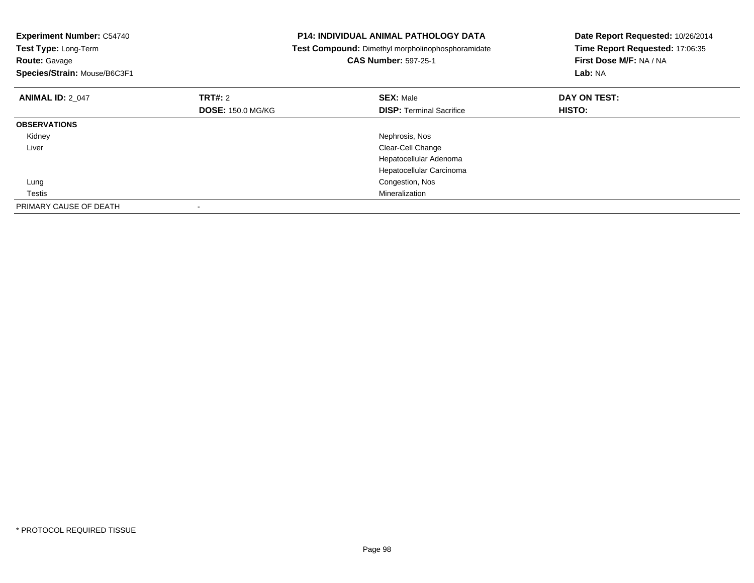**Experiment Number:** C54740
**Test Type:** Long-Term
**Route:** Gavage
**Species/Strain:** Mouse/B6C3F1

**P14: INDIVIDUAL ANIMAL PATHOLOGY DATA**
**Test Compound:** Dimethyl morpholinophosphoramidate
**CAS Number:** 597-25-1

**Date Report Requested:** 10/26/2014
**Time Report Requested:** 17:06:35
**First Dose M/F:** NA / NA
**Lab:** NA

| **ANIMAL ID:** 2_047 | **TRT#:** 2 | **SEX:** Male | **DAY ON TEST:** |
|---|---|---|---|
| | **DOSE:** 150.0 MG/KG | **DISP:** Terminal Sacrifice | **HISTO:** |
| **OBSERVATIONS** | | | |
| Kidney | | Nephrosis, Nos | |
| Liver | | Clear-Cell Change | |
| | | Hepatocellular Adenoma | |
| | | Hepatocellular Carcinoma | |
| Lung | | Congestion, Nos | |
| Testis | | Mineralization | |
| PRIMARY CAUSE OF DEATH | - | | |

* PROTOCOL REQUIRED TISSUE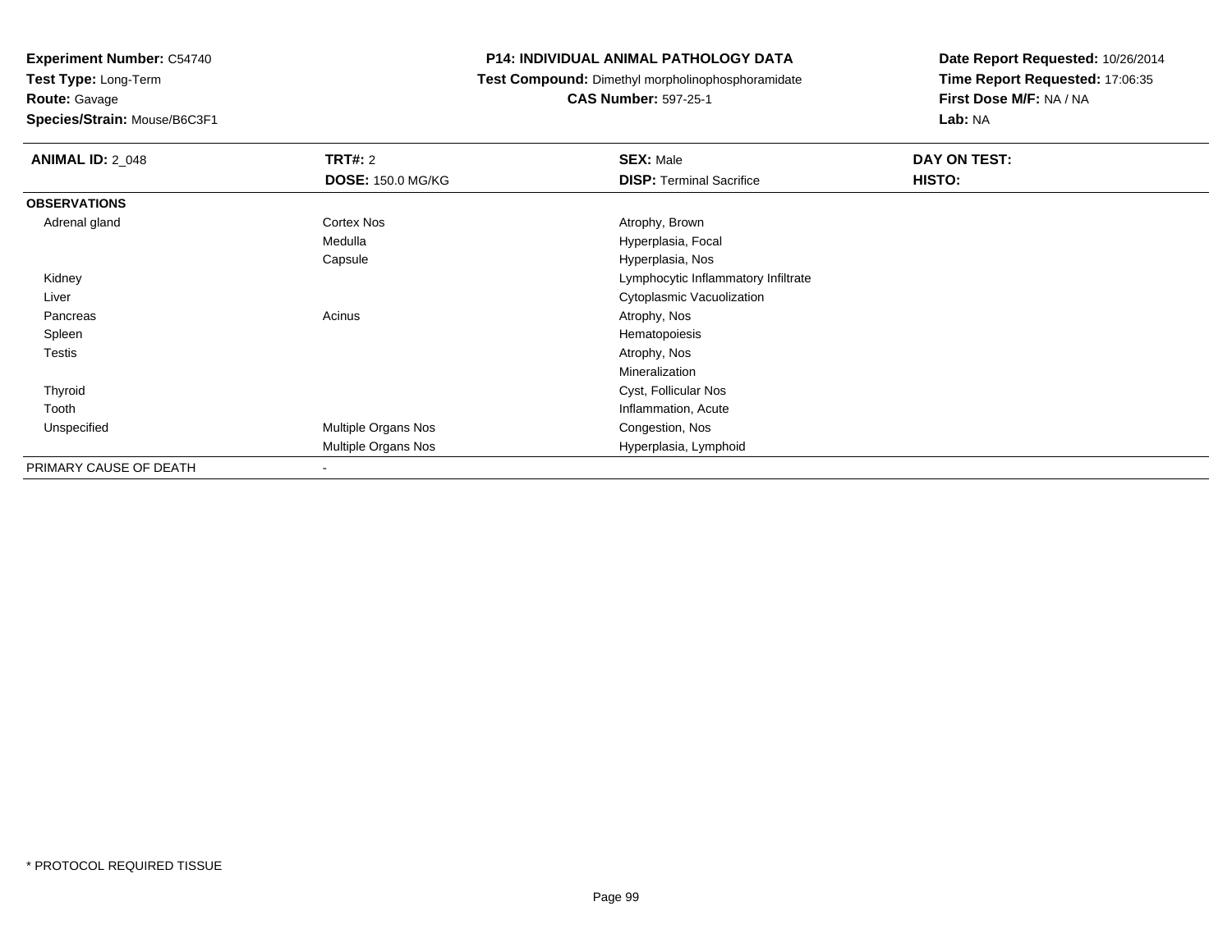**Experiment Number:** C54740
**Test Type:** Long-Term
**Route:** Gavage
**Species/Strain:** Mouse/B6C3F1

**P14: INDIVIDUAL ANIMAL PATHOLOGY DATA**
**Test Compound:** Dimethyl morpholinophosphoramidate
**CAS Number:** 597-25-1

**Date Report Requested:** 10/26/2014
**Time Report Requested:** 17:06:35
**First Dose M/F:** NA / NA
**Lab:** NA

| **ANIMAL ID:** 2_048 | **TRT#:** 2 | **SEX:** Male | **DAY ON TEST:** |
|---|---|---|---|
| | **DOSE:** 150.0 MG/KG | **DISP:** Terminal Sacrifice | **HISTO:** |
| **OBSERVATIONS** | | | |
| Adrenal gland | Cortex Nos | Atrophy, Brown | |
| | Medulla | Hyperplasia, Focal | |
| | Capsule | Hyperplasia, Nos | |
| Kidney | | Lymphocytic Inflammatory Infiltrate | |
| Liver | | Cytoplasmic Vacuolization | |
| Pancreas | Acinus | Atrophy, Nos | |
| Spleen | | Hematopoiesis | |
| Testis | | Atrophy, Nos | |
| | | Mineralization | |
| Thyroid | | Cyst, Follicular Nos | |
| Tooth | | Inflammation, Acute | |
| Unspecified | Multiple Organs Nos | Congestion, Nos | |
| | Multiple Organs Nos | Hyperplasia, Lymphoid | |
| PRIMARY CAUSE OF DEATH | - | | |

* PROTOCOL REQUIRED TISSUE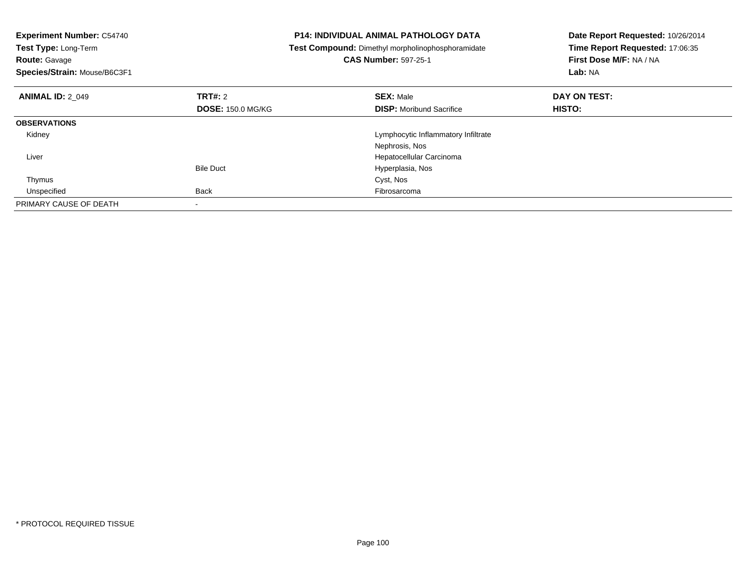**Experiment Number:** C54740
**Test Type:** Long-Term
**Route:** Gavage
**Species/Strain:** Mouse/B6C3F1

**P14: INDIVIDUAL ANIMAL PATHOLOGY DATA**
**Test Compound:** Dimethyl morpholinophosphoramidate
**CAS Number:** 597-25-1

**Date Report Requested:** 10/26/2014
**Time Report Requested:** 17:06:35
**First Dose M/F:** NA / NA
**Lab:** NA

| **ANIMAL ID:** 2_049 | **TRT#:** 2 | **SEX:** Male | **DAY ON TEST:** |
|---|---|---|---|
| | **DOSE:** 150.0 MG/KG | **DISP:** Moribund Sacrifice | **HISTO:** |
| **OBSERVATIONS** | | | |
| Kidney | | Lymphocytic Inflammatory Infiltrate | |
| | | Nephrosis, Nos | |
| Liver | | Hepatocellular Carcinoma | |
| | Bile Duct | Hyperplasia, Nos | |
| Thymus | | Cyst, Nos | |
| Unspecified | Back | Fibrosarcoma | |
| PRIMARY CAUSE OF DEATH | - | | |

* PROTOCOL REQUIRED TISSUE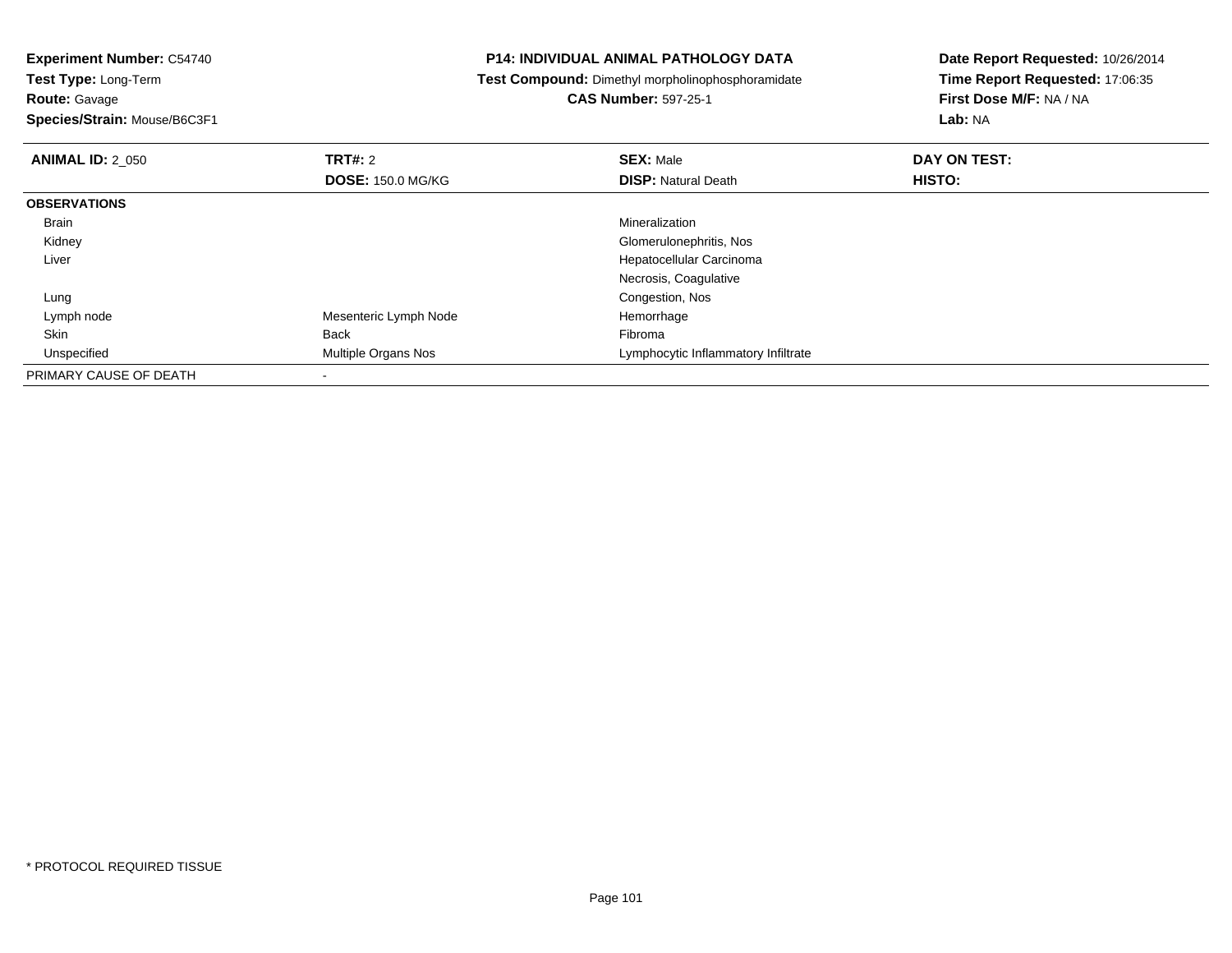**Experiment Number:** C54740
**Test Type:** Long-Term
**Route:** Gavage
**Species/Strain:** Mouse/B6C3F1

**P14: INDIVIDUAL ANIMAL PATHOLOGY DATA**
**Test Compound:** Dimethyl morpholinophosphoramidate
**CAS Number:** 597-25-1

**Date Report Requested:** 10/26/2014
**Time Report Requested:** 17:06:35
**First Dose M/F:** NA / NA
**Lab:** NA

| **ANIMAL ID:** 2_050 | **TRT#:** 2 | **SEX:** Male | **DAY ON TEST:** |
|---|---|---|---|
| | **DOSE:** 150.0 MG/KG | **DISP:** Natural Death | **HISTO:** |
| **OBSERVATIONS** | | | |
| Brain | | Mineralization | |
| Kidney | | Glomerulonephritis, Nos | |
| Liver | | Hepatocellular Carcinoma | |
| | | Necrosis, Coagulative | |
| Lung | | Congestion, Nos | |
| Lymph node | Mesenteric Lymph Node | Hemorrhage | |
| Skin | Back | Fibroma | |
| Unspecified | Multiple Organs Nos | Lymphocytic Inflammatory Infiltrate | |
| PRIMARY CAUSE OF DEATH | - | | |

* PROTOCOL REQUIRED TISSUE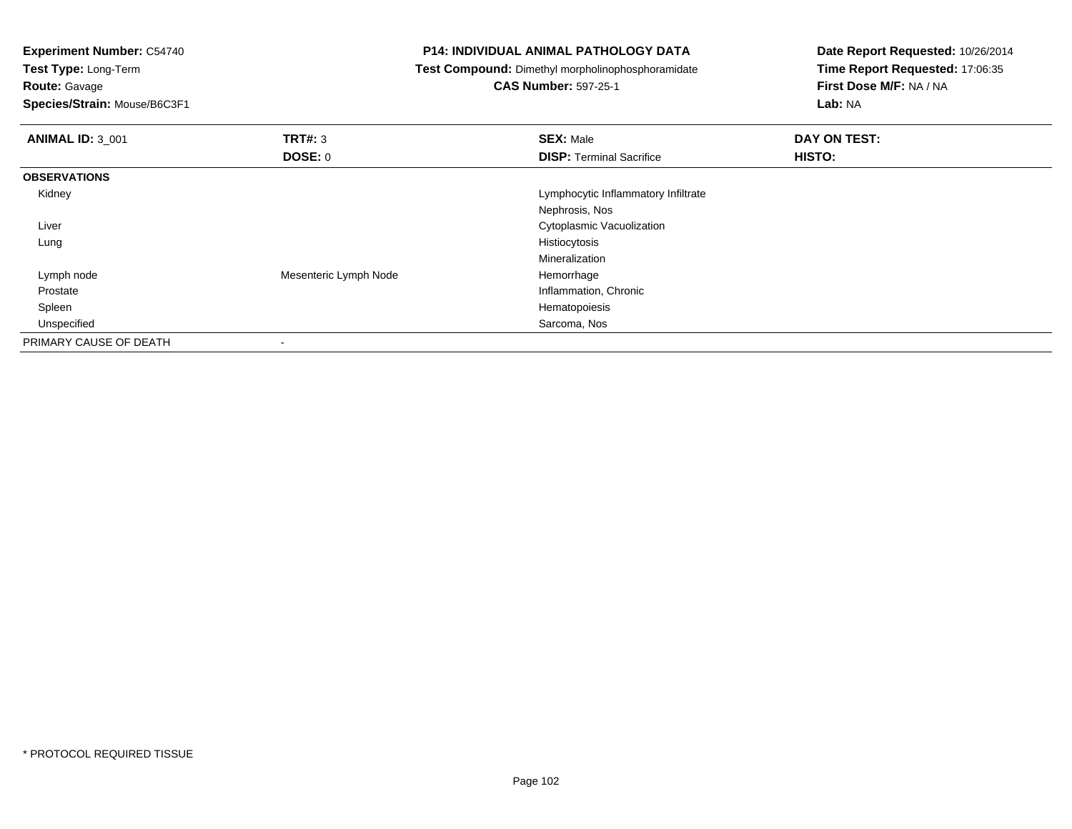**Experiment Number:** C54740
**Test Type:** Long-Term
**Route:** Gavage
**Species/Strain:** Mouse/B6C3F1

**P14: INDIVIDUAL ANIMAL PATHOLOGY DATA**
**Test Compound:** Dimethyl morpholinophosphoramidate
**CAS Number:** 597-25-1

**Date Report Requested:** 10/26/2014
**Time Report Requested:** 17:06:35
**First Dose M/F:** NA / NA
**Lab:** NA

| **ANIMAL ID:** 3_001 | **TRT#:** 3 | **SEX:** Male | **DAY ON TEST:** |
|---|---|---|---|
| | **DOSE:** 0 | **DISP:** Terminal Sacrifice | **HISTO:** |
| **OBSERVATIONS** | | | |
| Kidney | | Lymphocytic Inflammatory Infiltrate | |
| | | Nephrosis, Nos | |
| Liver | | Cytoplasmic Vacuolization | |
| Lung | | Histiocytosis | |
| | | Mineralization | |
| Lymph node | Mesenteric Lymph Node | Hemorrhage | |
| Prostate | | Inflammation, Chronic | |
| Spleen | | Hematopoiesis | |
| Unspecified | | Sarcoma, Nos | |
| PRIMARY CAUSE OF DEATH | - | | |

* PROTOCOL REQUIRED TISSUE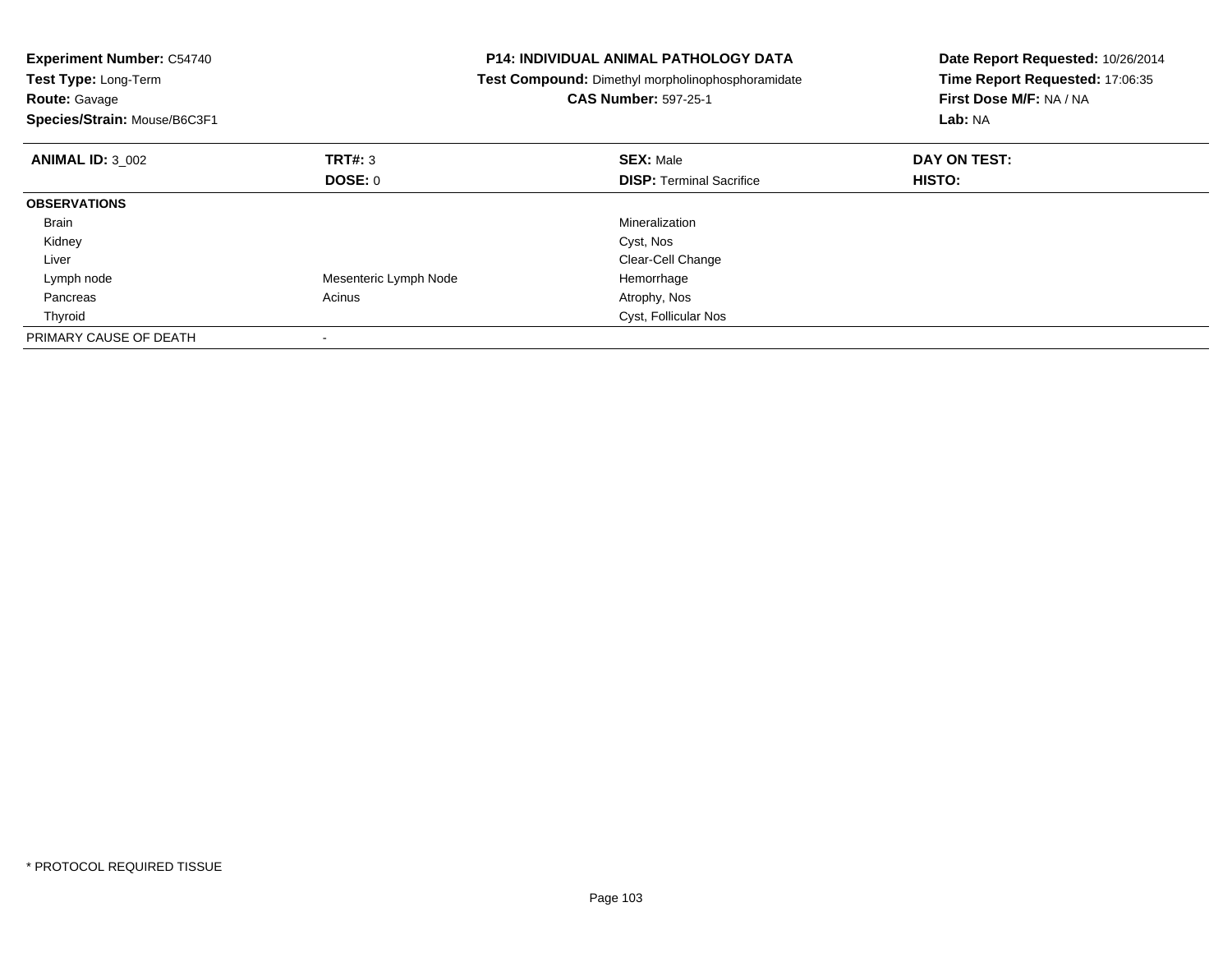**Experiment Number:** C54740
**Test Type:** Long-Term
**Route:** Gavage
**Species/Strain:** Mouse/B6C3F1

**P14: INDIVIDUAL ANIMAL PATHOLOGY DATA**
**Test Compound:** Dimethyl morpholinophosphoramidate
**CAS Number:** 597-25-1

**Date Report Requested:** 10/26/2014
**Time Report Requested:** 17:06:35
**First Dose M/F:** NA / NA
**Lab:** NA

| **ANIMAL ID:** 3_002 | **TRT#:** 3 | **SEX:** Male | **DAY ON TEST:** |
|---|---|---|---|
| | **DOSE:** 0 | **DISP:** Terminal Sacrifice | **HISTO:** |
| **OBSERVATIONS** | | | |
| Brain | | Mineralization | |
| Kidney | | Cyst, Nos | |
| Liver | | Clear-Cell Change | |
| Lymph node | Mesenteric Lymph Node | Hemorrhage | |
| Pancreas | Acinus | Atrophy, Nos | |
| Thyroid | | Cyst, Follicular Nos | |
| PRIMARY CAUSE OF DEATH | - | | |

* PROTOCOL REQUIRED TISSUE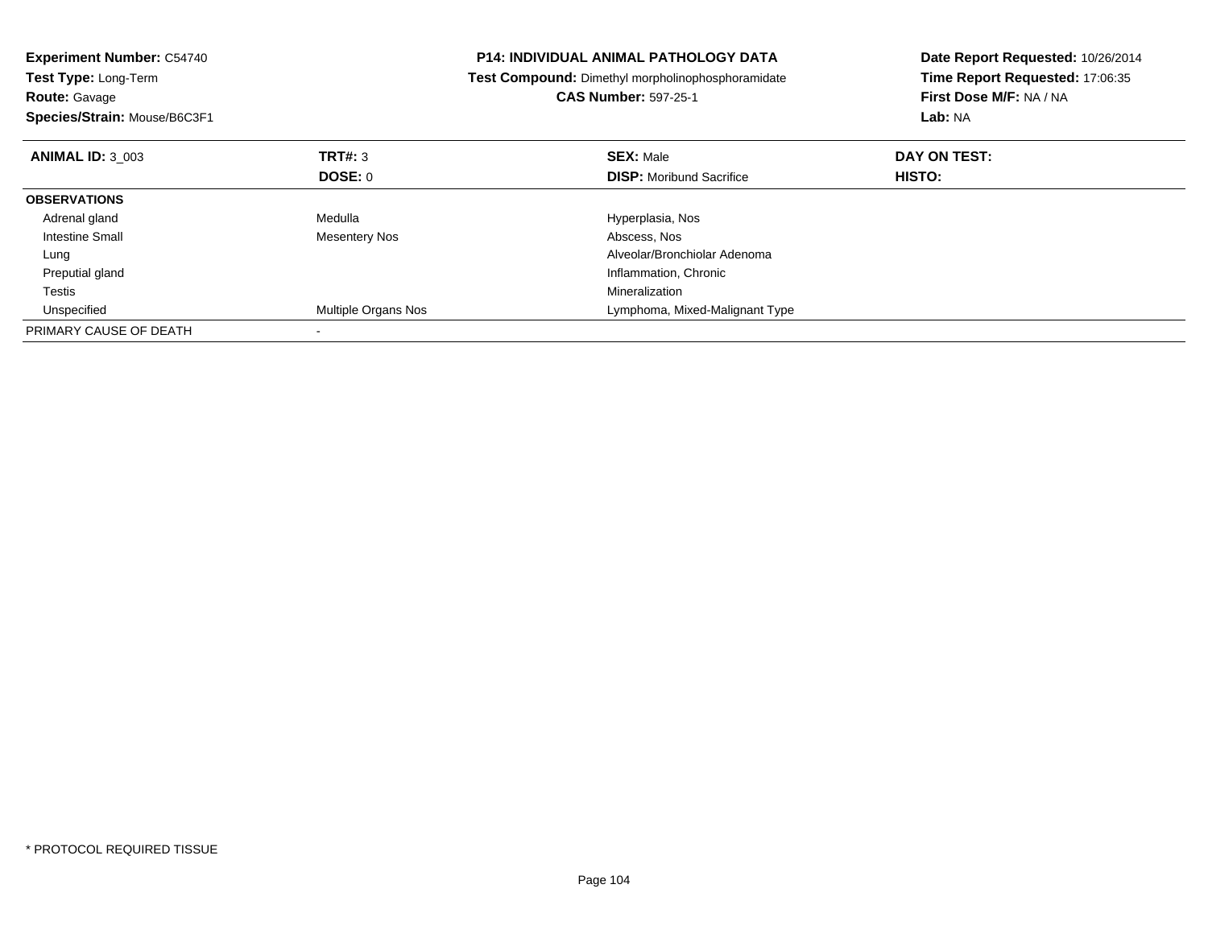**Experiment Number:** C54740
**Test Type:** Long-Term
**Route:** Gavage
**Species/Strain:** Mouse/B6C3F1

**P14: INDIVIDUAL ANIMAL PATHOLOGY DATA**
**Test Compound:** Dimethyl morpholinophosphoramidate
**CAS Number:** 597-25-1

**Date Report Requested:** 10/26/2014
**Time Report Requested:** 17:06:35
**First Dose M/F:** NA / NA
**Lab:** NA

| **ANIMAL ID:** 3_003 | **TRT#:** 3 | **SEX:** Male | **DAY ON TEST:** |
|---|---|---|---|
| | **DOSE:** 0 | **DISP:** Moribund Sacrifice | **HISTO:** |
| **OBSERVATIONS** | | | |
| Adrenal gland | Medulla | Hyperplasia, Nos | |
| Intestine Small | Mesentery Nos | Abscess, Nos | |
| Lung | | Alveolar/Bronchiolar Adenoma | |
| Preputial gland | | Inflammation, Chronic | |
| Testis | | Mineralization | |
| Unspecified | Multiple Organs Nos | Lymphoma, Mixed-Malignant Type | |
| PRIMARY CAUSE OF DEATH | - | | |

* PROTOCOL REQUIRED TISSUE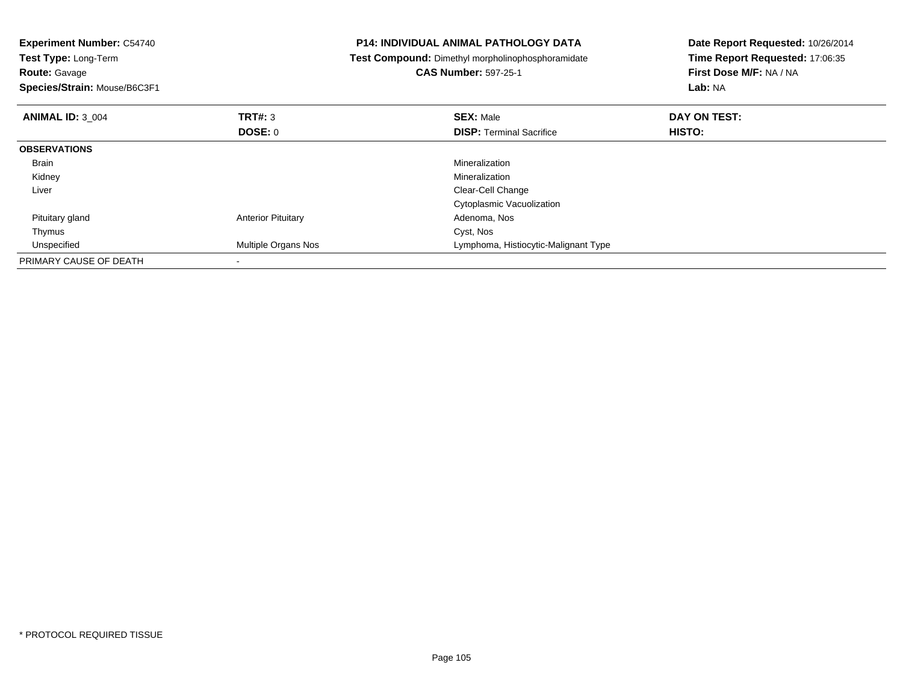**Experiment Number:** C54740
**Test Type:** Long-Term
**Route:** Gavage
**Species/Strain:** Mouse/B6C3F1

**P14: INDIVIDUAL ANIMAL PATHOLOGY DATA**
**Test Compound:** Dimethyl morpholinophosphoramidate
**CAS Number:** 597-25-1

**Date Report Requested:** 10/26/2014
**Time Report Requested:** 17:06:35
**First Dose M/F:** NA / NA
**Lab:** NA

| **ANIMAL ID:** 3_004 | **TRT#:** 3 | **SEX:** Male | **DAY ON TEST:** |
|---|---|---|---|
| | **DOSE:** 0 | **DISP:** Terminal Sacrifice | **HISTO:** |
| **OBSERVATIONS** | | | |
| Brain | | Mineralization | |
| Kidney | | Mineralization | |
| Liver | | Clear-Cell Change | |
| | | Cytoplasmic Vacuolization | |
| Pituitary gland | Anterior Pituitary | Adenoma, Nos | |
| Thymus | | Cyst, Nos | |
| Unspecified | Multiple Organs Nos | Lymphoma, Histiocytic-Malignant Type | |
| PRIMARY CAUSE OF DEATH | - | | |

* PROTOCOL REQUIRED TISSUE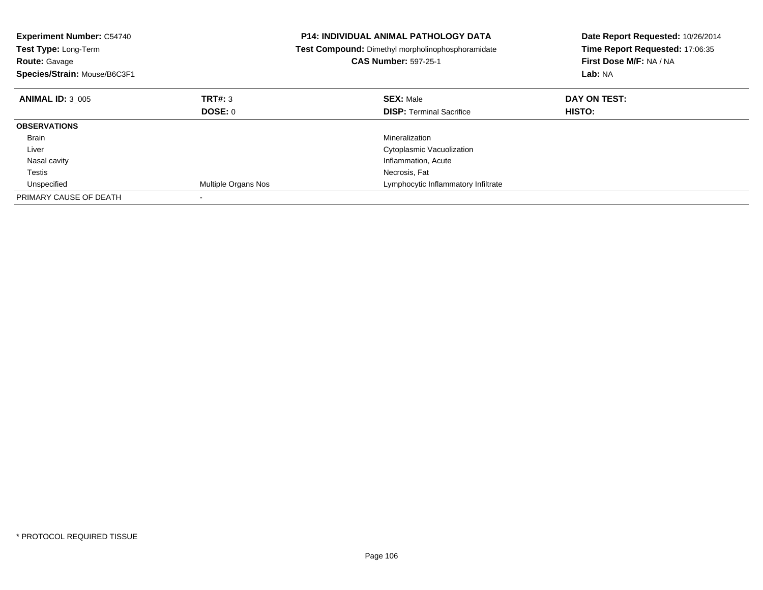**Experiment Number:** C54740
**Test Type:** Long-Term
**Route:** Gavage
**Species/Strain:** Mouse/B6C3F1

**P14: INDIVIDUAL ANIMAL PATHOLOGY DATA**
**Test Compound:** Dimethyl morpholinophosphoramidate
**CAS Number:** 597-25-1

**Date Report Requested:** 10/26/2014
**Time Report Requested:** 17:06:35
**First Dose M/F:** NA / NA
**Lab:** NA

| **ANIMAL ID:** 3_005 | **TRT#:** 3 | **SEX:** Male | **DAY ON TEST:** |
|---|---|---|---|
| | **DOSE:** 0 | **DISP:** Terminal Sacrifice | **HISTO:** |
| **OBSERVATIONS** | | | |
| Brain | | Mineralization | |
| Liver | | Cytoplasmic Vacuolization | |
| Nasal cavity | | Inflammation, Acute | |
| Testis | | Necrosis, Fat | |
| Unspecified | Multiple Organs Nos | Lymphocytic Inflammatory Infiltrate | |
| PRIMARY CAUSE OF DEATH | - | | |

* PROTOCOL REQUIRED TISSUE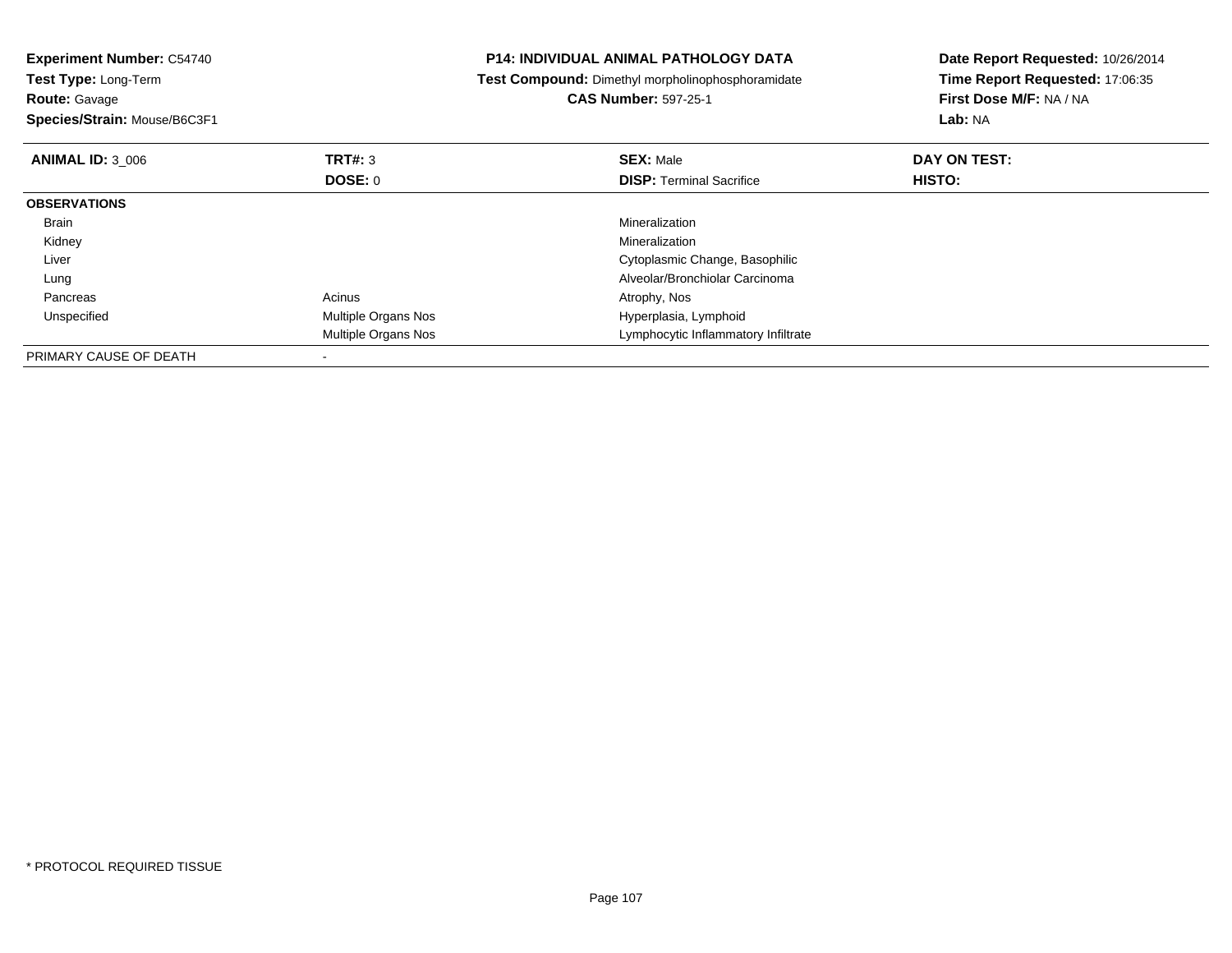**Experiment Number:** C54740
**Test Type:** Long-Term
**Route:** Gavage
**Species/Strain:** Mouse/B6C3F1

**P14: INDIVIDUAL ANIMAL PATHOLOGY DATA**
**Test Compound:** Dimethyl morpholinophosphoramidate
**CAS Number:** 597-25-1

**Date Report Requested:** 10/26/2014
**Time Report Requested:** 17:06:35
**First Dose M/F:** NA / NA
**Lab:** NA

| **ANIMAL ID:** 3_006 | **TRT#:** 3 | **SEX:** Male | **DAY ON TEST:** |
|---|---|---|---|
| | **DOSE:** 0 | **DISP:** Terminal Sacrifice | **HISTO:** |
| **OBSERVATIONS** | | | |
| Brain | | Mineralization | |
| Kidney | | Mineralization | |
| Liver | | Cytoplasmic Change, Basophilic | |
| Lung | | Alveolar/Bronchiolar Carcinoma | |
| Pancreas | Acinus | Atrophy, Nos | |
| Unspecified | Multiple Organs Nos | Hyperplasia, Lymphoid | |
| | Multiple Organs Nos | Lymphocytic Inflammatory Infiltrate | |
| PRIMARY CAUSE OF DEATH | - | | |

* PROTOCOL REQUIRED TISSUE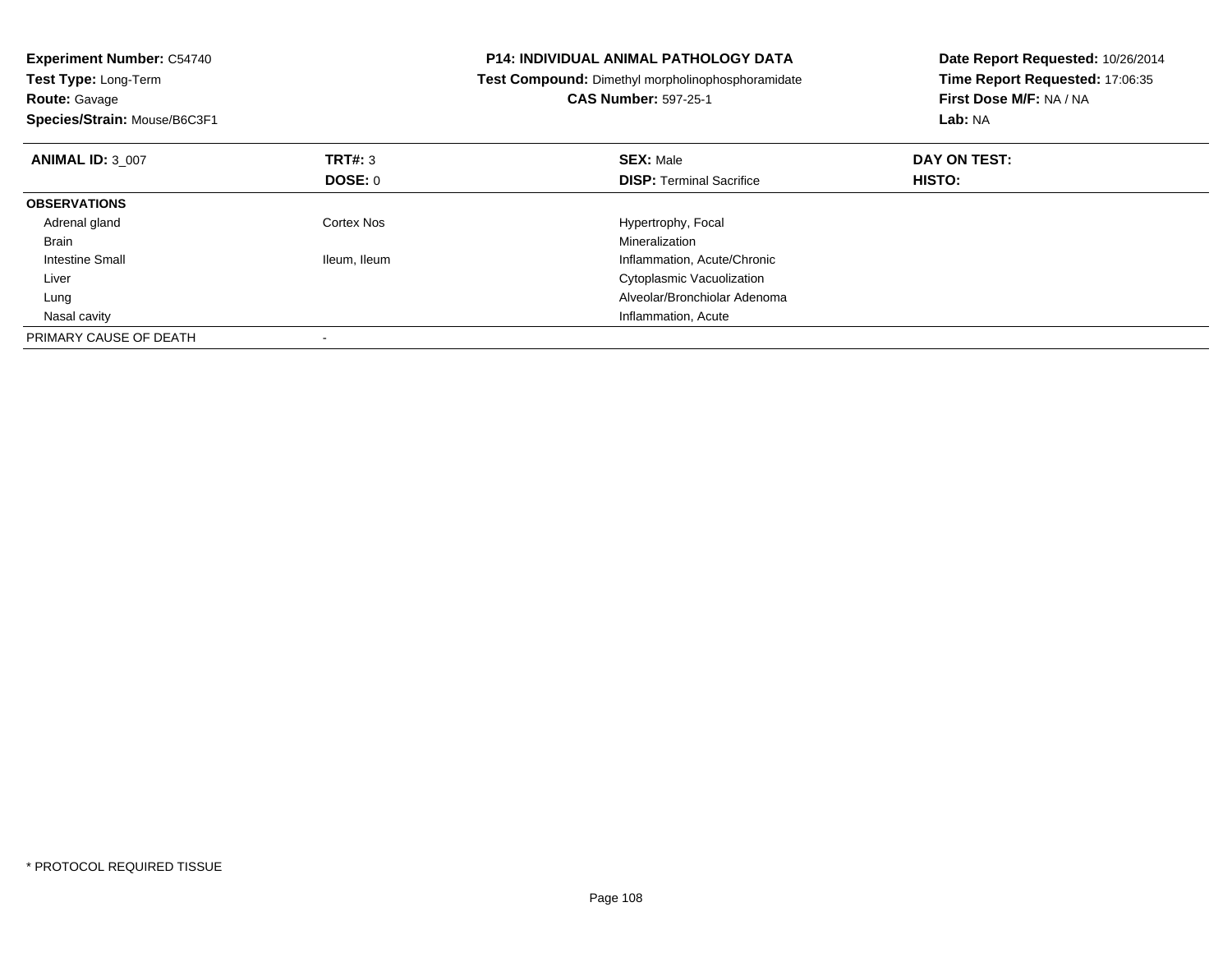**Experiment Number:** C54740
**Test Type:** Long-Term
**Route:** Gavage
**Species/Strain:** Mouse/B6C3F1

**P14: INDIVIDUAL ANIMAL PATHOLOGY DATA**
**Test Compound:** Dimethyl morpholinophosphoramidate
**CAS Number:** 597-25-1

**Date Report Requested:** 10/26/2014
**Time Report Requested:** 17:06:35
**First Dose M/F:** NA / NA
**Lab:** NA

| **ANIMAL ID:** 3_007 | **TRT#:** 3 | **SEX:** Male | **DAY ON TEST:** |
|---|---|---|---|
| | **DOSE:** 0 | **DISP:** Terminal Sacrifice | **HISTO:** |
| **OBSERVATIONS** | | | |
| Adrenal gland | Cortex Nos | Hypertrophy, Focal | |
| Brain | | Mineralization | |
| Intestine Small | Ileum, Ileum | Inflammation, Acute/Chronic | |
| Liver | | Cytoplasmic Vacuolization | |
| Lung | | Alveolar/Bronchiolar Adenoma | |
| Nasal cavity | | Inflammation, Acute | |
| PRIMARY CAUSE OF DEATH | - | | |

* PROTOCOL REQUIRED TISSUE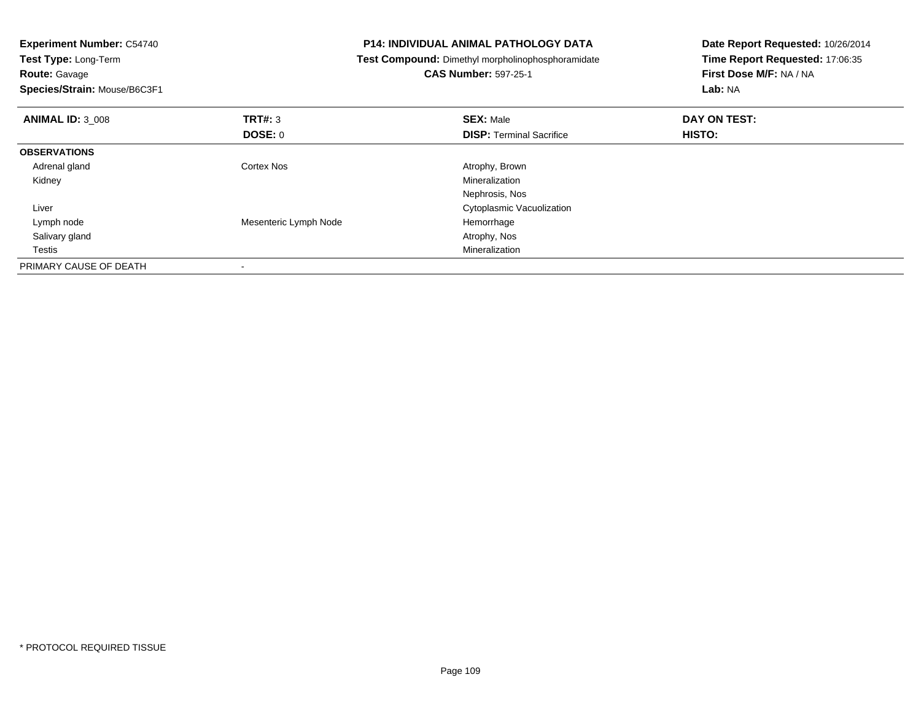**Experiment Number:** C54740
**Test Type:** Long-Term
**Route:** Gavage
**Species/Strain:** Mouse/B6C3F1

**P14: INDIVIDUAL ANIMAL PATHOLOGY DATA**
**Test Compound:** Dimethyl morpholinophosphoramidate
**CAS Number:** 597-25-1

**Date Report Requested:** 10/26/2014
**Time Report Requested:** 17:06:35
**First Dose M/F:** NA / NA
**Lab:** NA

| **ANIMAL ID:** 3_008 | **TRT#:** 3 | **SEX:** Male | **DAY ON TEST:** |
|---|---|---|---|
| | **DOSE:** 0 | **DISP:** Terminal Sacrifice | **HISTO:** |
| **OBSERVATIONS** | | | |
| Adrenal gland | Cortex Nos | Atrophy, Brown | |
| Kidney | | Mineralization | |
| | | Nephrosis, Nos | |
| Liver | | Cytoplasmic Vacuolization | |
| Lymph node | Mesenteric Lymph Node | Hemorrhage | |
| Salivary gland | | Atrophy, Nos | |
| Testis | | Mineralization | |
| PRIMARY CAUSE OF DEATH | - | | |

* PROTOCOL REQUIRED TISSUE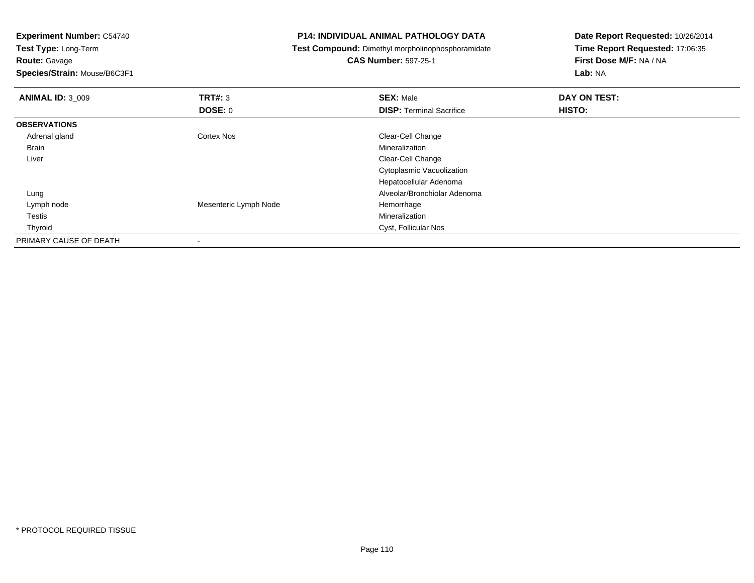**Experiment Number:** C54740
**Test Type:** Long-Term
**Route:** Gavage
**Species/Strain:** Mouse/B6C3F1

**P14: INDIVIDUAL ANIMAL PATHOLOGY DATA**
**Test Compound:** Dimethyl morpholinophosphoramidate
**CAS Number:** 597-25-1

**Date Report Requested:** 10/26/2014
**Time Report Requested:** 17:06:35
**First Dose M/F:** NA / NA
**Lab:** NA

| **ANIMAL ID:** 3_009 | **TRT#:** 3 | **SEX:** Male | **DAY ON TEST:** |
|---|---|---|---|
| | **DOSE:** 0 | **DISP:** Terminal Sacrifice | **HISTO:** |
| **OBSERVATIONS** | | | |
| Adrenal gland | Cortex Nos | Clear-Cell Change | |
| Brain | | Mineralization | |
| Liver | | Clear-Cell Change | |
| | | Cytoplasmic Vacuolization | |
| | | Hepatocellular Adenoma | |
| Lung | | Alveolar/Bronchiolar Adenoma | |
| Lymph node | Mesenteric Lymph Node | Hemorrhage | |
| Testis | | Mineralization | |
| Thyroid | | Cyst, Follicular Nos | |
| PRIMARY CAUSE OF DEATH | - | | |

* PROTOCOL REQUIRED TISSUE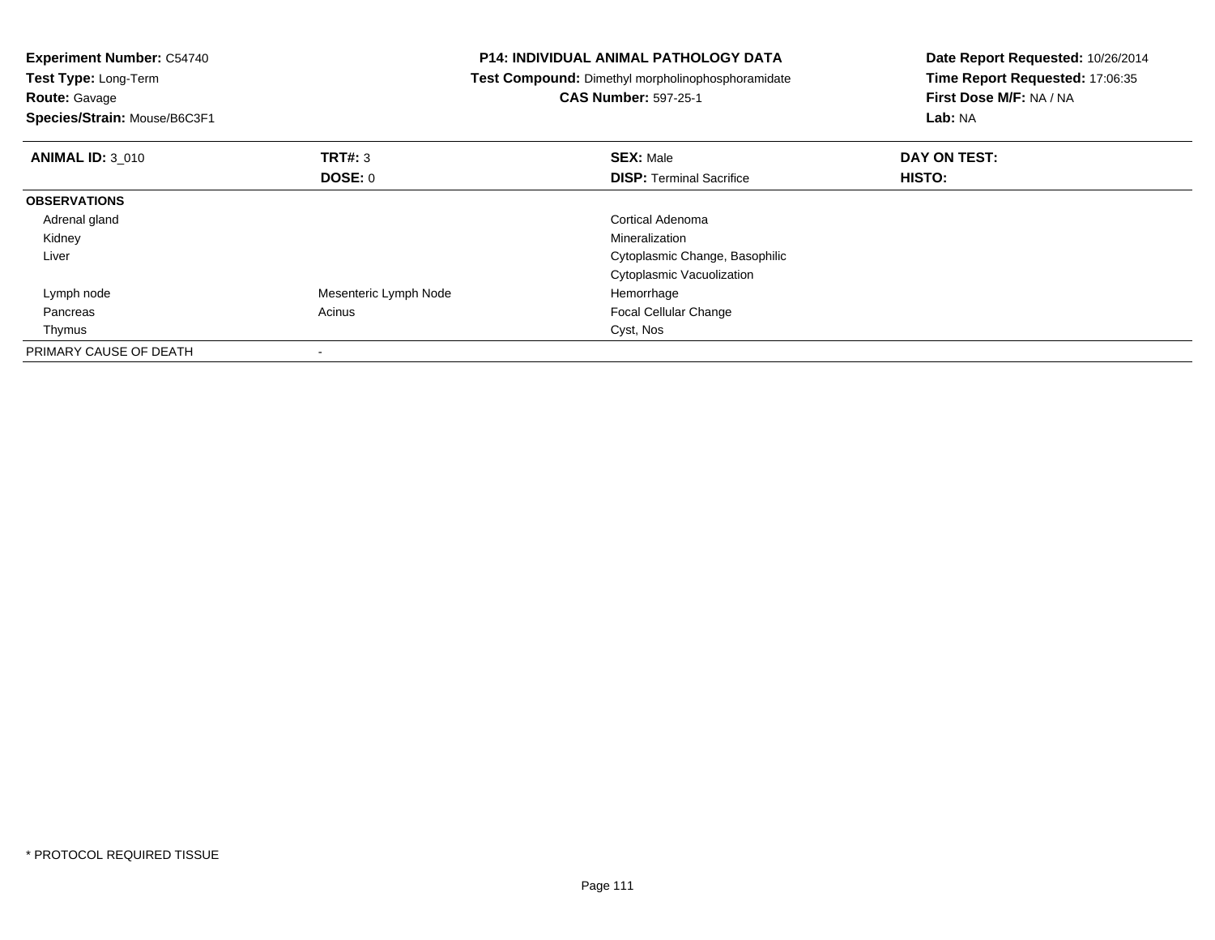**Experiment Number:** C54740
**Test Type:** Long-Term
**Route:** Gavage
**Species/Strain:** Mouse/B6C3F1

**P14: INDIVIDUAL ANIMAL PATHOLOGY DATA**
**Test Compound:** Dimethyl morpholinophosphoramidate
**CAS Number:** 597-25-1

**Date Report Requested:** 10/26/2014
**Time Report Requested:** 17:06:35
**First Dose M/F:** NA / NA
**Lab:** NA

| **ANIMAL ID:** 3_010 | **TRT#:** 3 | **SEX:** Male | **DAY ON TEST:** |
|---|---|---|---|
| | **DOSE:** 0 | **DISP:** Terminal Sacrifice | **HISTO:** |
| **OBSERVATIONS** | | | |
| Adrenal gland | | Cortical Adenoma | |
| Kidney | | Mineralization | |
| Liver | | Cytoplasmic Change, Basophilic | |
| | | Cytoplasmic Vacuolization | |
| Lymph node | Mesenteric Lymph Node | Hemorrhage | |
| Pancreas | Acinus | Focal Cellular Change | |
| Thymus | | Cyst, Nos | |
| PRIMARY CAUSE OF DEATH | - | | |

* PROTOCOL REQUIRED TISSUE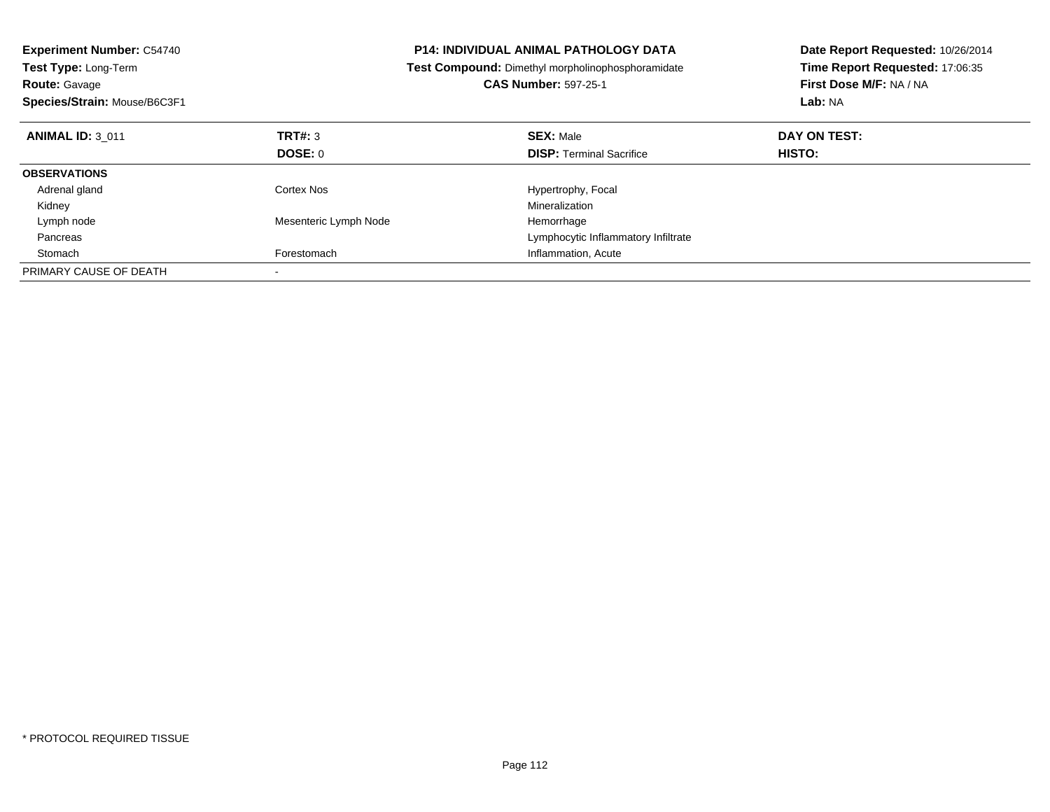**Experiment Number:** C54740
**Test Type:** Long-Term
**Route:** Gavage
**Species/Strain:** Mouse/B6C3F1

**P14: INDIVIDUAL ANIMAL PATHOLOGY DATA**
**Test Compound:** Dimethyl morpholinophosphoramidate
**CAS Number:** 597-25-1

**Date Report Requested:** 10/26/2014
**Time Report Requested:** 17:06:35
**First Dose M/F:** NA / NA
**Lab:** NA

| **ANIMAL ID:** 3_011 | **TRT#:** 3 | **SEX:** Male | **DAY ON TEST:** |
|---|---|---|---|
| | **DOSE:** 0 | **DISP:** Terminal Sacrifice | **HISTO:** |
| **OBSERVATIONS** | | | |
| Adrenal gland | Cortex Nos | Hypertrophy, Focal | |
| Kidney | | Mineralization | |
| Lymph node | Mesenteric Lymph Node | Hemorrhage | |
| Pancreas | | Lymphocytic Inflammatory Infiltrate | |
| Stomach | Forestomach | Inflammation, Acute | |
| PRIMARY CAUSE OF DEATH | - | | |

* PROTOCOL REQUIRED TISSUE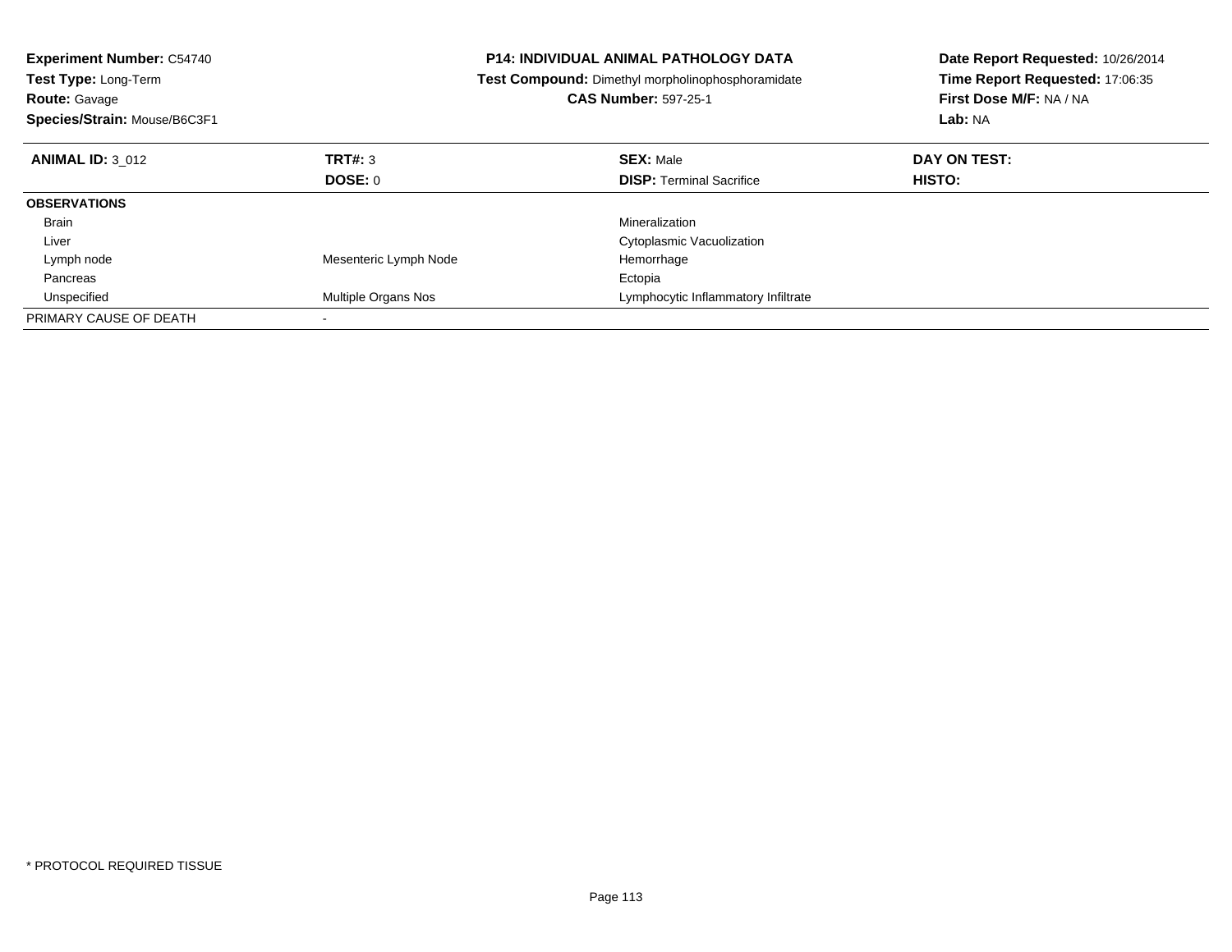**Experiment Number:** C54740
**Test Type:** Long-Term
**Route:** Gavage
**Species/Strain:** Mouse/B6C3F1

**P14: INDIVIDUAL ANIMAL PATHOLOGY DATA**
**Test Compound:** Dimethyl morpholinophosphoramidate
**CAS Number:** 597-25-1

**Date Report Requested:** 10/26/2014
**Time Report Requested:** 17:06:35
**First Dose M/F:** NA / NA
**Lab:** NA

| **ANIMAL ID:** 3_012 | **TRT#:** 3<br>**DOSE:** 0 | **SEX:** Male<br>**DISP:** Terminal Sacrifice | **DAY ON TEST:**<br>**HISTO:** |
|---|---|---|---|
| **OBSERVATIONS** | | | |
| Brain | | Mineralization | |
| Liver | | Cytoplasmic Vacuolization | |
| Lymph node | Mesenteric Lymph Node | Hemorrhage | |
| Pancreas | | Ectopia | |
| Unspecified | Multiple Organs Nos | Lymphocytic Inflammatory Infiltrate | |
| PRIMARY CAUSE OF DEATH | - | | |

* PROTOCOL REQUIRED TISSUE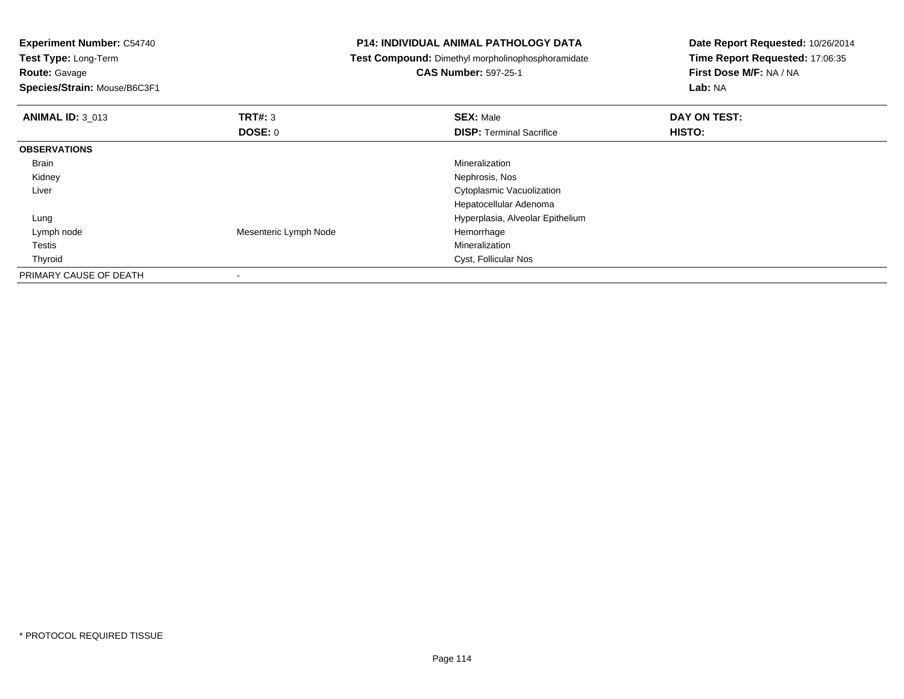**Experiment Number:** C54740
**Test Type:** Long-Term
**Route:** Gavage
**Species/Strain:** Mouse/B6C3F1

**P14: INDIVIDUAL ANIMAL PATHOLOGY DATA**
**Test Compound:** Dimethyl morpholinophosphoramidate
**CAS Number:** 597-25-1

**Date Report Requested:** 10/26/2014
**Time Report Requested:** 17:06:35
**First Dose M/F:** NA / NA
**Lab:** NA

| **ANIMAL ID:** 3_013 | **TRT#:** 3 | **SEX:** Male | **DAY ON TEST:** |
|---|---|---|---|
| | **DOSE:** 0 | **DISP:** Terminal Sacrifice | **HISTO:** |
| **OBSERVATIONS** | | | |
| Brain | | Mineralization | |
| Kidney | | Nephrosis, Nos | |
| Liver | | Cytoplasmic Vacuolization | |
| | | Hepatocellular Adenoma | |
| Lung | | Hyperplasia, Alveolar Epithelium | |
| Lymph node | Mesenteric Lymph Node | Hemorrhage | |
| Testis | | Mineralization | |
| Thyroid | | Cyst, Follicular Nos | |
| PRIMARY CAUSE OF DEATH | - | | |

* PROTOCOL REQUIRED TISSUE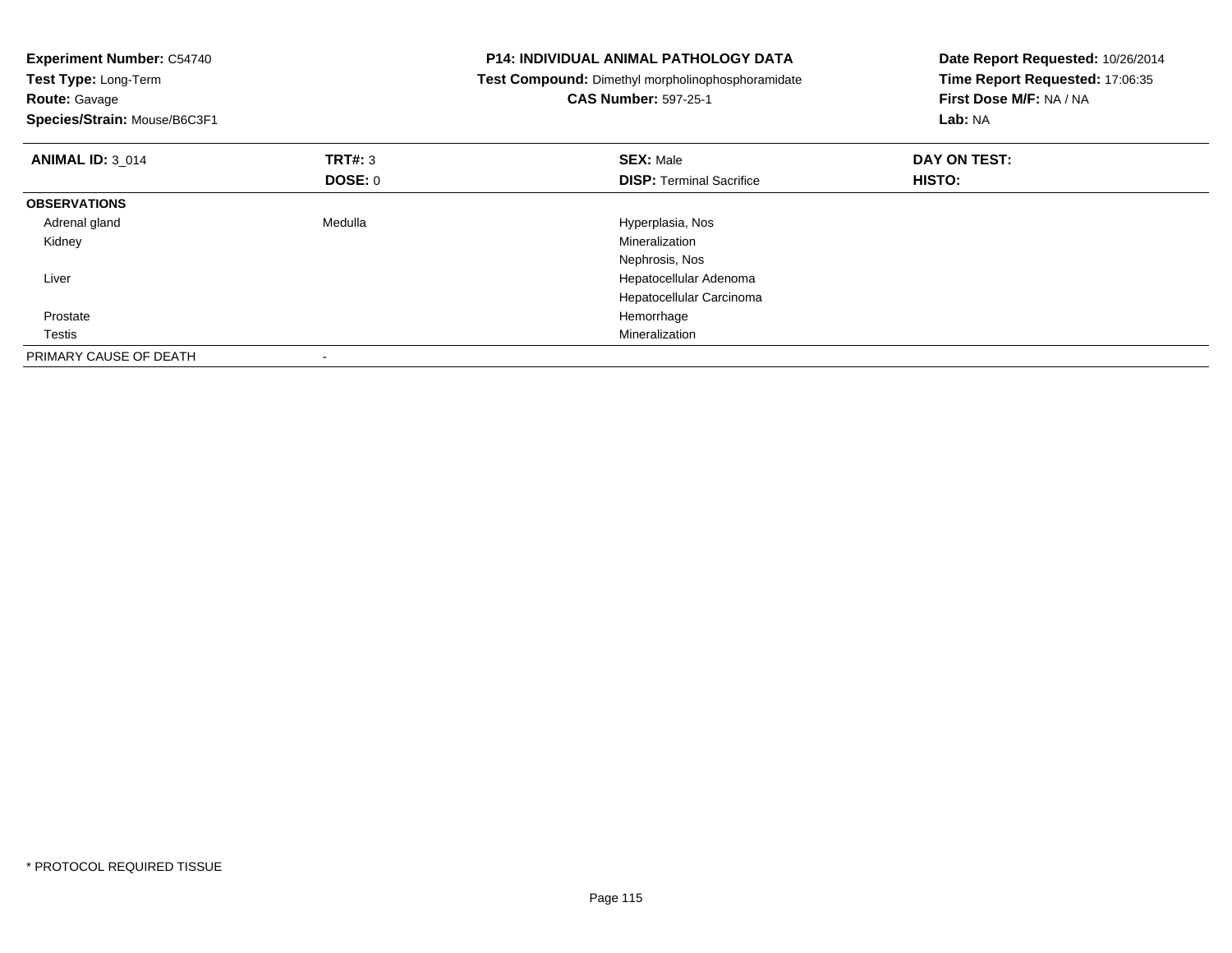**Experiment Number:** C54740
**Test Type:** Long-Term
**Route:** Gavage
**Species/Strain:** Mouse/B6C3F1

**P14: INDIVIDUAL ANIMAL PATHOLOGY DATA**
**Test Compound:** Dimethyl morpholinophosphoramidate
**CAS Number:** 597-25-1

**Date Report Requested:** 10/26/2014
**Time Report Requested:** 17:06:35
**First Dose M/F:** NA / NA
**Lab:** NA

| **ANIMAL ID:** 3_014 | **TRT#:** 3 | **SEX:** Male | **DAY ON TEST:** |
|---|---|---|---|
| | **DOSE:** 0 | **DISP:** Terminal Sacrifice | **HISTO:** |
| **OBSERVATIONS** | | | |
| Adrenal gland | Medulla | Hyperplasia, Nos | |
| Kidney | | Mineralization | |
| | | Nephrosis, Nos | |
| Liver | | Hepatocellular Adenoma | |
| | | Hepatocellular Carcinoma | |
| Prostate | | Hemorrhage | |
| Testis | | Mineralization | |
| PRIMARY CAUSE OF DEATH | - | | |

\* PROTOCOL REQUIRED TISSUE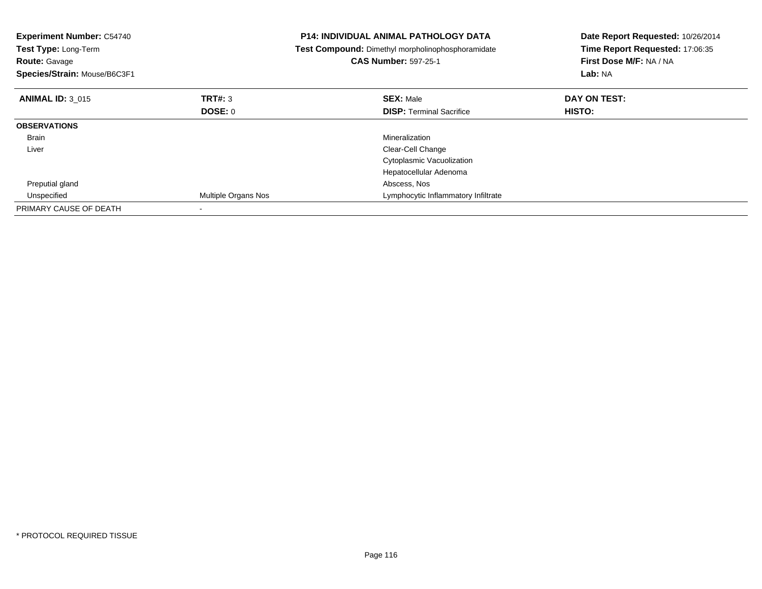**Experiment Number:** C54740
**Test Type:** Long-Term
**Route:** Gavage
**Species/Strain:** Mouse/B6C3F1

**P14: INDIVIDUAL ANIMAL PATHOLOGY DATA**
**Test Compound:** Dimethyl morpholinophosphoramidate
**CAS Number:** 597-25-1

**Date Report Requested:** 10/26/2014
**Time Report Requested:** 17:06:35
**First Dose M/F:** NA / NA
**Lab:** NA

| **ANIMAL ID:** 3_015 | **TRT#:** 3 | **SEX:** Male | **DAY ON TEST:** |
|---|---|---|---|
| | **DOSE:** 0 | **DISP:** Terminal Sacrifice | **HISTO:** |
| **OBSERVATIONS** | | | |
| Brain | | Mineralization | |
| Liver | | Clear-Cell Change | |
| | | Cytoplasmic Vacuolization | |
| | | Hepatocellular Adenoma | |
| Preputial gland | | Abscess, Nos | |
| Unspecified | Multiple Organs Nos | Lymphocytic Inflammatory Infiltrate | |
| PRIMARY CAUSE OF DEATH | - | | |

* PROTOCOL REQUIRED TISSUE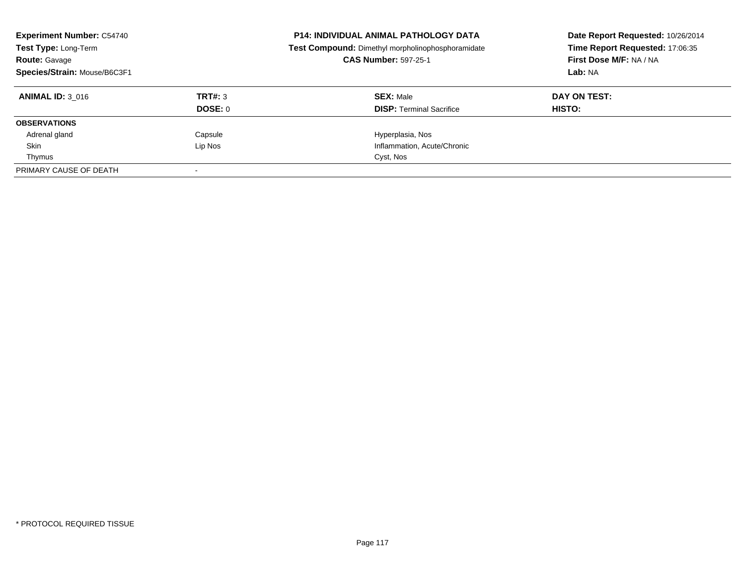**Experiment Number:** C54740
**Test Type:** Long-Term
**Route:** Gavage
**Species/Strain:** Mouse/B6C3F1

**P14: INDIVIDUAL ANIMAL PATHOLOGY DATA**
**Test Compound:** Dimethyl morpholinophosphoramidate
**CAS Number:** 597-25-1

**Date Report Requested:** 10/26/2014
**Time Report Requested:** 17:06:35
**First Dose M/F:** NA / NA
**Lab:** NA

| **ANIMAL ID:** 3_016 | **TRT#:** 3 | **SEX:** Male | **DAY ON TEST:** |
|---|---|---|---|
| | **DOSE:** 0 | **DISP:** Terminal Sacrifice | **HISTO:** |
| **OBSERVATIONS** | | | |
| Adrenal gland | Capsule | Hyperplasia, Nos | |
| Skin | Lip Nos | Inflammation, Acute/Chronic | |
| Thymus | | Cyst, Nos | |
| PRIMARY CAUSE OF DEATH | - | | |

\* PROTOCOL REQUIRED TISSUE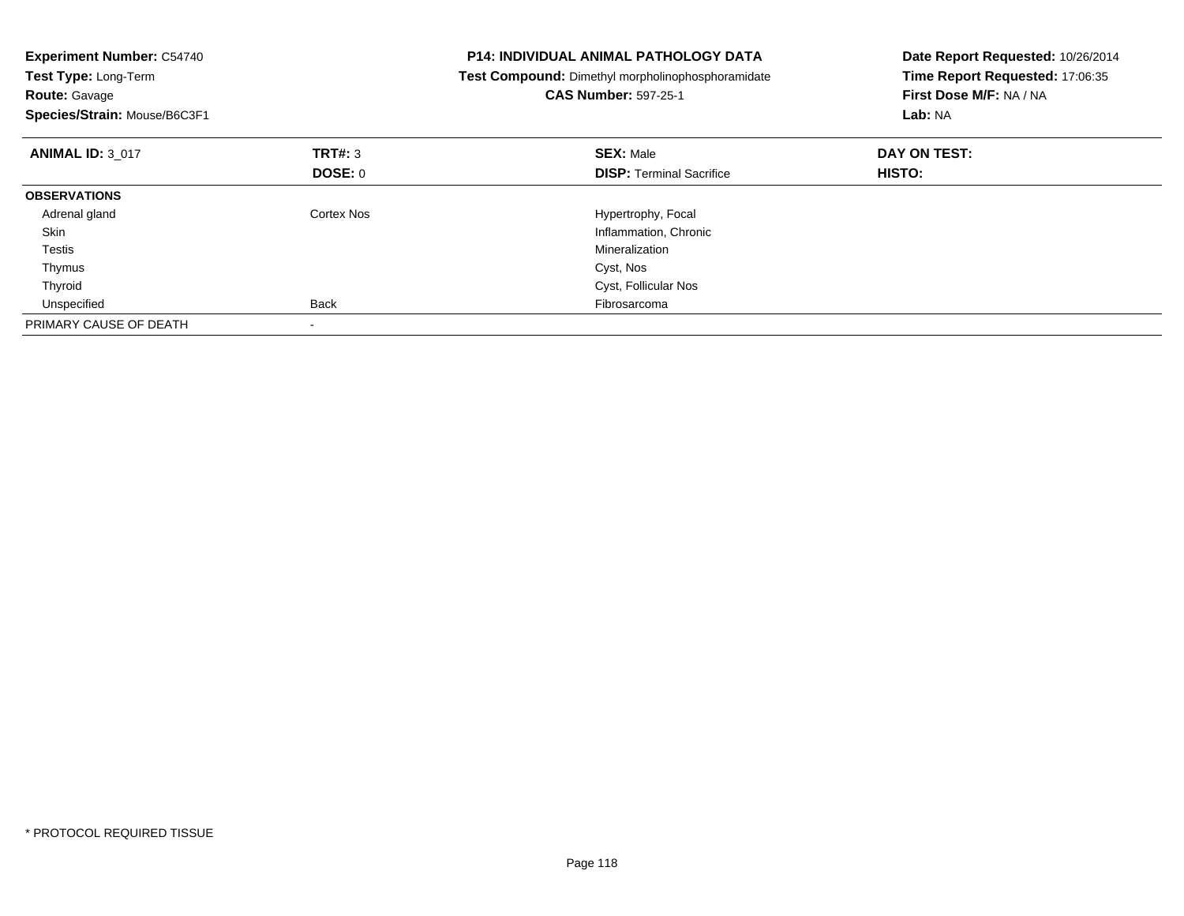**Experiment Number:** C54740
**Test Type:** Long-Term
**Route:** Gavage
**Species/Strain:** Mouse/B6C3F1

**P14: INDIVIDUAL ANIMAL PATHOLOGY DATA**
**Test Compound:** Dimethyl morpholinophosphoramidate
**CAS Number:** 597-25-1

**Date Report Requested:** 10/26/2014
**Time Report Requested:** 17:06:35
**First Dose M/F:** NA / NA
**Lab:** NA

| **ANIMAL ID:** 3_017 | **TRT#:** 3 | **SEX:** Male | **DAY ON TEST:** |
|---|---|---|---|
| | **DOSE:** 0 | **DISP:** Terminal Sacrifice | **HISTO:** |
| **OBSERVATIONS** | | | |
| Adrenal gland | Cortex Nos | Hypertrophy, Focal | |
| Skin | | Inflammation, Chronic | |
| Testis | | Mineralization | |
| Thymus | | Cyst, Nos | |
| Thyroid | | Cyst, Follicular Nos | |
| Unspecified | Back | Fibrosarcoma | |
| PRIMARY CAUSE OF DEATH | - | | |

* PROTOCOL REQUIRED TISSUE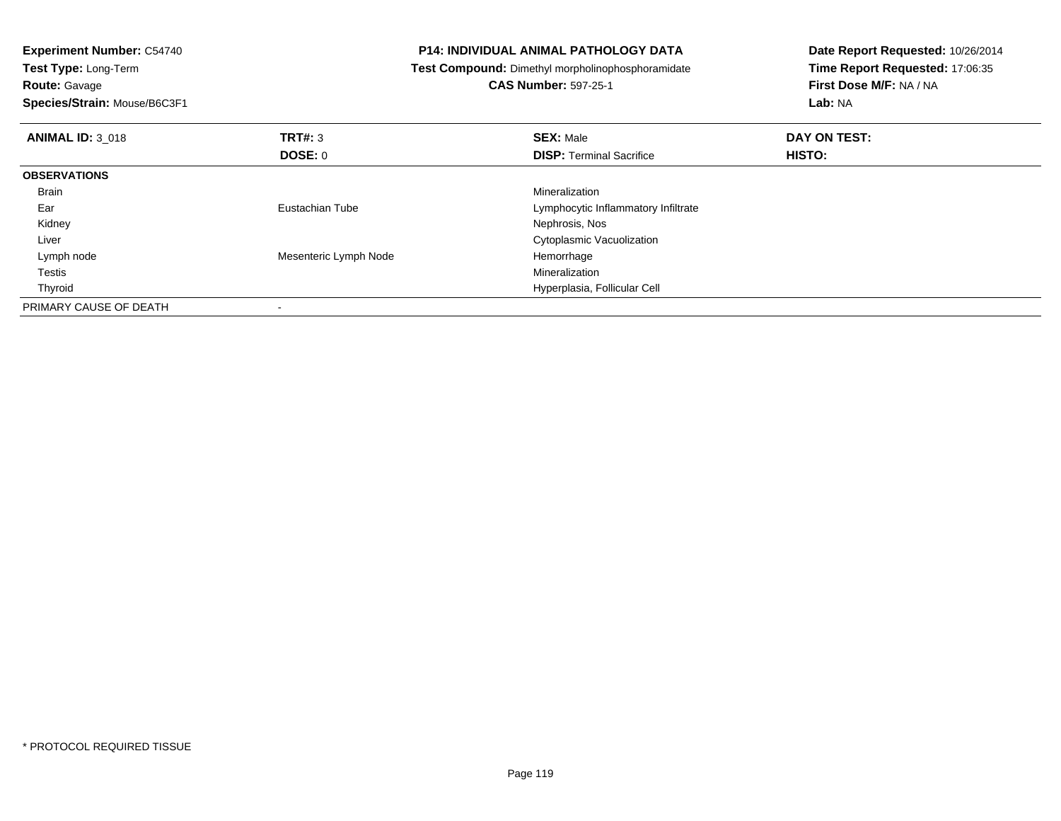**Experiment Number:** C54740
**Test Type:** Long-Term
**Route:** Gavage
**Species/Strain:** Mouse/B6C3F1

**P14: INDIVIDUAL ANIMAL PATHOLOGY DATA**
**Test Compound:** Dimethyl morpholinophosphoramidate
**CAS Number:** 597-25-1

**Date Report Requested:** 10/26/2014
**Time Report Requested:** 17:06:35
**First Dose M/F:** NA / NA
**Lab:** NA

| **ANIMAL ID:** 3_018 | **TRT#:** 3 | **SEX:** Male | **DAY ON TEST:** |
|---|---|---|---|
| | **DOSE:** 0 | **DISP:** Terminal Sacrifice | **HISTO:** |
| **OBSERVATIONS** | | | |
| Brain | | Mineralization | |
| Ear | Eustachian Tube | Lymphocytic Inflammatory Infiltrate | |
| Kidney | | Nephrosis, Nos | |
| Liver | | Cytoplasmic Vacuolization | |
| Lymph node | Mesenteric Lymph Node | Hemorrhage | |
| Testis | | Mineralization | |
| Thyroid | | Hyperplasia, Follicular Cell | |
| PRIMARY CAUSE OF DEATH | - | | |

* PROTOCOL REQUIRED TISSUE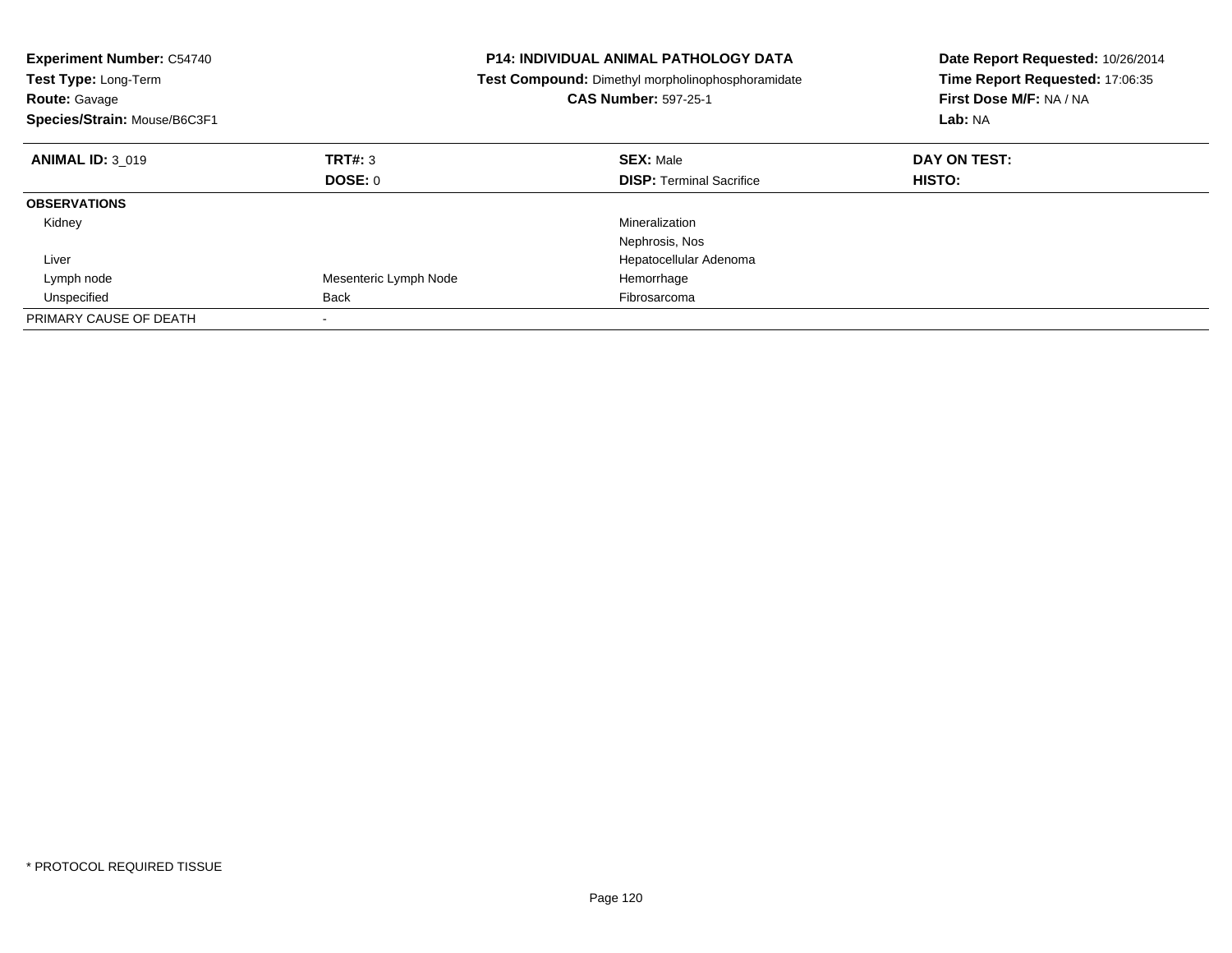**Experiment Number:** C54740
**Test Type:** Long-Term
**Route:** Gavage
**Species/Strain:** Mouse/B6C3F1

**P14: INDIVIDUAL ANIMAL PATHOLOGY DATA**
**Test Compound:** Dimethyl morpholinophosphoramidate
**CAS Number:** 597-25-1

**Date Report Requested:** 10/26/2014
**Time Report Requested:** 17:06:35
**First Dose M/F:** NA / NA
**Lab:** NA

| **ANIMAL ID:** 3_019 | **TRT#:** 3 | **SEX:** Male | **DAY ON TEST:** |
|---|---|---|---|
| | **DOSE:** 0 | **DISP:** Terminal Sacrifice | **HISTO:** |
| **OBSERVATIONS** | | | |
| Kidney | | Mineralization | |
| | | Nephrosis, Nos | |
| Liver | | Hepatocellular Adenoma | |
| Lymph node | Mesenteric Lymph Node | Hemorrhage | |
| Unspecified | Back | Fibrosarcoma | |
| PRIMARY CAUSE OF DEATH | - | | |

\* PROTOCOL REQUIRED TISSUE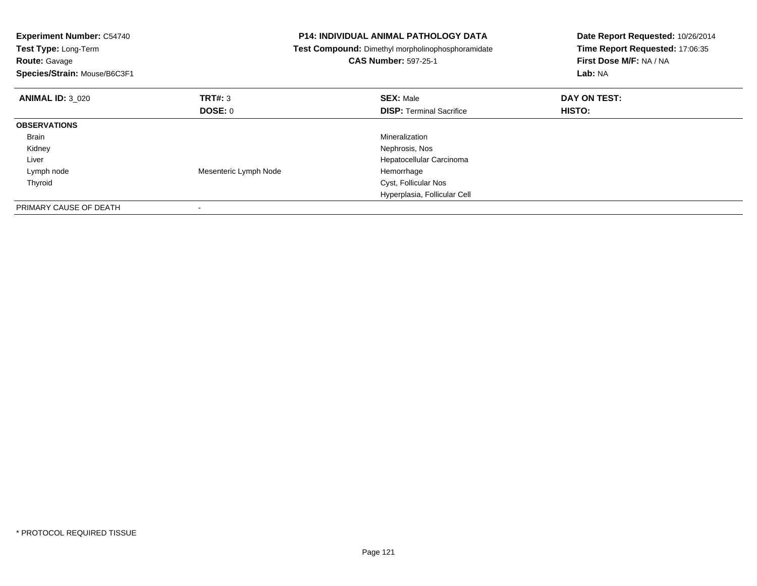**Experiment Number:** C54740
**Test Type:** Long-Term
**Route:** Gavage
**Species/Strain:** Mouse/B6C3F1

**P14: INDIVIDUAL ANIMAL PATHOLOGY DATA**
**Test Compound:** Dimethyl morpholinophosphoramidate
**CAS Number:** 597-25-1

**Date Report Requested:** 10/26/2014
**Time Report Requested:** 17:06:35
**First Dose M/F:** NA / NA
**Lab:** NA

| **ANIMAL ID:** 3_020 | **TRT#:** 3 | **SEX:** Male | **DAY ON TEST:** |
|---|---|---|---|
| | **DOSE:** 0 | **DISP:** Terminal Sacrifice | **HISTO:** |
| **OBSERVATIONS** | | | |
| Brain | | Mineralization | |
| Kidney | | Nephrosis, Nos | |
| Liver | | Hepatocellular Carcinoma | |
| Lymph node | Mesenteric Lymph Node | Hemorrhage | |
| Thyroid | | Cyst, Follicular Nos | |
| | | Hyperplasia, Follicular Cell | |
| PRIMARY CAUSE OF DEATH | - | | |

\* PROTOCOL REQUIRED TISSUE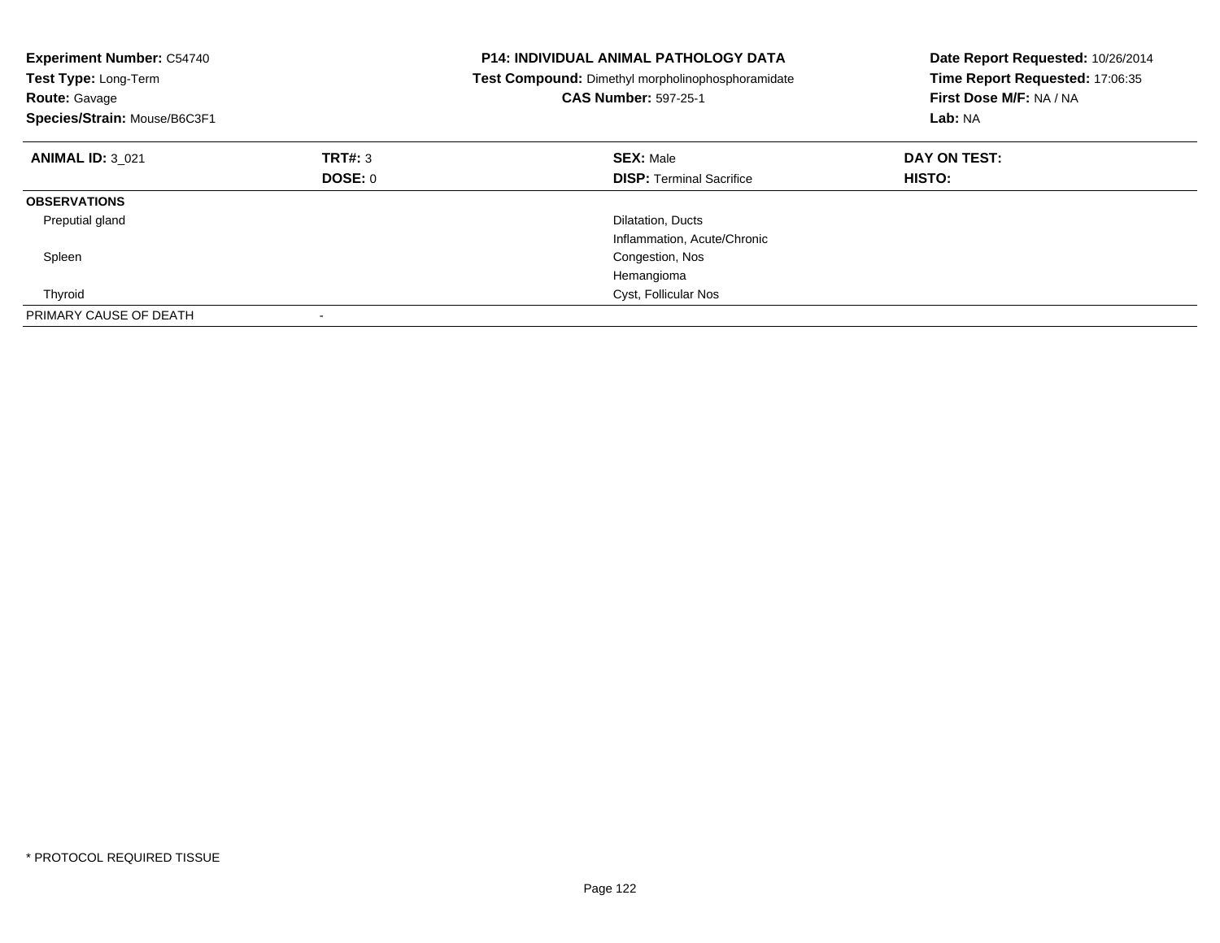**Experiment Number:** C54740
**Test Type:** Long-Term
**Route:** Gavage
**Species/Strain:** Mouse/B6C3F1

**P14: INDIVIDUAL ANIMAL PATHOLOGY DATA**
**Test Compound:** Dimethyl morpholinophosphoramidate
**CAS Number:** 597-25-1

**Date Report Requested:** 10/26/2014
**Time Report Requested:** 17:06:35
**First Dose M/F:** NA / NA
**Lab:** NA

| **ANIMAL ID:** 3_021 | **TRT#:** 3 | **SEX:** Male | **DAY ON TEST:** |
|---|---|---|---|
| | **DOSE:** 0 | **DISP:** Terminal Sacrifice | **HISTO:** |
| **OBSERVATIONS** | | | |
| Preputial gland | | Dilatation, Ducts | |
| | | Inflammation, Acute/Chronic | |
| Spleen | | Congestion, Nos | |
| | | Hemangioma | |
| Thyroid | | Cyst, Follicular Nos | |
| PRIMARY CAUSE OF DEATH | - | | |

* PROTOCOL REQUIRED TISSUE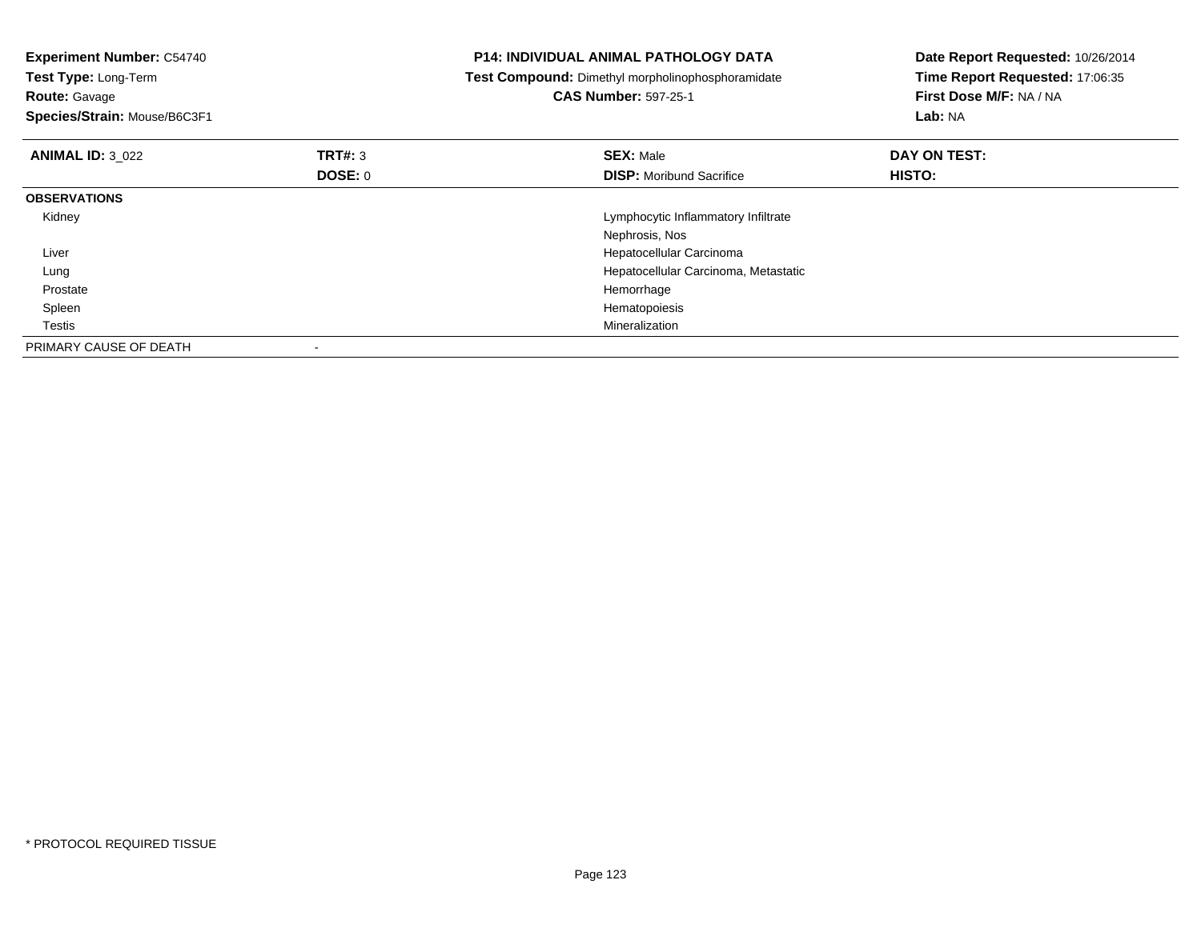**Experiment Number:** C54740
**Test Type:** Long-Term
**Route:** Gavage
**Species/Strain:** Mouse/B6C3F1

**P14: INDIVIDUAL ANIMAL PATHOLOGY DATA**
**Test Compound:** Dimethyl morpholinophosphoramidate
**CAS Number:** 597-25-1

**Date Report Requested:** 10/26/2014
**Time Report Requested:** 17:06:35
**First Dose M/F:** NA / NA
**Lab:** NA

| **ANIMAL ID:** 3_022 | **TRT#:** 3 | **SEX:** Male | **DAY ON TEST:** |
|---|---|---|---|
| | **DOSE:** 0 | **DISP:** Moribund Sacrifice | **HISTO:** |
| **OBSERVATIONS** | | | |
| Kidney | | Lymphocytic Inflammatory Infiltrate | |
| | | Nephrosis, Nos | |
| Liver | | Hepatocellular Carcinoma | |
| Lung | | Hepatocellular Carcinoma, Metastatic | |
| Prostate | | Hemorrhage | |
| Spleen | | Hematopoiesis | |
| Testis | | Mineralization | |
| PRIMARY CAUSE OF DEATH | - | | |

* PROTOCOL REQUIRED TISSUE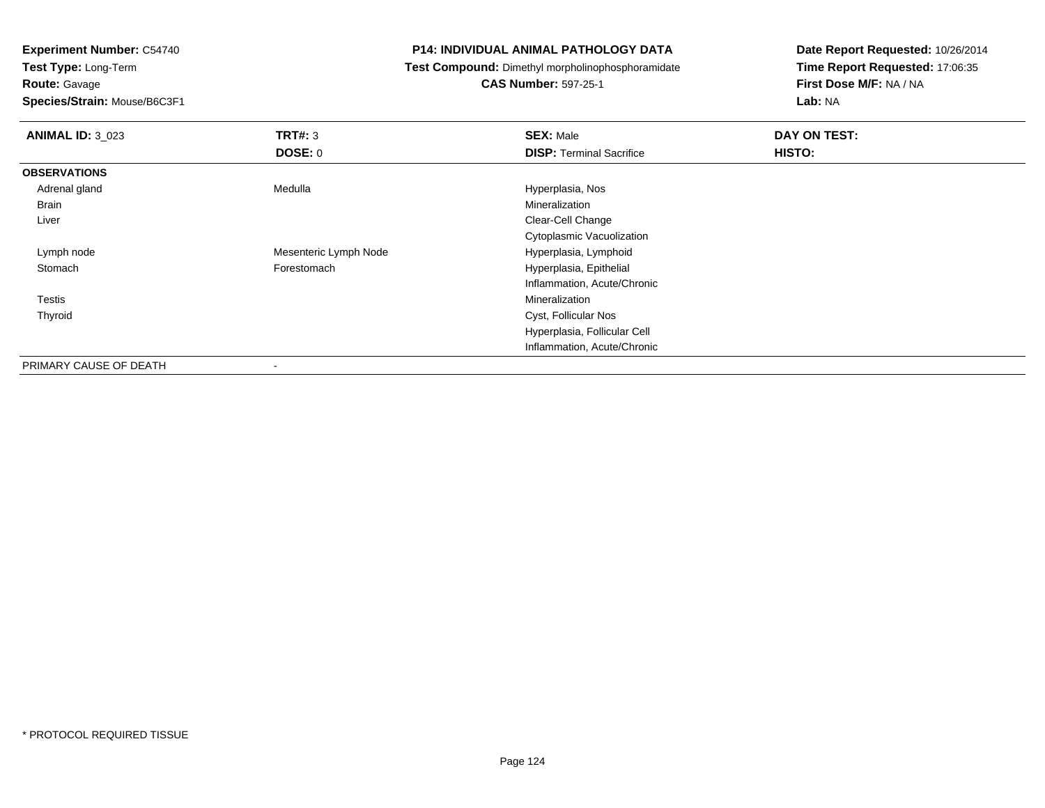**Experiment Number:** C54740
**Test Type:** Long-Term
**Route:** Gavage
**Species/Strain:** Mouse/B6C3F1

**P14: INDIVIDUAL ANIMAL PATHOLOGY DATA**
**Test Compound:** Dimethyl morpholinophosphoramidate
**CAS Number:** 597-25-1

**Date Report Requested:** 10/26/2014
**Time Report Requested:** 17:06:35
**First Dose M/F:** NA / NA
**Lab:** NA

| **ANIMAL ID:** 3_023 | **TRT#:** 3 | **SEX:** Male | **DAY ON TEST:** |
|---|---|---|---|
| | **DOSE:** 0 | **DISP:** Terminal Sacrifice | **HISTO:** |
| **OBSERVATIONS** | | | |
| Adrenal gland | Medulla | Hyperplasia, Nos | |
| Brain | | Mineralization | |
| Liver | | Clear-Cell Change | |
| | | Cytoplasmic Vacuolization | |
| Lymph node | Mesenteric Lymph Node | Hyperplasia, Lymphoid | |
| Stomach | Forestomach | Hyperplasia, Epithelial | |
| | | Inflammation, Acute/Chronic | |
| Testis | | Mineralization | |
| Thyroid | | Cyst, Follicular Nos | |
| | | Hyperplasia, Follicular Cell | |
| | | Inflammation, Acute/Chronic | |
| PRIMARY CAUSE OF DEATH | - | | |

\* PROTOCOL REQUIRED TISSUE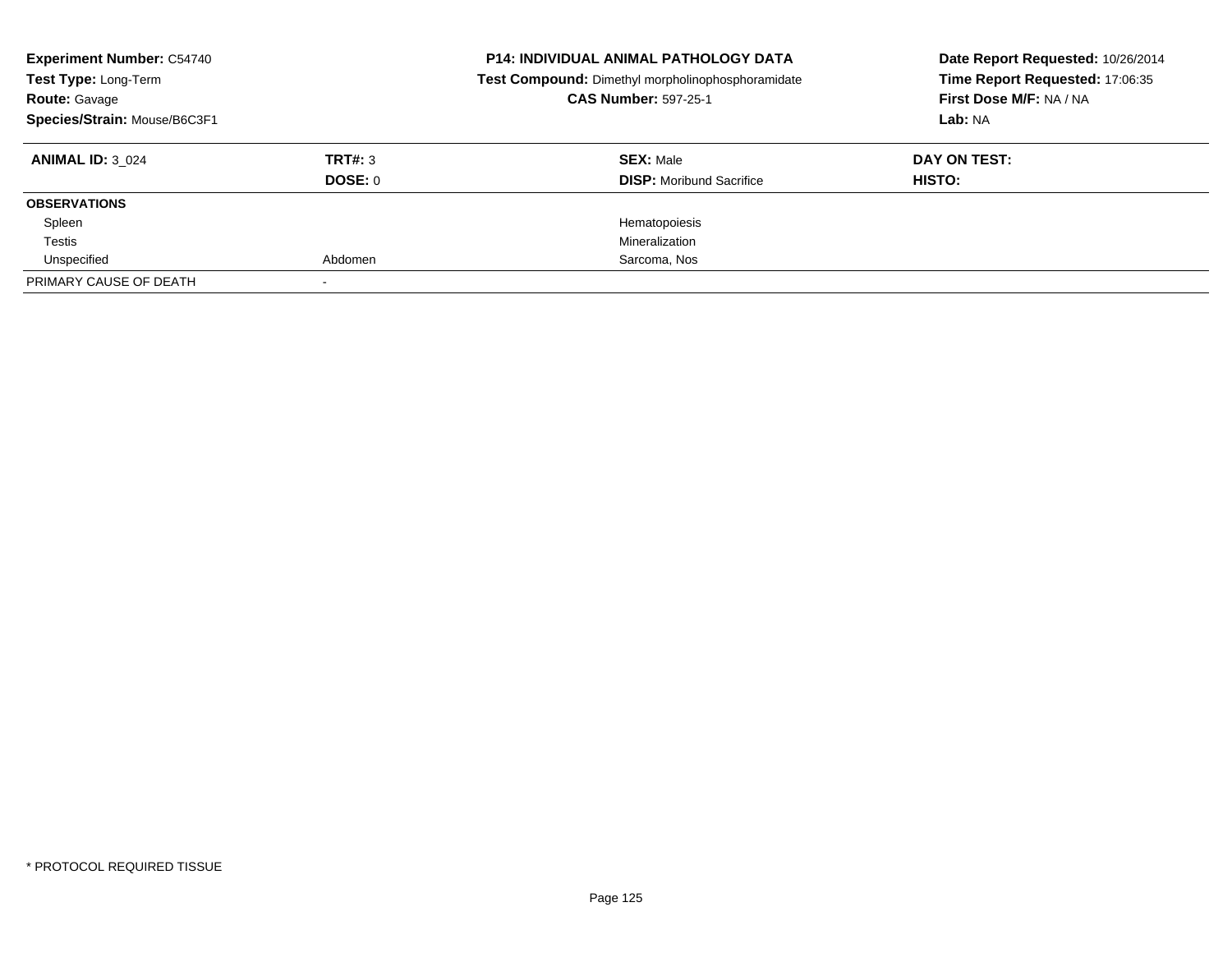**Experiment Number:** C54740
**Test Type:** Long-Term
**Route:** Gavage
**Species/Strain:** Mouse/B6C3F1

**P14: INDIVIDUAL ANIMAL PATHOLOGY DATA**
**Test Compound:** Dimethyl morpholinophosphoramidate
**CAS Number:** 597-25-1

**Date Report Requested:** 10/26/2014
**Time Report Requested:** 17:06:35
**First Dose M/F:** NA / NA
**Lab:** NA

| **ANIMAL ID:** 3_024 | **TRT#:** 3 | **SEX:** Male | **DAY ON TEST:** |
|---|---|---|---|
| | **DOSE:** 0 | **DISP:** Moribund Sacrifice | **HISTO:** |
| **OBSERVATIONS** | | | |
| Spleen | | Hematopoiesis | |
| Testis | | Mineralization | |
| Unspecified | Abdomen | Sarcoma, Nos | |
| PRIMARY CAUSE OF DEATH | - | | |

* PROTOCOL REQUIRED TISSUE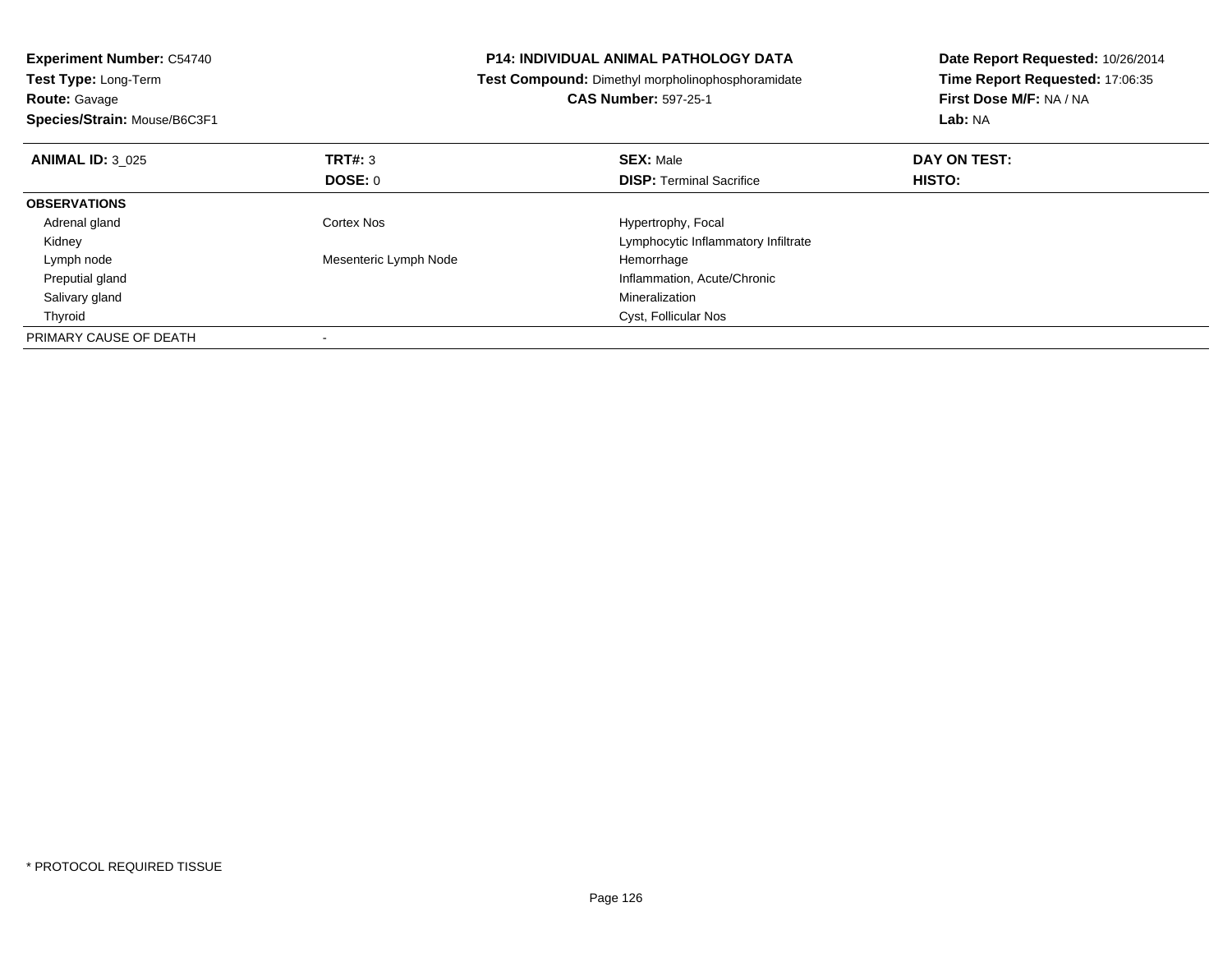**Experiment Number:** C54740
**Test Type:** Long-Term
**Route:** Gavage
**Species/Strain:** Mouse/B6C3F1

**P14: INDIVIDUAL ANIMAL PATHOLOGY DATA**
**Test Compound:** Dimethyl morpholinophosphoramidate
**CAS Number:** 597-25-1

**Date Report Requested:** 10/26/2014
**Time Report Requested:** 17:06:35
**First Dose M/F:** NA / NA
**Lab:** NA

| **ANIMAL ID:** 3_025 | **TRT#:** 3 | **SEX:** Male | **DAY ON TEST:** |
|---|---|---|---|
| | **DOSE:** 0 | **DISP:** Terminal Sacrifice | **HISTO:** |
| **OBSERVATIONS** | | | |
| Adrenal gland | Cortex Nos | Hypertrophy, Focal | |
| Kidney | | Lymphocytic Inflammatory Infiltrate | |
| Lymph node | Mesenteric Lymph Node | Hemorrhage | |
| Preputial gland | | Inflammation, Acute/Chronic | |
| Salivary gland | | Mineralization | |
| Thyroid | | Cyst, Follicular Nos | |
| PRIMARY CAUSE OF DEATH | - | | |

* PROTOCOL REQUIRED TISSUE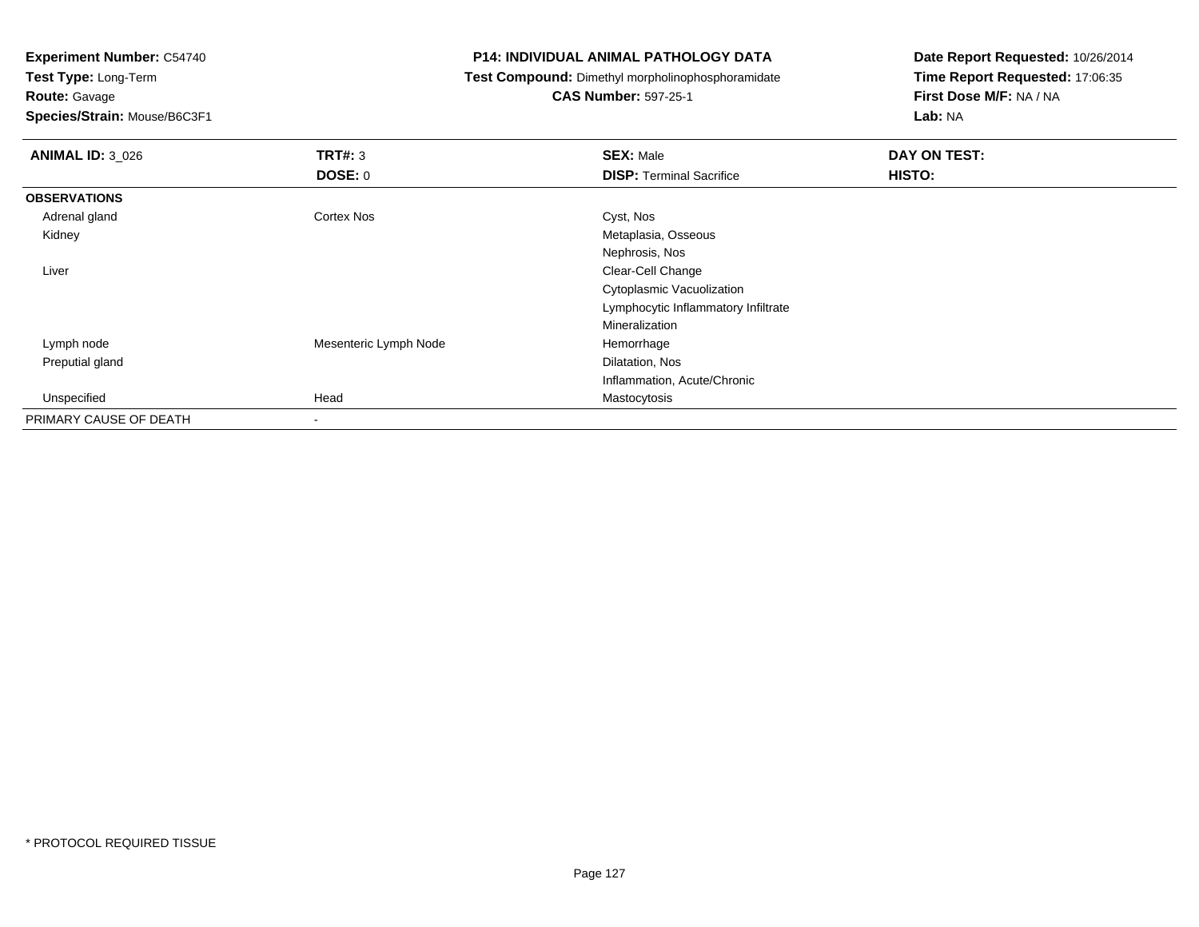**Experiment Number:** C54740
**Test Type:** Long-Term
**Route:** Gavage
**Species/Strain:** Mouse/B6C3F1

**P14: INDIVIDUAL ANIMAL PATHOLOGY DATA**
**Test Compound:** Dimethyl morpholinophosphoramidate
**CAS Number:** 597-25-1

**Date Report Requested:** 10/26/2014
**Time Report Requested:** 17:06:35
**First Dose M/F:** NA / NA
**Lab:** NA

| **ANIMAL ID:** 3_026 | **TRT#:** 3 | **SEX:** Male | **DAY ON TEST:** |
|---|---|---|---|
| | **DOSE:** 0 | **DISP:** Terminal Sacrifice | **HISTO:** |
| **OBSERVATIONS** | | | |
| Adrenal gland | Cortex Nos | Cyst, Nos | |
| Kidney | | Metaplasia, Osseous | |
| | | Nephrosis, Nos | |
| Liver | | Clear-Cell Change | |
| | | Cytoplasmic Vacuolization | |
| | | Lymphocytic Inflammatory Infiltrate | |
| | | Mineralization | |
| Lymph node | Mesenteric Lymph Node | Hemorrhage | |
| Preputial gland | | Dilatation, Nos | |
| | | Inflammation, Acute/Chronic | |
| Unspecified | Head | Mastocytosis | |
| PRIMARY CAUSE OF DEATH | - | | |

* PROTOCOL REQUIRED TISSUE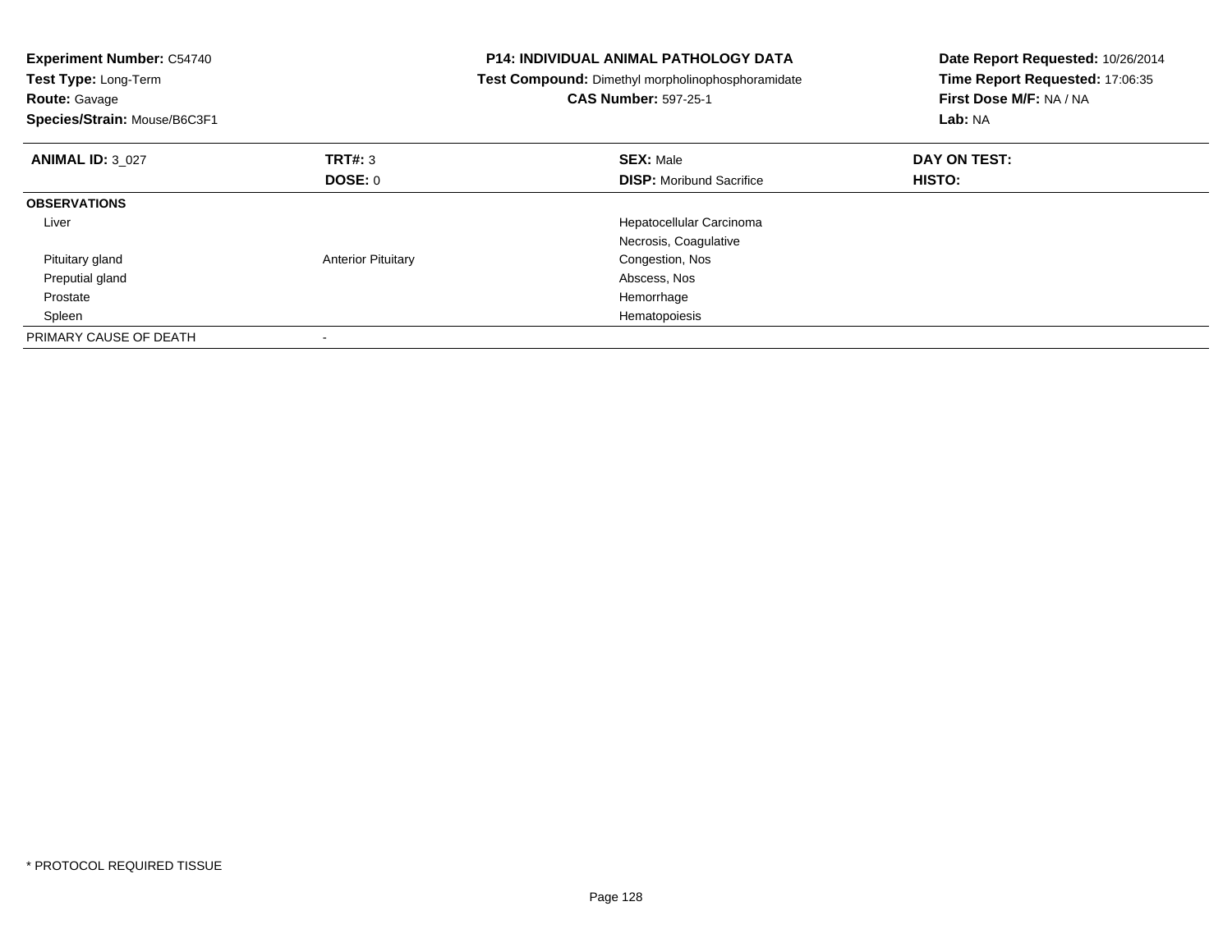**Experiment Number:** C54740
**Test Type:** Long-Term
**Route:** Gavage
**Species/Strain:** Mouse/B6C3F1

**P14: INDIVIDUAL ANIMAL PATHOLOGY DATA**
**Test Compound:** Dimethyl morpholinophosphoramidate
**CAS Number:** 597-25-1

**Date Report Requested:** 10/26/2014
**Time Report Requested:** 17:06:35
**First Dose M/F:** NA / NA
**Lab:** NA

| **ANIMAL ID:** 3_027 | **TRT#:** 3 | **SEX:** Male | **DAY ON TEST:** |
|---|---|---|---|
| | **DOSE:** 0 | **DISP:** Moribund Sacrifice | **HISTO:** |
| **OBSERVATIONS** | | | |
| Liver | | Hepatocellular Carcinoma | |
| | | Necrosis, Coagulative | |
| Pituitary gland | Anterior Pituitary | Congestion, Nos | |
| Preputial gland | | Abscess, Nos | |
| Prostate | | Hemorrhage | |
| Spleen | | Hematopoiesis | |
| PRIMARY CAUSE OF DEATH | - | | |

\* PROTOCOL REQUIRED TISSUE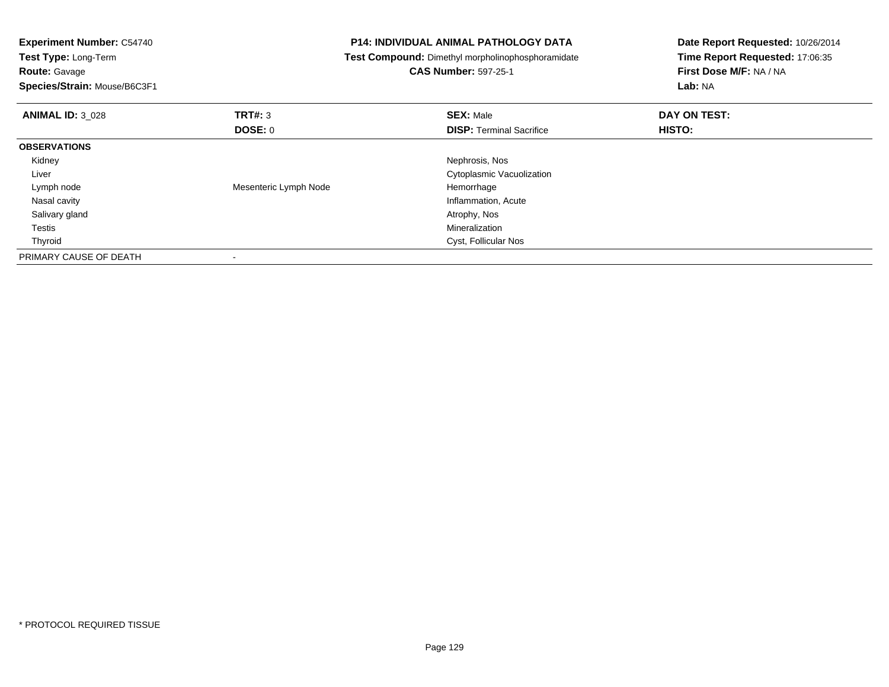**Experiment Number:** C54740
**Test Type:** Long-Term
**Route:** Gavage
**Species/Strain:** Mouse/B6C3F1

**P14: INDIVIDUAL ANIMAL PATHOLOGY DATA**
**Test Compound:** Dimethyl morpholinophosphoramidate
**CAS Number:** 597-25-1

**Date Report Requested:** 10/26/2014
**Time Report Requested:** 17:06:35
**First Dose M/F:** NA / NA
**Lab:** NA

| **ANIMAL ID:** 3_028 | **TRT#:** 3 | **SEX:** Male | **DAY ON TEST:** |
|---|---|---|---|
| | **DOSE:** 0 | **DISP:** Terminal Sacrifice | **HISTO:** |
| **OBSERVATIONS** | | | |
| Kidney | | Nephrosis, Nos | |
| Liver | | Cytoplasmic Vacuolization | |
| Lymph node | Mesenteric Lymph Node | Hemorrhage | |
| Nasal cavity | | Inflammation, Acute | |
| Salivary gland | | Atrophy, Nos | |
| Testis | | Mineralization | |
| Thyroid | | Cyst, Follicular Nos | |
| PRIMARY CAUSE OF DEATH | - | | |

* PROTOCOL REQUIRED TISSUE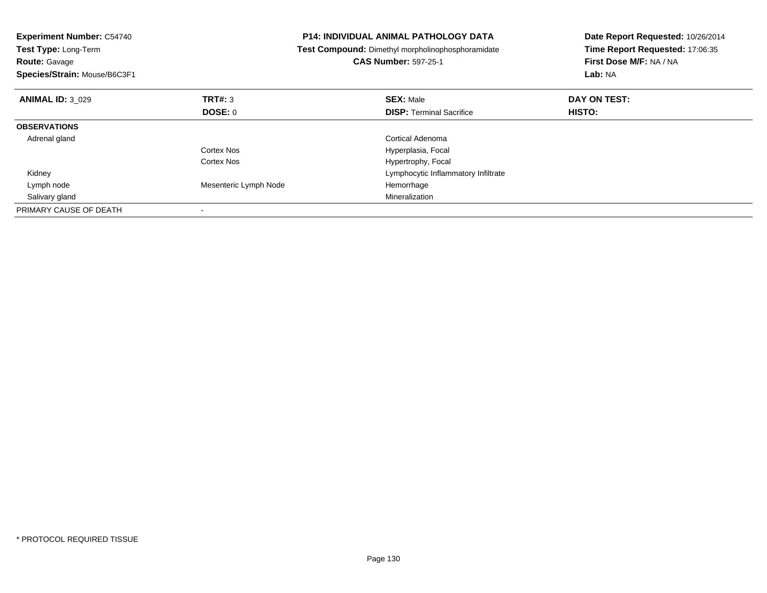**Experiment Number:** C54740
**Test Type:** Long-Term
**Route:** Gavage
**Species/Strain:** Mouse/B6C3F1

**P14: INDIVIDUAL ANIMAL PATHOLOGY DATA**
**Test Compound:** Dimethyl morpholinophosphoramidate
**CAS Number:** 597-25-1

**Date Report Requested:** 10/26/2014
**Time Report Requested:** 17:06:35
**First Dose M/F:** NA / NA
**Lab:** NA

| **ANIMAL ID:** 3_029 | **TRT#:** 3 | **SEX:** Male | **DAY ON TEST:** |
|---|---|---|---|
| | **DOSE:** 0 | **DISP:** Terminal Sacrifice | **HISTO:** |
| **OBSERVATIONS** | | | |
| Adrenal gland | | Cortical Adenoma | |
| | Cortex Nos | Hyperplasia, Focal | |
| | Cortex Nos | Hypertrophy, Focal | |
| Kidney | | Lymphocytic Inflammatory Infiltrate | |
| Lymph node | Mesenteric Lymph Node | Hemorrhage | |
| Salivary gland | | Mineralization | |
| PRIMARY CAUSE OF DEATH | - | | |

* PROTOCOL REQUIRED TISSUE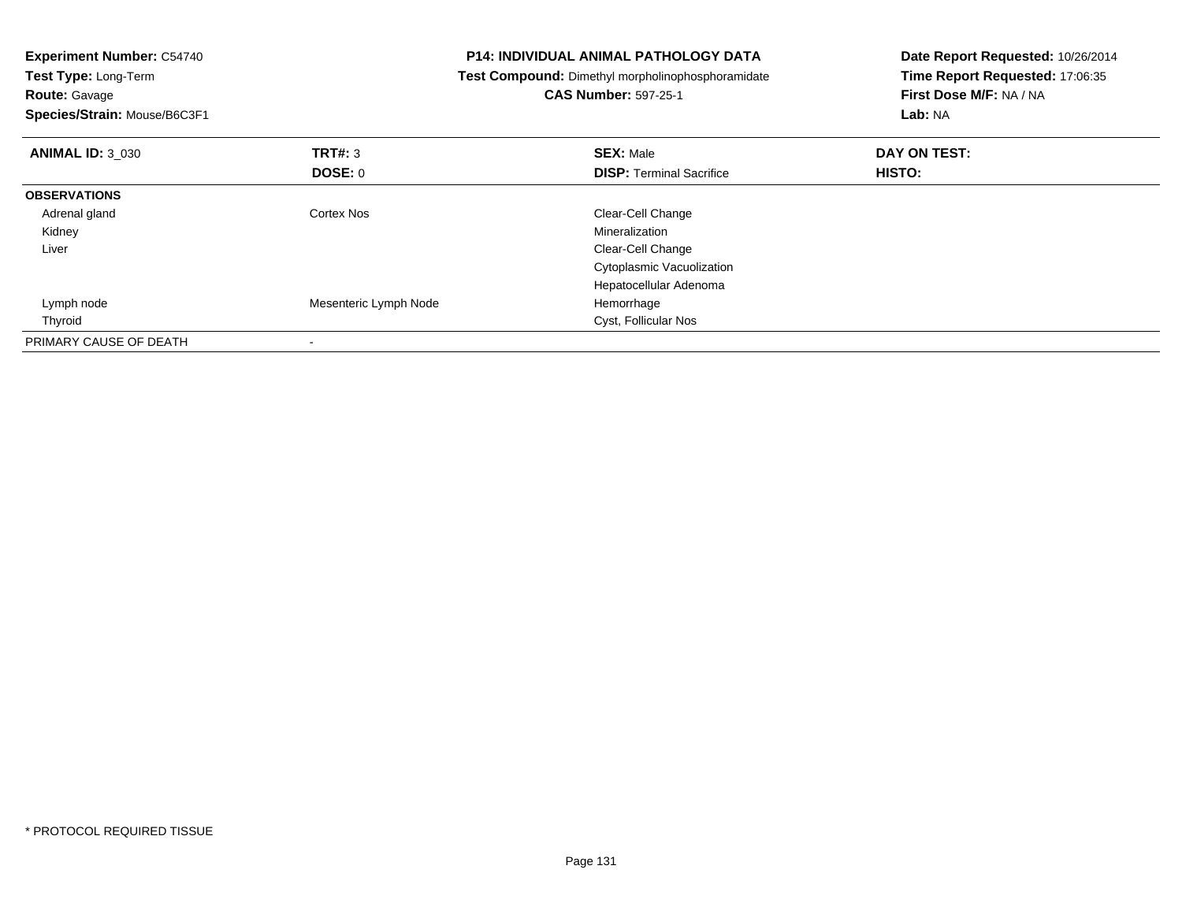**Experiment Number:** C54740
**Test Type:** Long-Term
**Route:** Gavage
**Species/Strain:** Mouse/B6C3F1

**P14: INDIVIDUAL ANIMAL PATHOLOGY DATA**
**Test Compound:** Dimethyl morpholinophosphoramidate
**CAS Number:** 597-25-1

**Date Report Requested:** 10/26/2014
**Time Report Requested:** 17:06:35
**First Dose M/F:** NA / NA
**Lab:** NA

| **ANIMAL ID:** 3_030 | **TRT#:** 3 | **SEX:** Male | **DAY ON TEST:** |
|---|---|---|---|
| | **DOSE:** 0 | **DISP:** Terminal Sacrifice | **HISTO:** |
| **OBSERVATIONS** | | | |
| Adrenal gland | Cortex Nos | Clear-Cell Change | |
| Kidney | | Mineralization | |
| Liver | | Clear-Cell Change | |
| | | Cytoplasmic Vacuolization | |
| | | Hepatocellular Adenoma | |
| Lymph node | Mesenteric Lymph Node | Hemorrhage | |
| Thyroid | | Cyst, Follicular Nos | |
| PRIMARY CAUSE OF DEATH | - | | |

\* PROTOCOL REQUIRED TISSUE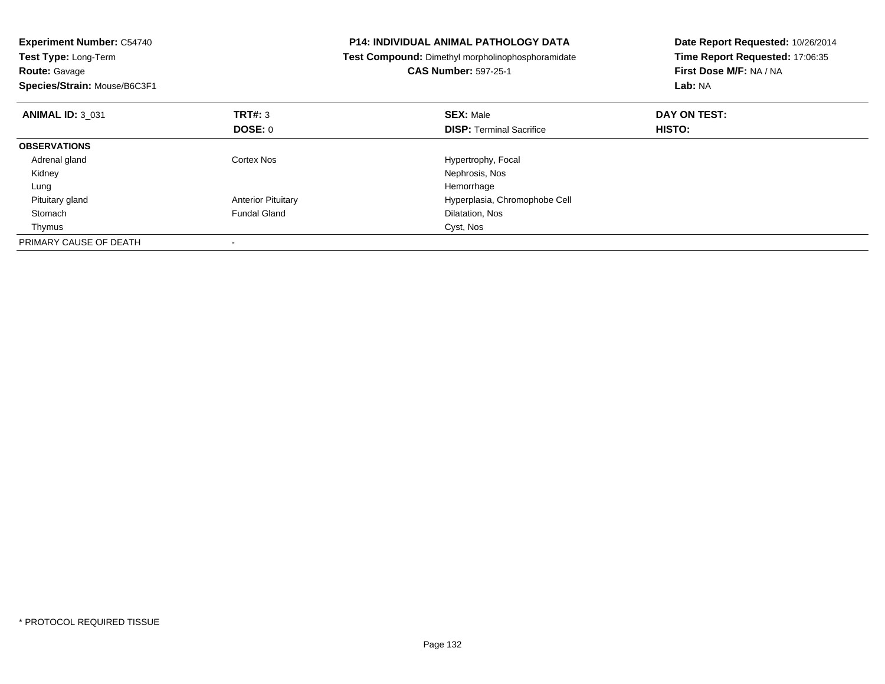**Experiment Number:** C54740
**Test Type:** Long-Term
**Route:** Gavage
**Species/Strain:** Mouse/B6C3F1

**P14: INDIVIDUAL ANIMAL PATHOLOGY DATA**
**Test Compound:** Dimethyl morpholinophosphoramidate
**CAS Number:** 597-25-1

**Date Report Requested:** 10/26/2014
**Time Report Requested:** 17:06:35
**First Dose M/F:** NA / NA
**Lab:** NA

| **ANIMAL ID:** 3_031 | **TRT#:** 3 | **SEX:** Male | **DAY ON TEST:** |
|---|---|---|---|
| | **DOSE:** 0 | **DISP:** Terminal Sacrifice | **HISTO:** |
| **OBSERVATIONS** | | | |
| Adrenal gland | Cortex Nos | Hypertrophy, Focal | |
| Kidney | | Nephrosis, Nos | |
| Lung | | Hemorrhage | |
| Pituitary gland | Anterior Pituitary | Hyperplasia, Chromophobe Cell | |
| Stomach | Fundal Gland | Dilatation, Nos | |
| Thymus | | Cyst, Nos | |
| PRIMARY CAUSE OF DEATH | - | | |

\* PROTOCOL REQUIRED TISSUE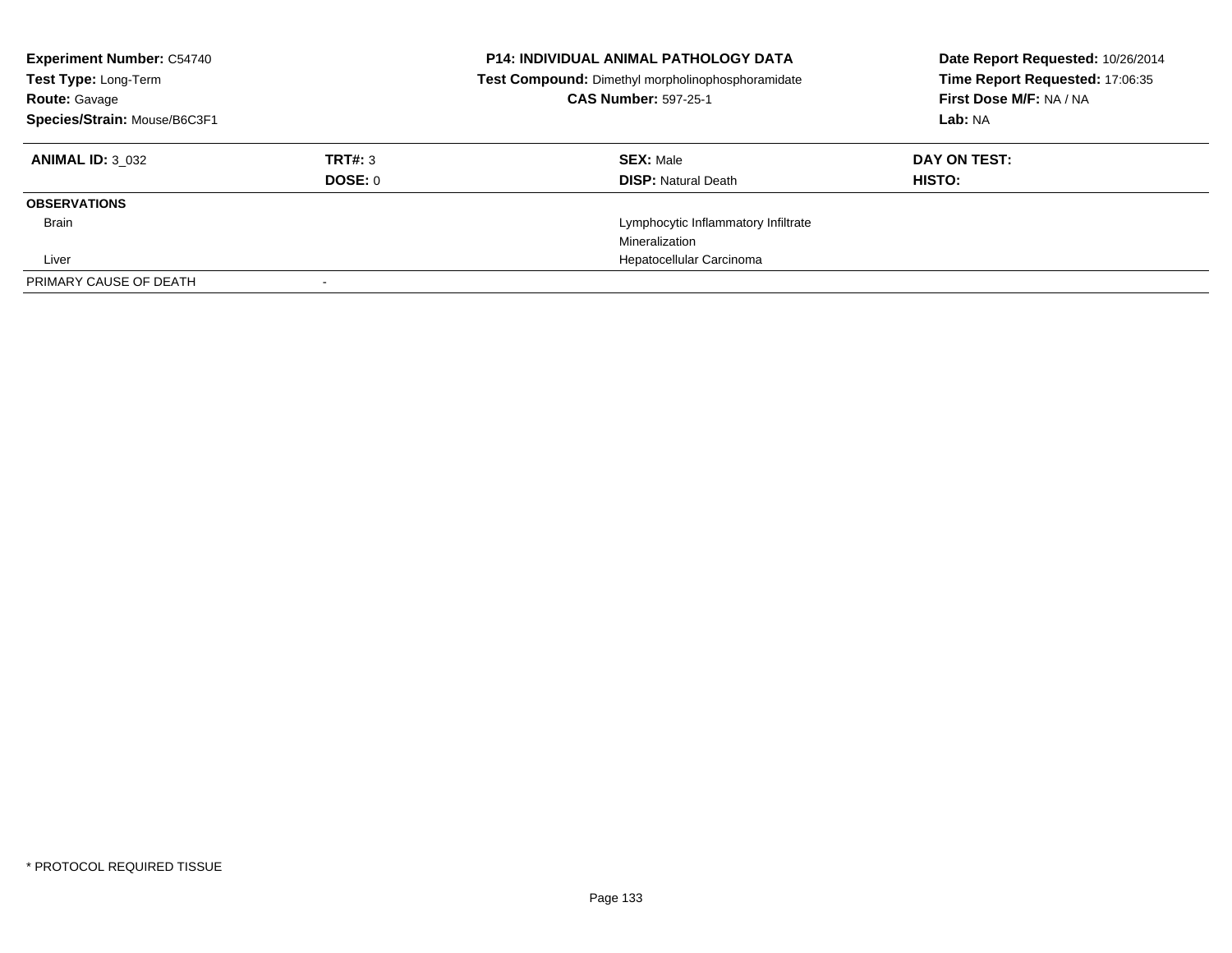**Experiment Number:** C54740
**Test Type:** Long-Term
**Route:** Gavage
**Species/Strain:** Mouse/B6C3F1

**P14: INDIVIDUAL ANIMAL PATHOLOGY DATA**
**Test Compound:** Dimethyl morpholinophosphoramidate
**CAS Number:** 597-25-1

**Date Report Requested:** 10/26/2014
**Time Report Requested:** 17:06:35
**First Dose M/F:** NA / NA
**Lab:** NA

| **ANIMAL ID:** 3_032 | **TRT#:** 3 | **SEX:** Male | **DAY ON TEST:** |
|---|---|---|---|
| | **DOSE:** 0 | **DISP:** Natural Death | **HISTO:** |
| **OBSERVATIONS** | | | |
| Brain | | Lymphocytic Inflammatory Infiltrate | |
| | | Mineralization | |
| Liver | | Hepatocellular Carcinoma | |
| PRIMARY CAUSE OF DEATH | - | | |

* PROTOCOL REQUIRED TISSUE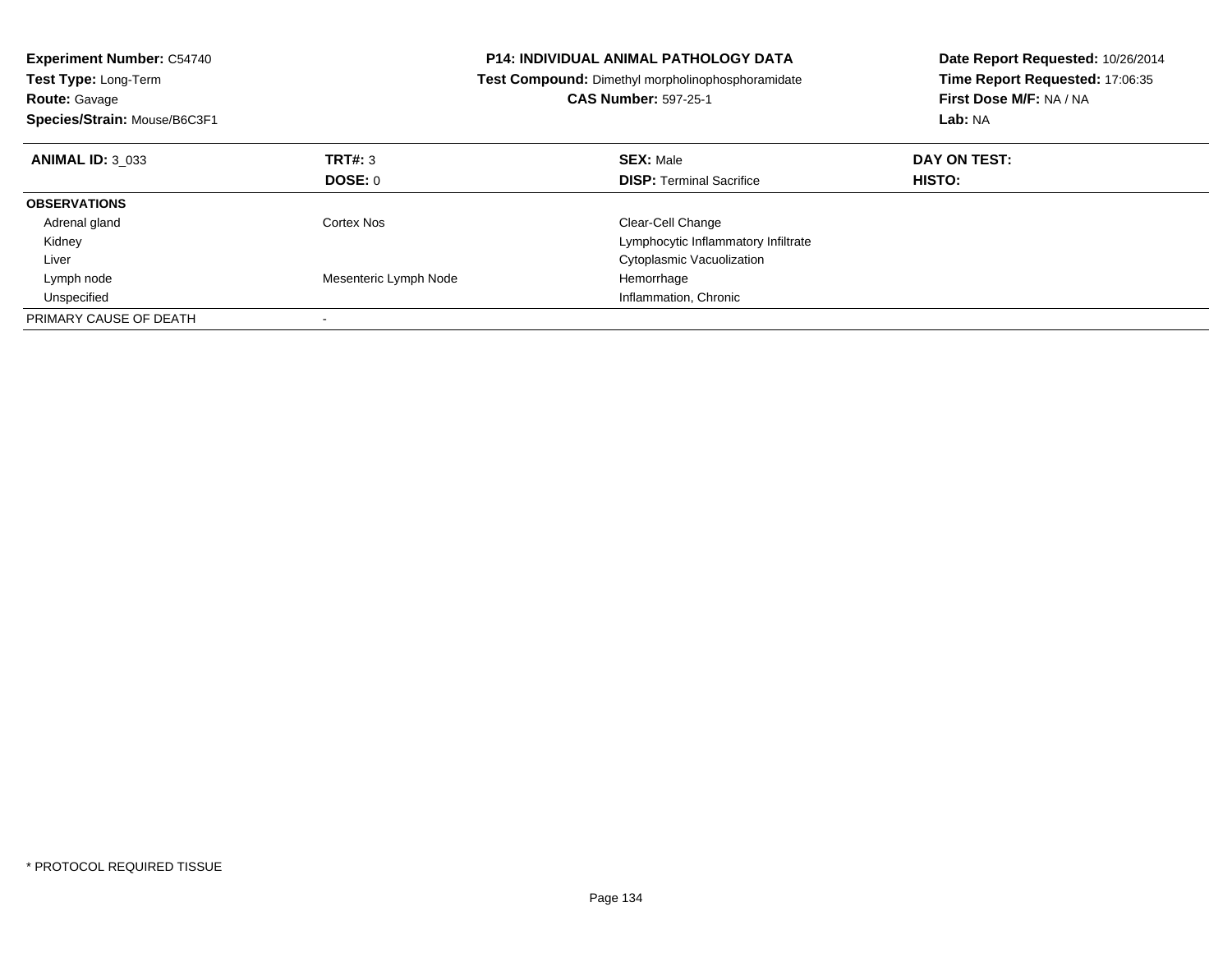**Experiment Number:** C54740
**Test Type:** Long-Term
**Route:** Gavage
**Species/Strain:** Mouse/B6C3F1

**P14: INDIVIDUAL ANIMAL PATHOLOGY DATA**
**Test Compound:** Dimethyl morpholinophosphoramidate
**CAS Number:** 597-25-1

**Date Report Requested:** 10/26/2014
**Time Report Requested:** 17:06:35
**First Dose M/F:** NA / NA
**Lab:** NA

| **ANIMAL ID:** 3_033 | **TRT#:** 3 | **SEX:** Male | **DAY ON TEST:** |
|---|---|---|---|
| | **DOSE:** 0 | **DISP:** Terminal Sacrifice | **HISTO:** |
| **OBSERVATIONS** | | | |
| Adrenal gland | Cortex Nos | Clear-Cell Change | |
| Kidney | | Lymphocytic Inflammatory Infiltrate | |
| Liver | | Cytoplasmic Vacuolization | |
| Lymph node | Mesenteric Lymph Node | Hemorrhage | |
| Unspecified | | Inflammation, Chronic | |
| PRIMARY CAUSE OF DEATH | - | | |

* PROTOCOL REQUIRED TISSUE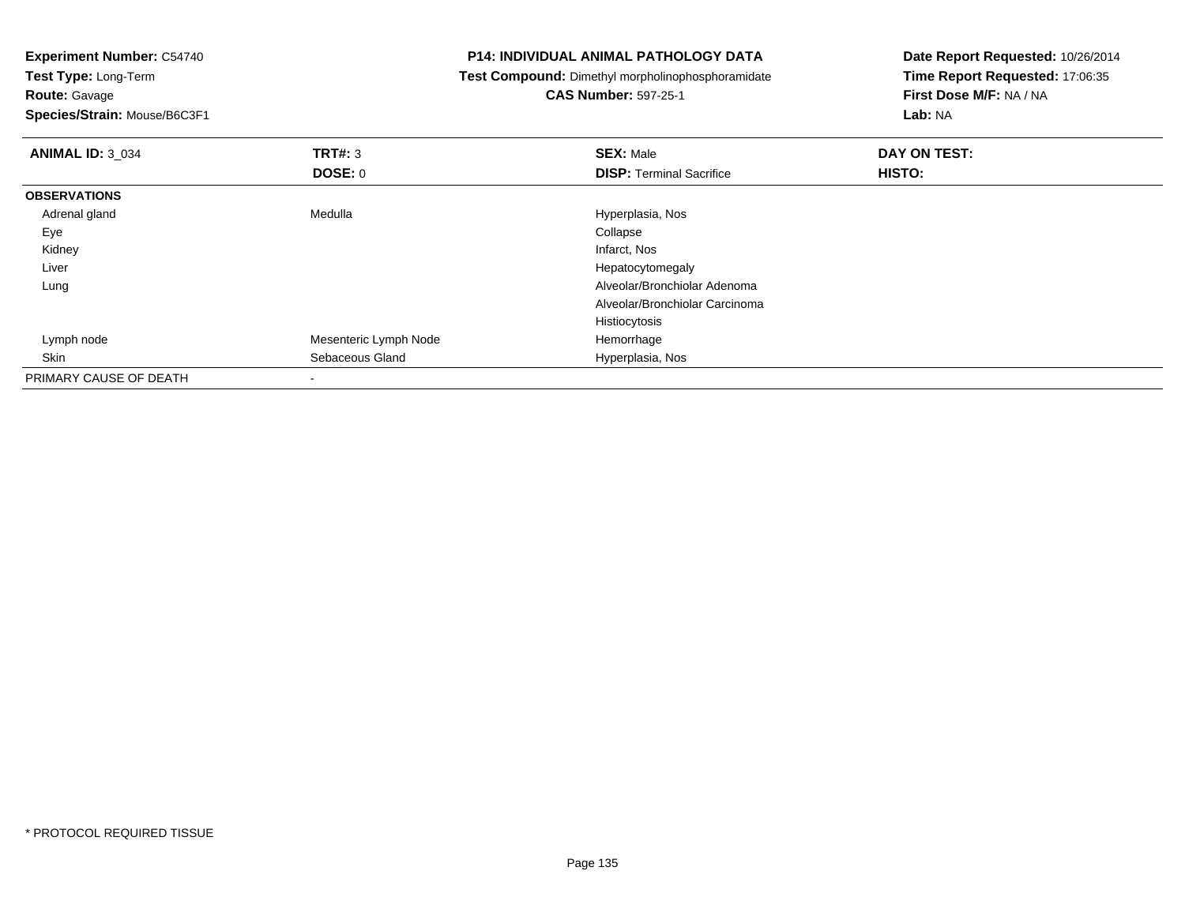**Experiment Number:** C54740
**Test Type:** Long-Term
**Route:** Gavage
**Species/Strain:** Mouse/B6C3F1

**P14: INDIVIDUAL ANIMAL PATHOLOGY DATA**
**Test Compound:** Dimethyl morpholinophosphoramidate
**CAS Number:** 597-25-1

**Date Report Requested:** 10/26/2014
**Time Report Requested:** 17:06:35
**First Dose M/F:** NA / NA
**Lab:** NA

| **ANIMAL ID:** 3_034 | **TRT#:** 3 | **SEX:** Male | **DAY ON TEST:** |
|---|---|---|---|
| | **DOSE:** 0 | **DISP:** Terminal Sacrifice | **HISTO:** |
| **OBSERVATIONS** | | | |
| Adrenal gland | Medulla | Hyperplasia, Nos | |
| Eye | | Collapse | |
| Kidney | | Infarct, Nos | |
| Liver | | Hepatocytomegaly | |
| Lung | | Alveolar/Bronchiolar Adenoma | |
| | | Alveolar/Bronchiolar Carcinoma | |
| | | Histiocytosis | |
| Lymph node | Mesenteric Lymph Node | Hemorrhage | |
| Skin | Sebaceous Gland | Hyperplasia, Nos | |
| PRIMARY CAUSE OF DEATH | - | | |

* PROTOCOL REQUIRED TISSUE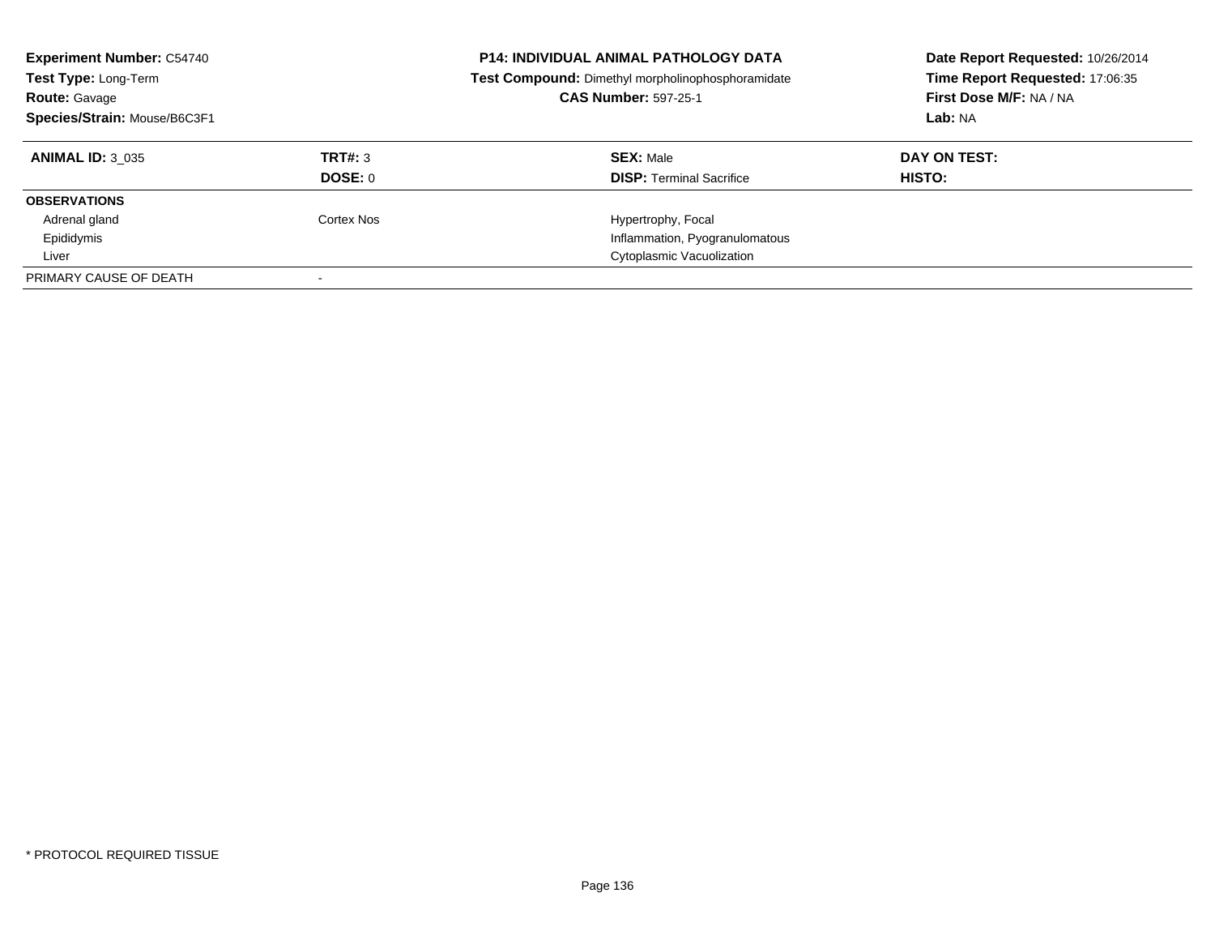**Experiment Number:** C54740
**Test Type:** Long-Term
**Route:** Gavage
**Species/Strain:** Mouse/B6C3F1

**P14: INDIVIDUAL ANIMAL PATHOLOGY DATA**
**Test Compound:** Dimethyl morpholinophosphoramidate
**CAS Number:** 597-25-1

**Date Report Requested:** 10/26/2014
**Time Report Requested:** 17:06:35
**First Dose M/F:** NA / NA
**Lab:** NA

| **ANIMAL ID:** 3_035 | **TRT#:** 3 | **SEX:** Male | **DAY ON TEST:** |
|---|---|---|---|
| | **DOSE:** 0 | **DISP:** Terminal Sacrifice | **HISTO:** |
| **OBSERVATIONS** | | | |
| Adrenal gland | Cortex Nos | Hypertrophy, Focal | |
| Epididymis | | Inflammation, Pyogranulomatous | |
| Liver | | Cytoplasmic Vacuolization | |
| PRIMARY CAUSE OF DEATH | - | | |

* PROTOCOL REQUIRED TISSUE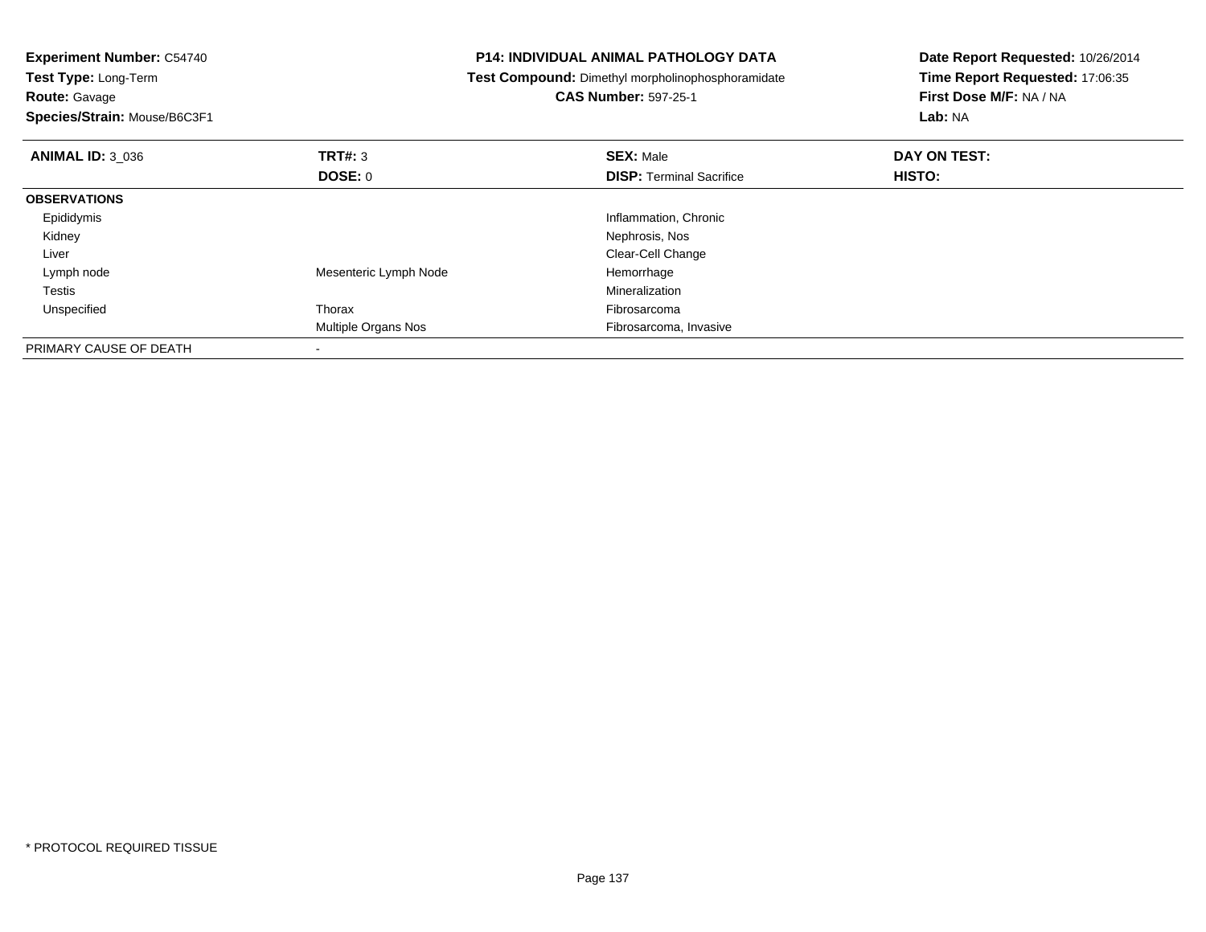**Experiment Number:** C54740
**Test Type:** Long-Term
**Route:** Gavage
**Species/Strain:** Mouse/B6C3F1

**P14: INDIVIDUAL ANIMAL PATHOLOGY DATA**
**Test Compound:** Dimethyl morpholinophosphoramidate
**CAS Number:** 597-25-1

**Date Report Requested:** 10/26/2014
**Time Report Requested:** 17:06:35
**First Dose M/F:** NA / NA
**Lab:** NA

| **ANIMAL ID:** 3_036 | **TRT#:** 3 | **SEX:** Male | **DAY ON TEST:** |
|---|---|---|---|
| | **DOSE:** 0 | **DISP:** Terminal Sacrifice | **HISTO:** |
| **OBSERVATIONS** | | | |
| Epididymis | | Inflammation, Chronic | |
| Kidney | | Nephrosis, Nos | |
| Liver | | Clear-Cell Change | |
| Lymph node | Mesenteric Lymph Node | Hemorrhage | |
| Testis | | Mineralization | |
| Unspecified | Thorax | Fibrosarcoma | |
| | Multiple Organs Nos | Fibrosarcoma, Invasive | |
| PRIMARY CAUSE OF DEATH | - | | |

* PROTOCOL REQUIRED TISSUE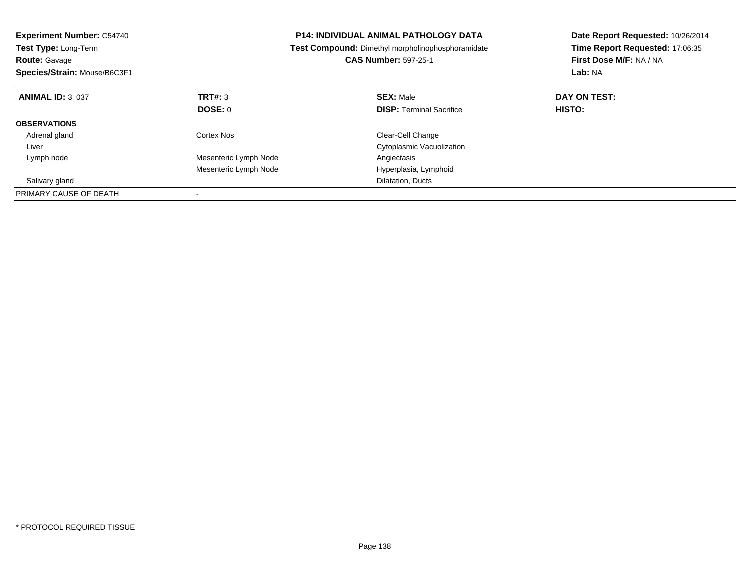**Experiment Number:** C54740
**Test Type:** Long-Term
**Route:** Gavage
**Species/Strain:** Mouse/B6C3F1

**P14: INDIVIDUAL ANIMAL PATHOLOGY DATA**
**Test Compound:** Dimethyl morpholinophosphoramidate
**CAS Number:** 597-25-1

**Date Report Requested:** 10/26/2014
**Time Report Requested:** 17:06:35
**First Dose M/F:** NA / NA
**Lab:** NA

| **ANIMAL ID:** 3_037 | **TRT#:** 3 | **SEX:** Male | **DAY ON TEST:** |
|---|---|---|---|
| | **DOSE:** 0 | **DISP:** Terminal Sacrifice | **HISTO:** |
| **OBSERVATIONS** | | | |
| Adrenal gland | Cortex Nos | Clear-Cell Change | |
| Liver | | Cytoplasmic Vacuolization | |
| Lymph node | Mesenteric Lymph Node | Angiectasis | |
| | Mesenteric Lymph Node | Hyperplasia, Lymphoid | |
| Salivary gland | | Dilatation, Ducts | |
| PRIMARY CAUSE OF DEATH | - | | |

* PROTOCOL REQUIRED TISSUE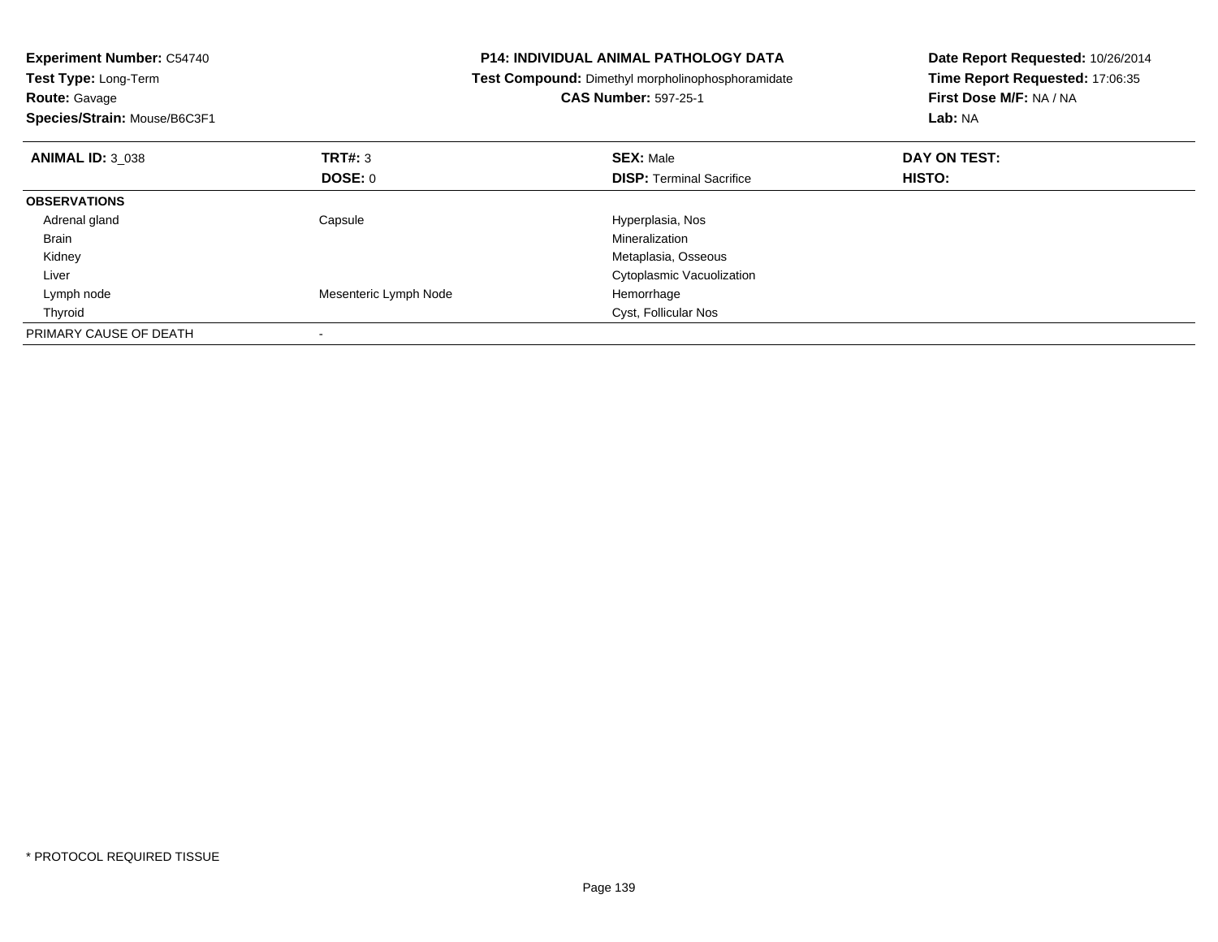**Experiment Number:** C54740
**Test Type:** Long-Term
**Route:** Gavage
**Species/Strain:** Mouse/B6C3F1

**P14: INDIVIDUAL ANIMAL PATHOLOGY DATA**
**Test Compound:** Dimethyl morpholinophosphoramidate
**CAS Number:** 597-25-1

**Date Report Requested:** 10/26/2014
**Time Report Requested:** 17:06:35
**First Dose M/F:** NA / NA
**Lab:** NA

| **ANIMAL ID:** 3_038 | **TRT#:** 3 | **SEX:** Male | **DAY ON TEST:** |
|---|---|---|---|
| | **DOSE:** 0 | **DISP:** Terminal Sacrifice | **HISTO:** |
| **OBSERVATIONS** | | | |
| Adrenal gland | Capsule | Hyperplasia, Nos | |
| Brain | | Mineralization | |
| Kidney | | Metaplasia, Osseous | |
| Liver | | Cytoplasmic Vacuolization | |
| Lymph node | Mesenteric Lymph Node | Hemorrhage | |
| Thyroid | | Cyst, Follicular Nos | |
| PRIMARY CAUSE OF DEATH | - | | |

* PROTOCOL REQUIRED TISSUE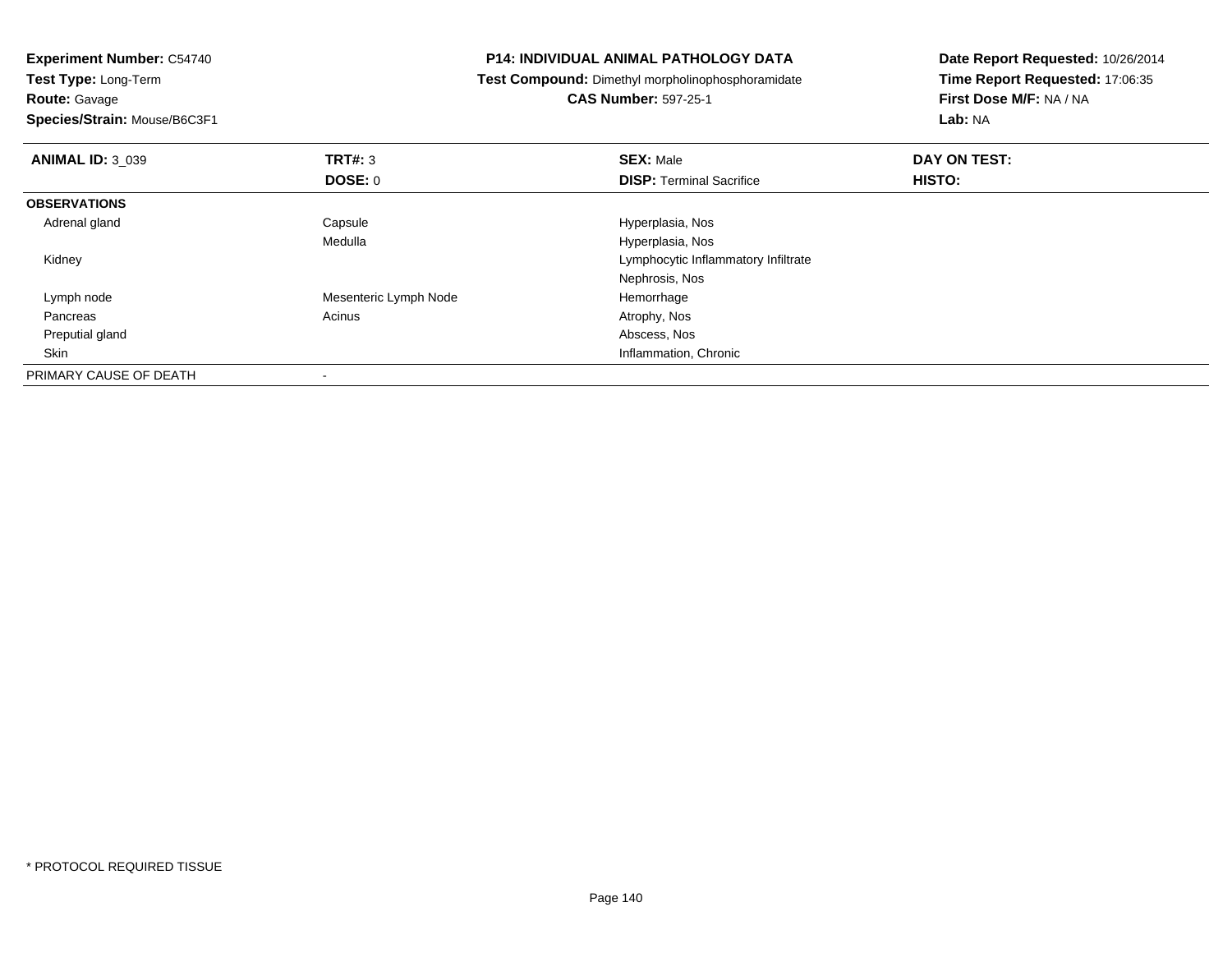**Experiment Number:** C54740
**Test Type:** Long-Term
**Route:** Gavage
**Species/Strain:** Mouse/B6C3F1

**P14: INDIVIDUAL ANIMAL PATHOLOGY DATA**
**Test Compound:** Dimethyl morpholinophosphoramidate
**CAS Number:** 597-25-1

**Date Report Requested:** 10/26/2014
**Time Report Requested:** 17:06:35
**First Dose M/F:** NA / NA
**Lab:** NA

| **ANIMAL ID:** 3_039 | **TRT#:** 3 | **SEX:** Male | **DAY ON TEST:** |
|---|---|---|---|
| | **DOSE:** 0 | **DISP:** Terminal Sacrifice | **HISTO:** |
| **OBSERVATIONS** | | | |
| Adrenal gland | Capsule | Hyperplasia, Nos | |
| | Medulla | Hyperplasia, Nos | |
| Kidney | | Lymphocytic Inflammatory Infiltrate | |
| | | Nephrosis, Nos | |
| Lymph node | Mesenteric Lymph Node | Hemorrhage | |
| Pancreas | Acinus | Atrophy, Nos | |
| Preputial gland | | Abscess, Nos | |
| Skin | | Inflammation, Chronic | |
| PRIMARY CAUSE OF DEATH | - | | |

* PROTOCOL REQUIRED TISSUE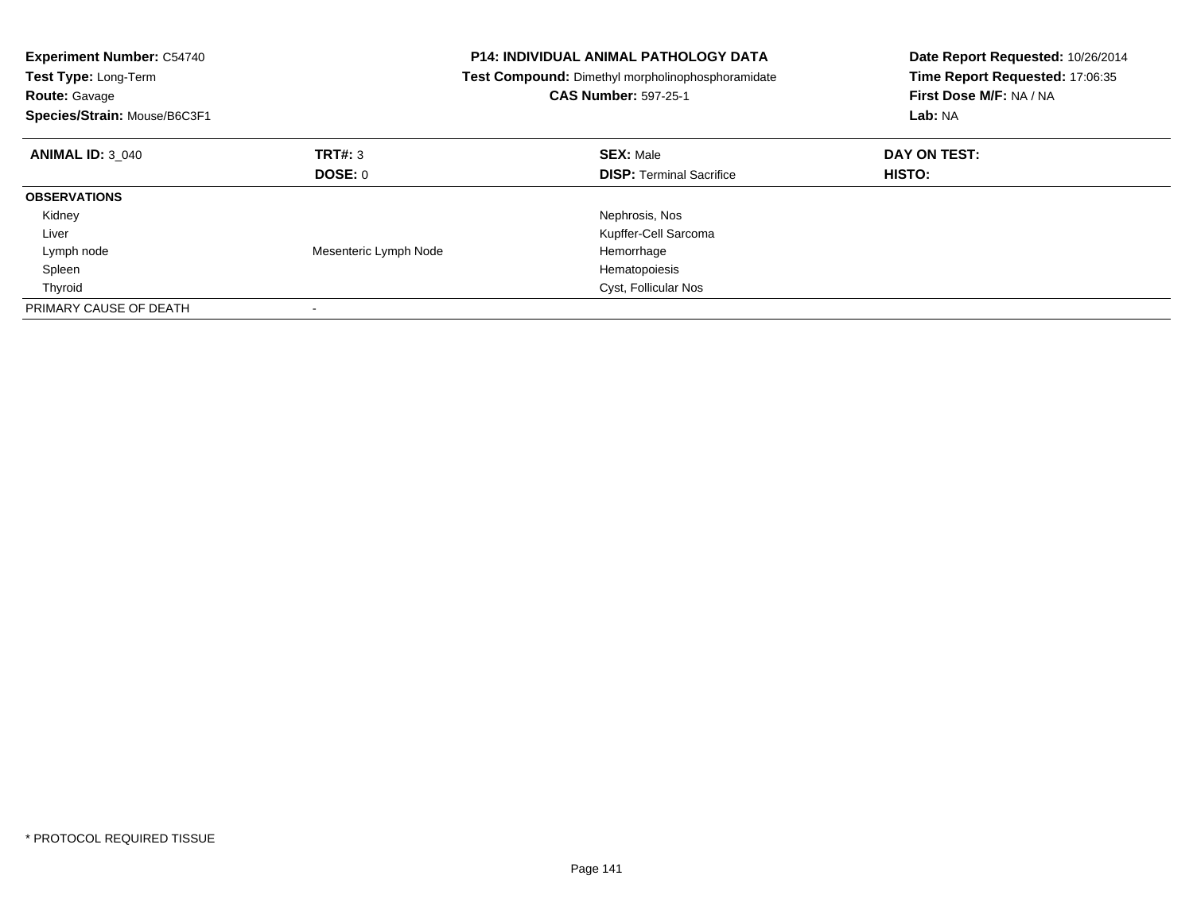**Experiment Number:** C54740
**Test Type:** Long-Term
**Route:** Gavage
**Species/Strain:** Mouse/B6C3F1

**P14: INDIVIDUAL ANIMAL PATHOLOGY DATA**
**Test Compound:** Dimethyl morpholinophosphoramidate
**CAS Number:** 597-25-1

**Date Report Requested:** 10/26/2014
**Time Report Requested:** 17:06:35
**First Dose M/F:** NA / NA
**Lab:** NA

| **ANIMAL ID:** 3_040 | **TRT#:** 3 | **SEX:** Male | **DAY ON TEST:** |
|---|---|---|---|
| | **DOSE:** 0 | **DISP:** Terminal Sacrifice | **HISTO:** |
| **OBSERVATIONS** | | | |
| Kidney | | Nephrosis, Nos | |
| Liver | | Kupffer-Cell Sarcoma | |
| Lymph node | Mesenteric Lymph Node | Hemorrhage | |
| Spleen | | Hematopoiesis | |
| Thyroid | | Cyst, Follicular Nos | |
| PRIMARY CAUSE OF DEATH | - | | |

\* PROTOCOL REQUIRED TISSUE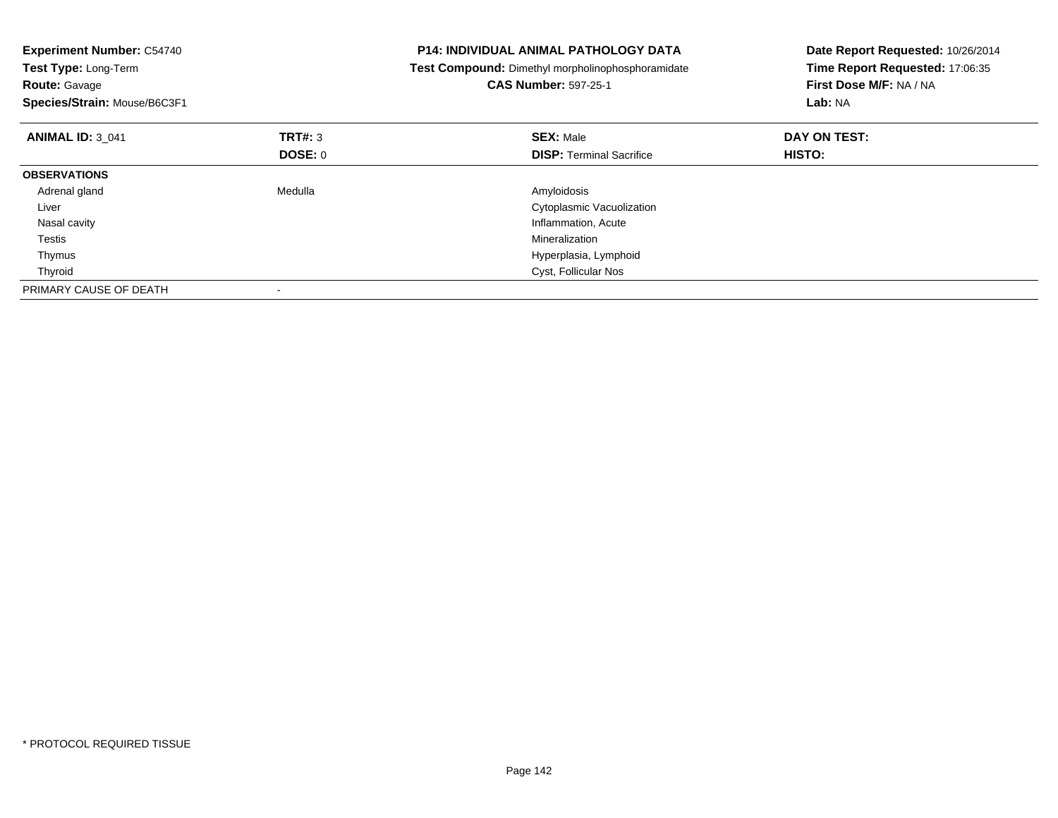**Experiment Number:** C54740
**Test Type:** Long-Term
**Route:** Gavage
**Species/Strain:** Mouse/B6C3F1

**P14: INDIVIDUAL ANIMAL PATHOLOGY DATA**
**Test Compound:** Dimethyl morpholinophosphoramidate
**CAS Number:** 597-25-1

**Date Report Requested:** 10/26/2014
**Time Report Requested:** 17:06:35
**First Dose M/F:** NA / NA
**Lab:** NA

| **ANIMAL ID:** 3_041 | **TRT#:** 3 | **SEX:** Male | **DAY ON TEST:** |
|---|---|---|---|
| | **DOSE:** 0 | **DISP:** Terminal Sacrifice | **HISTO:** |
| **OBSERVATIONS** | | | |
| Adrenal gland | Medulla | Amyloidosis | |
| Liver | | Cytoplasmic Vacuolization | |
| Nasal cavity | | Inflammation, Acute | |
| Testis | | Mineralization | |
| Thymus | | Hyperplasia, Lymphoid | |
| Thyroid | | Cyst, Follicular Nos | |
| PRIMARY CAUSE OF DEATH | - | | |

* PROTOCOL REQUIRED TISSUE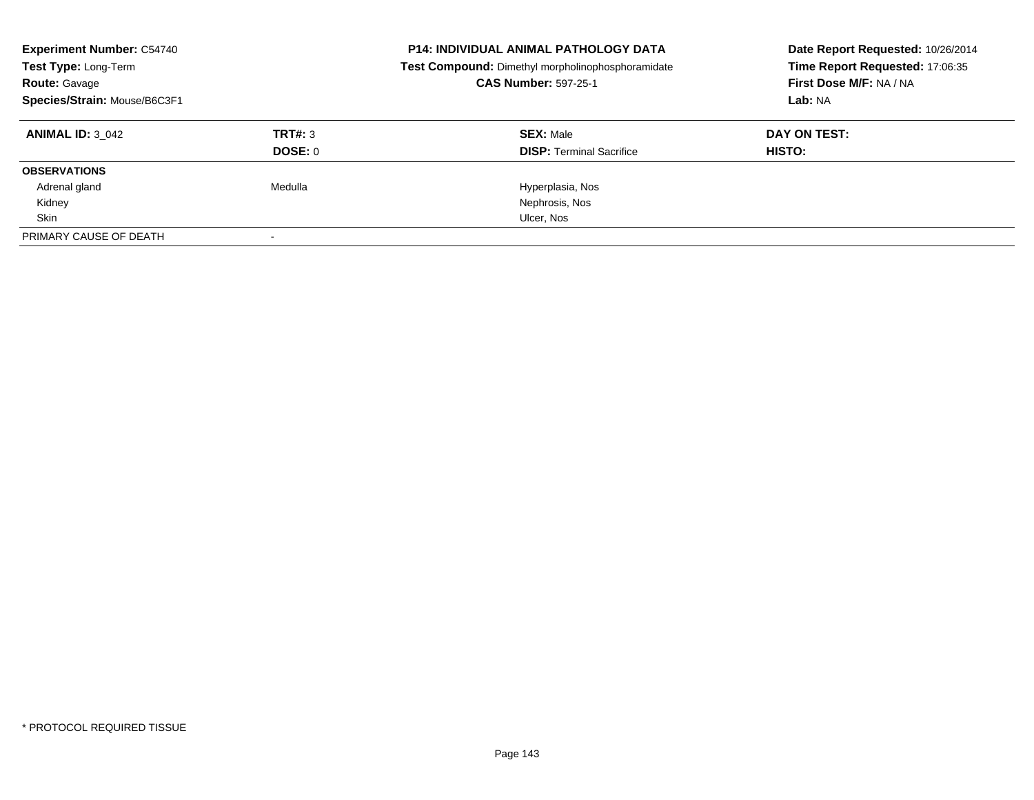**Experiment Number:** C54740
**Test Type:** Long-Term
**Route:** Gavage
**Species/Strain:** Mouse/B6C3F1

**P14: INDIVIDUAL ANIMAL PATHOLOGY DATA**
**Test Compound:** Dimethyl morpholinophosphoramidate
**CAS Number:** 597-25-1

**Date Report Requested:** 10/26/2014
**Time Report Requested:** 17:06:35
**First Dose M/F:** NA / NA
**Lab:** NA

| **ANIMAL ID:** 3_042 | **TRT#:** 3 | **SEX:** Male | **DAY ON TEST:** |
|---|---|---|---|
| | **DOSE:** 0 | **DISP:** Terminal Sacrifice | **HISTO:** |
| **OBSERVATIONS** | | | |
| Adrenal gland | Medulla | Hyperplasia, Nos | |
| Kidney | | Nephrosis, Nos | |
| Skin | | Ulcer, Nos | |
| PRIMARY CAUSE OF DEATH | - | | |

* PROTOCOL REQUIRED TISSUE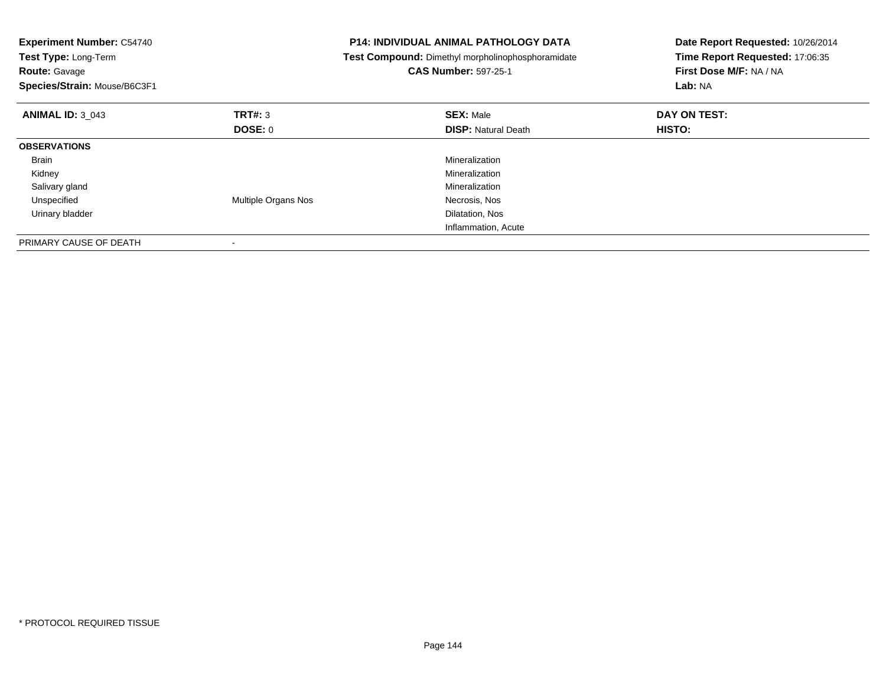**Experiment Number:** C54740
**Test Type:** Long-Term
**Route:** Gavage
**Species/Strain:** Mouse/B6C3F1

**P14: INDIVIDUAL ANIMAL PATHOLOGY DATA**
**Test Compound:** Dimethyl morpholinophosphoramidate
**CAS Number:** 597-25-1

**Date Report Requested:** 10/26/2014
**Time Report Requested:** 17:06:35
**First Dose M/F:** NA / NA
**Lab:** NA

| **ANIMAL ID:** 3_043 | **TRT#:** 3 | **SEX:** Male | **DAY ON TEST:** |
|---|---|---|---|
| | **DOSE:** 0 | **DISP:** Natural Death | **HISTO:** |
| **OBSERVATIONS** | | | |
| Brain | | Mineralization | |
| Kidney | | Mineralization | |
| Salivary gland | | Mineralization | |
| Unspecified | Multiple Organs Nos | Necrosis, Nos | |
| Urinary bladder | | Dilatation, Nos | |
| | | Inflammation, Acute | |
| PRIMARY CAUSE OF DEATH | - | | |

\* PROTOCOL REQUIRED TISSUE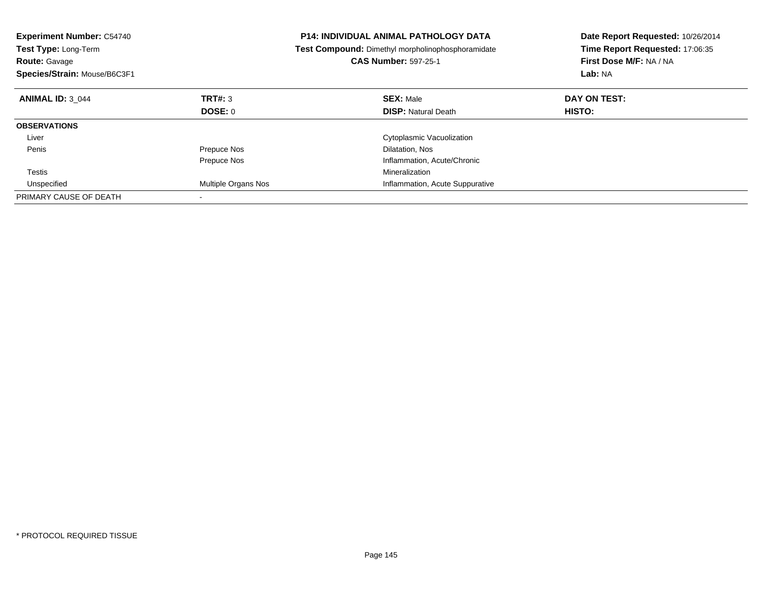**Experiment Number:** C54740
**Test Type:** Long-Term
**Route:** Gavage
**Species/Strain:** Mouse/B6C3F1

**P14: INDIVIDUAL ANIMAL PATHOLOGY DATA**
**Test Compound:** Dimethyl morpholinophosphoramidate
**CAS Number:** 597-25-1

**Date Report Requested:** 10/26/2014
**Time Report Requested:** 17:06:35
**First Dose M/F:** NA / NA
**Lab:** NA

| **ANIMAL ID:** 3_044 | **TRT#:** 3 | **SEX:** Male | **DAY ON TEST:** |
|---|---|---|---|
| | **DOSE:** 0 | **DISP:** Natural Death | **HISTO:** |
| **OBSERVATIONS** | | | |
| Liver | | Cytoplasmic Vacuolization | |
| Penis | Prepuce Nos | Dilatation, Nos | |
| | Prepuce Nos | Inflammation, Acute/Chronic | |
| Testis | | Mineralization | |
| Unspecified | Multiple Organs Nos | Inflammation, Acute Suppurative | |
| PRIMARY CAUSE OF DEATH | - | | |

* PROTOCOL REQUIRED TISSUE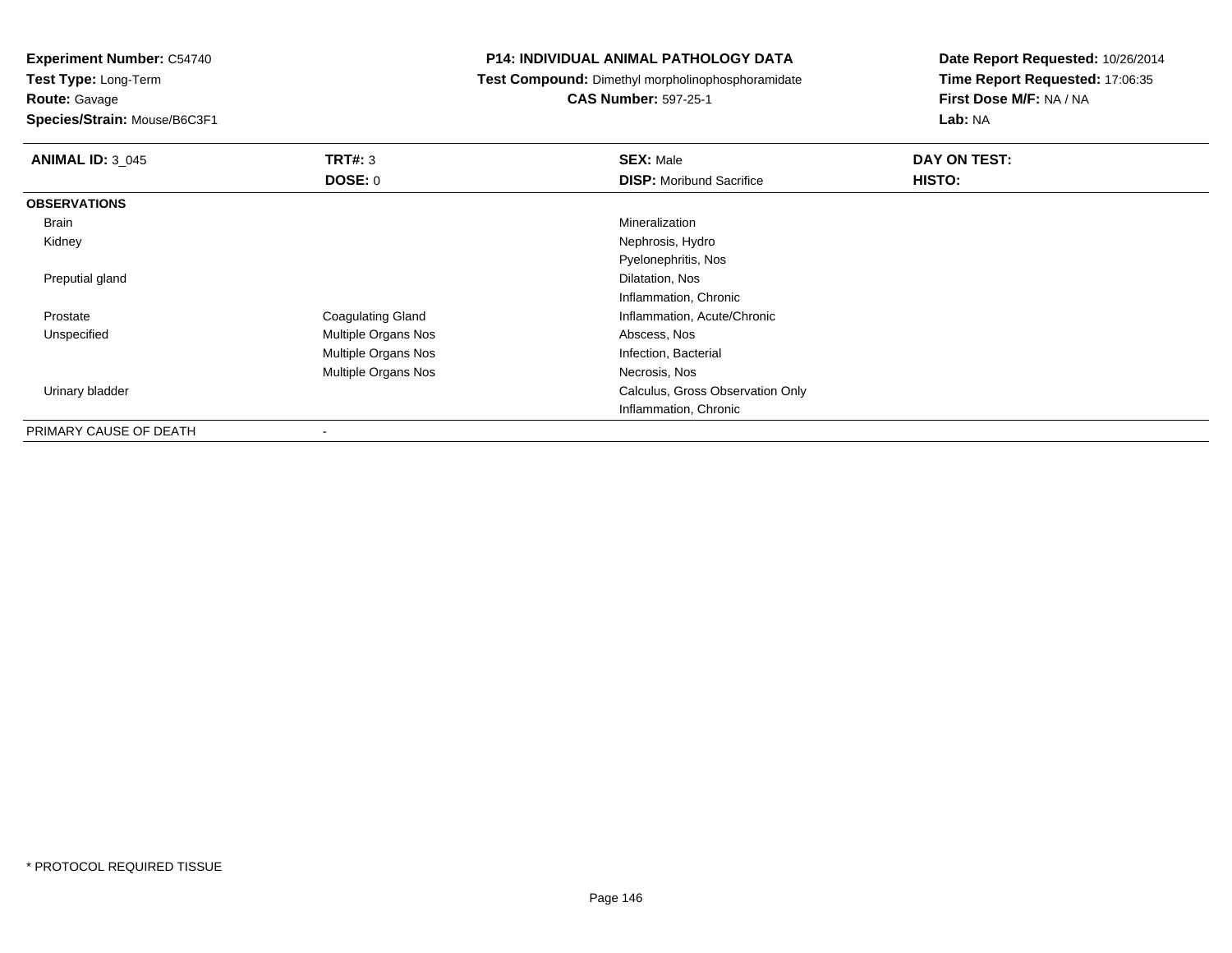**Experiment Number:** C54740
**Test Type:** Long-Term
**Route:** Gavage
**Species/Strain:** Mouse/B6C3F1

**P14: INDIVIDUAL ANIMAL PATHOLOGY DATA**
**Test Compound:** Dimethyl morpholinophosphoramidate
**CAS Number:** 597-25-1

**Date Report Requested:** 10/26/2014
**Time Report Requested:** 17:06:35
**First Dose M/F:** NA / NA
**Lab:** NA

| **ANIMAL ID:** 3_045 | **TRT#:** 3 | **SEX:** Male | **DAY ON TEST:** |
|---|---|---|---|
| | **DOSE:** 0 | **DISP:** Moribund Sacrifice | **HISTO:** |
| **OBSERVATIONS** | | | |
| Brain | | Mineralization | |
| Kidney | | Nephrosis, Hydro | |
| | | Pyelonephritis, Nos | |
| Preputial gland | | Dilatation, Nos | |
| | | Inflammation, Chronic | |
| Prostate | Coagulating Gland | Inflammation, Acute/Chronic | |
| Unspecified | Multiple Organs Nos | Abscess, Nos | |
| | Multiple Organs Nos | Infection, Bacterial | |
| | Multiple Organs Nos | Necrosis, Nos | |
| Urinary bladder | | Calculus, Gross Observation Only | |
| | | Inflammation, Chronic | |
| PRIMARY CAUSE OF DEATH | - | | |

* PROTOCOL REQUIRED TISSUE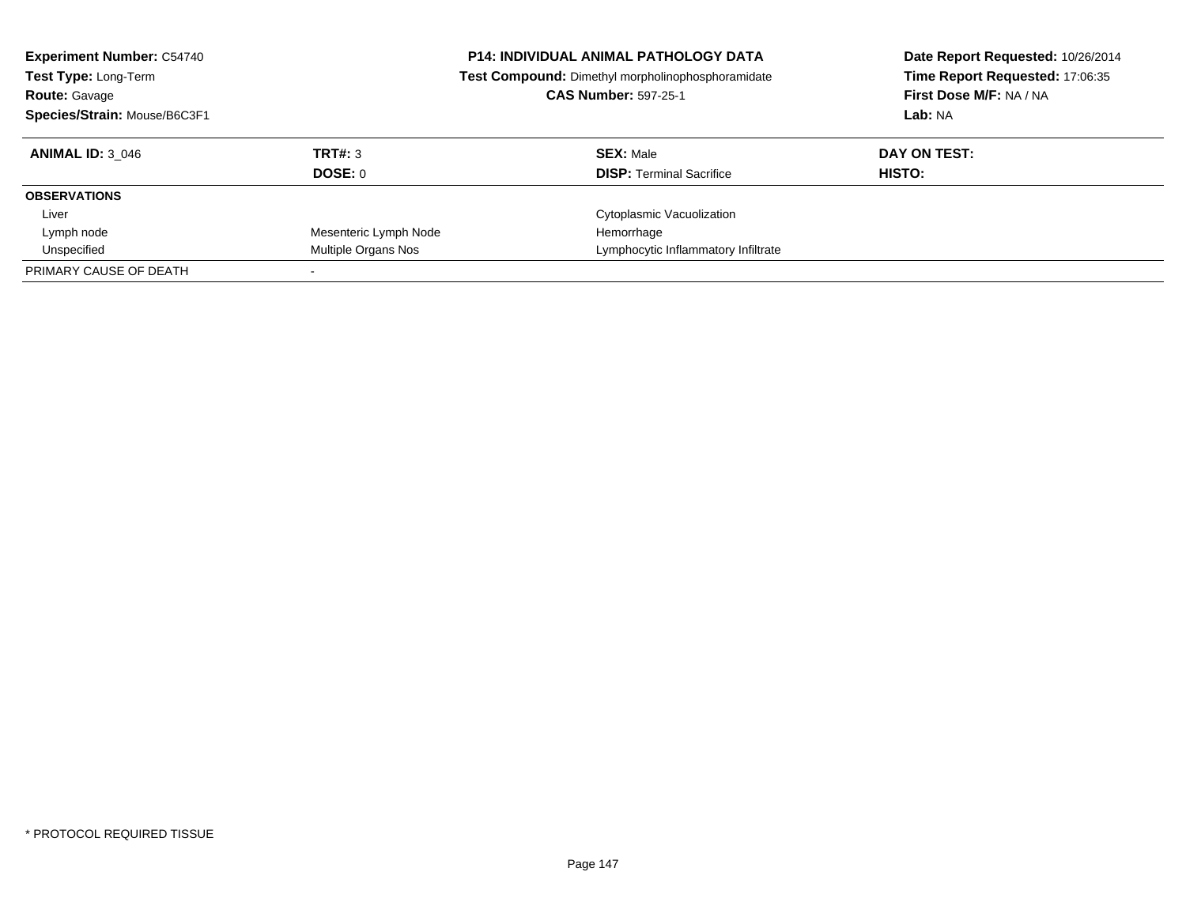**Experiment Number:** C54740
**Test Type:** Long-Term
**Route:** Gavage
**Species/Strain:** Mouse/B6C3F1

**P14: INDIVIDUAL ANIMAL PATHOLOGY DATA**
**Test Compound:** Dimethyl morpholinophosphoramidate
**CAS Number:** 597-25-1

**Date Report Requested:** 10/26/2014
**Time Report Requested:** 17:06:35
**First Dose M/F:** NA / NA
**Lab:** NA

| **ANIMAL ID:** 3_046 | **TRT#:** 3 | **SEX:** Male | **DAY ON TEST:** |
|---|---|---|---|
| | **DOSE:** 0 | **DISP:** Terminal Sacrifice | **HISTO:** |
| **OBSERVATIONS** | | | |
| Liver | | Cytoplasmic Vacuolization | |
| Lymph node | Mesenteric Lymph Node | Hemorrhage | |
| Unspecified | Multiple Organs Nos | Lymphocytic Inflammatory Infiltrate | |
| PRIMARY CAUSE OF DEATH | - | | |

* PROTOCOL REQUIRED TISSUE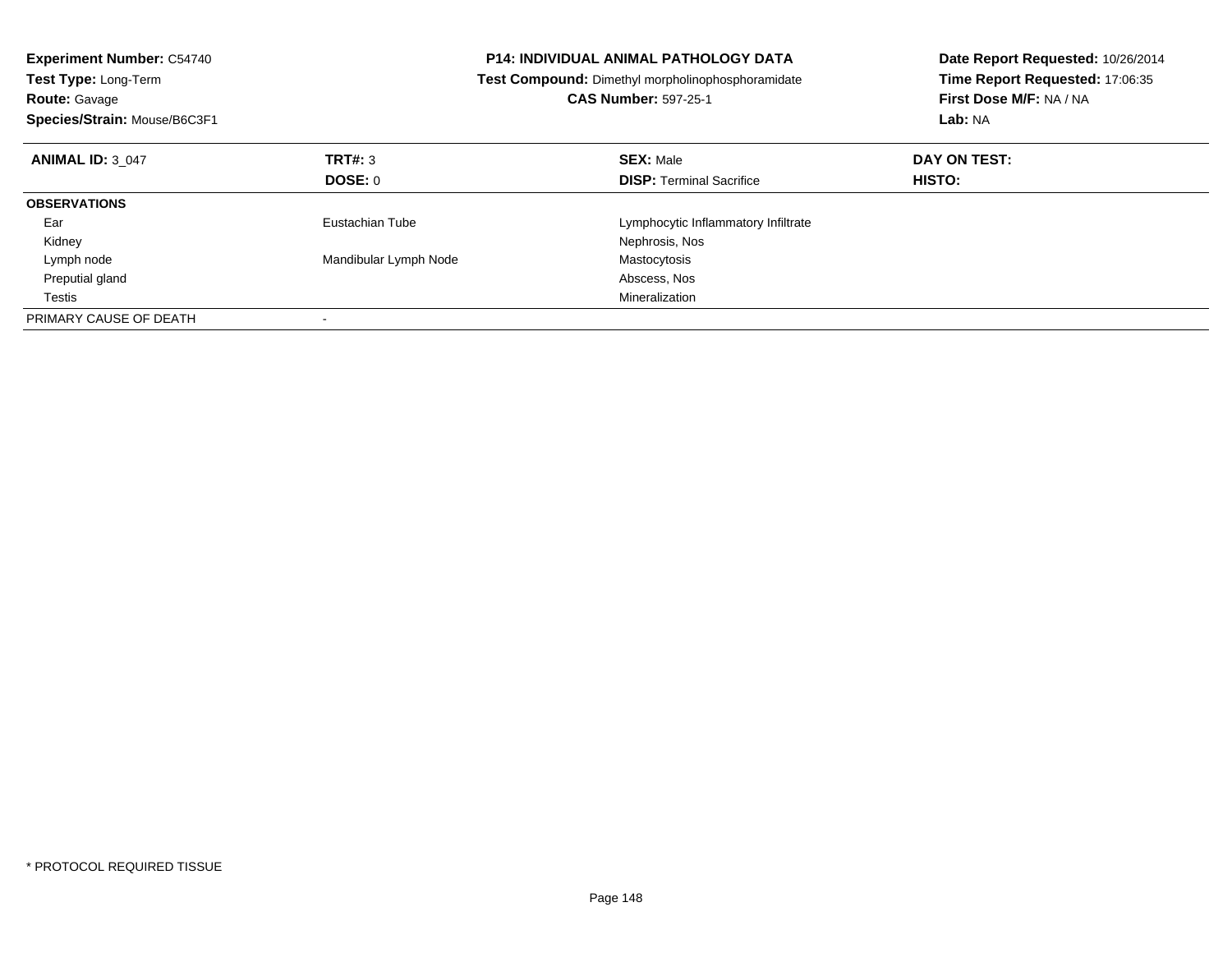**Experiment Number:** C54740
**Test Type:** Long-Term
**Route:** Gavage
**Species/Strain:** Mouse/B6C3F1

**P14: INDIVIDUAL ANIMAL PATHOLOGY DATA**
**Test Compound:** Dimethyl morpholinophosphoramidate
**CAS Number:** 597-25-1

**Date Report Requested:** 10/26/2014
**Time Report Requested:** 17:06:35
**First Dose M/F:** NA / NA
**Lab:** NA

| **ANIMAL ID:** 3_047 | **TRT#:** 3<br>**DOSE:** 0 | **SEX:** Male<br>**DISP:** Terminal Sacrifice | **DAY ON TEST:**<br>**HISTO:** |
|---|---|---|---|
| **OBSERVATIONS** | | | |
| Ear | Eustachian Tube | Lymphocytic Inflammatory Infiltrate | |
| Kidney | | Nephrosis, Nos | |
| Lymph node | Mandibular Lymph Node | Mastocytosis | |
| Preputial gland | | Abscess, Nos | |
| Testis | | Mineralization | |
| PRIMARY CAUSE OF DEATH | - | | |

\* PROTOCOL REQUIRED TISSUE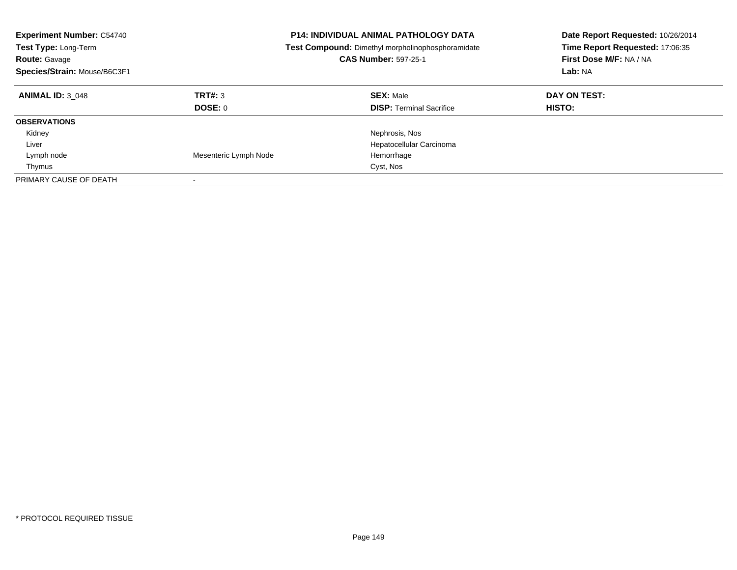**Experiment Number:** C54740
**Test Type:** Long-Term
**Route:** Gavage
**Species/Strain:** Mouse/B6C3F1

**P14: INDIVIDUAL ANIMAL PATHOLOGY DATA**
**Test Compound:** Dimethyl morpholinophosphoramidate
**CAS Number:** 597-25-1

**Date Report Requested:** 10/26/2014
**Time Report Requested:** 17:06:35
**First Dose M/F:** NA / NA
**Lab:** NA

| **ANIMAL ID:** 3_048 | **TRT#:** 3 | **SEX:** Male | **DAY ON TEST:** |
|---|---|---|---|
| | **DOSE:** 0 | **DISP:** Terminal Sacrifice | **HISTO:** |
| **OBSERVATIONS** | | | |
| Kidney | | Nephrosis, Nos | |
| Liver | | Hepatocellular Carcinoma | |
| Lymph node | Mesenteric Lymph Node | Hemorrhage | |
| Thymus | | Cyst, Nos | |
| PRIMARY CAUSE OF DEATH | - | | |

* PROTOCOL REQUIRED TISSUE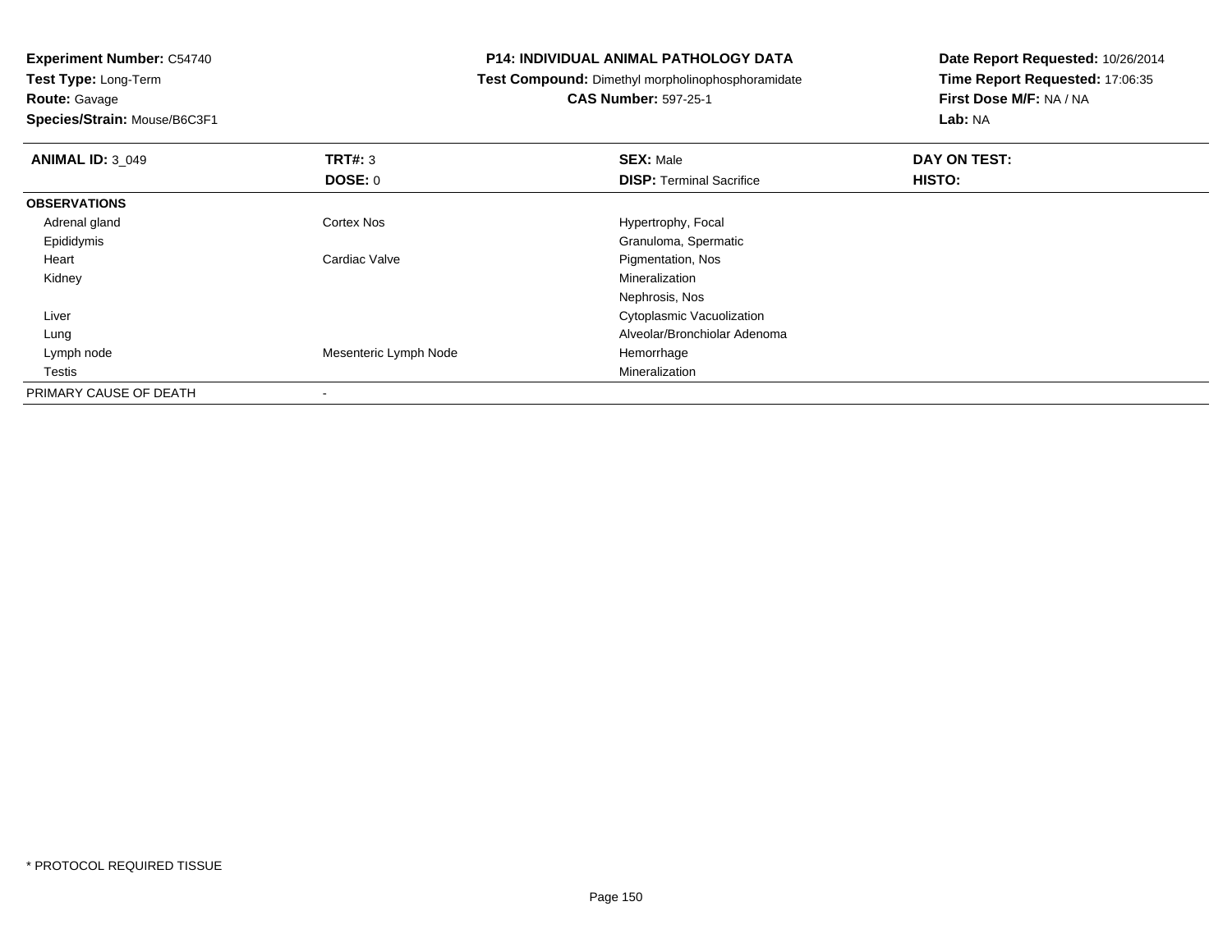**Experiment Number:** C54740
**Test Type:** Long-Term
**Route:** Gavage
**Species/Strain:** Mouse/B6C3F1

**P14: INDIVIDUAL ANIMAL PATHOLOGY DATA**
**Test Compound:** Dimethyl morpholinophosphoramidate
**CAS Number:** 597-25-1

**Date Report Requested:** 10/26/2014
**Time Report Requested:** 17:06:35
**First Dose M/F:** NA / NA
**Lab:** NA

| **ANIMAL ID:** 3_049 | **TRT#:** 3 | **SEX:** Male | **DAY ON TEST:** |
|---|---|---|---|
| | **DOSE:** 0 | **DISP:** Terminal Sacrifice | **HISTO:** |
| **OBSERVATIONS** | | | |
| Adrenal gland | Cortex Nos | Hypertrophy, Focal | |
| Epididymis | | Granuloma, Spermatic | |
| Heart | Cardiac Valve | Pigmentation, Nos | |
| Kidney | | Mineralization | |
| | | Nephrosis, Nos | |
| Liver | | Cytoplasmic Vacuolization | |
| Lung | | Alveolar/Bronchiolar Adenoma | |
| Lymph node | Mesenteric Lymph Node | Hemorrhage | |
| Testis | | Mineralization | |
| PRIMARY CAUSE OF DEATH | - | | |

* PROTOCOL REQUIRED TISSUE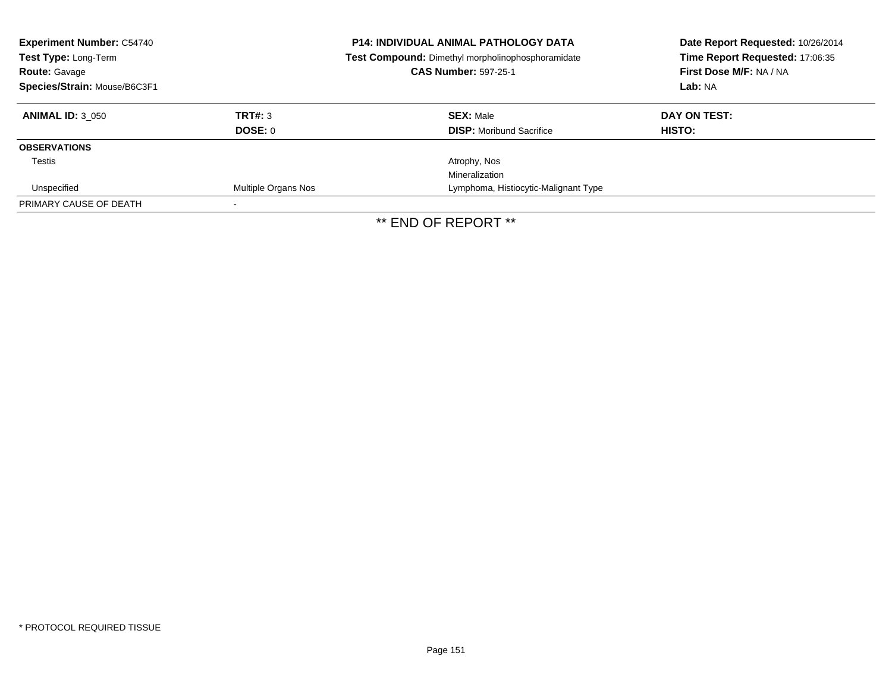**Experiment Number:** C54740
**Test Type:** Long-Term
**Route:** Gavage
**Species/Strain:** Mouse/B6C3F1

**P14: INDIVIDUAL ANIMAL PATHOLOGY DATA**
**Test Compound:** Dimethyl morpholinophosphoramidate
**CAS Number:** 597-25-1

**Date Report Requested:** 10/26/2014
**Time Report Requested:** 17:06:35
**First Dose M/F:** NA / NA
**Lab:** NA

| | | | |
|---|---|---|---|
| **ANIMAL ID:** 3_050 | **TRT#:** 3 | **SEX:** Male | **DAY ON TEST:** |
| | **DOSE:** 0 | **DISP:** Moribund Sacrifice | **HISTO:** |
| **OBSERVATIONS** | | | |
| Testis | | Atrophy, Nos | |
| | | Mineralization | |
| Unspecified | Multiple Organs Nos | Lymphoma, Histiocytic-Malignant Type | |
| PRIMARY CAUSE OF DEATH | - | | |

** END OF REPORT **

* PROTOCOL REQUIRED TISSUE